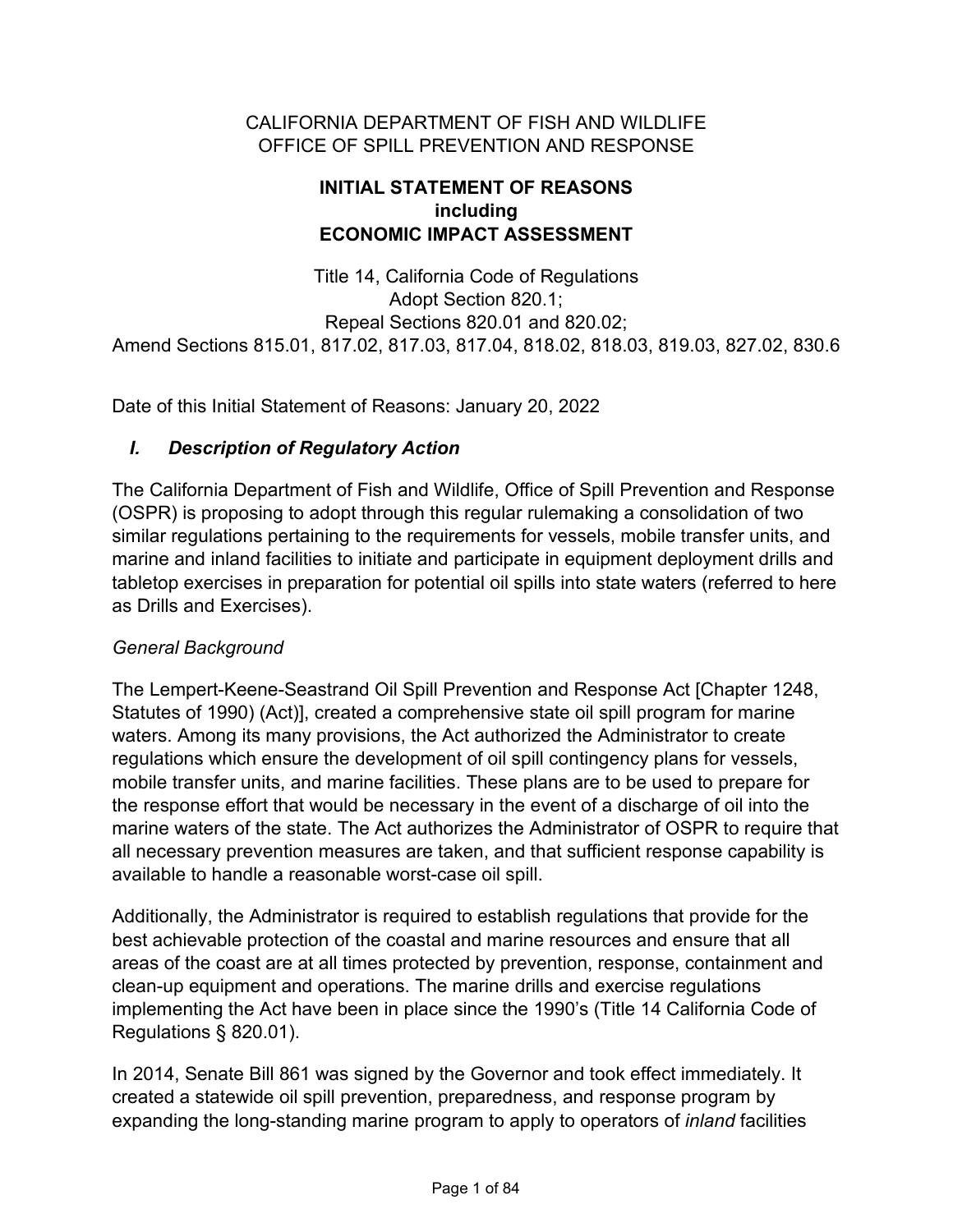CALIFORNIA DEPARTMENT OF FISH AND WILDLIFE
OFFICE OF SPILL PREVENTION AND RESPONSE

**INITIAL STATEMENT OF REASONS**
**including**
**ECONOMIC IMPACT ASSESSMENT**

Title 14, California Code of Regulations
Adopt Section 820.1;
Repeal Sections 820.01 and 820.02;
Amend Sections 815.01, 817.02, 817.03, 817.04, 818.02, 818.03, 819.03, 827.02, 830.6

Date of this Initial Statement of Reasons: January 20, 2022

## *I. Description of Regulatory Action*

The California Department of Fish and Wildlife, Office of Spill Prevention and Response (OSPR) is proposing to adopt through this regular rulemaking a consolidation of two similar regulations pertaining to the requirements for vessels, mobile transfer units, and marine and inland facilities to initiate and participate in equipment deployment drills and tabletop exercises in preparation for potential oil spills into state waters (referred to here as Drills and Exercises).

*General Background*

The Lempert-Keene-Seastrand Oil Spill Prevention and Response Act [Chapter 1248, Statutes of 1990) (Act)], created a comprehensive state oil spill program for marine waters. Among its many provisions, the Act authorized the Administrator to create regulations which ensure the development of oil spill contingency plans for vessels, mobile transfer units, and marine facilities. These plans are to be used to prepare for the response effort that would be necessary in the event of a discharge of oil into the marine waters of the state. The Act authorizes the Administrator of OSPR to require that all necessary prevention measures are taken, and that sufficient response capability is available to handle a reasonable worst-case oil spill.

Additionally, the Administrator is required to establish regulations that provide for the best achievable protection of the coastal and marine resources and ensure that all areas of the coast are at all times protected by prevention, response, containment and clean-up equipment and operations. The marine drills and exercise regulations implementing the Act have been in place since the 1990's (Title 14 California Code of Regulations § 820.01).

In 2014, Senate Bill 861 was signed by the Governor and took effect immediately. It created a statewide oil spill prevention, preparedness, and response program by expanding the long-standing marine program to apply to operators of *inland* facilities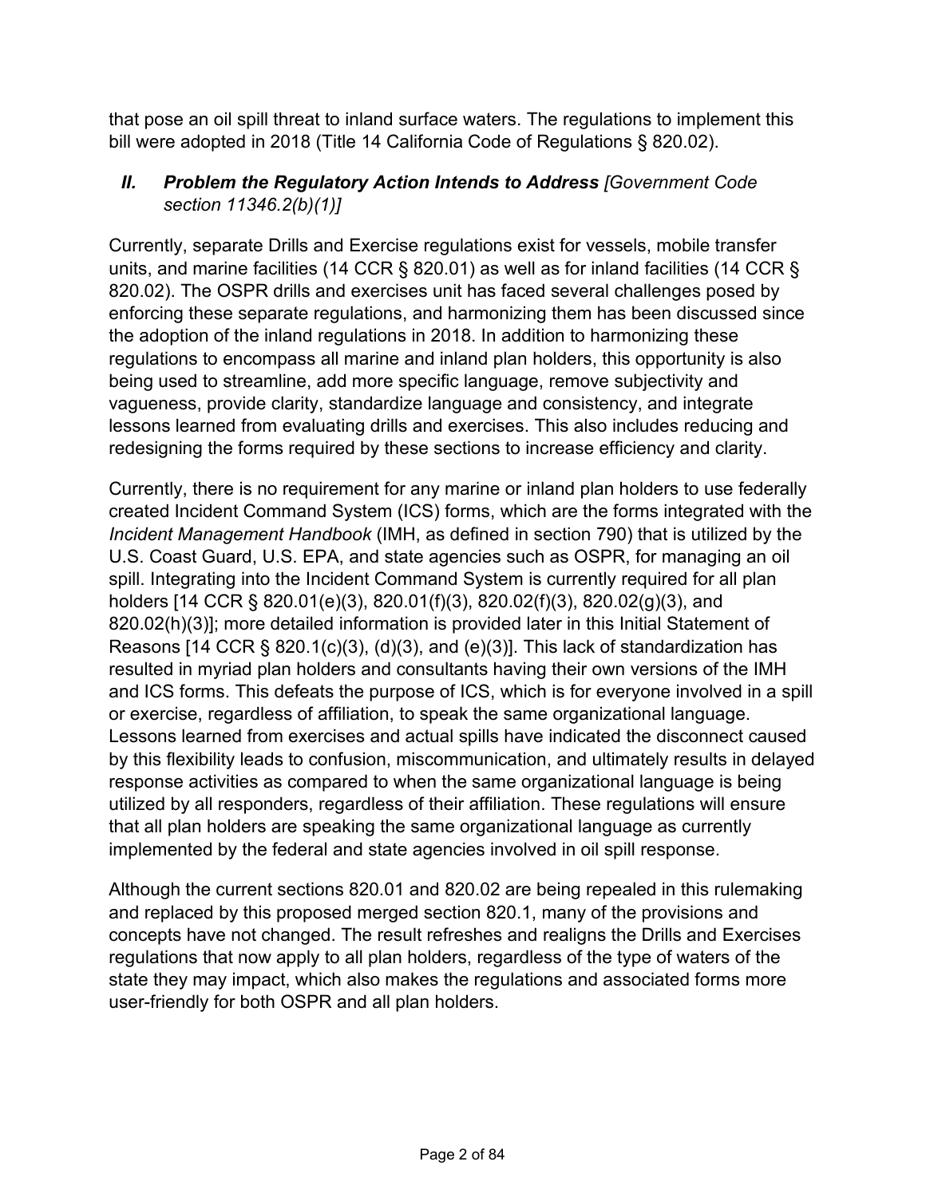that pose an oil spill threat to inland surface waters. The regulations to implement this bill were adopted in 2018 (Title 14 California Code of Regulations § 820.02).

## *II. Problem the Regulatory Action Intends to Address [Government Code section 11346.2(b)(1)]*

Currently, separate Drills and Exercise regulations exist for vessels, mobile transfer units, and marine facilities (14 CCR § 820.01) as well as for inland facilities (14 CCR § 820.02). The OSPR drills and exercises unit has faced several challenges posed by enforcing these separate regulations, and harmonizing them has been discussed since the adoption of the inland regulations in 2018. In addition to harmonizing these regulations to encompass all marine and inland plan holders, this opportunity is also being used to streamline, add more specific language, remove subjectivity and vagueness, provide clarity, standardize language and consistency, and integrate lessons learned from evaluating drills and exercises. This also includes reducing and redesigning the forms required by these sections to increase efficiency and clarity.

Currently, there is no requirement for any marine or inland plan holders to use federally created Incident Command System (ICS) forms, which are the forms integrated with the *Incident Management Handbook* (IMH, as defined in section 790) that is utilized by the U.S. Coast Guard, U.S. EPA, and state agencies such as OSPR, for managing an oil spill. Integrating into the Incident Command System is currently required for all plan holders [14 CCR § 820.01(e)(3), 820.01(f)(3), 820.02(f)(3), 820.02(g)(3), and 820.02(h)(3)]; more detailed information is provided later in this Initial Statement of Reasons [14 CCR § 820.1(c)(3), (d)(3), and (e)(3)]. This lack of standardization has resulted in myriad plan holders and consultants having their own versions of the IMH and ICS forms. This defeats the purpose of ICS, which is for everyone involved in a spill or exercise, regardless of affiliation, to speak the same organizational language. Lessons learned from exercises and actual spills have indicated the disconnect caused by this flexibility leads to confusion, miscommunication, and ultimately results in delayed response activities as compared to when the same organizational language is being utilized by all responders, regardless of their affiliation. These regulations will ensure that all plan holders are speaking the same organizational language as currently implemented by the federal and state agencies involved in oil spill response.

Although the current sections 820.01 and 820.02 are being repealed in this rulemaking and replaced by this proposed merged section 820.1, many of the provisions and concepts have not changed. The result refreshes and realigns the Drills and Exercises regulations that now apply to all plan holders, regardless of the type of waters of the state they may impact, which also makes the regulations and associated forms more user-friendly for both OSPR and all plan holders.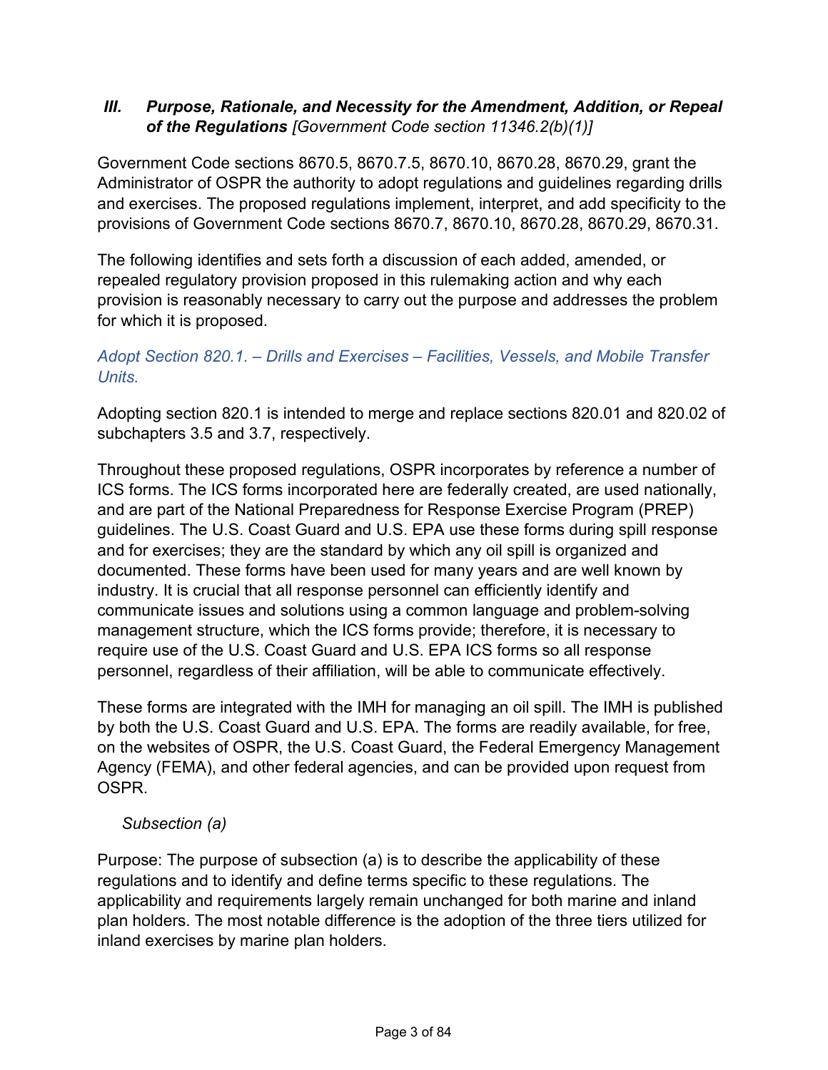## *III. Purpose, Rationale, and Necessity for the Amendment, Addition, or Repeal of the Regulations [Government Code section 11346.2(b)(1)]*

Government Code sections 8670.5, 8670.7.5, 8670.10, 8670.28, 8670.29, grant the Administrator of OSPR the authority to adopt regulations and guidelines regarding drills and exercises. The proposed regulations implement, interpret, and add specificity to the provisions of Government Code sections 8670.7, 8670.10, 8670.28, 8670.29, 8670.31.

The following identifies and sets forth a discussion of each added, amended, or repealed regulatory provision proposed in this rulemaking action and why each provision is reasonably necessary to carry out the purpose and addresses the problem for which it is proposed.

### *Adopt Section 820.1. – Drills and Exercises – Facilities, Vessels, and Mobile Transfer Units.*

Adopting section 820.1 is intended to merge and replace sections 820.01 and 820.02 of subchapters 3.5 and 3.7, respectively.

Throughout these proposed regulations, OSPR incorporates by reference a number of ICS forms. The ICS forms incorporated here are federally created, are used nationally, and are part of the National Preparedness for Response Exercise Program (PREP) guidelines. The U.S. Coast Guard and U.S. EPA use these forms during spill response and for exercises; they are the standard by which any oil spill is organized and documented. These forms have been used for many years and are well known by industry. It is crucial that all response personnel can efficiently identify and communicate issues and solutions using a common language and problem-solving management structure, which the ICS forms provide; therefore, it is necessary to require use of the U.S. Coast Guard and U.S. EPA ICS forms so all response personnel, regardless of their affiliation, will be able to communicate effectively.

These forms are integrated with the IMH for managing an oil spill. The IMH is published by both the U.S. Coast Guard and U.S. EPA. The forms are readily available, for free, on the websites of OSPR, the U.S. Coast Guard, the Federal Emergency Management Agency (FEMA), and other federal agencies, and can be provided upon request from OSPR.

*Subsection (a)*

Purpose: The purpose of subsection (a) is to describe the applicability of these regulations and to identify and define terms specific to these regulations. The applicability and requirements largely remain unchanged for both marine and inland plan holders. The most notable difference is the adoption of the three tiers utilized for inland exercises by marine plan holders.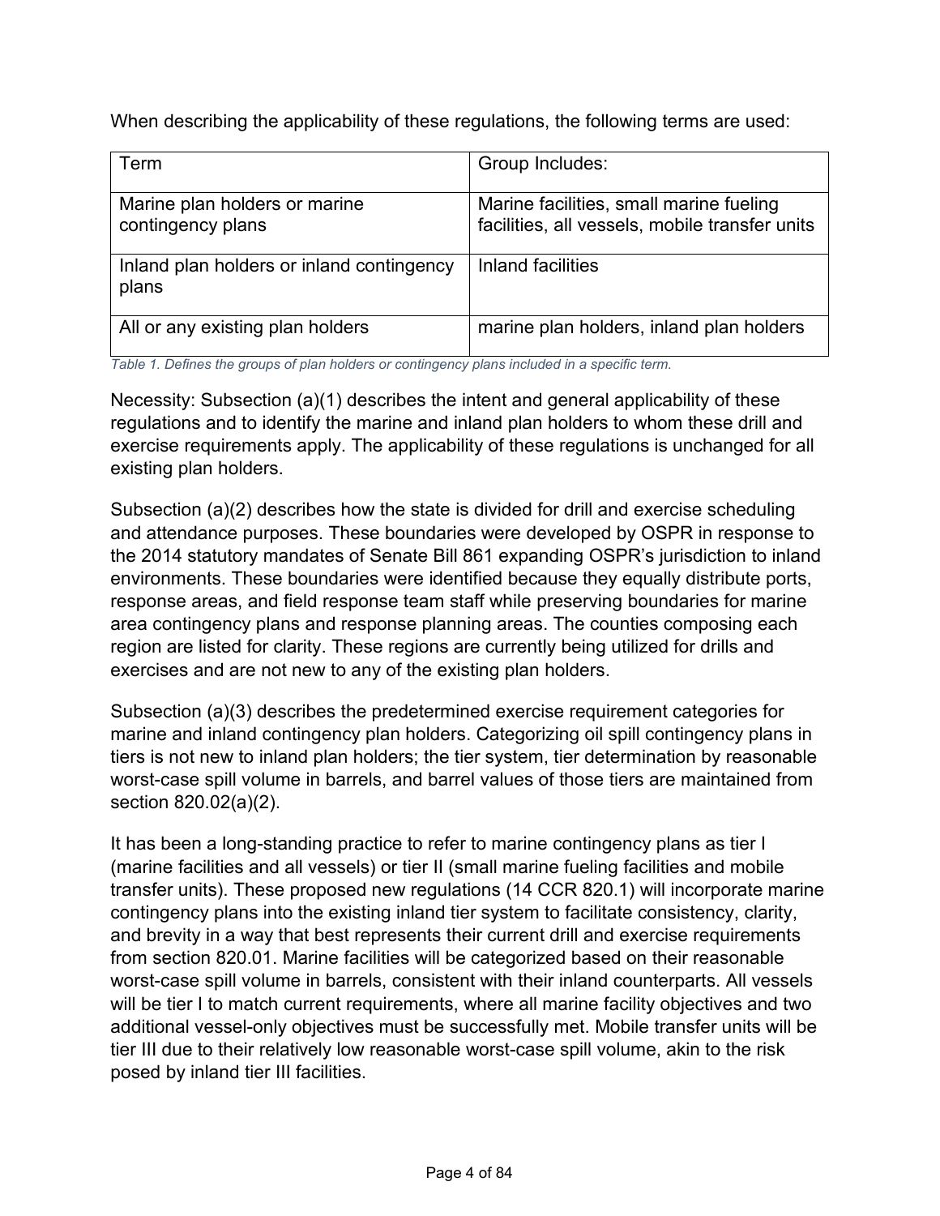When describing the applicability of these regulations, the following terms are used:

| Term | Group Includes: |
| --- | --- |
| Marine plan holders or marine contingency plans | Marine facilities, small marine fueling facilities, all vessels, mobile transfer units |
| Inland plan holders or inland contingency plans | Inland facilities |
| All or any existing plan holders | marine plan holders, inland plan holders |

*Table 1. Defines the groups of plan holders or contingency plans included in a specific term.*

Necessity: Subsection (a)(1) describes the intent and general applicability of these regulations and to identify the marine and inland plan holders to whom these drill and exercise requirements apply. The applicability of these regulations is unchanged for all existing plan holders.

Subsection (a)(2) describes how the state is divided for drill and exercise scheduling and attendance purposes. These boundaries were developed by OSPR in response to the 2014 statutory mandates of Senate Bill 861 expanding OSPR's jurisdiction to inland environments. These boundaries were identified because they equally distribute ports, response areas, and field response team staff while preserving boundaries for marine area contingency plans and response planning areas. The counties composing each region are listed for clarity. These regions are currently being utilized for drills and exercises and are not new to any of the existing plan holders.

Subsection (a)(3) describes the predetermined exercise requirement categories for marine and inland contingency plan holders. Categorizing oil spill contingency plans in tiers is not new to inland plan holders; the tier system, tier determination by reasonable worst-case spill volume in barrels, and barrel values of those tiers are maintained from section 820.02(a)(2).

It has been a long-standing practice to refer to marine contingency plans as tier I (marine facilities and all vessels) or tier II (small marine fueling facilities and mobile transfer units). These proposed new regulations (14 CCR 820.1) will incorporate marine contingency plans into the existing inland tier system to facilitate consistency, clarity, and brevity in a way that best represents their current drill and exercise requirements from section 820.01. Marine facilities will be categorized based on their reasonable worst-case spill volume in barrels, consistent with their inland counterparts. All vessels will be tier I to match current requirements, where all marine facility objectives and two additional vessel-only objectives must be successfully met. Mobile transfer units will be tier III due to their relatively low reasonable worst-case spill volume, akin to the risk posed by inland tier III facilities.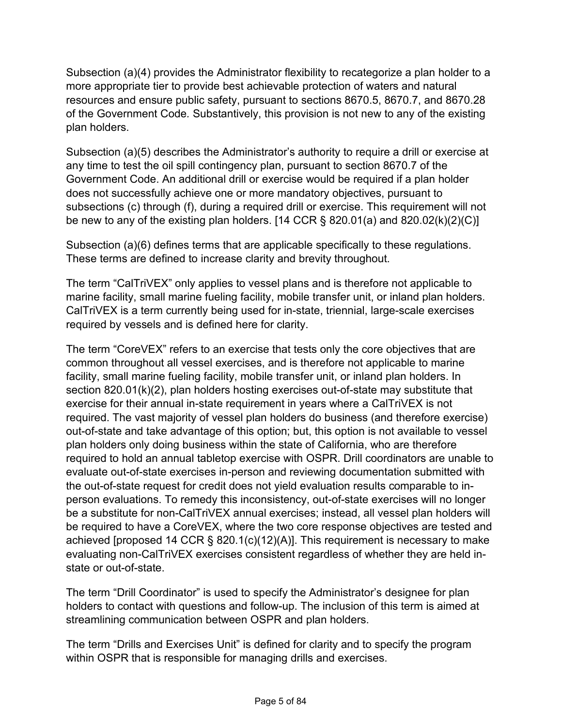Subsection (a)(4) provides the Administrator flexibility to recategorize a plan holder to a more appropriate tier to provide best achievable protection of waters and natural resources and ensure public safety, pursuant to sections 8670.5, 8670.7, and 8670.28 of the Government Code. Substantively, this provision is not new to any of the existing plan holders.

Subsection (a)(5) describes the Administrator's authority to require a drill or exercise at any time to test the oil spill contingency plan, pursuant to section 8670.7 of the Government Code. An additional drill or exercise would be required if a plan holder does not successfully achieve one or more mandatory objectives, pursuant to subsections (c) through (f), during a required drill or exercise. This requirement will not be new to any of the existing plan holders. [14 CCR § 820.01(a) and 820.02(k)(2)(C)]

Subsection (a)(6) defines terms that are applicable specifically to these regulations. These terms are defined to increase clarity and brevity throughout.

The term "CalTriVEX" only applies to vessel plans and is therefore not applicable to marine facility, small marine fueling facility, mobile transfer unit, or inland plan holders. CalTriVEX is a term currently being used for in-state, triennial, large-scale exercises required by vessels and is defined here for clarity.

The term "CoreVEX" refers to an exercise that tests only the core objectives that are common throughout all vessel exercises, and is therefore not applicable to marine facility, small marine fueling facility, mobile transfer unit, or inland plan holders. In section 820.01(k)(2), plan holders hosting exercises out-of-state may substitute that exercise for their annual in-state requirement in years where a CalTriVEX is not required. The vast majority of vessel plan holders do business (and therefore exercise) out-of-state and take advantage of this option; but, this option is not available to vessel plan holders only doing business within the state of California, who are therefore required to hold an annual tabletop exercise with OSPR. Drill coordinators are unable to evaluate out-of-state exercises in-person and reviewing documentation submitted with the out-of-state request for credit does not yield evaluation results comparable to in-person evaluations. To remedy this inconsistency, out-of-state exercises will no longer be a substitute for non-CalTriVEX annual exercises; instead, all vessel plan holders will be required to have a CoreVEX, where the two core response objectives are tested and achieved [proposed 14 CCR § 820.1(c)(12)(A)]. This requirement is necessary to make evaluating non-CalTriVEX exercises consistent regardless of whether they are held in-state or out-of-state.

The term "Drill Coordinator" is used to specify the Administrator's designee for plan holders to contact with questions and follow-up. The inclusion of this term is aimed at streamlining communication between OSPR and plan holders.

The term "Drills and Exercises Unit" is defined for clarity and to specify the program within OSPR that is responsible for managing drills and exercises.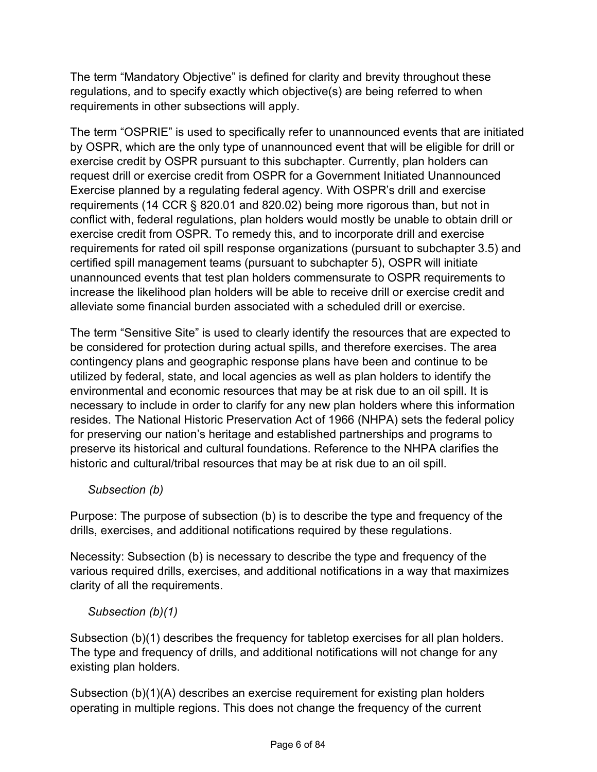The term “Mandatory Objective” is defined for clarity and brevity throughout these regulations, and to specify exactly which objective(s) are being referred to when requirements in other subsections will apply.

The term “OSPRIE” is used to specifically refer to unannounced events that are initiated by OSPR, which are the only type of unannounced event that will be eligible for drill or exercise credit by OSPR pursuant to this subchapter. Currently, plan holders can request drill or exercise credit from OSPR for a Government Initiated Unannounced Exercise planned by a regulating federal agency. With OSPR’s drill and exercise requirements (14 CCR § 820.01 and 820.02) being more rigorous than, but not in conflict with, federal regulations, plan holders would mostly be unable to obtain drill or exercise credit from OSPR. To remedy this, and to incorporate drill and exercise requirements for rated oil spill response organizations (pursuant to subchapter 3.5) and certified spill management teams (pursuant to subchapter 5), OSPR will initiate unannounced events that test plan holders commensurate to OSPR requirements to increase the likelihood plan holders will be able to receive drill or exercise credit and alleviate some financial burden associated with a scheduled drill or exercise.

The term “Sensitive Site” is used to clearly identify the resources that are expected to be considered for protection during actual spills, and therefore exercises. The area contingency plans and geographic response plans have been and continue to be utilized by federal, state, and local agencies as well as plan holders to identify the environmental and economic resources that may be at risk due to an oil spill. It is necessary to include in order to clarify for any new plan holders where this information resides. The National Historic Preservation Act of 1966 (NHPA) sets the federal policy for preserving our nation’s heritage and established partnerships and programs to preserve its historical and cultural foundations. Reference to the NHPA clarifies the historic and cultural/tribal resources that may be at risk due to an oil spill.

*Subsection (b)*

Purpose: The purpose of subsection (b) is to describe the type and frequency of the drills, exercises, and additional notifications required by these regulations.

Necessity: Subsection (b) is necessary to describe the type and frequency of the various required drills, exercises, and additional notifications in a way that maximizes clarity of all the requirements.

*Subsection (b)(1)*

Subsection (b)(1) describes the frequency for tabletop exercises for all plan holders. The type and frequency of drills, and additional notifications will not change for any existing plan holders.

Subsection (b)(1)(A) describes an exercise requirement for existing plan holders operating in multiple regions. This does not change the frequency of the current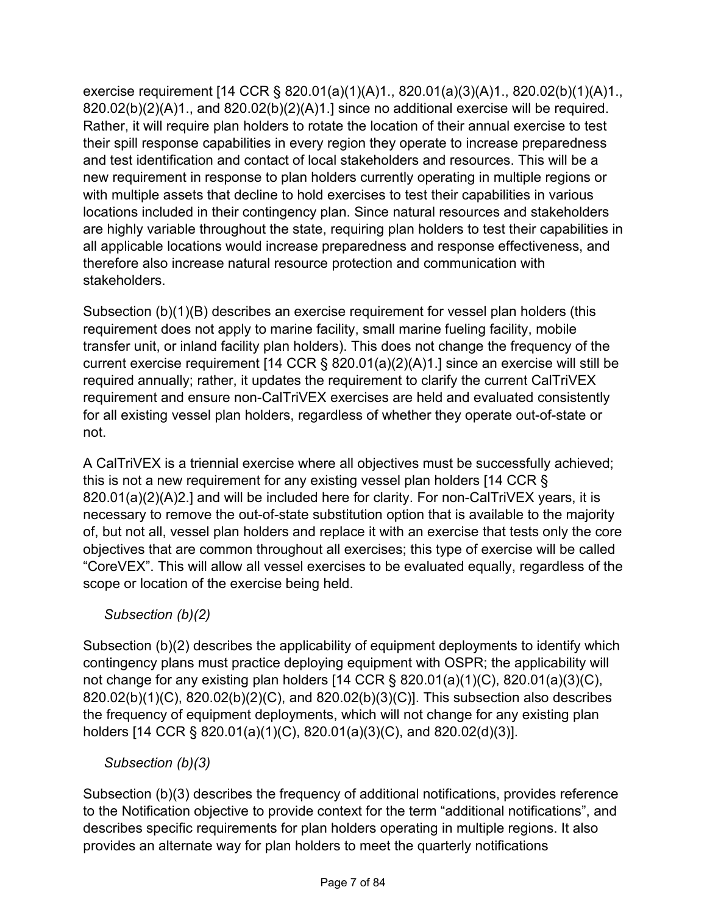exercise requirement [14 CCR § 820.01(a)(1)(A)1., 820.01(a)(3)(A)1., 820.02(b)(1)(A)1., 820.02(b)(2)(A)1., and 820.02(b)(2)(A)1.] since no additional exercise will be required. Rather, it will require plan holders to rotate the location of their annual exercise to test their spill response capabilities in every region they operate to increase preparedness and test identification and contact of local stakeholders and resources. This will be a new requirement in response to plan holders currently operating in multiple regions or with multiple assets that decline to hold exercises to test their capabilities in various locations included in their contingency plan. Since natural resources and stakeholders are highly variable throughout the state, requiring plan holders to test their capabilities in all applicable locations would increase preparedness and response effectiveness, and therefore also increase natural resource protection and communication with stakeholders.

Subsection (b)(1)(B) describes an exercise requirement for vessel plan holders (this requirement does not apply to marine facility, small marine fueling facility, mobile transfer unit, or inland facility plan holders). This does not change the frequency of the current exercise requirement [14 CCR § 820.01(a)(2)(A)1.] since an exercise will still be required annually; rather, it updates the requirement to clarify the current CalTriVEX requirement and ensure non-CalTriVEX exercises are held and evaluated consistently for all existing vessel plan holders, regardless of whether they operate out-of-state or not.

A CalTriVEX is a triennial exercise where all objectives must be successfully achieved; this is not a new requirement for any existing vessel plan holders [14 CCR § 820.01(a)(2)(A)2.] and will be included here for clarity. For non-CalTriVEX years, it is necessary to remove the out-of-state substitution option that is available to the majority of, but not all, vessel plan holders and replace it with an exercise that tests only the core objectives that are common throughout all exercises; this type of exercise will be called "CoreVEX". This will allow all vessel exercises to be evaluated equally, regardless of the scope or location of the exercise being held.

*Subsection (b)(2)*

Subsection (b)(2) describes the applicability of equipment deployments to identify which contingency plans must practice deploying equipment with OSPR; the applicability will not change for any existing plan holders [14 CCR § 820.01(a)(1)(C), 820.01(a)(3)(C), 820.02(b)(1)(C), 820.02(b)(2)(C), and 820.02(b)(3)(C)]. This subsection also describes the frequency of equipment deployments, which will not change for any existing plan holders [14 CCR § 820.01(a)(1)(C), 820.01(a)(3)(C), and 820.02(d)(3)].

*Subsection (b)(3)*

Subsection (b)(3) describes the frequency of additional notifications, provides reference to the Notification objective to provide context for the term "additional notifications", and describes specific requirements for plan holders operating in multiple regions. It also provides an alternate way for plan holders to meet the quarterly notifications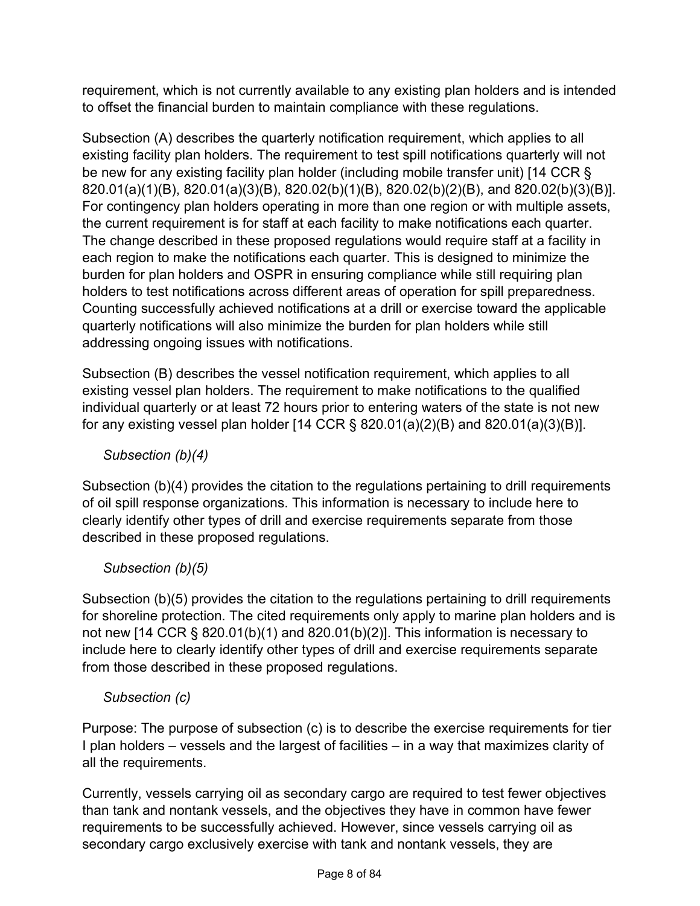requirement, which is not currently available to any existing plan holders and is intended to offset the financial burden to maintain compliance with these regulations.

Subsection (A) describes the quarterly notification requirement, which applies to all existing facility plan holders. The requirement to test spill notifications quarterly will not be new for any existing facility plan holder (including mobile transfer unit) [14 CCR § 820.01(a)(1)(B), 820.01(a)(3)(B), 820.02(b)(1)(B), 820.02(b)(2)(B), and 820.02(b)(3)(B)]. For contingency plan holders operating in more than one region or with multiple assets, the current requirement is for staff at each facility to make notifications each quarter. The change described in these proposed regulations would require staff at a facility in each region to make the notifications each quarter. This is designed to minimize the burden for plan holders and OSPR in ensuring compliance while still requiring plan holders to test notifications across different areas of operation for spill preparedness. Counting successfully achieved notifications at a drill or exercise toward the applicable quarterly notifications will also minimize the burden for plan holders while still addressing ongoing issues with notifications.

Subsection (B) describes the vessel notification requirement, which applies to all existing vessel plan holders. The requirement to make notifications to the qualified individual quarterly or at least 72 hours prior to entering waters of the state is not new for any existing vessel plan holder [14 CCR § 820.01(a)(2)(B) and 820.01(a)(3)(B)].

*Subsection (b)(4)*

Subsection (b)(4) provides the citation to the regulations pertaining to drill requirements of oil spill response organizations. This information is necessary to include here to clearly identify other types of drill and exercise requirements separate from those described in these proposed regulations.

*Subsection (b)(5)*

Subsection (b)(5) provides the citation to the regulations pertaining to drill requirements for shoreline protection. The cited requirements only apply to marine plan holders and is not new [14 CCR § 820.01(b)(1) and 820.01(b)(2)]. This information is necessary to include here to clearly identify other types of drill and exercise requirements separate from those described in these proposed regulations.

*Subsection (c)*

Purpose: The purpose of subsection (c) is to describe the exercise requirements for tier I plan holders – vessels and the largest of facilities – in a way that maximizes clarity of all the requirements.

Currently, vessels carrying oil as secondary cargo are required to test fewer objectives than tank and nontank vessels, and the objectives they have in common have fewer requirements to be successfully achieved. However, since vessels carrying oil as secondary cargo exclusively exercise with tank and nontank vessels, they are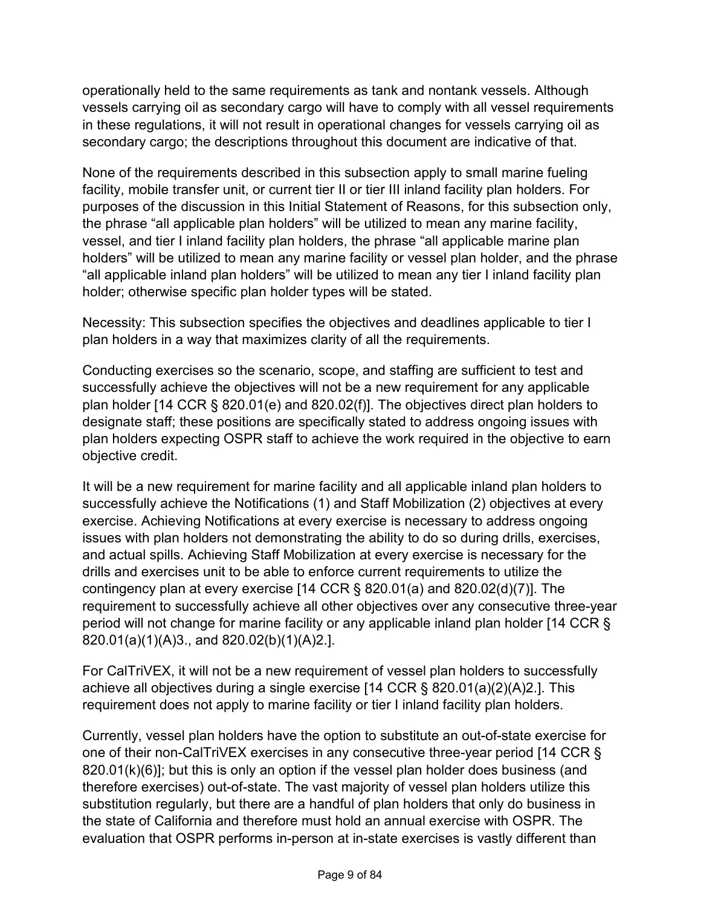operationally held to the same requirements as tank and nontank vessels. Although vessels carrying oil as secondary cargo will have to comply with all vessel requirements in these regulations, it will not result in operational changes for vessels carrying oil as secondary cargo; the descriptions throughout this document are indicative of that.

None of the requirements described in this subsection apply to small marine fueling facility, mobile transfer unit, or current tier II or tier III inland facility plan holders. For purposes of the discussion in this Initial Statement of Reasons, for this subsection only, the phrase "all applicable plan holders" will be utilized to mean any marine facility, vessel, and tier I inland facility plan holders, the phrase "all applicable marine plan holders" will be utilized to mean any marine facility or vessel plan holder, and the phrase "all applicable inland plan holders" will be utilized to mean any tier I inland facility plan holder; otherwise specific plan holder types will be stated.

Necessity: This subsection specifies the objectives and deadlines applicable to tier I plan holders in a way that maximizes clarity of all the requirements.

Conducting exercises so the scenario, scope, and staffing are sufficient to test and successfully achieve the objectives will not be a new requirement for any applicable plan holder [14 CCR § 820.01(e) and 820.02(f)]. The objectives direct plan holders to designate staff; these positions are specifically stated to address ongoing issues with plan holders expecting OSPR staff to achieve the work required in the objective to earn objective credit.

It will be a new requirement for marine facility and all applicable inland plan holders to successfully achieve the Notifications (1) and Staff Mobilization (2) objectives at every exercise. Achieving Notifications at every exercise is necessary to address ongoing issues with plan holders not demonstrating the ability to do so during drills, exercises, and actual spills. Achieving Staff Mobilization at every exercise is necessary for the drills and exercises unit to be able to enforce current requirements to utilize the contingency plan at every exercise [14 CCR § 820.01(a) and 820.02(d)(7)]. The requirement to successfully achieve all other objectives over any consecutive three-year period will not change for marine facility or any applicable inland plan holder [14 CCR § 820.01(a)(1)(A)3., and 820.02(b)(1)(A)2.].

For CalTriVEX, it will not be a new requirement of vessel plan holders to successfully achieve all objectives during a single exercise [14 CCR § 820.01(a)(2)(A)2.]. This requirement does not apply to marine facility or tier I inland facility plan holders.

Currently, vessel plan holders have the option to substitute an out-of-state exercise for one of their non-CalTriVEX exercises in any consecutive three-year period [14 CCR § 820.01(k)(6)]; but this is only an option if the vessel plan holder does business (and therefore exercises) out-of-state. The vast majority of vessel plan holders utilize this substitution regularly, but there are a handful of plan holders that only do business in the state of California and therefore must hold an annual exercise with OSPR. The evaluation that OSPR performs in-person at in-state exercises is vastly different than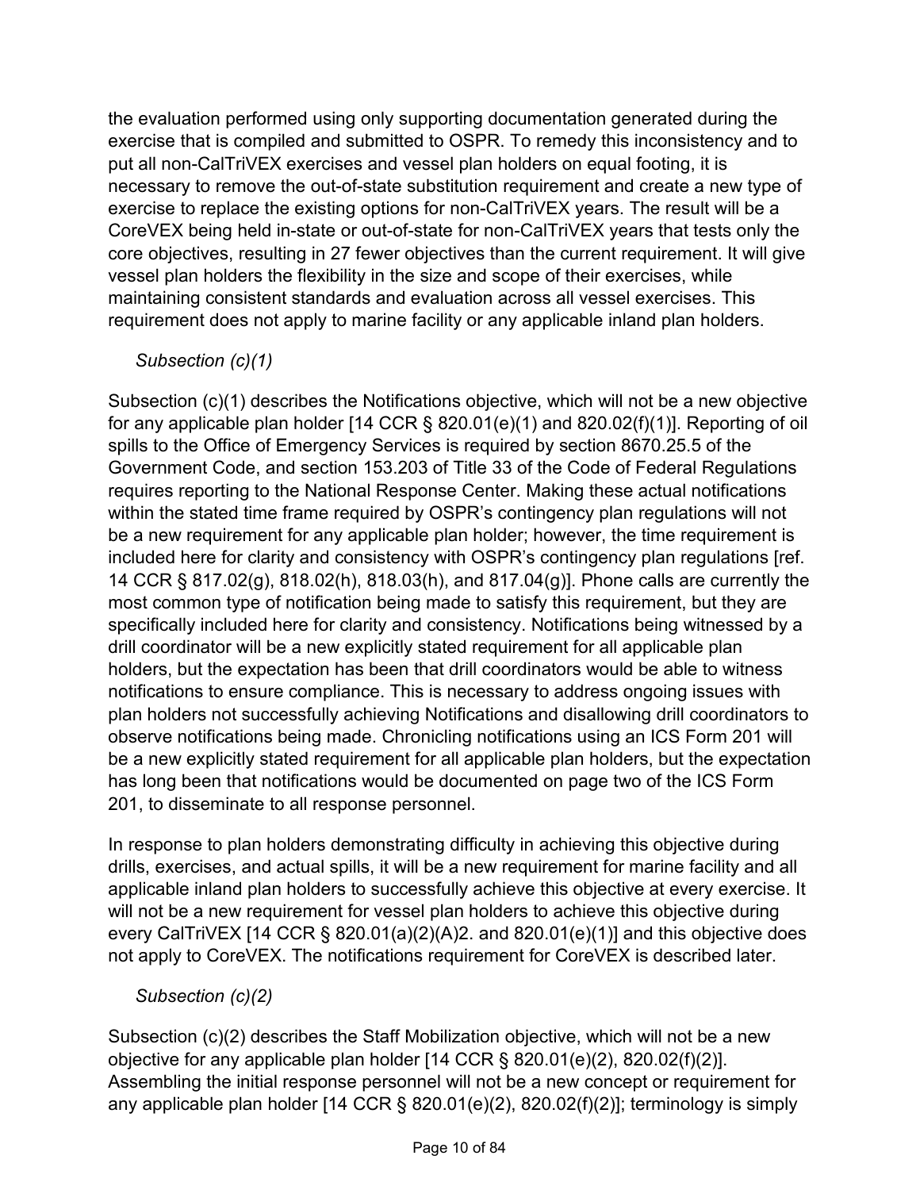the evaluation performed using only supporting documentation generated during the exercise that is compiled and submitted to OSPR. To remedy this inconsistency and to put all non-CalTriVEX exercises and vessel plan holders on equal footing, it is necessary to remove the out-of-state substitution requirement and create a new type of exercise to replace the existing options for non-CalTriVEX years. The result will be a CoreVEX being held in-state or out-of-state for non-CalTriVEX years that tests only the core objectives, resulting in 27 fewer objectives than the current requirement. It will give vessel plan holders the flexibility in the size and scope of their exercises, while maintaining consistent standards and evaluation across all vessel exercises. This requirement does not apply to marine facility or any applicable inland plan holders.

*Subsection (c)(1)*

Subsection (c)(1) describes the Notifications objective, which will not be a new objective for any applicable plan holder [14 CCR § 820.01(e)(1) and 820.02(f)(1)]. Reporting of oil spills to the Office of Emergency Services is required by section 8670.25.5 of the Government Code, and section 153.203 of Title 33 of the Code of Federal Regulations requires reporting to the National Response Center. Making these actual notifications within the stated time frame required by OSPR's contingency plan regulations will not be a new requirement for any applicable plan holder; however, the time requirement is included here for clarity and consistency with OSPR's contingency plan regulations [ref. 14 CCR § 817.02(g), 818.02(h), 818.03(h), and 817.04(g)]. Phone calls are currently the most common type of notification being made to satisfy this requirement, but they are specifically included here for clarity and consistency. Notifications being witnessed by a drill coordinator will be a new explicitly stated requirement for all applicable plan holders, but the expectation has been that drill coordinators would be able to witness notifications to ensure compliance. This is necessary to address ongoing issues with plan holders not successfully achieving Notifications and disallowing drill coordinators to observe notifications being made. Chronicling notifications using an ICS Form 201 will be a new explicitly stated requirement for all applicable plan holders, but the expectation has long been that notifications would be documented on page two of the ICS Form 201, to disseminate to all response personnel.

In response to plan holders demonstrating difficulty in achieving this objective during drills, exercises, and actual spills, it will be a new requirement for marine facility and all applicable inland plan holders to successfully achieve this objective at every exercise. It will not be a new requirement for vessel plan holders to achieve this objective during every CalTriVEX [14 CCR § 820.01(a)(2)(A)2. and 820.01(e)(1)] and this objective does not apply to CoreVEX. The notifications requirement for CoreVEX is described later.

*Subsection (c)(2)*

Subsection (c)(2) describes the Staff Mobilization objective, which will not be a new objective for any applicable plan holder [14 CCR § 820.01(e)(2), 820.02(f)(2)]. Assembling the initial response personnel will not be a new concept or requirement for any applicable plan holder [14 CCR § 820.01(e)(2), 820.02(f)(2)]; terminology is simply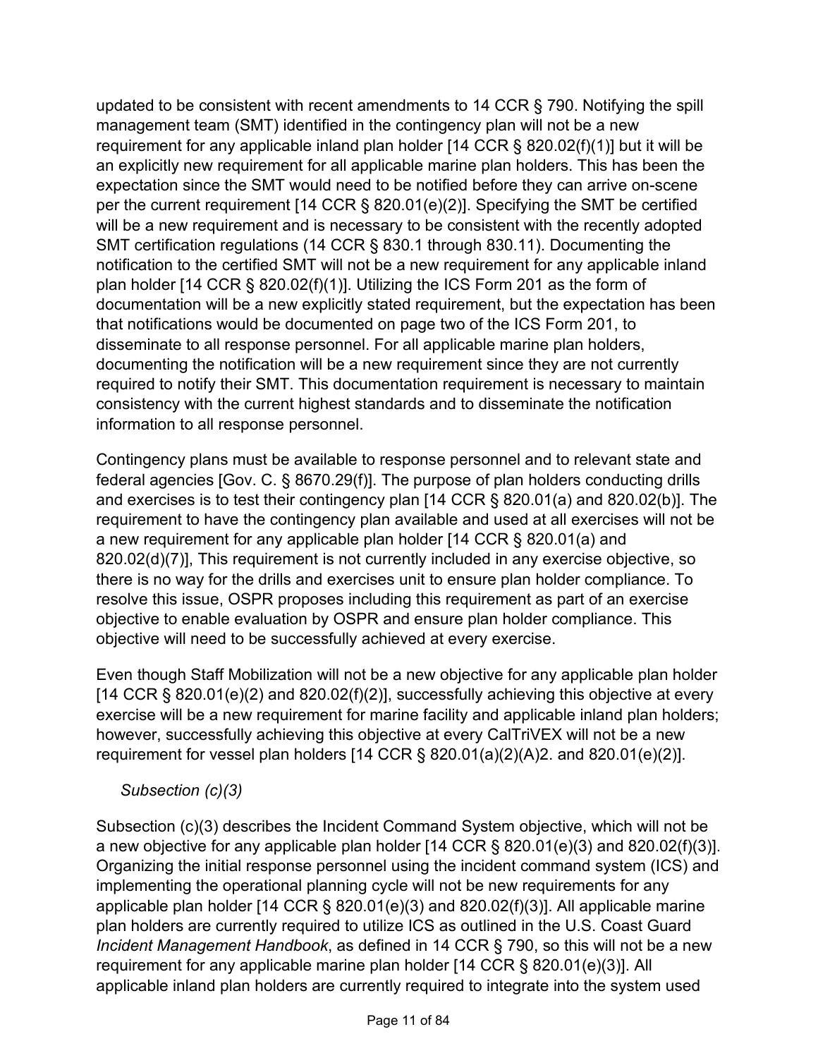updated to be consistent with recent amendments to 14 CCR § 790. Notifying the spill management team (SMT) identified in the contingency plan will not be a new requirement for any applicable inland plan holder [14 CCR § 820.02(f)(1)] but it will be an explicitly new requirement for all applicable marine plan holders. This has been the expectation since the SMT would need to be notified before they can arrive on-scene per the current requirement [14 CCR § 820.01(e)(2)]. Specifying the SMT be certified will be a new requirement and is necessary to be consistent with the recently adopted SMT certification regulations (14 CCR § 830.1 through 830.11). Documenting the notification to the certified SMT will not be a new requirement for any applicable inland plan holder [14 CCR § 820.02(f)(1)]. Utilizing the ICS Form 201 as the form of documentation will be a new explicitly stated requirement, but the expectation has been that notifications would be documented on page two of the ICS Form 201, to disseminate to all response personnel. For all applicable marine plan holders, documenting the notification will be a new requirement since they are not currently required to notify their SMT. This documentation requirement is necessary to maintain consistency with the current highest standards and to disseminate the notification information to all response personnel.

Contingency plans must be available to response personnel and to relevant state and federal agencies [Gov. C. § 8670.29(f)]. The purpose of plan holders conducting drills and exercises is to test their contingency plan [14 CCR § 820.01(a) and 820.02(b)]. The requirement to have the contingency plan available and used at all exercises will not be a new requirement for any applicable plan holder [14 CCR § 820.01(a) and 820.02(d)(7)], This requirement is not currently included in any exercise objective, so there is no way for the drills and exercises unit to ensure plan holder compliance. To resolve this issue, OSPR proposes including this requirement as part of an exercise objective to enable evaluation by OSPR and ensure plan holder compliance. This objective will need to be successfully achieved at every exercise.

Even though Staff Mobilization will not be a new objective for any applicable plan holder [14 CCR § 820.01(e)(2) and 820.02(f)(2)], successfully achieving this objective at every exercise will be a new requirement for marine facility and applicable inland plan holders; however, successfully achieving this objective at every CalTriVEX will not be a new requirement for vessel plan holders [14 CCR § 820.01(a)(2)(A)2. and 820.01(e)(2)].

*Subsection (c)(3)*

Subsection (c)(3) describes the Incident Command System objective, which will not be a new objective for any applicable plan holder [14 CCR § 820.01(e)(3) and 820.02(f)(3)]. Organizing the initial response personnel using the incident command system (ICS) and implementing the operational planning cycle will not be new requirements for any applicable plan holder [14 CCR § 820.01(e)(3) and 820.02(f)(3)]. All applicable marine plan holders are currently required to utilize ICS as outlined in the U.S. Coast Guard *Incident Management Handbook*, as defined in 14 CCR § 790, so this will not be a new requirement for any applicable marine plan holder [14 CCR § 820.01(e)(3)]. All applicable inland plan holders are currently required to integrate into the system used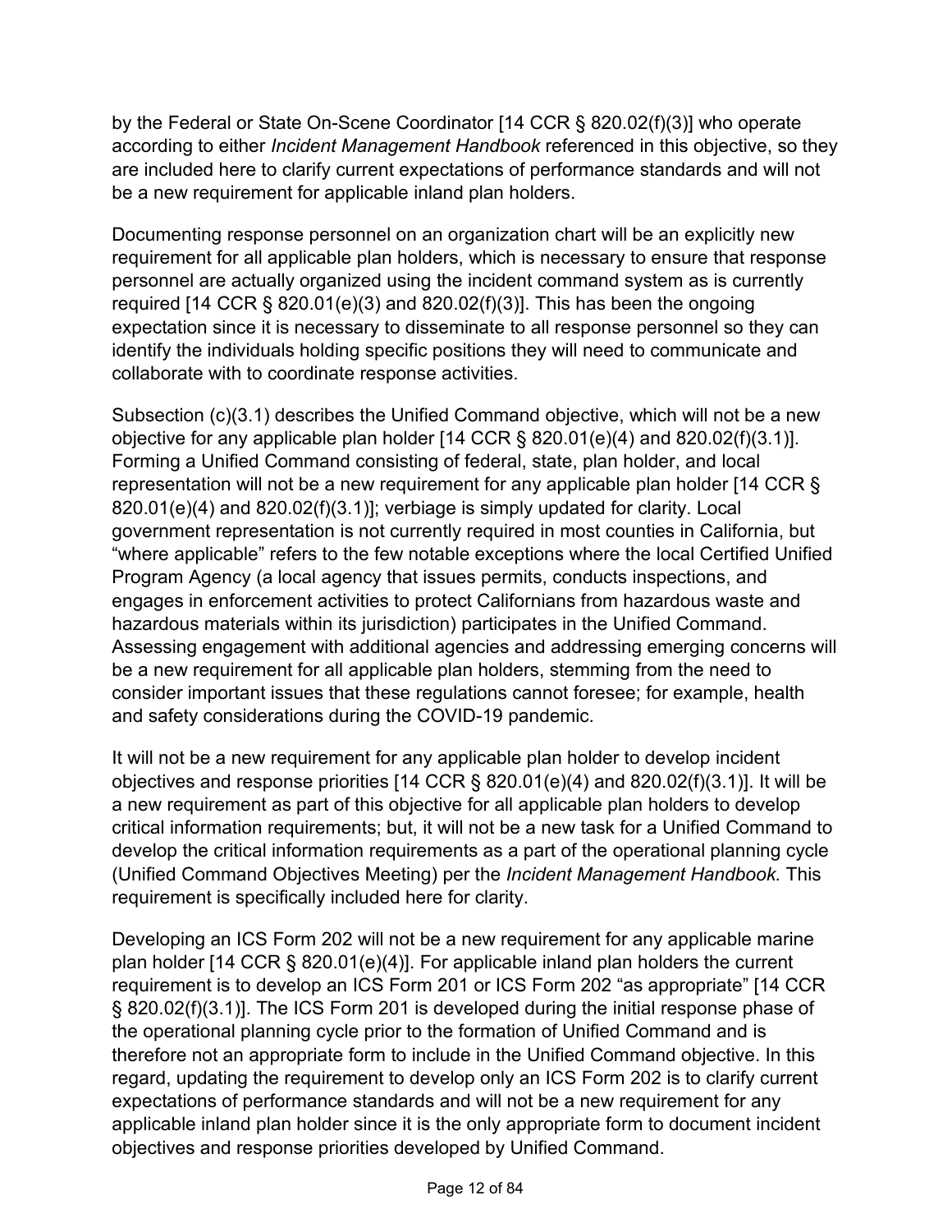by the Federal or State On-Scene Coordinator [14 CCR § 820.02(f)(3)] who operate according to either *Incident Management Handbook* referenced in this objective, so they are included here to clarify current expectations of performance standards and will not be a new requirement for applicable inland plan holders.

Documenting response personnel on an organization chart will be an explicitly new requirement for all applicable plan holders, which is necessary to ensure that response personnel are actually organized using the incident command system as is currently required [14 CCR § 820.01(e)(3) and 820.02(f)(3)]. This has been the ongoing expectation since it is necessary to disseminate to all response personnel so they can identify the individuals holding specific positions they will need to communicate and collaborate with to coordinate response activities.

Subsection (c)(3.1) describes the Unified Command objective, which will not be a new objective for any applicable plan holder [14 CCR § 820.01(e)(4) and 820.02(f)(3.1)]. Forming a Unified Command consisting of federal, state, plan holder, and local representation will not be a new requirement for any applicable plan holder [14 CCR § 820.01(e)(4) and 820.02(f)(3.1)]; verbiage is simply updated for clarity. Local government representation is not currently required in most counties in California, but "where applicable" refers to the few notable exceptions where the local Certified Unified Program Agency (a local agency that issues permits, conducts inspections, and engages in enforcement activities to protect Californians from hazardous waste and hazardous materials within its jurisdiction) participates in the Unified Command. Assessing engagement with additional agencies and addressing emerging concerns will be a new requirement for all applicable plan holders, stemming from the need to consider important issues that these regulations cannot foresee; for example, health and safety considerations during the COVID-19 pandemic.

It will not be a new requirement for any applicable plan holder to develop incident objectives and response priorities [14 CCR § 820.01(e)(4) and 820.02(f)(3.1)]. It will be a new requirement as part of this objective for all applicable plan holders to develop critical information requirements; but, it will not be a new task for a Unified Command to develop the critical information requirements as a part of the operational planning cycle (Unified Command Objectives Meeting) per the *Incident Management Handbook.* This requirement is specifically included here for clarity.

Developing an ICS Form 202 will not be a new requirement for any applicable marine plan holder [14 CCR § 820.01(e)(4)]. For applicable inland plan holders the current requirement is to develop an ICS Form 201 or ICS Form 202 "as appropriate" [14 CCR § 820.02(f)(3.1)]. The ICS Form 201 is developed during the initial response phase of the operational planning cycle prior to the formation of Unified Command and is therefore not an appropriate form to include in the Unified Command objective. In this regard, updating the requirement to develop only an ICS Form 202 is to clarify current expectations of performance standards and will not be a new requirement for any applicable inland plan holder since it is the only appropriate form to document incident objectives and response priorities developed by Unified Command.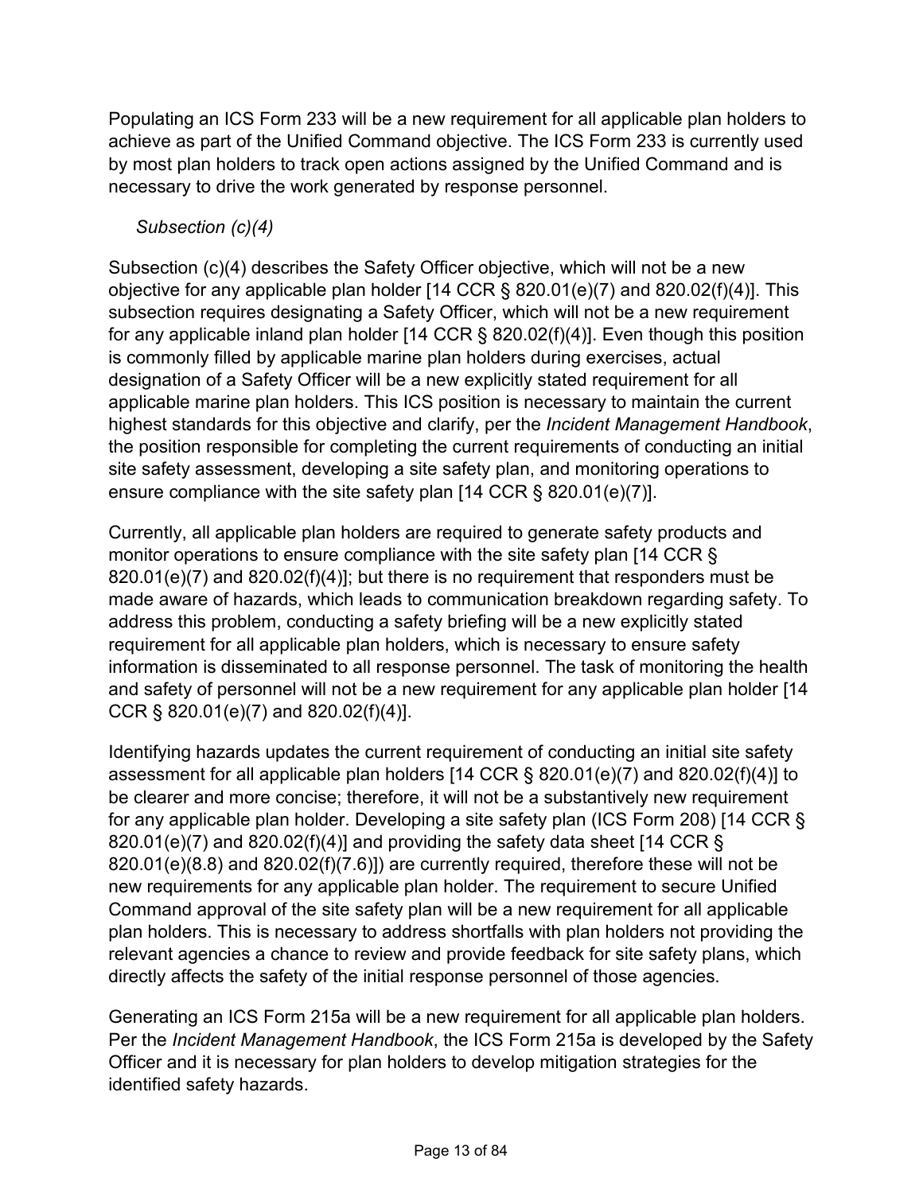Populating an ICS Form 233 will be a new requirement for all applicable plan holders to achieve as part of the Unified Command objective. The ICS Form 233 is currently used by most plan holders to track open actions assigned by the Unified Command and is necessary to drive the work generated by response personnel.

*Subsection (c)(4)*

Subsection (c)(4) describes the Safety Officer objective, which will not be a new objective for any applicable plan holder [14 CCR § 820.01(e)(7) and 820.02(f)(4)]. This subsection requires designating a Safety Officer, which will not be a new requirement for any applicable inland plan holder [14 CCR § 820.02(f)(4)]. Even though this position is commonly filled by applicable marine plan holders during exercises, actual designation of a Safety Officer will be a new explicitly stated requirement for all applicable marine plan holders. This ICS position is necessary to maintain the current highest standards for this objective and clarify, per the *Incident Management Handbook*, the position responsible for completing the current requirements of conducting an initial site safety assessment, developing a site safety plan, and monitoring operations to ensure compliance with the site safety plan [14 CCR § 820.01(e)(7)].

Currently, all applicable plan holders are required to generate safety products and monitor operations to ensure compliance with the site safety plan [14 CCR § 820.01(e)(7) and 820.02(f)(4)]; but there is no requirement that responders must be made aware of hazards, which leads to communication breakdown regarding safety. To address this problem, conducting a safety briefing will be a new explicitly stated requirement for all applicable plan holders, which is necessary to ensure safety information is disseminated to all response personnel. The task of monitoring the health and safety of personnel will not be a new requirement for any applicable plan holder [14 CCR § 820.01(e)(7) and 820.02(f)(4)].

Identifying hazards updates the current requirement of conducting an initial site safety assessment for all applicable plan holders [14 CCR § 820.01(e)(7) and 820.02(f)(4)] to be clearer and more concise; therefore, it will not be a substantively new requirement for any applicable plan holder. Developing a site safety plan (ICS Form 208) [14 CCR § 820.01(e)(7) and 820.02(f)(4)] and providing the safety data sheet [14 CCR § 820.01(e)(8.8) and 820.02(f)(7.6)]) are currently required, therefore these will not be new requirements for any applicable plan holder. The requirement to secure Unified Command approval of the site safety plan will be a new requirement for all applicable plan holders. This is necessary to address shortfalls with plan holders not providing the relevant agencies a chance to review and provide feedback for site safety plans, which directly affects the safety of the initial response personnel of those agencies.

Generating an ICS Form 215a will be a new requirement for all applicable plan holders. Per the *Incident Management Handbook*, the ICS Form 215a is developed by the Safety Officer and it is necessary for plan holders to develop mitigation strategies for the identified safety hazards.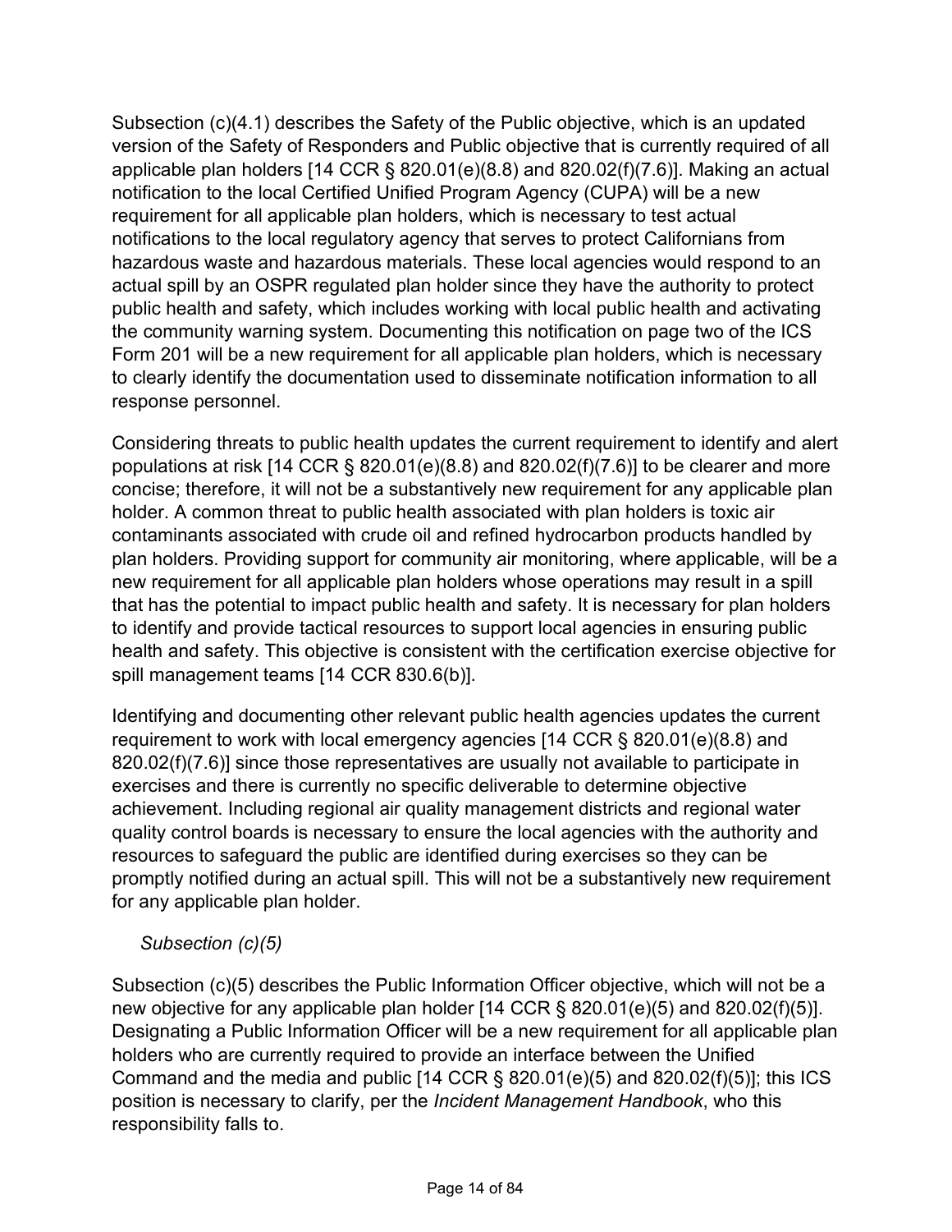Subsection (c)(4.1) describes the Safety of the Public objective, which is an updated version of the Safety of Responders and Public objective that is currently required of all applicable plan holders [14 CCR § 820.01(e)(8.8) and 820.02(f)(7.6)]. Making an actual notification to the local Certified Unified Program Agency (CUPA) will be a new requirement for all applicable plan holders, which is necessary to test actual notifications to the local regulatory agency that serves to protect Californians from hazardous waste and hazardous materials. These local agencies would respond to an actual spill by an OSPR regulated plan holder since they have the authority to protect public health and safety, which includes working with local public health and activating the community warning system. Documenting this notification on page two of the ICS Form 201 will be a new requirement for all applicable plan holders, which is necessary to clearly identify the documentation used to disseminate notification information to all response personnel.

Considering threats to public health updates the current requirement to identify and alert populations at risk [14 CCR § 820.01(e)(8.8) and 820.02(f)(7.6)] to be clearer and more concise; therefore, it will not be a substantively new requirement for any applicable plan holder. A common threat to public health associated with plan holders is toxic air contaminants associated with crude oil and refined hydrocarbon products handled by plan holders. Providing support for community air monitoring, where applicable, will be a new requirement for all applicable plan holders whose operations may result in a spill that has the potential to impact public health and safety. It is necessary for plan holders to identify and provide tactical resources to support local agencies in ensuring public health and safety. This objective is consistent with the certification exercise objective for spill management teams [14 CCR 830.6(b)].

Identifying and documenting other relevant public health agencies updates the current requirement to work with local emergency agencies [14 CCR § 820.01(e)(8.8) and 820.02(f)(7.6)] since those representatives are usually not available to participate in exercises and there is currently no specific deliverable to determine objective achievement. Including regional air quality management districts and regional water quality control boards is necessary to ensure the local agencies with the authority and resources to safeguard the public are identified during exercises so they can be promptly notified during an actual spill. This will not be a substantively new requirement for any applicable plan holder.

*Subsection (c)(5)*

Subsection (c)(5) describes the Public Information Officer objective, which will not be a new objective for any applicable plan holder [14 CCR § 820.01(e)(5) and 820.02(f)(5)]. Designating a Public Information Officer will be a new requirement for all applicable plan holders who are currently required to provide an interface between the Unified Command and the media and public [14 CCR § 820.01(e)(5) and 820.02(f)(5)]; this ICS position is necessary to clarify, per the *Incident Management Handbook*, who this responsibility falls to.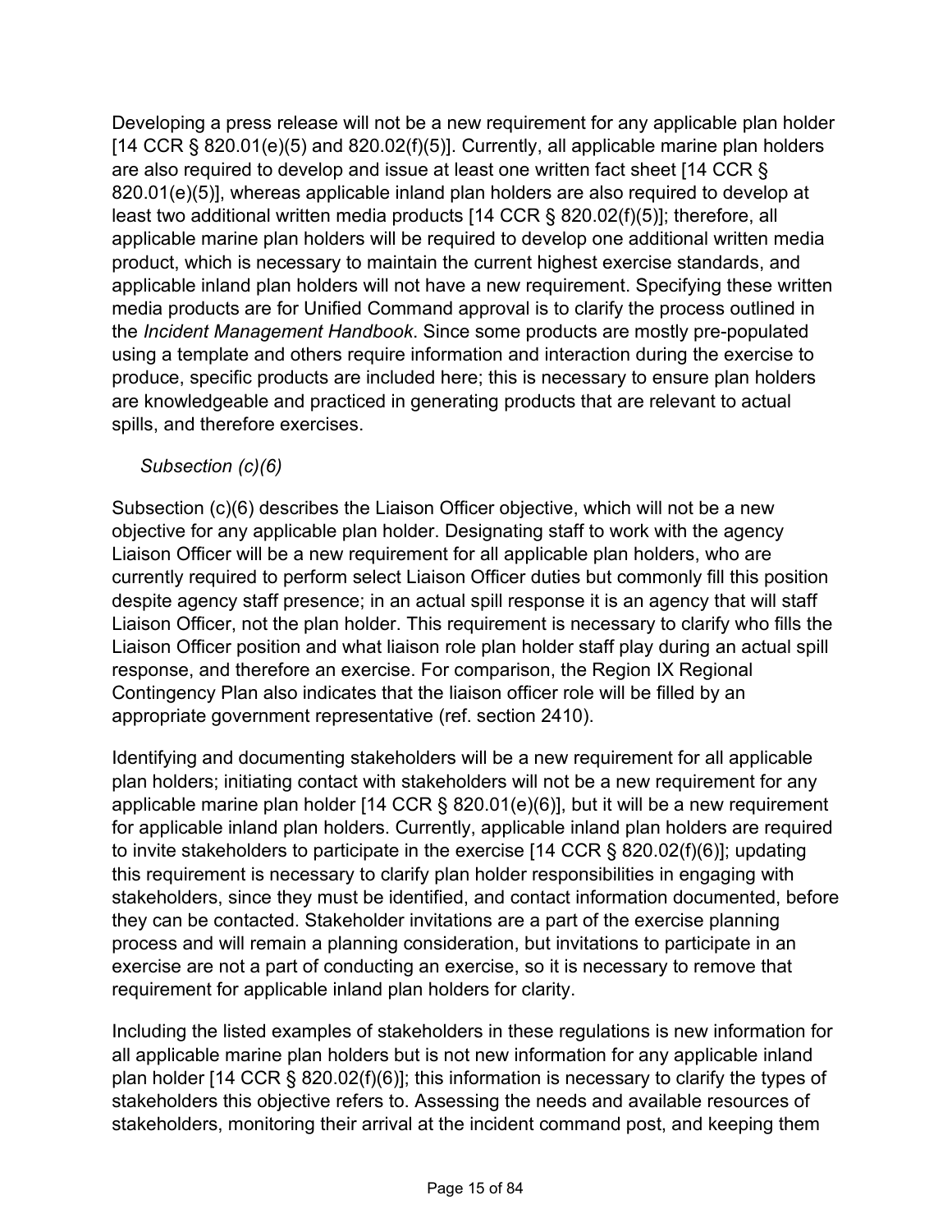Developing a press release will not be a new requirement for any applicable plan holder [14 CCR § 820.01(e)(5) and 820.02(f)(5)]. Currently, all applicable marine plan holders are also required to develop and issue at least one written fact sheet [14 CCR § 820.01(e)(5)], whereas applicable inland plan holders are also required to develop at least two additional written media products [14 CCR § 820.02(f)(5)]; therefore, all applicable marine plan holders will be required to develop one additional written media product, which is necessary to maintain the current highest exercise standards, and applicable inland plan holders will not have a new requirement. Specifying these written media products are for Unified Command approval is to clarify the process outlined in the *Incident Management Handbook*. Since some products are mostly pre-populated using a template and others require information and interaction during the exercise to produce, specific products are included here; this is necessary to ensure plan holders are knowledgeable and practiced in generating products that are relevant to actual spills, and therefore exercises.

*Subsection (c)(6)*

Subsection (c)(6) describes the Liaison Officer objective, which will not be a new objective for any applicable plan holder. Designating staff to work with the agency Liaison Officer will be a new requirement for all applicable plan holders, who are currently required to perform select Liaison Officer duties but commonly fill this position despite agency staff presence; in an actual spill response it is an agency that will staff Liaison Officer, not the plan holder. This requirement is necessary to clarify who fills the Liaison Officer position and what liaison role plan holder staff play during an actual spill response, and therefore an exercise. For comparison, the Region IX Regional Contingency Plan also indicates that the liaison officer role will be filled by an appropriate government representative (ref. section 2410).

Identifying and documenting stakeholders will be a new requirement for all applicable plan holders; initiating contact with stakeholders will not be a new requirement for any applicable marine plan holder [14 CCR § 820.01(e)(6)], but it will be a new requirement for applicable inland plan holders. Currently, applicable inland plan holders are required to invite stakeholders to participate in the exercise [14 CCR § 820.02(f)(6)]; updating this requirement is necessary to clarify plan holder responsibilities in engaging with stakeholders, since they must be identified, and contact information documented, before they can be contacted. Stakeholder invitations are a part of the exercise planning process and will remain a planning consideration, but invitations to participate in an exercise are not a part of conducting an exercise, so it is necessary to remove that requirement for applicable inland plan holders for clarity.

Including the listed examples of stakeholders in these regulations is new information for all applicable marine plan holders but is not new information for any applicable inland plan holder [14 CCR § 820.02(f)(6)]; this information is necessary to clarify the types of stakeholders this objective refers to. Assessing the needs and available resources of stakeholders, monitoring their arrival at the incident command post, and keeping them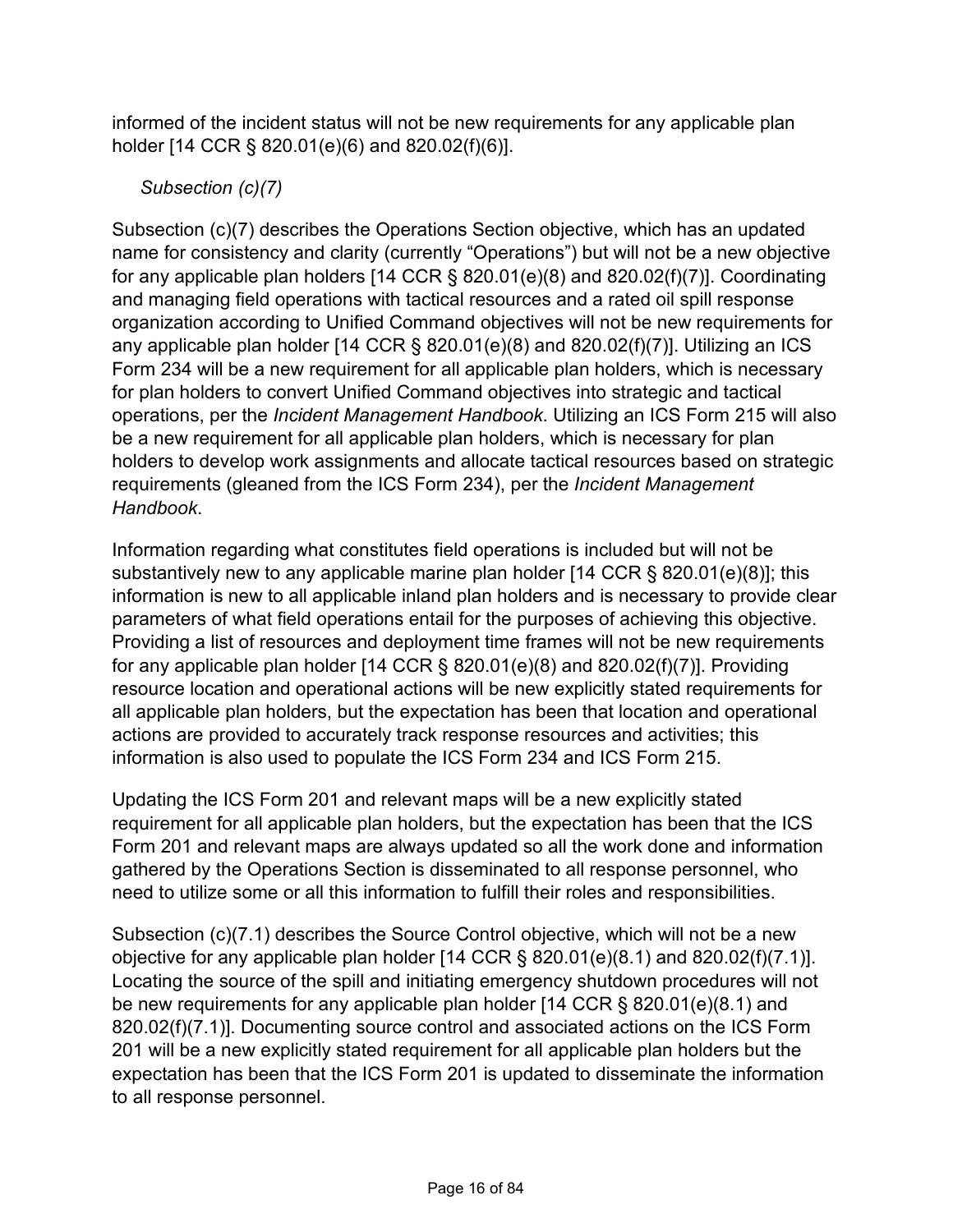informed of the incident status will not be new requirements for any applicable plan holder [14 CCR § 820.01(e)(6) and 820.02(f)(6)].

*Subsection (c)(7)*

Subsection (c)(7) describes the Operations Section objective, which has an updated name for consistency and clarity (currently "Operations") but will not be a new objective for any applicable plan holders [14 CCR § 820.01(e)(8) and 820.02(f)(7)]. Coordinating and managing field operations with tactical resources and a rated oil spill response organization according to Unified Command objectives will not be new requirements for any applicable plan holder [14 CCR § 820.01(e)(8) and 820.02(f)(7)]. Utilizing an ICS Form 234 will be a new requirement for all applicable plan holders, which is necessary for plan holders to convert Unified Command objectives into strategic and tactical operations, per the *Incident Management Handbook*. Utilizing an ICS Form 215 will also be a new requirement for all applicable plan holders, which is necessary for plan holders to develop work assignments and allocate tactical resources based on strategic requirements (gleaned from the ICS Form 234), per the *Incident Management Handbook*.

Information regarding what constitutes field operations is included but will not be substantively new to any applicable marine plan holder [14 CCR § 820.01(e)(8)]; this information is new to all applicable inland plan holders and is necessary to provide clear parameters of what field operations entail for the purposes of achieving this objective. Providing a list of resources and deployment time frames will not be new requirements for any applicable plan holder [14 CCR § 820.01(e)(8) and 820.02(f)(7)]. Providing resource location and operational actions will be new explicitly stated requirements for all applicable plan holders, but the expectation has been that location and operational actions are provided to accurately track response resources and activities; this information is also used to populate the ICS Form 234 and ICS Form 215.

Updating the ICS Form 201 and relevant maps will be a new explicitly stated requirement for all applicable plan holders, but the expectation has been that the ICS Form 201 and relevant maps are always updated so all the work done and information gathered by the Operations Section is disseminated to all response personnel, who need to utilize some or all this information to fulfill their roles and responsibilities.

Subsection (c)(7.1) describes the Source Control objective, which will not be a new objective for any applicable plan holder [14 CCR § 820.01(e)(8.1) and 820.02(f)(7.1)]. Locating the source of the spill and initiating emergency shutdown procedures will not be new requirements for any applicable plan holder [14 CCR § 820.01(e)(8.1) and 820.02(f)(7.1)]. Documenting source control and associated actions on the ICS Form 201 will be a new explicitly stated requirement for all applicable plan holders but the expectation has been that the ICS Form 201 is updated to disseminate the information to all response personnel.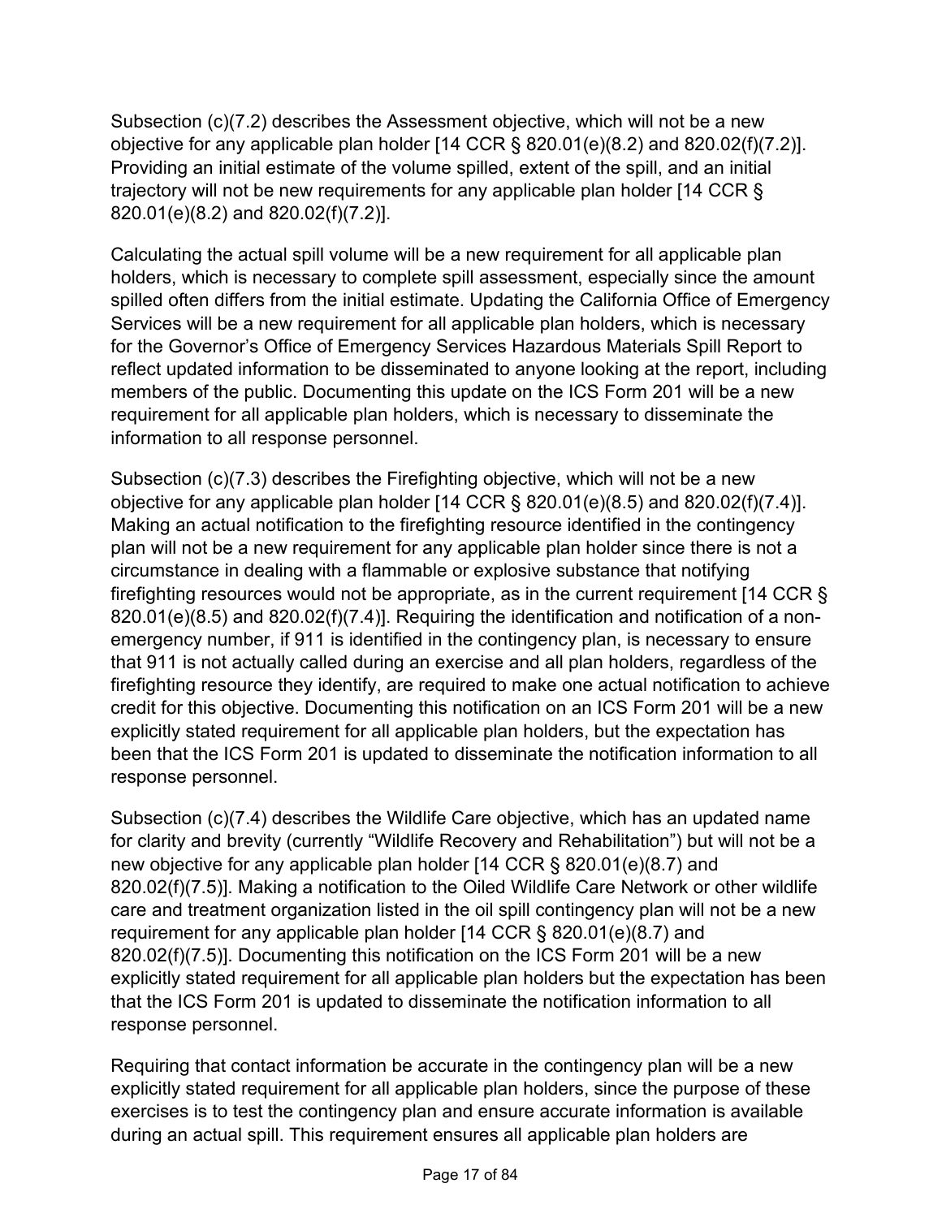Subsection (c)(7.2) describes the Assessment objective, which will not be a new objective for any applicable plan holder [14 CCR § 820.01(e)(8.2) and 820.02(f)(7.2)]. Providing an initial estimate of the volume spilled, extent of the spill, and an initial trajectory will not be new requirements for any applicable plan holder [14 CCR § 820.01(e)(8.2) and 820.02(f)(7.2)].

Calculating the actual spill volume will be a new requirement for all applicable plan holders, which is necessary to complete spill assessment, especially since the amount spilled often differs from the initial estimate. Updating the California Office of Emergency Services will be a new requirement for all applicable plan holders, which is necessary for the Governor's Office of Emergency Services Hazardous Materials Spill Report to reflect updated information to be disseminated to anyone looking at the report, including members of the public. Documenting this update on the ICS Form 201 will be a new requirement for all applicable plan holders, which is necessary to disseminate the information to all response personnel.

Subsection (c)(7.3) describes the Firefighting objective, which will not be a new objective for any applicable plan holder [14 CCR § 820.01(e)(8.5) and 820.02(f)(7.4)]. Making an actual notification to the firefighting resource identified in the contingency plan will not be a new requirement for any applicable plan holder since there is not a circumstance in dealing with a flammable or explosive substance that notifying firefighting resources would not be appropriate, as in the current requirement [14 CCR § 820.01(e)(8.5) and 820.02(f)(7.4)]. Requiring the identification and notification of a non-emergency number, if 911 is identified in the contingency plan, is necessary to ensure that 911 is not actually called during an exercise and all plan holders, regardless of the firefighting resource they identify, are required to make one actual notification to achieve credit for this objective. Documenting this notification on an ICS Form 201 will be a new explicitly stated requirement for all applicable plan holders, but the expectation has been that the ICS Form 201 is updated to disseminate the notification information to all response personnel.

Subsection (c)(7.4) describes the Wildlife Care objective, which has an updated name for clarity and brevity (currently "Wildlife Recovery and Rehabilitation") but will not be a new objective for any applicable plan holder [14 CCR § 820.01(e)(8.7) and 820.02(f)(7.5)]. Making a notification to the Oiled Wildlife Care Network or other wildlife care and treatment organization listed in the oil spill contingency plan will not be a new requirement for any applicable plan holder [14 CCR § 820.01(e)(8.7) and 820.02(f)(7.5)]. Documenting this notification on the ICS Form 201 will be a new explicitly stated requirement for all applicable plan holders but the expectation has been that the ICS Form 201 is updated to disseminate the notification information to all response personnel.

Requiring that contact information be accurate in the contingency plan will be a new explicitly stated requirement for all applicable plan holders, since the purpose of these exercises is to test the contingency plan and ensure accurate information is available during an actual spill. This requirement ensures all applicable plan holders are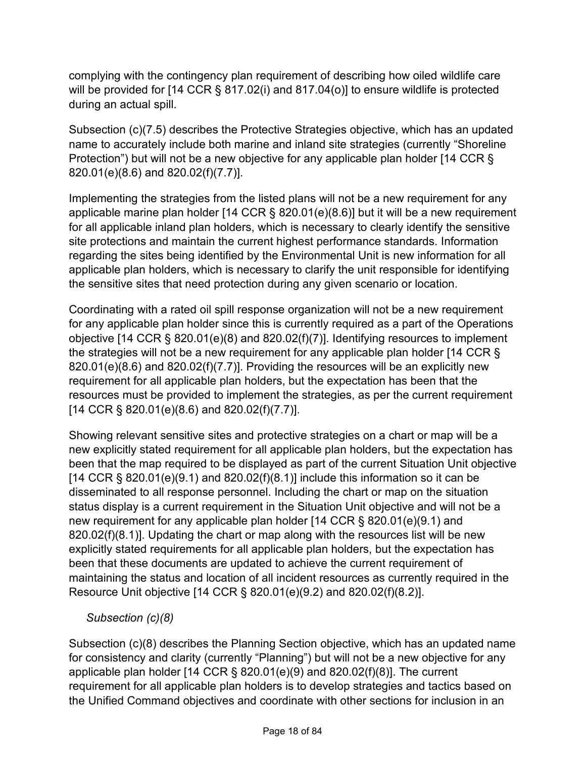complying with the contingency plan requirement of describing how oiled wildlife care will be provided for [14 CCR § 817.02(i) and 817.04(o)] to ensure wildlife is protected during an actual spill.

Subsection (c)(7.5) describes the Protective Strategies objective, which has an updated name to accurately include both marine and inland site strategies (currently "Shoreline Protection") but will not be a new objective for any applicable plan holder [14 CCR § 820.01(e)(8.6) and 820.02(f)(7.7)].

Implementing the strategies from the listed plans will not be a new requirement for any applicable marine plan holder [14 CCR § 820.01(e)(8.6)] but it will be a new requirement for all applicable inland plan holders, which is necessary to clearly identify the sensitive site protections and maintain the current highest performance standards. Information regarding the sites being identified by the Environmental Unit is new information for all applicable plan holders, which is necessary to clarify the unit responsible for identifying the sensitive sites that need protection during any given scenario or location.

Coordinating with a rated oil spill response organization will not be a new requirement for any applicable plan holder since this is currently required as a part of the Operations objective [14 CCR § 820.01(e)(8) and 820.02(f)(7)]. Identifying resources to implement the strategies will not be a new requirement for any applicable plan holder [14 CCR § 820.01(e)(8.6) and 820.02(f)(7.7)]. Providing the resources will be an explicitly new requirement for all applicable plan holders, but the expectation has been that the resources must be provided to implement the strategies, as per the current requirement [14 CCR § 820.01(e)(8.6) and 820.02(f)(7.7)].

Showing relevant sensitive sites and protective strategies on a chart or map will be a new explicitly stated requirement for all applicable plan holders, but the expectation has been that the map required to be displayed as part of the current Situation Unit objective [14 CCR § 820.01(e)(9.1) and 820.02(f)(8.1)] include this information so it can be disseminated to all response personnel. Including the chart or map on the situation status display is a current requirement in the Situation Unit objective and will not be a new requirement for any applicable plan holder [14 CCR § 820.01(e)(9.1) and 820.02(f)(8.1)]. Updating the chart or map along with the resources list will be new explicitly stated requirements for all applicable plan holders, but the expectation has been that these documents are updated to achieve the current requirement of maintaining the status and location of all incident resources as currently required in the Resource Unit objective [14 CCR § 820.01(e)(9.2) and 820.02(f)(8.2)].

*Subsection (c)(8)*

Subsection (c)(8) describes the Planning Section objective, which has an updated name for consistency and clarity (currently "Planning") but will not be a new objective for any applicable plan holder [14 CCR § 820.01(e)(9) and 820.02(f)(8)]. The current requirement for all applicable plan holders is to develop strategies and tactics based on the Unified Command objectives and coordinate with other sections for inclusion in an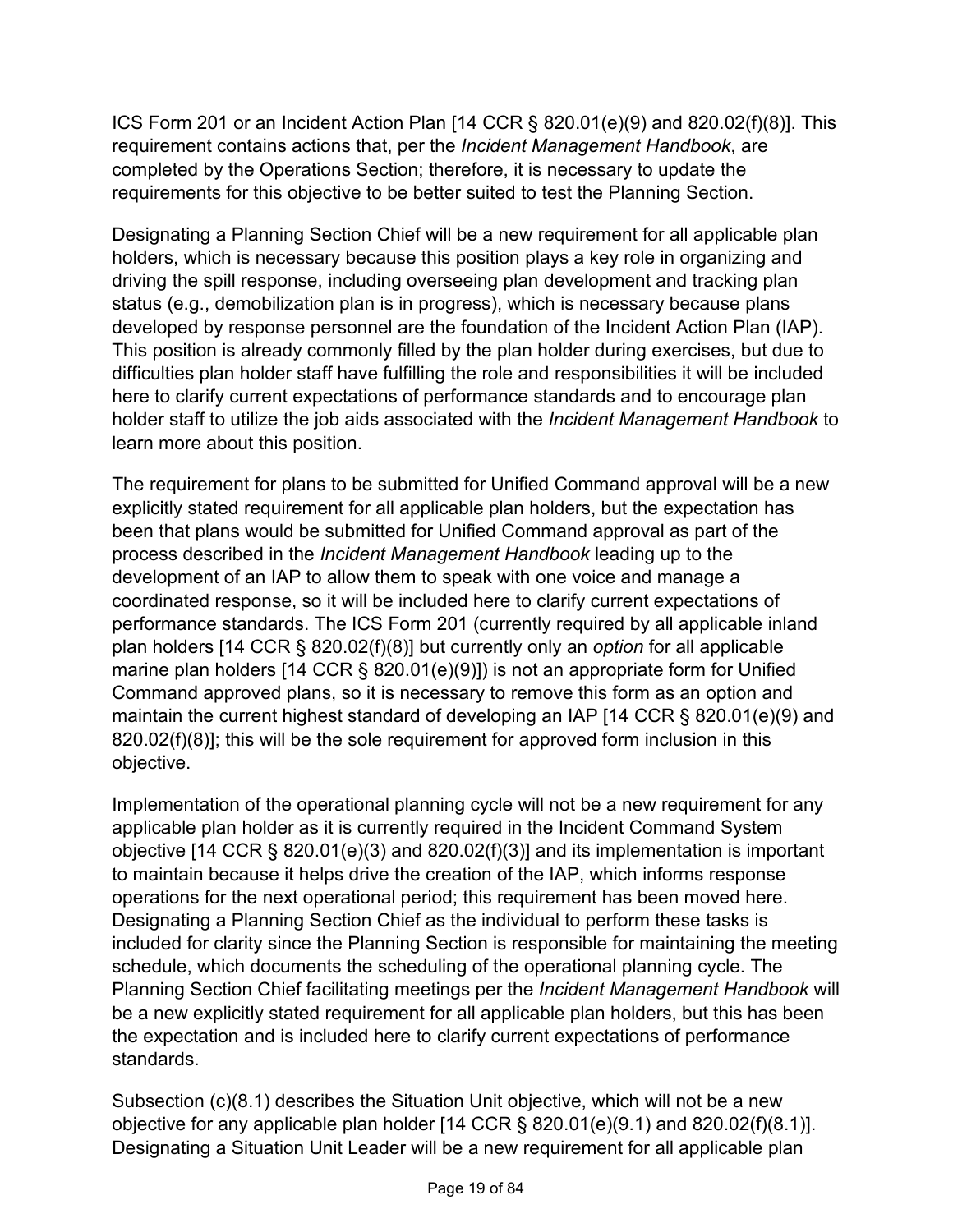ICS Form 201 or an Incident Action Plan [14 CCR § 820.01(e)(9) and 820.02(f)(8)]. This requirement contains actions that, per the *Incident Management Handbook*, are completed by the Operations Section; therefore, it is necessary to update the requirements for this objective to be better suited to test the Planning Section.

Designating a Planning Section Chief will be a new requirement for all applicable plan holders, which is necessary because this position plays a key role in organizing and driving the spill response, including overseeing plan development and tracking plan status (e.g., demobilization plan is in progress), which is necessary because plans developed by response personnel are the foundation of the Incident Action Plan (IAP). This position is already commonly filled by the plan holder during exercises, but due to difficulties plan holder staff have fulfilling the role and responsibilities it will be included here to clarify current expectations of performance standards and to encourage plan holder staff to utilize the job aids associated with the *Incident Management Handbook* to learn more about this position.

The requirement for plans to be submitted for Unified Command approval will be a new explicitly stated requirement for all applicable plan holders, but the expectation has been that plans would be submitted for Unified Command approval as part of the process described in the *Incident Management Handbook* leading up to the development of an IAP to allow them to speak with one voice and manage a coordinated response, so it will be included here to clarify current expectations of performance standards. The ICS Form 201 (currently required by all applicable inland plan holders [14 CCR § 820.02(f)(8)] but currently only an *option* for all applicable marine plan holders [14 CCR § 820.01(e)(9)]) is not an appropriate form for Unified Command approved plans, so it is necessary to remove this form as an option and maintain the current highest standard of developing an IAP [14 CCR § 820.01(e)(9) and 820.02(f)(8)]; this will be the sole requirement for approved form inclusion in this objective.

Implementation of the operational planning cycle will not be a new requirement for any applicable plan holder as it is currently required in the Incident Command System objective [14 CCR § 820.01(e)(3) and 820.02(f)(3)] and its implementation is important to maintain because it helps drive the creation of the IAP, which informs response operations for the next operational period; this requirement has been moved here. Designating a Planning Section Chief as the individual to perform these tasks is included for clarity since the Planning Section is responsible for maintaining the meeting schedule, which documents the scheduling of the operational planning cycle. The Planning Section Chief facilitating meetings per the *Incident Management Handbook* will be a new explicitly stated requirement for all applicable plan holders, but this has been the expectation and is included here to clarify current expectations of performance standards.

Subsection (c)(8.1) describes the Situation Unit objective, which will not be a new objective for any applicable plan holder [14 CCR § 820.01(e)(9.1) and 820.02(f)(8.1)]. Designating a Situation Unit Leader will be a new requirement for all applicable plan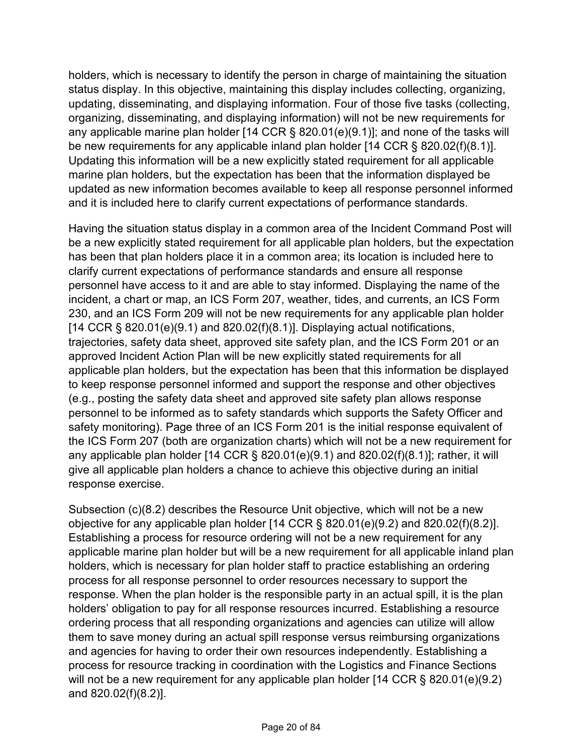holders, which is necessary to identify the person in charge of maintaining the situation status display. In this objective, maintaining this display includes collecting, organizing, updating, disseminating, and displaying information. Four of those five tasks (collecting, organizing, disseminating, and displaying information) will not be new requirements for any applicable marine plan holder [14 CCR § 820.01(e)(9.1)]; and none of the tasks will be new requirements for any applicable inland plan holder [14 CCR § 820.02(f)(8.1)]. Updating this information will be a new explicitly stated requirement for all applicable marine plan holders, but the expectation has been that the information displayed be updated as new information becomes available to keep all response personnel informed and it is included here to clarify current expectations of performance standards.

Having the situation status display in a common area of the Incident Command Post will be a new explicitly stated requirement for all applicable plan holders, but the expectation has been that plan holders place it in a common area; its location is included here to clarify current expectations of performance standards and ensure all response personnel have access to it and are able to stay informed. Displaying the name of the incident, a chart or map, an ICS Form 207, weather, tides, and currents, an ICS Form 230, and an ICS Form 209 will not be new requirements for any applicable plan holder [14 CCR § 820.01(e)(9.1) and 820.02(f)(8.1)]. Displaying actual notifications, trajectories, safety data sheet, approved site safety plan, and the ICS Form 201 or an approved Incident Action Plan will be new explicitly stated requirements for all applicable plan holders, but the expectation has been that this information be displayed to keep response personnel informed and support the response and other objectives (e.g., posting the safety data sheet and approved site safety plan allows response personnel to be informed as to safety standards which supports the Safety Officer and safety monitoring). Page three of an ICS Form 201 is the initial response equivalent of the ICS Form 207 (both are organization charts) which will not be a new requirement for any applicable plan holder [14 CCR § 820.01(e)(9.1) and 820.02(f)(8.1)]; rather, it will give all applicable plan holders a chance to achieve this objective during an initial response exercise.

Subsection (c)(8.2) describes the Resource Unit objective, which will not be a new objective for any applicable plan holder [14 CCR § 820.01(e)(9.2) and 820.02(f)(8.2)]. Establishing a process for resource ordering will not be a new requirement for any applicable marine plan holder but will be a new requirement for all applicable inland plan holders, which is necessary for plan holder staff to practice establishing an ordering process for all response personnel to order resources necessary to support the response. When the plan holder is the responsible party in an actual spill, it is the plan holders' obligation to pay for all response resources incurred. Establishing a resource ordering process that all responding organizations and agencies can utilize will allow them to save money during an actual spill response versus reimbursing organizations and agencies for having to order their own resources independently. Establishing a process for resource tracking in coordination with the Logistics and Finance Sections will not be a new requirement for any applicable plan holder [14 CCR § 820.01(e)(9.2) and 820.02(f)(8.2)].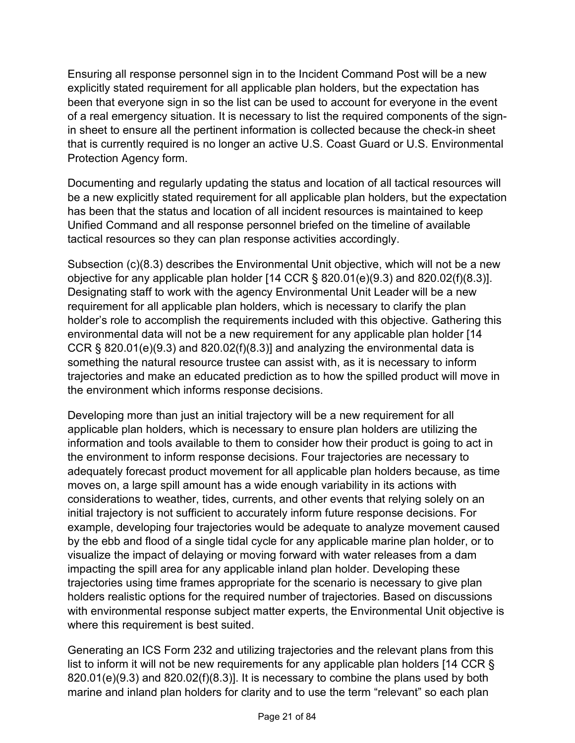Ensuring all response personnel sign in to the Incident Command Post will be a new explicitly stated requirement for all applicable plan holders, but the expectation has been that everyone sign in so the list can be used to account for everyone in the event of a real emergency situation. It is necessary to list the required components of the sign-in sheet to ensure all the pertinent information is collected because the check-in sheet that is currently required is no longer an active U.S. Coast Guard or U.S. Environmental Protection Agency form.

Documenting and regularly updating the status and location of all tactical resources will be a new explicitly stated requirement for all applicable plan holders, but the expectation has been that the status and location of all incident resources is maintained to keep Unified Command and all response personnel briefed on the timeline of available tactical resources so they can plan response activities accordingly.

Subsection (c)(8.3) describes the Environmental Unit objective, which will not be a new objective for any applicable plan holder [14 CCR § 820.01(e)(9.3) and 820.02(f)(8.3)]. Designating staff to work with the agency Environmental Unit Leader will be a new requirement for all applicable plan holders, which is necessary to clarify the plan holder's role to accomplish the requirements included with this objective. Gathering this environmental data will not be a new requirement for any applicable plan holder [14 CCR § 820.01(e)(9.3) and 820.02(f)(8.3)] and analyzing the environmental data is something the natural resource trustee can assist with, as it is necessary to inform trajectories and make an educated prediction as to how the spilled product will move in the environment which informs response decisions.

Developing more than just an initial trajectory will be a new requirement for all applicable plan holders, which is necessary to ensure plan holders are utilizing the information and tools available to them to consider how their product is going to act in the environment to inform response decisions. Four trajectories are necessary to adequately forecast product movement for all applicable plan holders because, as time moves on, a large spill amount has a wide enough variability in its actions with considerations to weather, tides, currents, and other events that relying solely on an initial trajectory is not sufficient to accurately inform future response decisions. For example, developing four trajectories would be adequate to analyze movement caused by the ebb and flood of a single tidal cycle for any applicable marine plan holder, or to visualize the impact of delaying or moving forward with water releases from a dam impacting the spill area for any applicable inland plan holder. Developing these trajectories using time frames appropriate for the scenario is necessary to give plan holders realistic options for the required number of trajectories. Based on discussions with environmental response subject matter experts, the Environmental Unit objective is where this requirement is best suited.

Generating an ICS Form 232 and utilizing trajectories and the relevant plans from this list to inform it will not be new requirements for any applicable plan holders [14 CCR § 820.01(e)(9.3) and 820.02(f)(8.3)]. It is necessary to combine the plans used by both marine and inland plan holders for clarity and to use the term "relevant" so each plan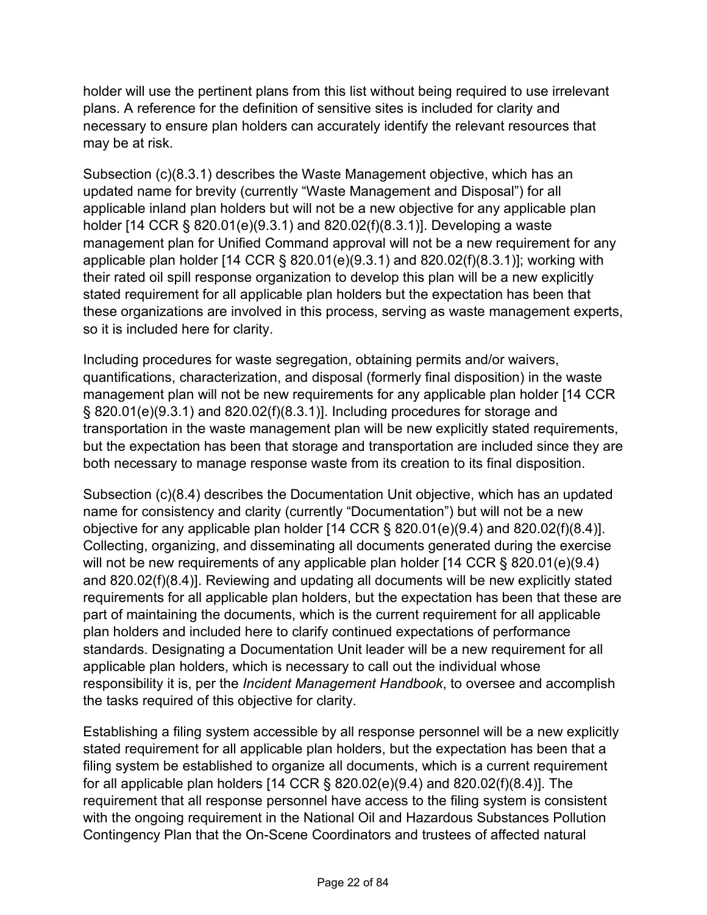holder will use the pertinent plans from this list without being required to use irrelevant plans. A reference for the definition of sensitive sites is included for clarity and necessary to ensure plan holders can accurately identify the relevant resources that may be at risk.

Subsection (c)(8.3.1) describes the Waste Management objective, which has an updated name for brevity (currently "Waste Management and Disposal") for all applicable inland plan holders but will not be a new objective for any applicable plan holder [14 CCR § 820.01(e)(9.3.1) and 820.02(f)(8.3.1)]. Developing a waste management plan for Unified Command approval will not be a new requirement for any applicable plan holder [14 CCR § 820.01(e)(9.3.1) and 820.02(f)(8.3.1)]; working with their rated oil spill response organization to develop this plan will be a new explicitly stated requirement for all applicable plan holders but the expectation has been that these organizations are involved in this process, serving as waste management experts, so it is included here for clarity.

Including procedures for waste segregation, obtaining permits and/or waivers, quantifications, characterization, and disposal (formerly final disposition) in the waste management plan will not be new requirements for any applicable plan holder [14 CCR § 820.01(e)(9.3.1) and 820.02(f)(8.3.1)]. Including procedures for storage and transportation in the waste management plan will be new explicitly stated requirements, but the expectation has been that storage and transportation are included since they are both necessary to manage response waste from its creation to its final disposition.

Subsection (c)(8.4) describes the Documentation Unit objective, which has an updated name for consistency and clarity (currently "Documentation") but will not be a new objective for any applicable plan holder [14 CCR § 820.01(e)(9.4) and 820.02(f)(8.4)]. Collecting, organizing, and disseminating all documents generated during the exercise will not be new requirements of any applicable plan holder [14 CCR § 820.01(e)(9.4) and 820.02(f)(8.4)]. Reviewing and updating all documents will be new explicitly stated requirements for all applicable plan holders, but the expectation has been that these are part of maintaining the documents, which is the current requirement for all applicable plan holders and included here to clarify continued expectations of performance standards. Designating a Documentation Unit leader will be a new requirement for all applicable plan holders, which is necessary to call out the individual whose responsibility it is, per the *Incident Management Handbook*, to oversee and accomplish the tasks required of this objective for clarity.

Establishing a filing system accessible by all response personnel will be a new explicitly stated requirement for all applicable plan holders, but the expectation has been that a filing system be established to organize all documents, which is a current requirement for all applicable plan holders [14 CCR § 820.02(e)(9.4) and 820.02(f)(8.4)]. The requirement that all response personnel have access to the filing system is consistent with the ongoing requirement in the National Oil and Hazardous Substances Pollution Contingency Plan that the On-Scene Coordinators and trustees of affected natural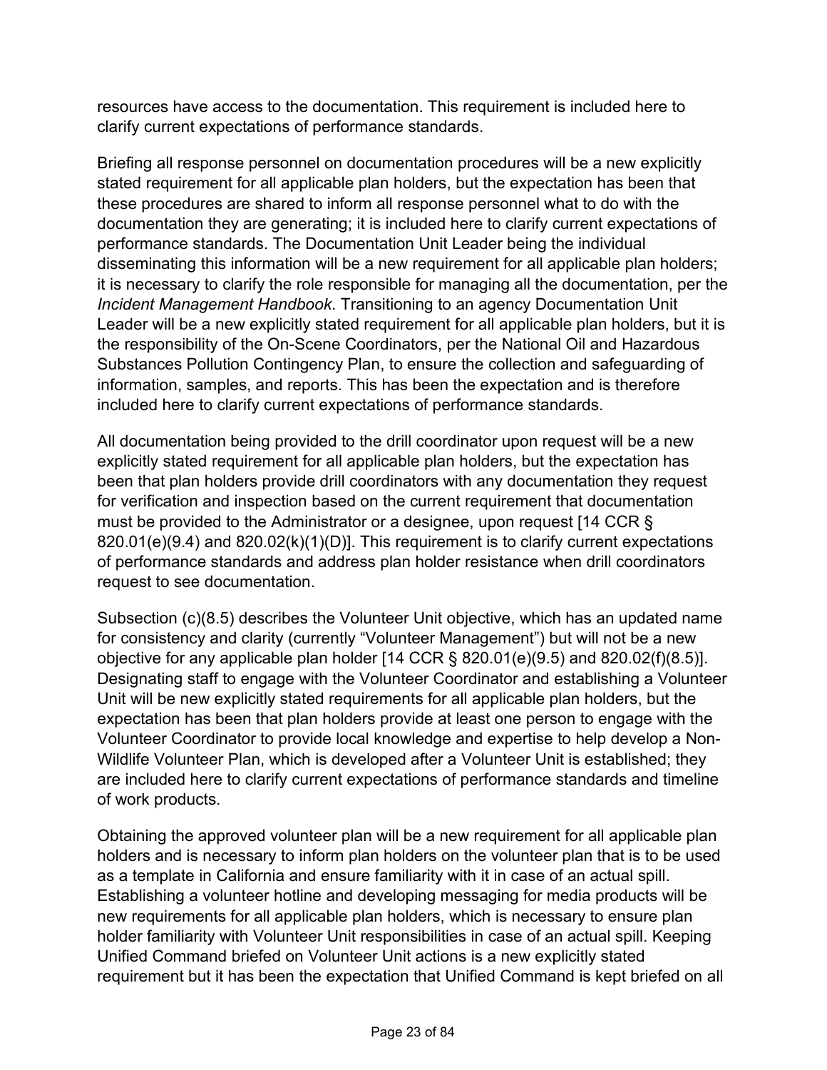resources have access to the documentation. This requirement is included here to clarify current expectations of performance standards.

Briefing all response personnel on documentation procedures will be a new explicitly stated requirement for all applicable plan holders, but the expectation has been that these procedures are shared to inform all response personnel what to do with the documentation they are generating; it is included here to clarify current expectations of performance standards. The Documentation Unit Leader being the individual disseminating this information will be a new requirement for all applicable plan holders; it is necessary to clarify the role responsible for managing all the documentation, per the *Incident Management Handbook*. Transitioning to an agency Documentation Unit Leader will be a new explicitly stated requirement for all applicable plan holders, but it is the responsibility of the On-Scene Coordinators, per the National Oil and Hazardous Substances Pollution Contingency Plan, to ensure the collection and safeguarding of information, samples, and reports. This has been the expectation and is therefore included here to clarify current expectations of performance standards.

All documentation being provided to the drill coordinator upon request will be a new explicitly stated requirement for all applicable plan holders, but the expectation has been that plan holders provide drill coordinators with any documentation they request for verification and inspection based on the current requirement that documentation must be provided to the Administrator or a designee, upon request [14 CCR § 820.01(e)(9.4) and 820.02(k)(1)(D)]. This requirement is to clarify current expectations of performance standards and address plan holder resistance when drill coordinators request to see documentation.

Subsection (c)(8.5) describes the Volunteer Unit objective, which has an updated name for consistency and clarity (currently "Volunteer Management") but will not be a new objective for any applicable plan holder [14 CCR § 820.01(e)(9.5) and 820.02(f)(8.5)]. Designating staff to engage with the Volunteer Coordinator and establishing a Volunteer Unit will be new explicitly stated requirements for all applicable plan holders, but the expectation has been that plan holders provide at least one person to engage with the Volunteer Coordinator to provide local knowledge and expertise to help develop a Non-Wildlife Volunteer Plan, which is developed after a Volunteer Unit is established; they are included here to clarify current expectations of performance standards and timeline of work products.

Obtaining the approved volunteer plan will be a new requirement for all applicable plan holders and is necessary to inform plan holders on the volunteer plan that is to be used as a template in California and ensure familiarity with it in case of an actual spill. Establishing a volunteer hotline and developing messaging for media products will be new requirements for all applicable plan holders, which is necessary to ensure plan holder familiarity with Volunteer Unit responsibilities in case of an actual spill. Keeping Unified Command briefed on Volunteer Unit actions is a new explicitly stated requirement but it has been the expectation that Unified Command is kept briefed on all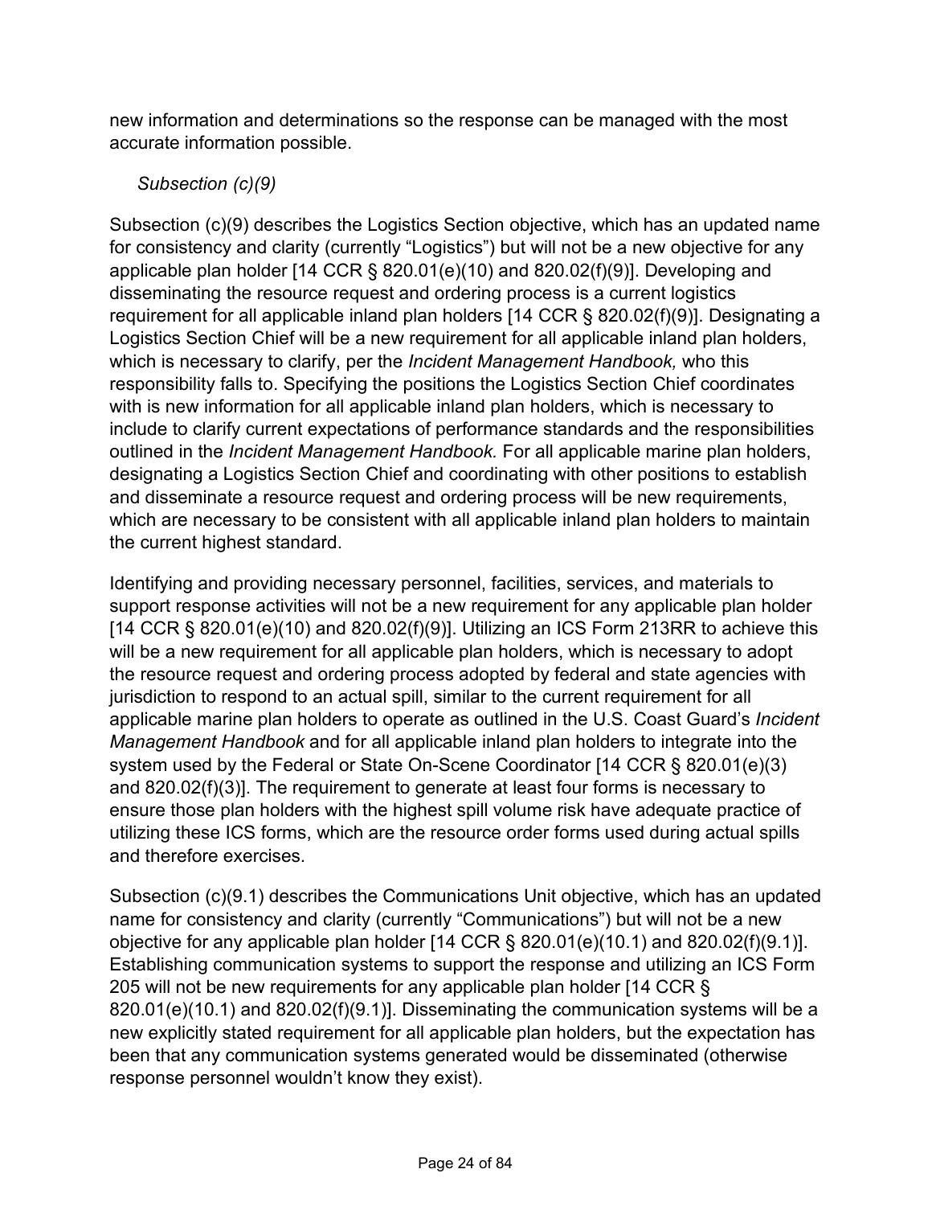new information and determinations so the response can be managed with the most accurate information possible.

*Subsection (c)(9)*

Subsection (c)(9) describes the Logistics Section objective, which has an updated name for consistency and clarity (currently "Logistics") but will not be a new objective for any applicable plan holder [14 CCR § 820.01(e)(10) and 820.02(f)(9)]. Developing and disseminating the resource request and ordering process is a current logistics requirement for all applicable inland plan holders [14 CCR § 820.02(f)(9)]. Designating a Logistics Section Chief will be a new requirement for all applicable inland plan holders, which is necessary to clarify, per the *Incident Management Handbook,* who this responsibility falls to. Specifying the positions the Logistics Section Chief coordinates with is new information for all applicable inland plan holders, which is necessary to include to clarify current expectations of performance standards and the responsibilities outlined in the *Incident Management Handbook.* For all applicable marine plan holders, designating a Logistics Section Chief and coordinating with other positions to establish and disseminate a resource request and ordering process will be new requirements, which are necessary to be consistent with all applicable inland plan holders to maintain the current highest standard.

Identifying and providing necessary personnel, facilities, services, and materials to support response activities will not be a new requirement for any applicable plan holder [14 CCR § 820.01(e)(10) and 820.02(f)(9)]. Utilizing an ICS Form 213RR to achieve this will be a new requirement for all applicable plan holders, which is necessary to adopt the resource request and ordering process adopted by federal and state agencies with jurisdiction to respond to an actual spill, similar to the current requirement for all applicable marine plan holders to operate as outlined in the U.S. Coast Guard's *Incident Management Handbook* and for all applicable inland plan holders to integrate into the system used by the Federal or State On-Scene Coordinator [14 CCR § 820.01(e)(3) and 820.02(f)(3)]. The requirement to generate at least four forms is necessary to ensure those plan holders with the highest spill volume risk have adequate practice of utilizing these ICS forms, which are the resource order forms used during actual spills and therefore exercises.

Subsection (c)(9.1) describes the Communications Unit objective, which has an updated name for consistency and clarity (currently "Communications") but will not be a new objective for any applicable plan holder [14 CCR § 820.01(e)(10.1) and 820.02(f)(9.1)]. Establishing communication systems to support the response and utilizing an ICS Form 205 will not be new requirements for any applicable plan holder [14 CCR § 820.01(e)(10.1) and 820.02(f)(9.1)]. Disseminating the communication systems will be a new explicitly stated requirement for all applicable plan holders, but the expectation has been that any communication systems generated would be disseminated (otherwise response personnel wouldn't know they exist).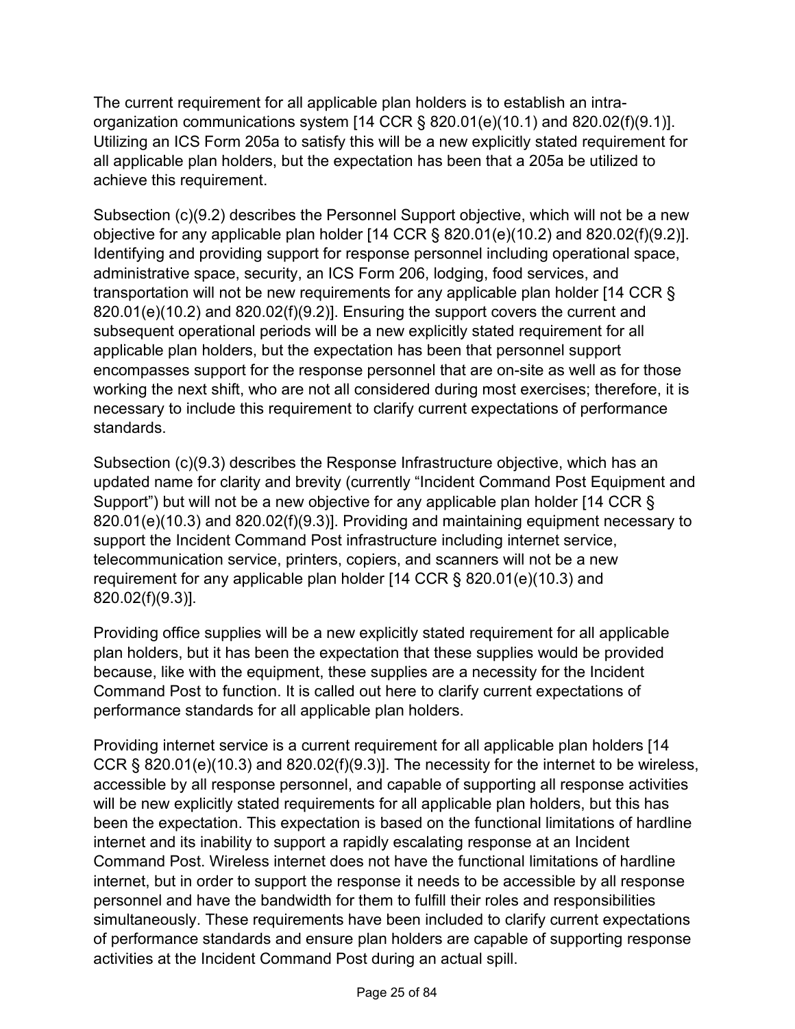The current requirement for all applicable plan holders is to establish an intra-organization communications system [14 CCR § 820.01(e)(10.1) and 820.02(f)(9.1)]. Utilizing an ICS Form 205a to satisfy this will be a new explicitly stated requirement for all applicable plan holders, but the expectation has been that a 205a be utilized to achieve this requirement.

Subsection (c)(9.2) describes the Personnel Support objective, which will not be a new objective for any applicable plan holder [14 CCR § 820.01(e)(10.2) and 820.02(f)(9.2)]. Identifying and providing support for response personnel including operational space, administrative space, security, an ICS Form 206, lodging, food services, and transportation will not be new requirements for any applicable plan holder [14 CCR § 820.01(e)(10.2) and 820.02(f)(9.2)]. Ensuring the support covers the current and subsequent operational periods will be a new explicitly stated requirement for all applicable plan holders, but the expectation has been that personnel support encompasses support for the response personnel that are on-site as well as for those working the next shift, who are not all considered during most exercises; therefore, it is necessary to include this requirement to clarify current expectations of performance standards.

Subsection (c)(9.3) describes the Response Infrastructure objective, which has an updated name for clarity and brevity (currently "Incident Command Post Equipment and Support") but will not be a new objective for any applicable plan holder [14 CCR § 820.01(e)(10.3) and 820.02(f)(9.3)]. Providing and maintaining equipment necessary to support the Incident Command Post infrastructure including internet service, telecommunication service, printers, copiers, and scanners will not be a new requirement for any applicable plan holder [14 CCR § 820.01(e)(10.3) and 820.02(f)(9.3)].

Providing office supplies will be a new explicitly stated requirement for all applicable plan holders, but it has been the expectation that these supplies would be provided because, like with the equipment, these supplies are a necessity for the Incident Command Post to function. It is called out here to clarify current expectations of performance standards for all applicable plan holders.

Providing internet service is a current requirement for all applicable plan holders [14 CCR § 820.01(e)(10.3) and 820.02(f)(9.3)]. The necessity for the internet to be wireless, accessible by all response personnel, and capable of supporting all response activities will be new explicitly stated requirements for all applicable plan holders, but this has been the expectation. This expectation is based on the functional limitations of hardline internet and its inability to support a rapidly escalating response at an Incident Command Post. Wireless internet does not have the functional limitations of hardline internet, but in order to support the response it needs to be accessible by all response personnel and have the bandwidth for them to fulfill their roles and responsibilities simultaneously. These requirements have been included to clarify current expectations of performance standards and ensure plan holders are capable of supporting response activities at the Incident Command Post during an actual spill.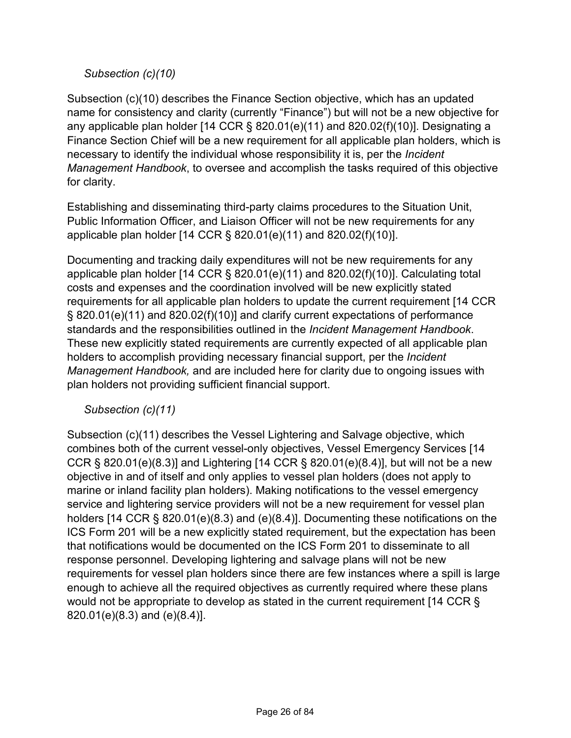*Subsection (c)(10)*

Subsection (c)(10) describes the Finance Section objective, which has an updated name for consistency and clarity (currently "Finance") but will not be a new objective for any applicable plan holder [14 CCR § 820.01(e)(11) and 820.02(f)(10)]. Designating a Finance Section Chief will be a new requirement for all applicable plan holders, which is necessary to identify the individual whose responsibility it is, per the *Incident Management Handbook*, to oversee and accomplish the tasks required of this objective for clarity.

Establishing and disseminating third-party claims procedures to the Situation Unit, Public Information Officer, and Liaison Officer will not be new requirements for any applicable plan holder [14 CCR § 820.01(e)(11) and 820.02(f)(10)].

Documenting and tracking daily expenditures will not be new requirements for any applicable plan holder [14 CCR § 820.01(e)(11) and 820.02(f)(10)]. Calculating total costs and expenses and the coordination involved will be new explicitly stated requirements for all applicable plan holders to update the current requirement [14 CCR § 820.01(e)(11) and 820.02(f)(10)] and clarify current expectations of performance standards and the responsibilities outlined in the *Incident Management Handbook*. These new explicitly stated requirements are currently expected of all applicable plan holders to accomplish providing necessary financial support, per the *Incident Management Handbook,* and are included here for clarity due to ongoing issues with plan holders not providing sufficient financial support.

*Subsection (c)(11)*

Subsection (c)(11) describes the Vessel Lightering and Salvage objective, which combines both of the current vessel-only objectives, Vessel Emergency Services [14 CCR § 820.01(e)(8.3)] and Lightering [14 CCR § 820.01(e)(8.4)], but will not be a new objective in and of itself and only applies to vessel plan holders (does not apply to marine or inland facility plan holders). Making notifications to the vessel emergency service and lightering service providers will not be a new requirement for vessel plan holders [14 CCR § 820.01(e)(8.3) and (e)(8.4)]. Documenting these notifications on the ICS Form 201 will be a new explicitly stated requirement, but the expectation has been that notifications would be documented on the ICS Form 201 to disseminate to all response personnel. Developing lightering and salvage plans will not be new requirements for vessel plan holders since there are few instances where a spill is large enough to achieve all the required objectives as currently required where these plans would not be appropriate to develop as stated in the current requirement [14 CCR § 820.01(e)(8.3) and (e)(8.4)].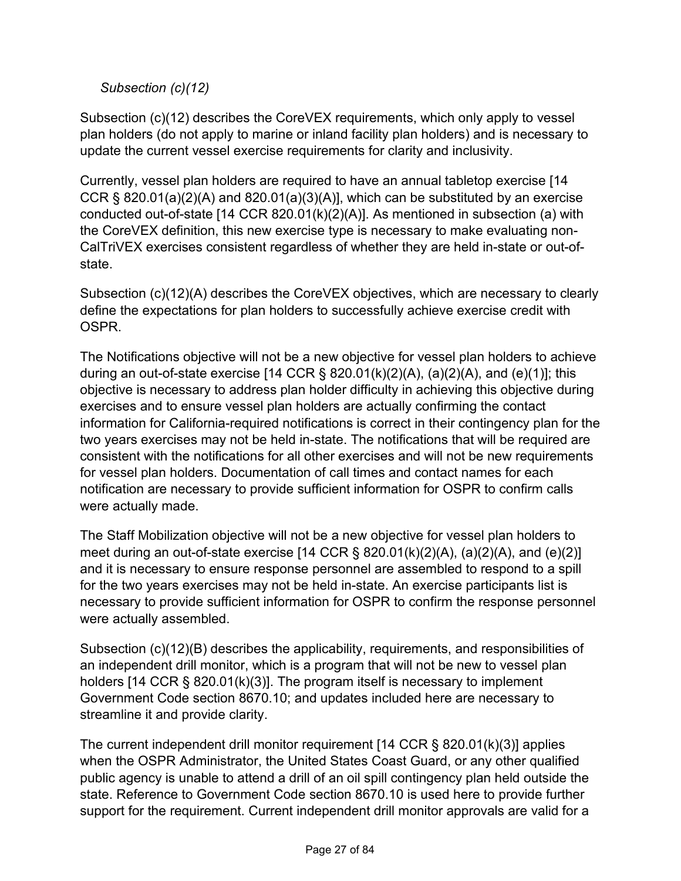*Subsection (c)(12)*

Subsection (c)(12) describes the CoreVEX requirements, which only apply to vessel plan holders (do not apply to marine or inland facility plan holders) and is necessary to update the current vessel exercise requirements for clarity and inclusivity.

Currently, vessel plan holders are required to have an annual tabletop exercise [14 CCR § 820.01(a)(2)(A) and 820.01(a)(3)(A)], which can be substituted by an exercise conducted out-of-state [14 CCR 820.01(k)(2)(A)]. As mentioned in subsection (a) with the CoreVEX definition, this new exercise type is necessary to make evaluating non-CalTriVEX exercises consistent regardless of whether they are held in-state or out-of-state.

Subsection (c)(12)(A) describes the CoreVEX objectives, which are necessary to clearly define the expectations for plan holders to successfully achieve exercise credit with OSPR.

The Notifications objective will not be a new objective for vessel plan holders to achieve during an out-of-state exercise [14 CCR § 820.01(k)(2)(A), (a)(2)(A), and (e)(1)]; this objective is necessary to address plan holder difficulty in achieving this objective during exercises and to ensure vessel plan holders are actually confirming the contact information for California-required notifications is correct in their contingency plan for the two years exercises may not be held in-state. The notifications that will be required are consistent with the notifications for all other exercises and will not be new requirements for vessel plan holders. Documentation of call times and contact names for each notification are necessary to provide sufficient information for OSPR to confirm calls were actually made.

The Staff Mobilization objective will not be a new objective for vessel plan holders to meet during an out-of-state exercise [14 CCR § 820.01(k)(2)(A), (a)(2)(A), and (e)(2)] and it is necessary to ensure response personnel are assembled to respond to a spill for the two years exercises may not be held in-state. An exercise participants list is necessary to provide sufficient information for OSPR to confirm the response personnel were actually assembled.

Subsection (c)(12)(B) describes the applicability, requirements, and responsibilities of an independent drill monitor, which is a program that will not be new to vessel plan holders [14 CCR § 820.01(k)(3)]. The program itself is necessary to implement Government Code section 8670.10; and updates included here are necessary to streamline it and provide clarity.

The current independent drill monitor requirement [14 CCR § 820.01(k)(3)] applies when the OSPR Administrator, the United States Coast Guard, or any other qualified public agency is unable to attend a drill of an oil spill contingency plan held outside the state. Reference to Government Code section 8670.10 is used here to provide further support for the requirement. Current independent drill monitor approvals are valid for a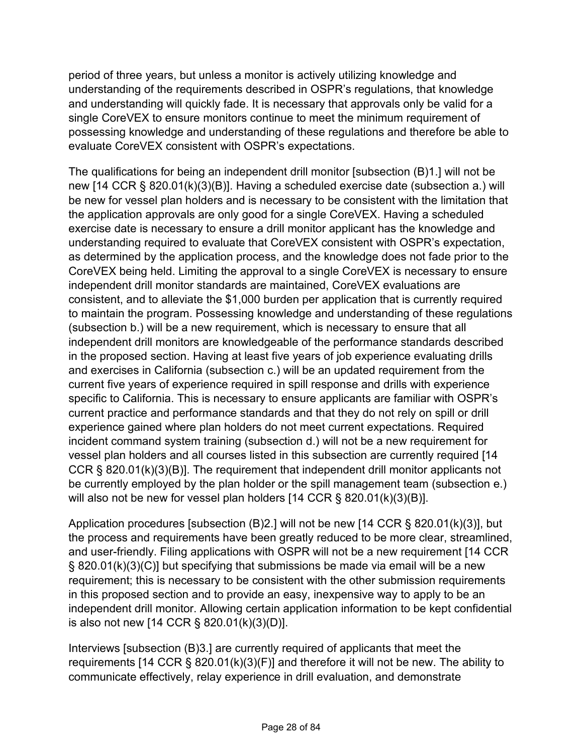period of three years, but unless a monitor is actively utilizing knowledge and understanding of the requirements described in OSPR's regulations, that knowledge and understanding will quickly fade. It is necessary that approvals only be valid for a single CoreVEX to ensure monitors continue to meet the minimum requirement of possessing knowledge and understanding of these regulations and therefore be able to evaluate CoreVEX consistent with OSPR's expectations.

The qualifications for being an independent drill monitor [subsection (B)1.] will not be new [14 CCR § 820.01(k)(3)(B)]. Having a scheduled exercise date (subsection a.) will be new for vessel plan holders and is necessary to be consistent with the limitation that the application approvals are only good for a single CoreVEX. Having a scheduled exercise date is necessary to ensure a drill monitor applicant has the knowledge and understanding required to evaluate that CoreVEX consistent with OSPR's expectation, as determined by the application process, and the knowledge does not fade prior to the CoreVEX being held. Limiting the approval to a single CoreVEX is necessary to ensure independent drill monitor standards are maintained, CoreVEX evaluations are consistent, and to alleviate the $1,000 burden per application that is currently required to maintain the program. Possessing knowledge and understanding of these regulations (subsection b.) will be a new requirement, which is necessary to ensure that all independent drill monitors are knowledgeable of the performance standards described in the proposed section. Having at least five years of job experience evaluating drills and exercises in California (subsection c.) will be an updated requirement from the current five years of experience required in spill response and drills with experience specific to California. This is necessary to ensure applicants are familiar with OSPR's current practice and performance standards and that they do not rely on spill or drill experience gained where plan holders do not meet current expectations. Required incident command system training (subsection d.) will not be a new requirement for vessel plan holders and all courses listed in this subsection are currently required [14 CCR § 820.01(k)(3)(B)]. The requirement that independent drill monitor applicants not be currently employed by the plan holder or the spill management team (subsection e.) will also not be new for vessel plan holders [14 CCR § 820.01(k)(3)(B)].

Application procedures [subsection (B)2.] will not be new [14 CCR § 820.01(k)(3)], but the process and requirements have been greatly reduced to be more clear, streamlined, and user-friendly. Filing applications with OSPR will not be a new requirement [14 CCR § 820.01(k)(3)(C)] but specifying that submissions be made via email will be a new requirement; this is necessary to be consistent with the other submission requirements in this proposed section and to provide an easy, inexpensive way to apply to be an independent drill monitor. Allowing certain application information to be kept confidential is also not new [14 CCR § 820.01(k)(3)(D)].

Interviews [subsection (B)3.] are currently required of applicants that meet the requirements [14 CCR § 820.01(k)(3)(F)] and therefore it will not be new. The ability to communicate effectively, relay experience in drill evaluation, and demonstrate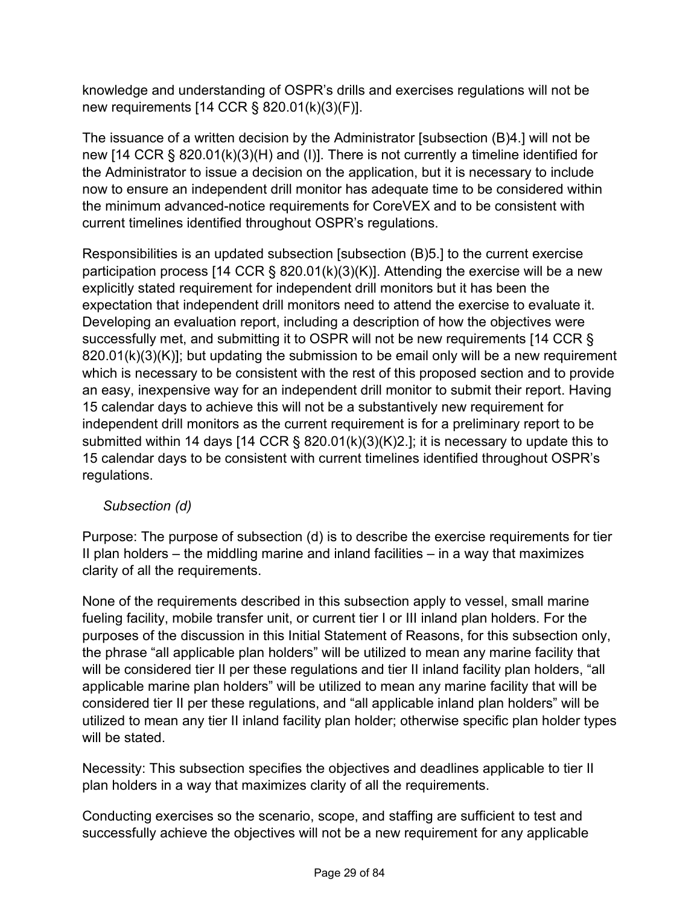knowledge and understanding of OSPR's drills and exercises regulations will not be new requirements [14 CCR § 820.01(k)(3)(F)].

The issuance of a written decision by the Administrator [subsection (B)4.] will not be new [14 CCR § 820.01(k)(3)(H) and (I)]. There is not currently a timeline identified for the Administrator to issue a decision on the application, but it is necessary to include now to ensure an independent drill monitor has adequate time to be considered within the minimum advanced-notice requirements for CoreVEX and to be consistent with current timelines identified throughout OSPR's regulations.

Responsibilities is an updated subsection [subsection (B)5.] to the current exercise participation process [14 CCR § 820.01(k)(3)(K)]. Attending the exercise will be a new explicitly stated requirement for independent drill monitors but it has been the expectation that independent drill monitors need to attend the exercise to evaluate it. Developing an evaluation report, including a description of how the objectives were successfully met, and submitting it to OSPR will not be new requirements [14 CCR § 820.01(k)(3)(K)]; but updating the submission to be email only will be a new requirement which is necessary to be consistent with the rest of this proposed section and to provide an easy, inexpensive way for an independent drill monitor to submit their report. Having 15 calendar days to achieve this will not be a substantively new requirement for independent drill monitors as the current requirement is for a preliminary report to be submitted within 14 days [14 CCR § 820.01(k)(3)(K)2.]; it is necessary to update this to 15 calendar days to be consistent with current timelines identified throughout OSPR's regulations.

*Subsection (d)*

Purpose: The purpose of subsection (d) is to describe the exercise requirements for tier II plan holders – the middling marine and inland facilities – in a way that maximizes clarity of all the requirements.

None of the requirements described in this subsection apply to vessel, small marine fueling facility, mobile transfer unit, or current tier I or III inland plan holders. For the purposes of the discussion in this Initial Statement of Reasons, for this subsection only, the phrase "all applicable plan holders" will be utilized to mean any marine facility that will be considered tier II per these regulations and tier II inland facility plan holders, "all applicable marine plan holders" will be utilized to mean any marine facility that will be considered tier II per these regulations, and "all applicable inland plan holders" will be utilized to mean any tier II inland facility plan holder; otherwise specific plan holder types will be stated.

Necessity: This subsection specifies the objectives and deadlines applicable to tier II plan holders in a way that maximizes clarity of all the requirements.

Conducting exercises so the scenario, scope, and staffing are sufficient to test and successfully achieve the objectives will not be a new requirement for any applicable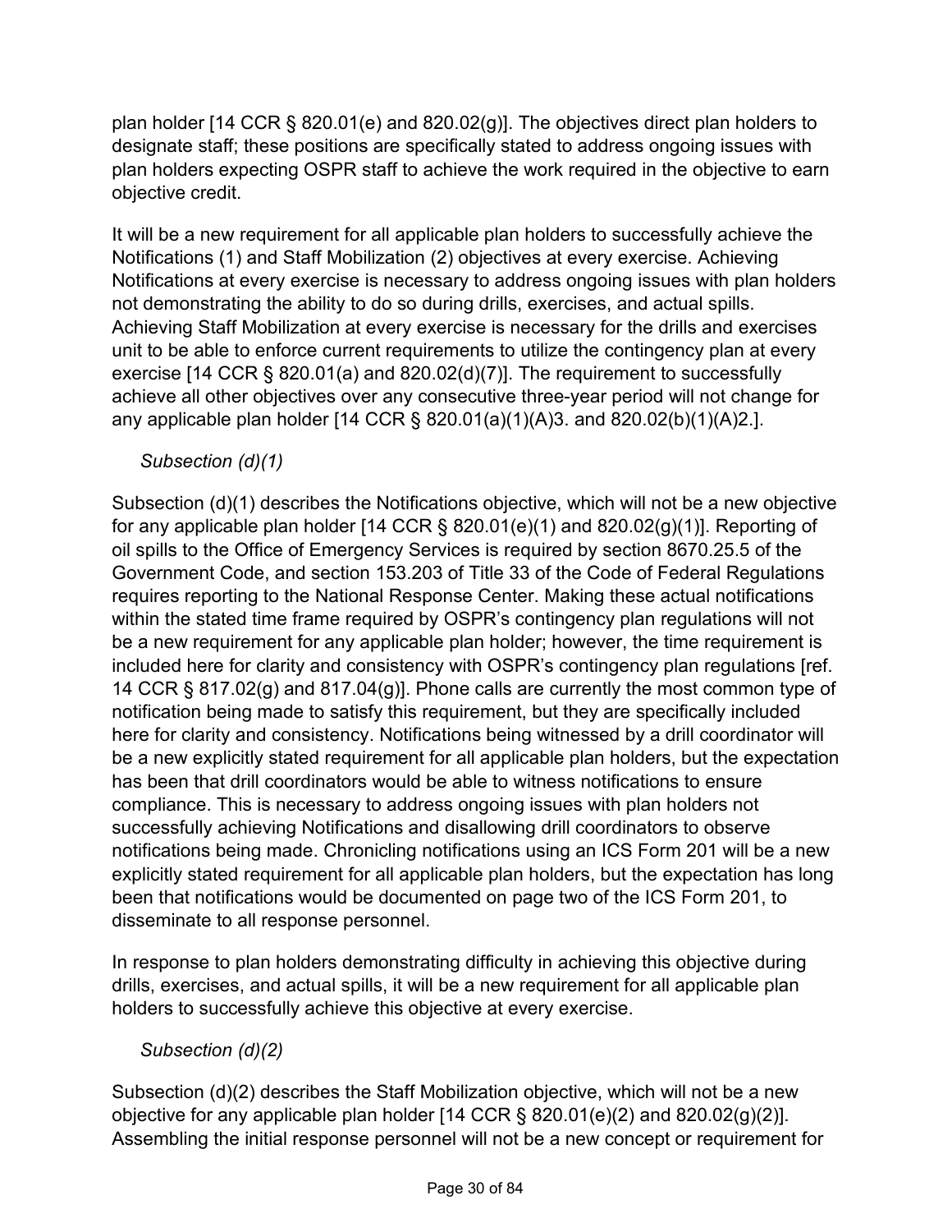plan holder [14 CCR § 820.01(e) and 820.02(g)]. The objectives direct plan holders to designate staff; these positions are specifically stated to address ongoing issues with plan holders expecting OSPR staff to achieve the work required in the objective to earn objective credit.

It will be a new requirement for all applicable plan holders to successfully achieve the Notifications (1) and Staff Mobilization (2) objectives at every exercise. Achieving Notifications at every exercise is necessary to address ongoing issues with plan holders not demonstrating the ability to do so during drills, exercises, and actual spills. Achieving Staff Mobilization at every exercise is necessary for the drills and exercises unit to be able to enforce current requirements to utilize the contingency plan at every exercise [14 CCR § 820.01(a) and 820.02(d)(7)]. The requirement to successfully achieve all other objectives over any consecutive three-year period will not change for any applicable plan holder [14 CCR § 820.01(a)(1)(A)3. and 820.02(b)(1)(A)2.].

*Subsection (d)(1)*

Subsection (d)(1) describes the Notifications objective, which will not be a new objective for any applicable plan holder [14 CCR § 820.01(e)(1) and 820.02(g)(1)]. Reporting of oil spills to the Office of Emergency Services is required by section 8670.25.5 of the Government Code, and section 153.203 of Title 33 of the Code of Federal Regulations requires reporting to the National Response Center. Making these actual notifications within the stated time frame required by OSPR's contingency plan regulations will not be a new requirement for any applicable plan holder; however, the time requirement is included here for clarity and consistency with OSPR's contingency plan regulations [ref. 14 CCR § 817.02(g) and 817.04(g)]. Phone calls are currently the most common type of notification being made to satisfy this requirement, but they are specifically included here for clarity and consistency. Notifications being witnessed by a drill coordinator will be a new explicitly stated requirement for all applicable plan holders, but the expectation has been that drill coordinators would be able to witness notifications to ensure compliance. This is necessary to address ongoing issues with plan holders not successfully achieving Notifications and disallowing drill coordinators to observe notifications being made. Chronicling notifications using an ICS Form 201 will be a new explicitly stated requirement for all applicable plan holders, but the expectation has long been that notifications would be documented on page two of the ICS Form 201, to disseminate to all response personnel.

In response to plan holders demonstrating difficulty in achieving this objective during drills, exercises, and actual spills, it will be a new requirement for all applicable plan holders to successfully achieve this objective at every exercise.

*Subsection (d)(2)*

Subsection (d)(2) describes the Staff Mobilization objective, which will not be a new objective for any applicable plan holder [14 CCR § 820.01(e)(2) and 820.02(g)(2)]. Assembling the initial response personnel will not be a new concept or requirement for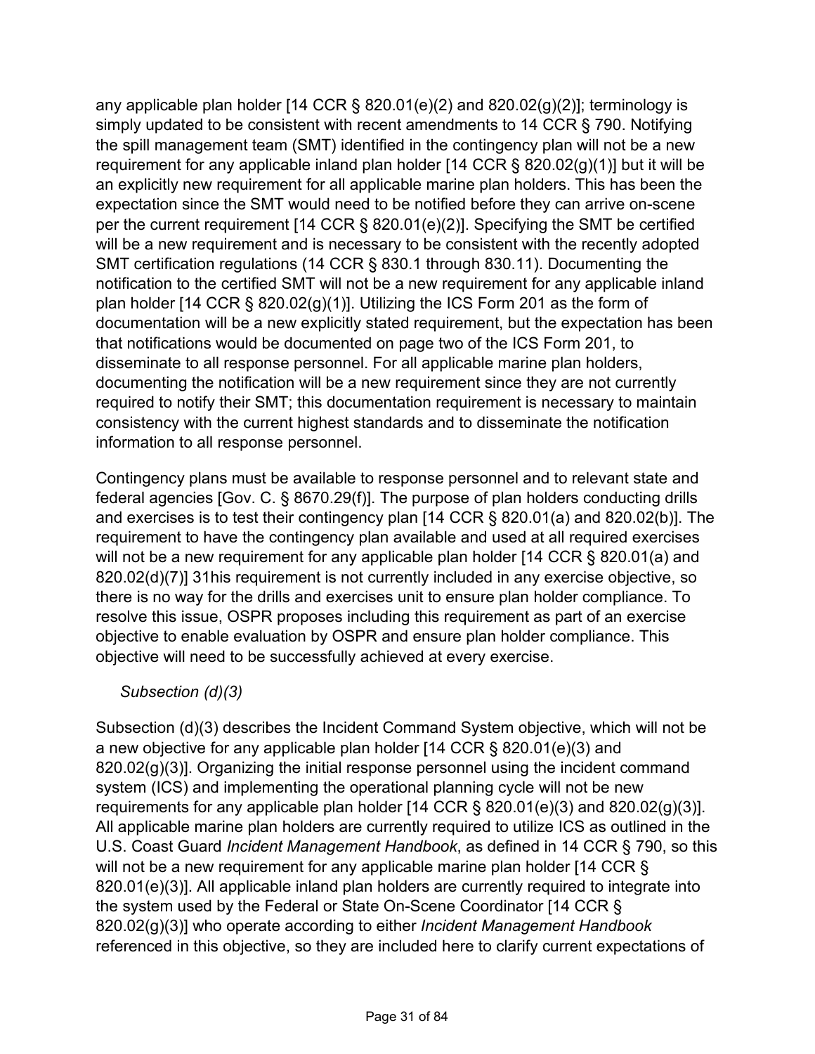any applicable plan holder [14 CCR § 820.01(e)(2) and 820.02(g)(2)]; terminology is simply updated to be consistent with recent amendments to 14 CCR § 790. Notifying the spill management team (SMT) identified in the contingency plan will not be a new requirement for any applicable inland plan holder [14 CCR § 820.02(g)(1)] but it will be an explicitly new requirement for all applicable marine plan holders. This has been the expectation since the SMT would need to be notified before they can arrive on-scene per the current requirement [14 CCR § 820.01(e)(2)]. Specifying the SMT be certified will be a new requirement and is necessary to be consistent with the recently adopted SMT certification regulations (14 CCR § 830.1 through 830.11). Documenting the notification to the certified SMT will not be a new requirement for any applicable inland plan holder [14 CCR § 820.02(g)(1)]. Utilizing the ICS Form 201 as the form of documentation will be a new explicitly stated requirement, but the expectation has been that notifications would be documented on page two of the ICS Form 201, to disseminate to all response personnel. For all applicable marine plan holders, documenting the notification will be a new requirement since they are not currently required to notify their SMT; this documentation requirement is necessary to maintain consistency with the current highest standards and to disseminate the notification information to all response personnel.

Contingency plans must be available to response personnel and to relevant state and federal agencies [Gov. C. § 8670.29(f)]. The purpose of plan holders conducting drills and exercises is to test their contingency plan [14 CCR § 820.01(a) and 820.02(b)]. The requirement to have the contingency plan available and used at all required exercises will not be a new requirement for any applicable plan holder [14 CCR § 820.01(a) and 820.02(d)(7)] 31his requirement is not currently included in any exercise objective, so there is no way for the drills and exercises unit to ensure plan holder compliance. To resolve this issue, OSPR proposes including this requirement as part of an exercise objective to enable evaluation by OSPR and ensure plan holder compliance. This objective will need to be successfully achieved at every exercise.

*Subsection (d)(3)*

Subsection (d)(3) describes the Incident Command System objective, which will not be a new objective for any applicable plan holder [14 CCR § 820.01(e)(3) and 820.02(g)(3)]. Organizing the initial response personnel using the incident command system (ICS) and implementing the operational planning cycle will not be new requirements for any applicable plan holder [14 CCR § 820.01(e)(3) and 820.02(g)(3)]. All applicable marine plan holders are currently required to utilize ICS as outlined in the U.S. Coast Guard *Incident Management Handbook*, as defined in 14 CCR § 790, so this will not be a new requirement for any applicable marine plan holder [14 CCR § 820.01(e)(3)]. All applicable inland plan holders are currently required to integrate into the system used by the Federal or State On-Scene Coordinator [14 CCR § 820.02(g)(3)] who operate according to either *Incident Management Handbook* referenced in this objective, so they are included here to clarify current expectations of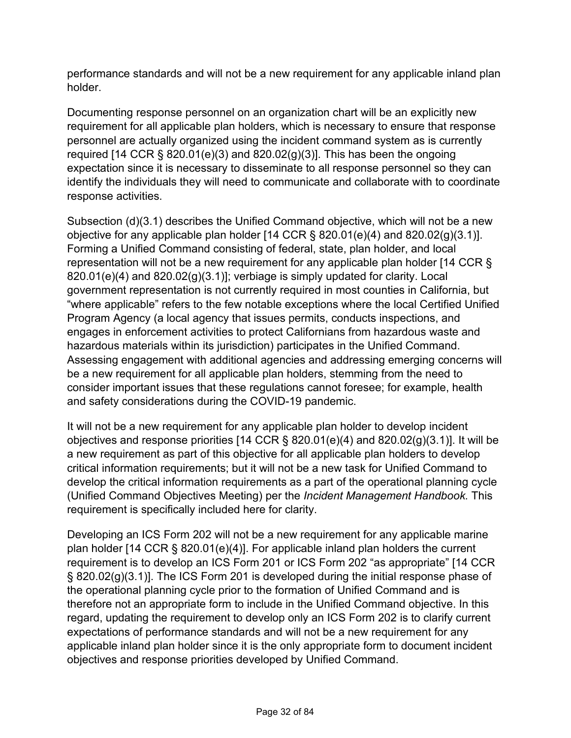performance standards and will not be a new requirement for any applicable inland plan holder.

Documenting response personnel on an organization chart will be an explicitly new requirement for all applicable plan holders, which is necessary to ensure that response personnel are actually organized using the incident command system as is currently required [14 CCR § 820.01(e)(3) and 820.02(g)(3)]. This has been the ongoing expectation since it is necessary to disseminate to all response personnel so they can identify the individuals they will need to communicate and collaborate with to coordinate response activities.

Subsection (d)(3.1) describes the Unified Command objective, which will not be a new objective for any applicable plan holder [14 CCR § 820.01(e)(4) and 820.02(g)(3.1)]. Forming a Unified Command consisting of federal, state, plan holder, and local representation will not be a new requirement for any applicable plan holder [14 CCR § 820.01(e)(4) and 820.02(g)(3.1)]; verbiage is simply updated for clarity. Local government representation is not currently required in most counties in California, but "where applicable" refers to the few notable exceptions where the local Certified Unified Program Agency (a local agency that issues permits, conducts inspections, and engages in enforcement activities to protect Californians from hazardous waste and hazardous materials within its jurisdiction) participates in the Unified Command. Assessing engagement with additional agencies and addressing emerging concerns will be a new requirement for all applicable plan holders, stemming from the need to consider important issues that these regulations cannot foresee; for example, health and safety considerations during the COVID-19 pandemic.

It will not be a new requirement for any applicable plan holder to develop incident objectives and response priorities [14 CCR § 820.01(e)(4) and 820.02(g)(3.1)]. It will be a new requirement as part of this objective for all applicable plan holders to develop critical information requirements; but it will not be a new task for Unified Command to develop the critical information requirements as a part of the operational planning cycle (Unified Command Objectives Meeting) per the *Incident Management Handbook.* This requirement is specifically included here for clarity.

Developing an ICS Form 202 will not be a new requirement for any applicable marine plan holder [14 CCR § 820.01(e)(4)]. For applicable inland plan holders the current requirement is to develop an ICS Form 201 or ICS Form 202 "as appropriate" [14 CCR § 820.02(g)(3.1)]. The ICS Form 201 is developed during the initial response phase of the operational planning cycle prior to the formation of Unified Command and is therefore not an appropriate form to include in the Unified Command objective. In this regard, updating the requirement to develop only an ICS Form 202 is to clarify current expectations of performance standards and will not be a new requirement for any applicable inland plan holder since it is the only appropriate form to document incident objectives and response priorities developed by Unified Command.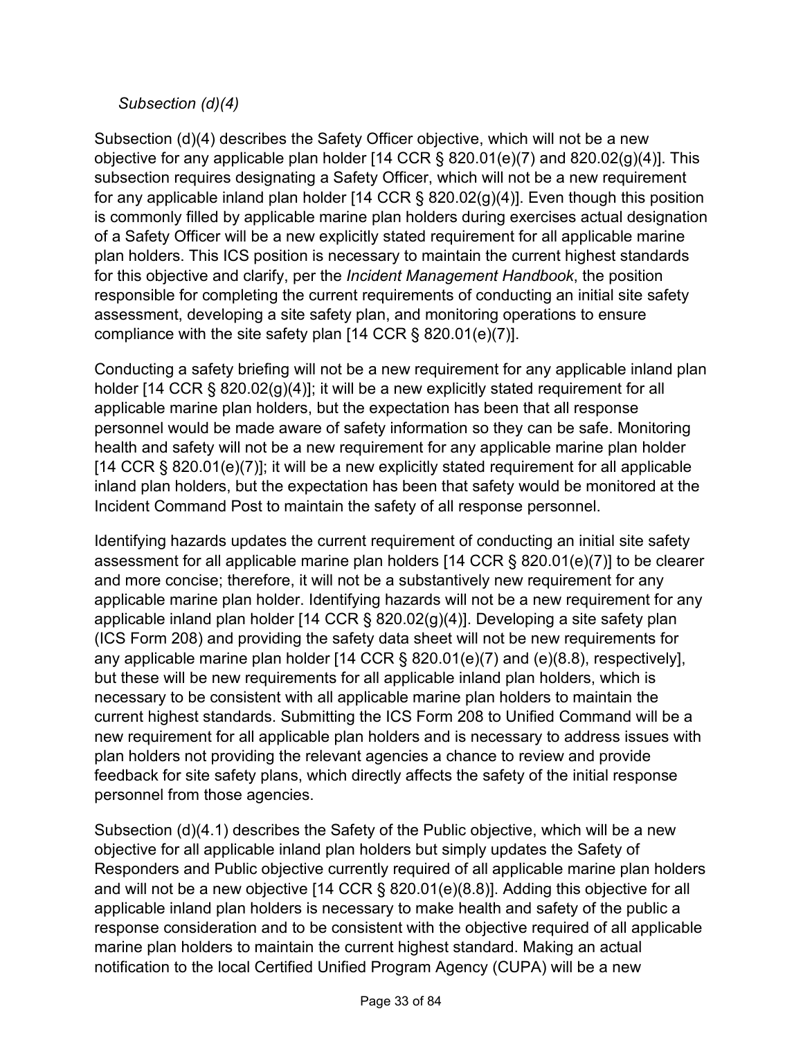*Subsection (d)(4)*

Subsection (d)(4) describes the Safety Officer objective, which will not be a new objective for any applicable plan holder [14 CCR § 820.01(e)(7) and 820.02(g)(4)]. This subsection requires designating a Safety Officer, which will not be a new requirement for any applicable inland plan holder [14 CCR § 820.02(g)(4)]. Even though this position is commonly filled by applicable marine plan holders during exercises actual designation of a Safety Officer will be a new explicitly stated requirement for all applicable marine plan holders. This ICS position is necessary to maintain the current highest standards for this objective and clarify, per the *Incident Management Handbook*, the position responsible for completing the current requirements of conducting an initial site safety assessment, developing a site safety plan, and monitoring operations to ensure compliance with the site safety plan [14 CCR § 820.01(e)(7)].

Conducting a safety briefing will not be a new requirement for any applicable inland plan holder [14 CCR § 820.02(g)(4)]; it will be a new explicitly stated requirement for all applicable marine plan holders, but the expectation has been that all response personnel would be made aware of safety information so they can be safe. Monitoring health and safety will not be a new requirement for any applicable marine plan holder [14 CCR § 820.01(e)(7)]; it will be a new explicitly stated requirement for all applicable inland plan holders, but the expectation has been that safety would be monitored at the Incident Command Post to maintain the safety of all response personnel.

Identifying hazards updates the current requirement of conducting an initial site safety assessment for all applicable marine plan holders [14 CCR § 820.01(e)(7)] to be clearer and more concise; therefore, it will not be a substantively new requirement for any applicable marine plan holder. Identifying hazards will not be a new requirement for any applicable inland plan holder [14 CCR § 820.02(g)(4)]. Developing a site safety plan (ICS Form 208) and providing the safety data sheet will not be new requirements for any applicable marine plan holder [14 CCR § 820.01(e)(7) and (e)(8.8), respectively], but these will be new requirements for all applicable inland plan holders, which is necessary to be consistent with all applicable marine plan holders to maintain the current highest standards. Submitting the ICS Form 208 to Unified Command will be a new requirement for all applicable plan holders and is necessary to address issues with plan holders not providing the relevant agencies a chance to review and provide feedback for site safety plans, which directly affects the safety of the initial response personnel from those agencies.

Subsection (d)(4.1) describes the Safety of the Public objective, which will be a new objective for all applicable inland plan holders but simply updates the Safety of Responders and Public objective currently required of all applicable marine plan holders and will not be a new objective [14 CCR § 820.01(e)(8.8)]. Adding this objective for all applicable inland plan holders is necessary to make health and safety of the public a response consideration and to be consistent with the objective required of all applicable marine plan holders to maintain the current highest standard. Making an actual notification to the local Certified Unified Program Agency (CUPA) will be a new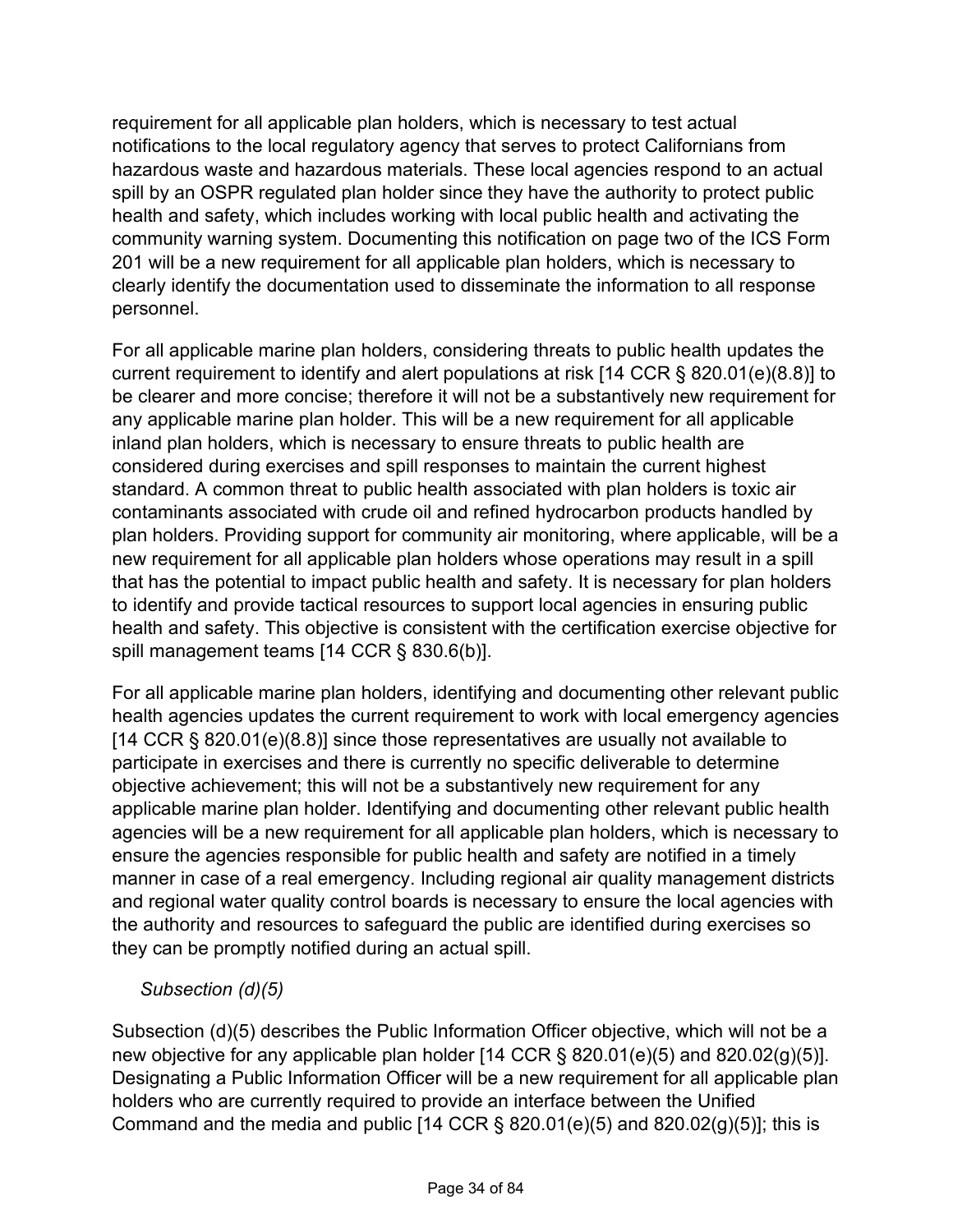requirement for all applicable plan holders, which is necessary to test actual notifications to the local regulatory agency that serves to protect Californians from hazardous waste and hazardous materials. These local agencies respond to an actual spill by an OSPR regulated plan holder since they have the authority to protect public health and safety, which includes working with local public health and activating the community warning system. Documenting this notification on page two of the ICS Form 201 will be a new requirement for all applicable plan holders, which is necessary to clearly identify the documentation used to disseminate the information to all response personnel.

For all applicable marine plan holders, considering threats to public health updates the current requirement to identify and alert populations at risk [14 CCR § 820.01(e)(8.8)] to be clearer and more concise; therefore it will not be a substantively new requirement for any applicable marine plan holder. This will be a new requirement for all applicable inland plan holders, which is necessary to ensure threats to public health are considered during exercises and spill responses to maintain the current highest standard. A common threat to public health associated with plan holders is toxic air contaminants associated with crude oil and refined hydrocarbon products handled by plan holders. Providing support for community air monitoring, where applicable, will be a new requirement for all applicable plan holders whose operations may result in a spill that has the potential to impact public health and safety. It is necessary for plan holders to identify and provide tactical resources to support local agencies in ensuring public health and safety. This objective is consistent with the certification exercise objective for spill management teams [14 CCR § 830.6(b)].

For all applicable marine plan holders, identifying and documenting other relevant public health agencies updates the current requirement to work with local emergency agencies [14 CCR § 820.01(e)(8.8)] since those representatives are usually not available to participate in exercises and there is currently no specific deliverable to determine objective achievement; this will not be a substantively new requirement for any applicable marine plan holder. Identifying and documenting other relevant public health agencies will be a new requirement for all applicable plan holders, which is necessary to ensure the agencies responsible for public health and safety are notified in a timely manner in case of a real emergency. Including regional air quality management districts and regional water quality control boards is necessary to ensure the local agencies with the authority and resources to safeguard the public are identified during exercises so they can be promptly notified during an actual spill.

*Subsection (d)(5)*

Subsection (d)(5) describes the Public Information Officer objective, which will not be a new objective for any applicable plan holder [14 CCR § 820.01(e)(5) and 820.02(g)(5)]. Designating a Public Information Officer will be a new requirement for all applicable plan holders who are currently required to provide an interface between the Unified Command and the media and public [14 CCR § 820.01(e)(5) and 820.02(g)(5)]; this is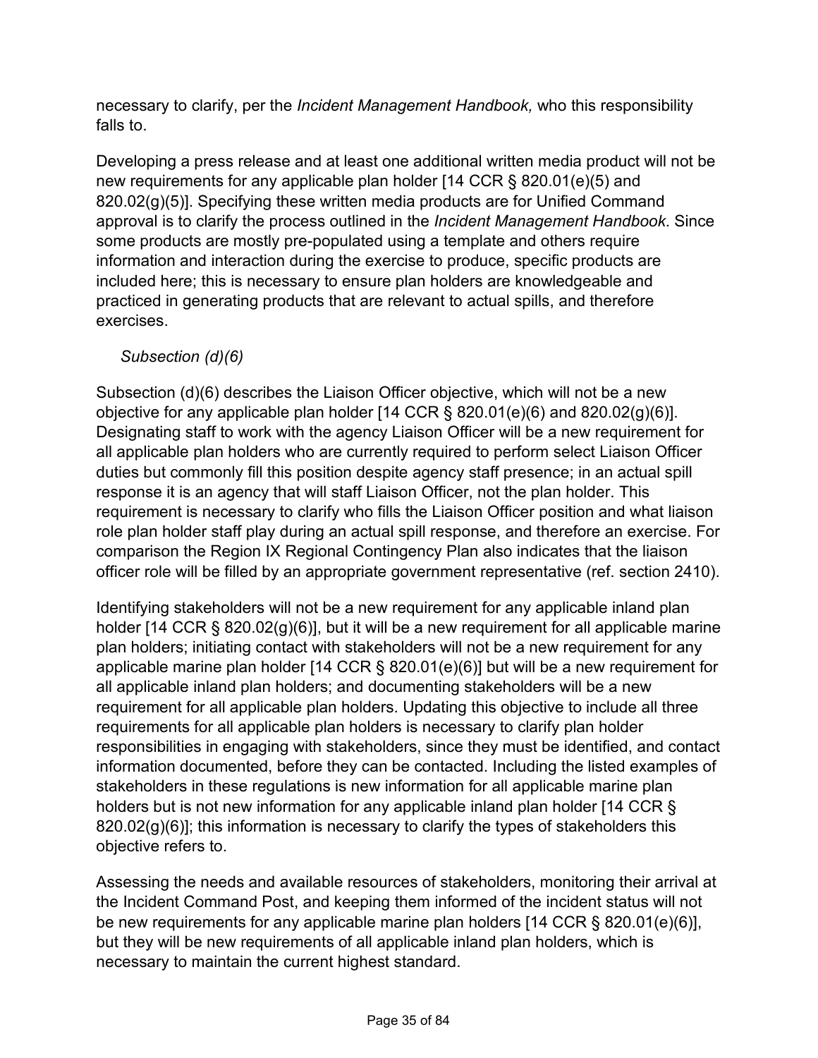necessary to clarify, per the *Incident Management Handbook,* who this responsibility falls to.

Developing a press release and at least one additional written media product will not be new requirements for any applicable plan holder [14 CCR § 820.01(e)(5) and 820.02(g)(5)]. Specifying these written media products are for Unified Command approval is to clarify the process outlined in the *Incident Management Handbook*. Since some products are mostly pre-populated using a template and others require information and interaction during the exercise to produce, specific products are included here; this is necessary to ensure plan holders are knowledgeable and practiced in generating products that are relevant to actual spills, and therefore exercises.

*Subsection (d)(6)*

Subsection (d)(6) describes the Liaison Officer objective, which will not be a new objective for any applicable plan holder [14 CCR § 820.01(e)(6) and 820.02(g)(6)]. Designating staff to work with the agency Liaison Officer will be a new requirement for all applicable plan holders who are currently required to perform select Liaison Officer duties but commonly fill this position despite agency staff presence; in an actual spill response it is an agency that will staff Liaison Officer, not the plan holder. This requirement is necessary to clarify who fills the Liaison Officer position and what liaison role plan holder staff play during an actual spill response, and therefore an exercise. For comparison the Region IX Regional Contingency Plan also indicates that the liaison officer role will be filled by an appropriate government representative (ref. section 2410).

Identifying stakeholders will not be a new requirement for any applicable inland plan holder [14 CCR § 820.02(g)(6)], but it will be a new requirement for all applicable marine plan holders; initiating contact with stakeholders will not be a new requirement for any applicable marine plan holder [14 CCR § 820.01(e)(6)] but will be a new requirement for all applicable inland plan holders; and documenting stakeholders will be a new requirement for all applicable plan holders. Updating this objective to include all three requirements for all applicable plan holders is necessary to clarify plan holder responsibilities in engaging with stakeholders, since they must be identified, and contact information documented, before they can be contacted. Including the listed examples of stakeholders in these regulations is new information for all applicable marine plan holders but is not new information for any applicable inland plan holder [14 CCR § 820.02(g)(6)]; this information is necessary to clarify the types of stakeholders this objective refers to.

Assessing the needs and available resources of stakeholders, monitoring their arrival at the Incident Command Post, and keeping them informed of the incident status will not be new requirements for any applicable marine plan holders [14 CCR § 820.01(e)(6)], but they will be new requirements of all applicable inland plan holders, which is necessary to maintain the current highest standard.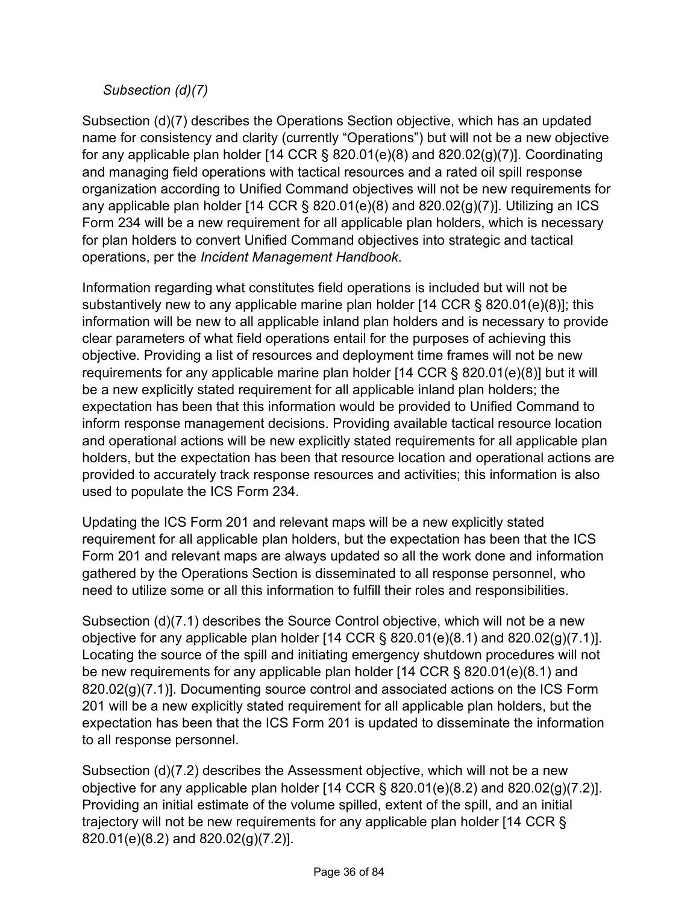*Subsection (d)(7)*

Subsection (d)(7) describes the Operations Section objective, which has an updated name for consistency and clarity (currently "Operations") but will not be a new objective for any applicable plan holder [14 CCR § 820.01(e)(8) and 820.02(g)(7)]. Coordinating and managing field operations with tactical resources and a rated oil spill response organization according to Unified Command objectives will not be new requirements for any applicable plan holder [14 CCR § 820.01(e)(8) and 820.02(g)(7)]. Utilizing an ICS Form 234 will be a new requirement for all applicable plan holders, which is necessary for plan holders to convert Unified Command objectives into strategic and tactical operations, per the *Incident Management Handbook*.

Information regarding what constitutes field operations is included but will not be substantively new to any applicable marine plan holder [14 CCR § 820.01(e)(8)]; this information will be new to all applicable inland plan holders and is necessary to provide clear parameters of what field operations entail for the purposes of achieving this objective. Providing a list of resources and deployment time frames will not be new requirements for any applicable marine plan holder [14 CCR § 820.01(e)(8)] but it will be a new explicitly stated requirement for all applicable inland plan holders; the expectation has been that this information would be provided to Unified Command to inform response management decisions. Providing available tactical resource location and operational actions will be new explicitly stated requirements for all applicable plan holders, but the expectation has been that resource location and operational actions are provided to accurately track response resources and activities; this information is also used to populate the ICS Form 234.

Updating the ICS Form 201 and relevant maps will be a new explicitly stated requirement for all applicable plan holders, but the expectation has been that the ICS Form 201 and relevant maps are always updated so all the work done and information gathered by the Operations Section is disseminated to all response personnel, who need to utilize some or all this information to fulfill their roles and responsibilities.

Subsection (d)(7.1) describes the Source Control objective, which will not be a new objective for any applicable plan holder [14 CCR § 820.01(e)(8.1) and 820.02(g)(7.1)]. Locating the source of the spill and initiating emergency shutdown procedures will not be new requirements for any applicable plan holder [14 CCR § 820.01(e)(8.1) and 820.02(g)(7.1)]. Documenting source control and associated actions on the ICS Form 201 will be a new explicitly stated requirement for all applicable plan holders, but the expectation has been that the ICS Form 201 is updated to disseminate the information to all response personnel.

Subsection (d)(7.2) describes the Assessment objective, which will not be a new objective for any applicable plan holder [14 CCR § 820.01(e)(8.2) and 820.02(g)(7.2)]. Providing an initial estimate of the volume spilled, extent of the spill, and an initial trajectory will not be new requirements for any applicable plan holder [14 CCR § 820.01(e)(8.2) and 820.02(g)(7.2)].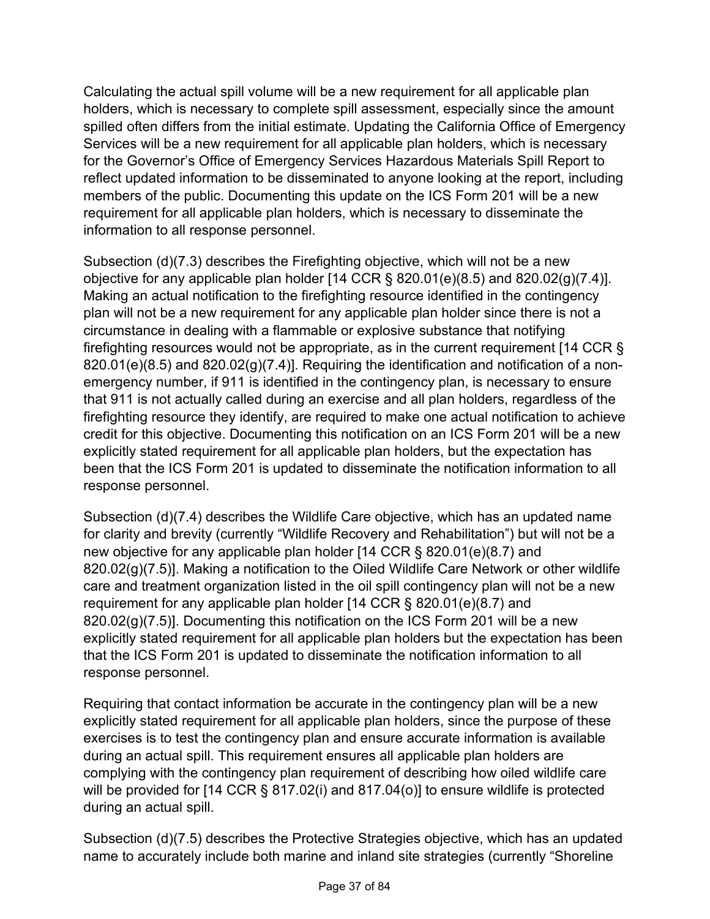Calculating the actual spill volume will be a new requirement for all applicable plan holders, which is necessary to complete spill assessment, especially since the amount spilled often differs from the initial estimate. Updating the California Office of Emergency Services will be a new requirement for all applicable plan holders, which is necessary for the Governor's Office of Emergency Services Hazardous Materials Spill Report to reflect updated information to be disseminated to anyone looking at the report, including members of the public. Documenting this update on the ICS Form 201 will be a new requirement for all applicable plan holders, which is necessary to disseminate the information to all response personnel.

Subsection (d)(7.3) describes the Firefighting objective, which will not be a new objective for any applicable plan holder [14 CCR § 820.01(e)(8.5) and 820.02(g)(7.4)]. Making an actual notification to the firefighting resource identified in the contingency plan will not be a new requirement for any applicable plan holder since there is not a circumstance in dealing with a flammable or explosive substance that notifying firefighting resources would not be appropriate, as in the current requirement [14 CCR § 820.01(e)(8.5) and 820.02(g)(7.4)]. Requiring the identification and notification of a non-emergency number, if 911 is identified in the contingency plan, is necessary to ensure that 911 is not actually called during an exercise and all plan holders, regardless of the firefighting resource they identify, are required to make one actual notification to achieve credit for this objective. Documenting this notification on an ICS Form 201 will be a new explicitly stated requirement for all applicable plan holders, but the expectation has been that the ICS Form 201 is updated to disseminate the notification information to all response personnel.

Subsection (d)(7.4) describes the Wildlife Care objective, which has an updated name for clarity and brevity (currently "Wildlife Recovery and Rehabilitation") but will not be a new objective for any applicable plan holder [14 CCR § 820.01(e)(8.7) and 820.02(g)(7.5)]. Making a notification to the Oiled Wildlife Care Network or other wildlife care and treatment organization listed in the oil spill contingency plan will not be a new requirement for any applicable plan holder [14 CCR § 820.01(e)(8.7) and 820.02(g)(7.5)]. Documenting this notification on the ICS Form 201 will be a new explicitly stated requirement for all applicable plan holders but the expectation has been that the ICS Form 201 is updated to disseminate the notification information to all response personnel.

Requiring that contact information be accurate in the contingency plan will be a new explicitly stated requirement for all applicable plan holders, since the purpose of these exercises is to test the contingency plan and ensure accurate information is available during an actual spill. This requirement ensures all applicable plan holders are complying with the contingency plan requirement of describing how oiled wildlife care will be provided for [14 CCR § 817.02(i) and 817.04(o)] to ensure wildlife is protected during an actual spill.

Subsection (d)(7.5) describes the Protective Strategies objective, which has an updated name to accurately include both marine and inland site strategies (currently "Shoreline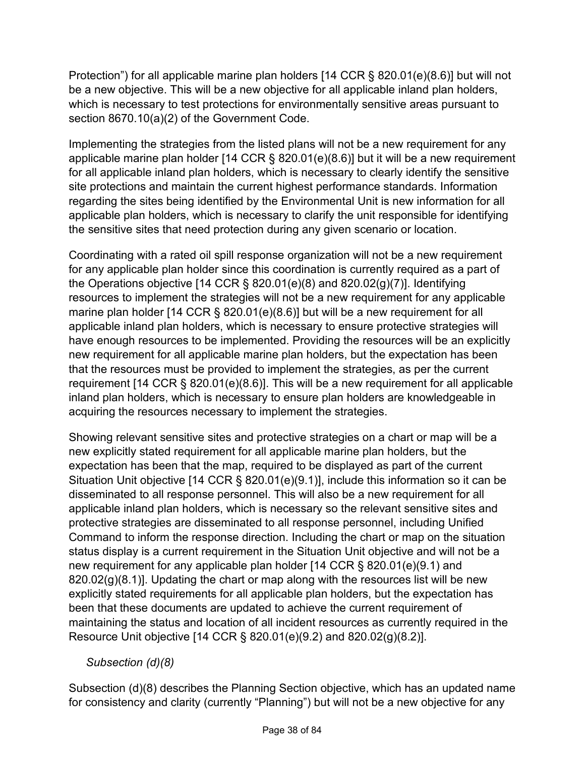Protection") for all applicable marine plan holders [14 CCR § 820.01(e)(8.6)] but will not be a new objective. This will be a new objective for all applicable inland plan holders, which is necessary to test protections for environmentally sensitive areas pursuant to section 8670.10(a)(2) of the Government Code.

Implementing the strategies from the listed plans will not be a new requirement for any applicable marine plan holder [14 CCR § 820.01(e)(8.6)] but it will be a new requirement for all applicable inland plan holders, which is necessary to clearly identify the sensitive site protections and maintain the current highest performance standards. Information regarding the sites being identified by the Environmental Unit is new information for all applicable plan holders, which is necessary to clarify the unit responsible for identifying the sensitive sites that need protection during any given scenario or location.

Coordinating with a rated oil spill response organization will not be a new requirement for any applicable plan holder since this coordination is currently required as a part of the Operations objective [14 CCR § 820.01(e)(8) and 820.02(g)(7)]. Identifying resources to implement the strategies will not be a new requirement for any applicable marine plan holder [14 CCR § 820.01(e)(8.6)] but will be a new requirement for all applicable inland plan holders, which is necessary to ensure protective strategies will have enough resources to be implemented. Providing the resources will be an explicitly new requirement for all applicable marine plan holders, but the expectation has been that the resources must be provided to implement the strategies, as per the current requirement [14 CCR § 820.01(e)(8.6)]. This will be a new requirement for all applicable inland plan holders, which is necessary to ensure plan holders are knowledgeable in acquiring the resources necessary to implement the strategies.

Showing relevant sensitive sites and protective strategies on a chart or map will be a new explicitly stated requirement for all applicable marine plan holders, but the expectation has been that the map, required to be displayed as part of the current Situation Unit objective [14 CCR § 820.01(e)(9.1)], include this information so it can be disseminated to all response personnel. This will also be a new requirement for all applicable inland plan holders, which is necessary so the relevant sensitive sites and protective strategies are disseminated to all response personnel, including Unified Command to inform the response direction. Including the chart or map on the situation status display is a current requirement in the Situation Unit objective and will not be a new requirement for any applicable plan holder [14 CCR § 820.01(e)(9.1) and 820.02(g)(8.1)]. Updating the chart or map along with the resources list will be new explicitly stated requirements for all applicable plan holders, but the expectation has been that these documents are updated to achieve the current requirement of maintaining the status and location of all incident resources as currently required in the Resource Unit objective [14 CCR § 820.01(e)(9.2) and 820.02(g)(8.2)].

*Subsection (d)(8)*

Subsection (d)(8) describes the Planning Section objective, which has an updated name for consistency and clarity (currently "Planning") but will not be a new objective for any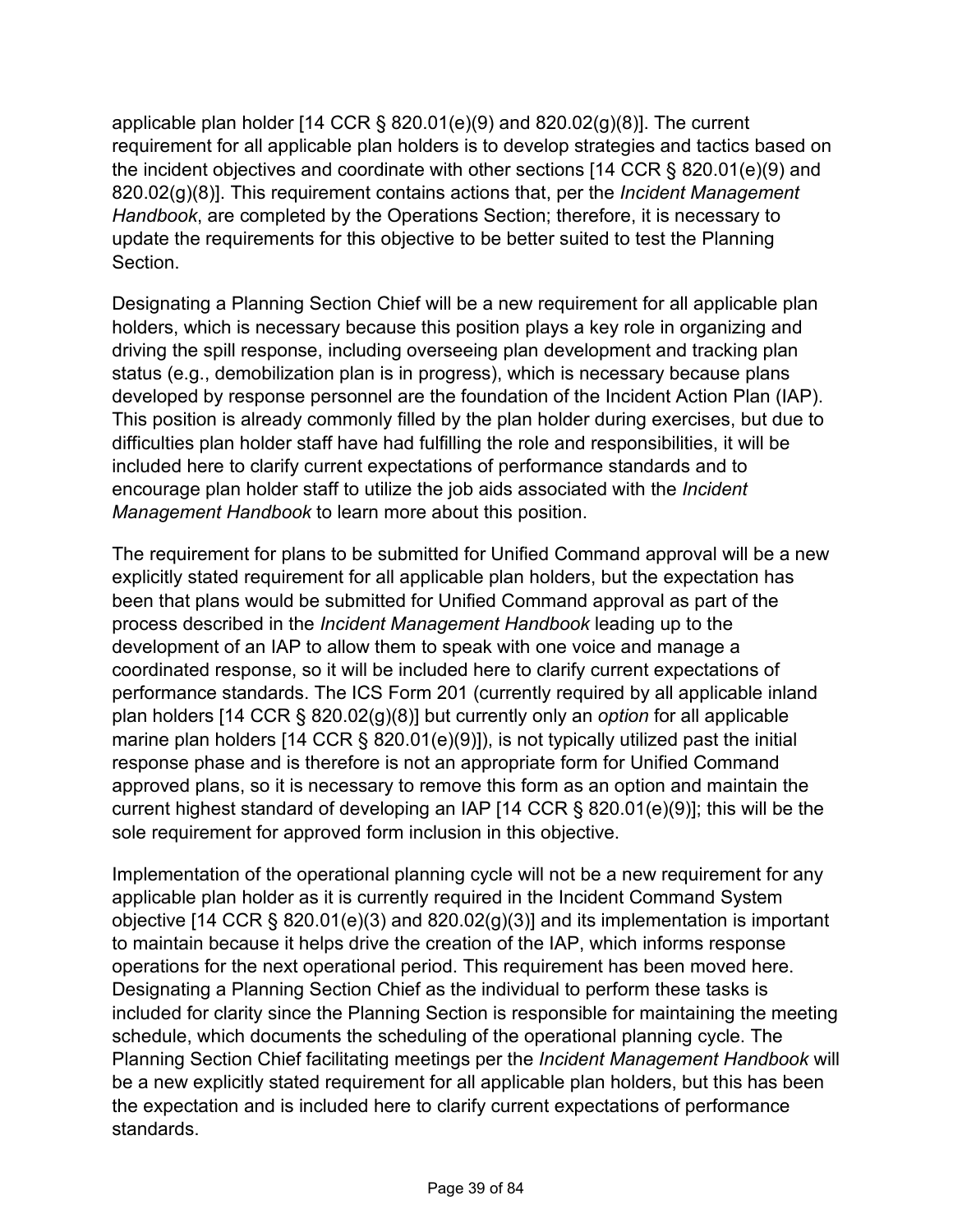applicable plan holder [14 CCR § 820.01(e)(9) and 820.02(g)(8)]. The current requirement for all applicable plan holders is to develop strategies and tactics based on the incident objectives and coordinate with other sections [14 CCR § 820.01(e)(9) and 820.02(g)(8)]. This requirement contains actions that, per the *Incident Management Handbook*, are completed by the Operations Section; therefore, it is necessary to update the requirements for this objective to be better suited to test the Planning Section.

Designating a Planning Section Chief will be a new requirement for all applicable plan holders, which is necessary because this position plays a key role in organizing and driving the spill response, including overseeing plan development and tracking plan status (e.g., demobilization plan is in progress), which is necessary because plans developed by response personnel are the foundation of the Incident Action Plan (IAP). This position is already commonly filled by the plan holder during exercises, but due to difficulties plan holder staff have had fulfilling the role and responsibilities, it will be included here to clarify current expectations of performance standards and to encourage plan holder staff to utilize the job aids associated with the *Incident Management Handbook* to learn more about this position.

The requirement for plans to be submitted for Unified Command approval will be a new explicitly stated requirement for all applicable plan holders, but the expectation has been that plans would be submitted for Unified Command approval as part of the process described in the *Incident Management Handbook* leading up to the development of an IAP to allow them to speak with one voice and manage a coordinated response, so it will be included here to clarify current expectations of performance standards. The ICS Form 201 (currently required by all applicable inland plan holders [14 CCR § 820.02(g)(8)] but currently only an *option* for all applicable marine plan holders [14 CCR § 820.01(e)(9)]), is not typically utilized past the initial response phase and is therefore is not an appropriate form for Unified Command approved plans, so it is necessary to remove this form as an option and maintain the current highest standard of developing an IAP [14 CCR § 820.01(e)(9)]; this will be the sole requirement for approved form inclusion in this objective.

Implementation of the operational planning cycle will not be a new requirement for any applicable plan holder as it is currently required in the Incident Command System objective [14 CCR § 820.01(e)(3) and 820.02(g)(3)] and its implementation is important to maintain because it helps drive the creation of the IAP, which informs response operations for the next operational period. This requirement has been moved here. Designating a Planning Section Chief as the individual to perform these tasks is included for clarity since the Planning Section is responsible for maintaining the meeting schedule, which documents the scheduling of the operational planning cycle. The Planning Section Chief facilitating meetings per the *Incident Management Handbook* will be a new explicitly stated requirement for all applicable plan holders, but this has been the expectation and is included here to clarify current expectations of performance standards.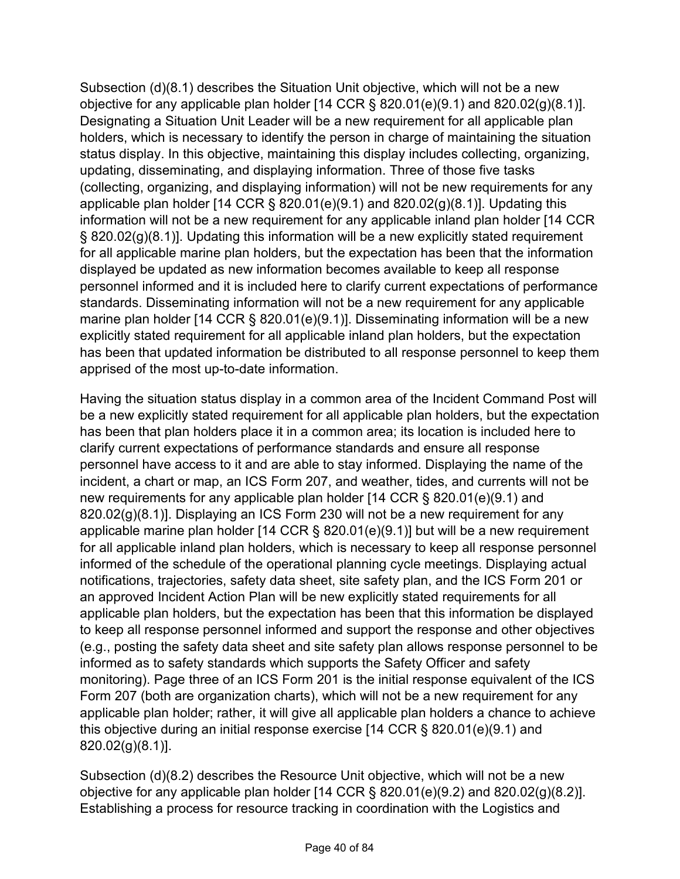Subsection (d)(8.1) describes the Situation Unit objective, which will not be a new objective for any applicable plan holder [14 CCR § 820.01(e)(9.1) and 820.02(g)(8.1)]. Designating a Situation Unit Leader will be a new requirement for all applicable plan holders, which is necessary to identify the person in charge of maintaining the situation status display. In this objective, maintaining this display includes collecting, organizing, updating, disseminating, and displaying information. Three of those five tasks (collecting, organizing, and displaying information) will not be new requirements for any applicable plan holder [14 CCR § 820.01(e)(9.1) and 820.02(g)(8.1)]. Updating this information will not be a new requirement for any applicable inland plan holder [14 CCR § 820.02(g)(8.1)]. Updating this information will be a new explicitly stated requirement for all applicable marine plan holders, but the expectation has been that the information displayed be updated as new information becomes available to keep all response personnel informed and it is included here to clarify current expectations of performance standards. Disseminating information will not be a new requirement for any applicable marine plan holder [14 CCR § 820.01(e)(9.1)]. Disseminating information will be a new explicitly stated requirement for all applicable inland plan holders, but the expectation has been that updated information be distributed to all response personnel to keep them apprised of the most up-to-date information.

Having the situation status display in a common area of the Incident Command Post will be a new explicitly stated requirement for all applicable plan holders, but the expectation has been that plan holders place it in a common area; its location is included here to clarify current expectations of performance standards and ensure all response personnel have access to it and are able to stay informed. Displaying the name of the incident, a chart or map, an ICS Form 207, and weather, tides, and currents will not be new requirements for any applicable plan holder [14 CCR § 820.01(e)(9.1) and 820.02(g)(8.1)]. Displaying an ICS Form 230 will not be a new requirement for any applicable marine plan holder [14 CCR § 820.01(e)(9.1)] but will be a new requirement for all applicable inland plan holders, which is necessary to keep all response personnel informed of the schedule of the operational planning cycle meetings. Displaying actual notifications, trajectories, safety data sheet, site safety plan, and the ICS Form 201 or an approved Incident Action Plan will be new explicitly stated requirements for all applicable plan holders, but the expectation has been that this information be displayed to keep all response personnel informed and support the response and other objectives (e.g., posting the safety data sheet and site safety plan allows response personnel to be informed as to safety standards which supports the Safety Officer and safety monitoring). Page three of an ICS Form 201 is the initial response equivalent of the ICS Form 207 (both are organization charts), which will not be a new requirement for any applicable plan holder; rather, it will give all applicable plan holders a chance to achieve this objective during an initial response exercise [14 CCR § 820.01(e)(9.1) and 820.02(g)(8.1)].

Subsection (d)(8.2) describes the Resource Unit objective, which will not be a new objective for any applicable plan holder [14 CCR § 820.01(e)(9.2) and 820.02(g)(8.2)]. Establishing a process for resource tracking in coordination with the Logistics and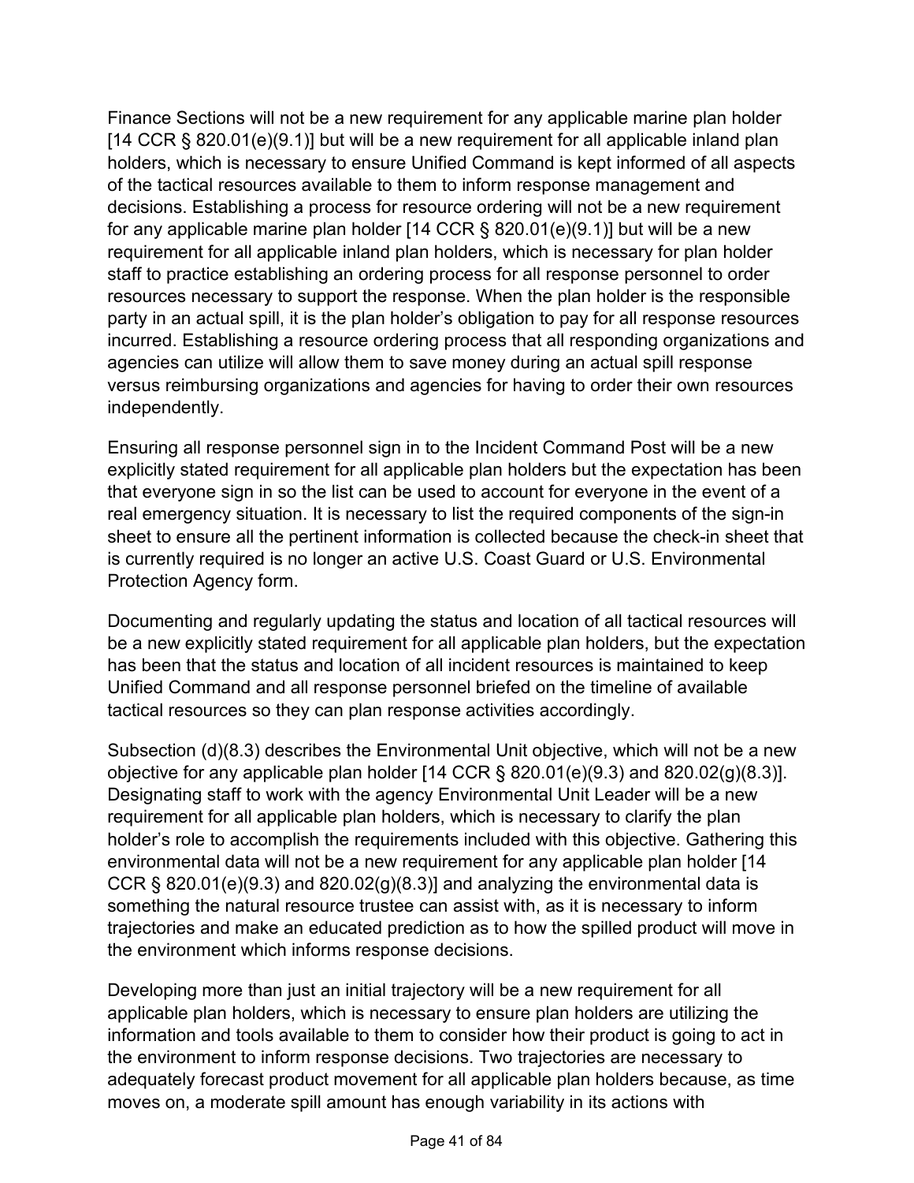Finance Sections will not be a new requirement for any applicable marine plan holder [14 CCR § 820.01(e)(9.1)] but will be a new requirement for all applicable inland plan holders, which is necessary to ensure Unified Command is kept informed of all aspects of the tactical resources available to them to inform response management and decisions. Establishing a process for resource ordering will not be a new requirement for any applicable marine plan holder [14 CCR § 820.01(e)(9.1)] but will be a new requirement for all applicable inland plan holders, which is necessary for plan holder staff to practice establishing an ordering process for all response personnel to order resources necessary to support the response. When the plan holder is the responsible party in an actual spill, it is the plan holder's obligation to pay for all response resources incurred. Establishing a resource ordering process that all responding organizations and agencies can utilize will allow them to save money during an actual spill response versus reimbursing organizations and agencies for having to order their own resources independently.

Ensuring all response personnel sign in to the Incident Command Post will be a new explicitly stated requirement for all applicable plan holders but the expectation has been that everyone sign in so the list can be used to account for everyone in the event of a real emergency situation. It is necessary to list the required components of the sign-in sheet to ensure all the pertinent information is collected because the check-in sheet that is currently required is no longer an active U.S. Coast Guard or U.S. Environmental Protection Agency form.

Documenting and regularly updating the status and location of all tactical resources will be a new explicitly stated requirement for all applicable plan holders, but the expectation has been that the status and location of all incident resources is maintained to keep Unified Command and all response personnel briefed on the timeline of available tactical resources so they can plan response activities accordingly.

Subsection (d)(8.3) describes the Environmental Unit objective, which will not be a new objective for any applicable plan holder [14 CCR § 820.01(e)(9.3) and 820.02(g)(8.3)]. Designating staff to work with the agency Environmental Unit Leader will be a new requirement for all applicable plan holders, which is necessary to clarify the plan holder's role to accomplish the requirements included with this objective. Gathering this environmental data will not be a new requirement for any applicable plan holder [14 CCR § 820.01(e)(9.3) and 820.02(g)(8.3)] and analyzing the environmental data is something the natural resource trustee can assist with, as it is necessary to inform trajectories and make an educated prediction as to how the spilled product will move in the environment which informs response decisions.

Developing more than just an initial trajectory will be a new requirement for all applicable plan holders, which is necessary to ensure plan holders are utilizing the information and tools available to them to consider how their product is going to act in the environment to inform response decisions. Two trajectories are necessary to adequately forecast product movement for all applicable plan holders because, as time moves on, a moderate spill amount has enough variability in its actions with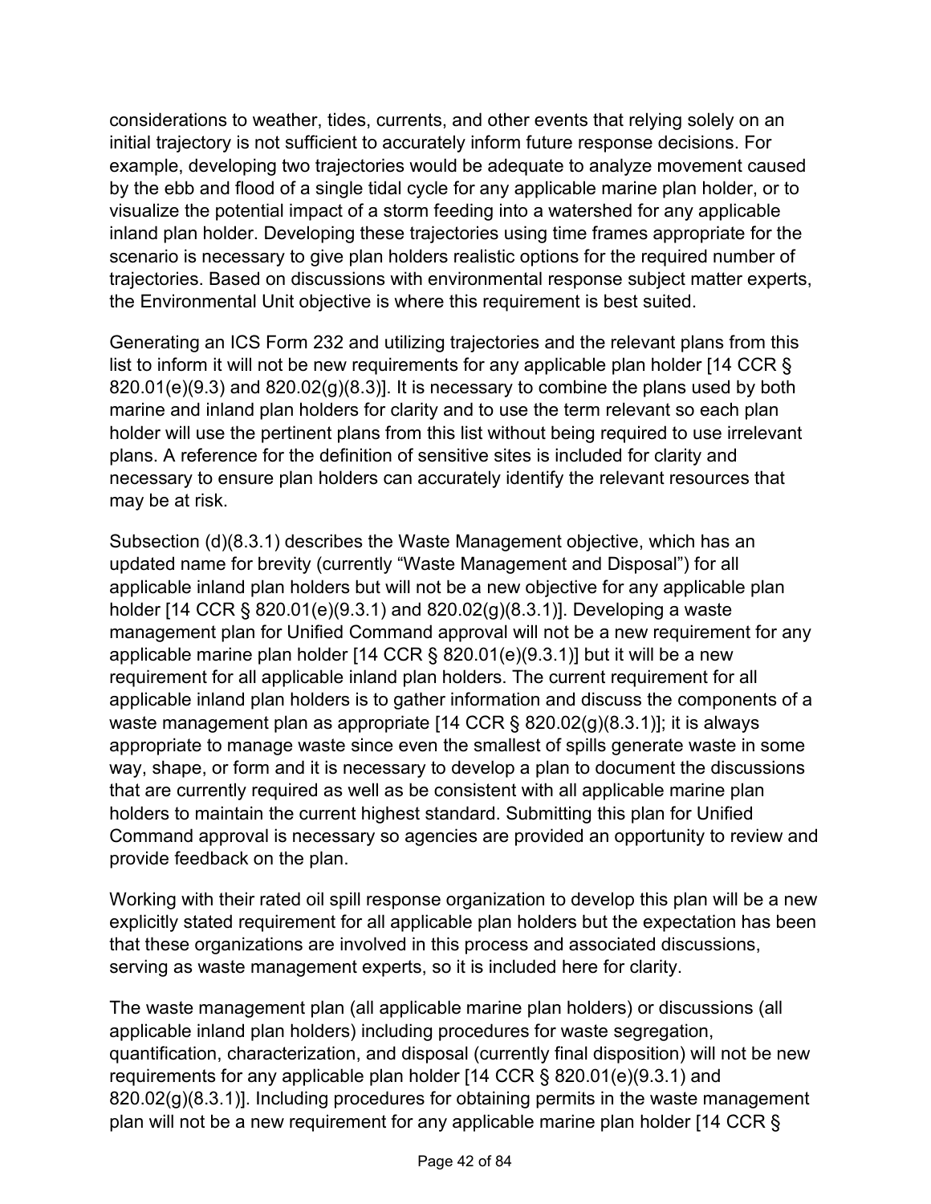considerations to weather, tides, currents, and other events that relying solely on an initial trajectory is not sufficient to accurately inform future response decisions. For example, developing two trajectories would be adequate to analyze movement caused by the ebb and flood of a single tidal cycle for any applicable marine plan holder, or to visualize the potential impact of a storm feeding into a watershed for any applicable inland plan holder. Developing these trajectories using time frames appropriate for the scenario is necessary to give plan holders realistic options for the required number of trajectories. Based on discussions with environmental response subject matter experts, the Environmental Unit objective is where this requirement is best suited.

Generating an ICS Form 232 and utilizing trajectories and the relevant plans from this list to inform it will not be new requirements for any applicable plan holder [14 CCR § 820.01(e)(9.3) and 820.02(g)(8.3)]. It is necessary to combine the plans used by both marine and inland plan holders for clarity and to use the term relevant so each plan holder will use the pertinent plans from this list without being required to use irrelevant plans. A reference for the definition of sensitive sites is included for clarity and necessary to ensure plan holders can accurately identify the relevant resources that may be at risk.

Subsection (d)(8.3.1) describes the Waste Management objective, which has an updated name for brevity (currently "Waste Management and Disposal") for all applicable inland plan holders but will not be a new objective for any applicable plan holder [14 CCR § 820.01(e)(9.3.1) and 820.02(g)(8.3.1)]. Developing a waste management plan for Unified Command approval will not be a new requirement for any applicable marine plan holder [14 CCR § 820.01(e)(9.3.1)] but it will be a new requirement for all applicable inland plan holders. The current requirement for all applicable inland plan holders is to gather information and discuss the components of a waste management plan as appropriate [14 CCR § 820.02(g)(8.3.1)]; it is always appropriate to manage waste since even the smallest of spills generate waste in some way, shape, or form and it is necessary to develop a plan to document the discussions that are currently required as well as be consistent with all applicable marine plan holders to maintain the current highest standard. Submitting this plan for Unified Command approval is necessary so agencies are provided an opportunity to review and provide feedback on the plan.

Working with their rated oil spill response organization to develop this plan will be a new explicitly stated requirement for all applicable plan holders but the expectation has been that these organizations are involved in this process and associated discussions, serving as waste management experts, so it is included here for clarity.

The waste management plan (all applicable marine plan holders) or discussions (all applicable inland plan holders) including procedures for waste segregation, quantification, characterization, and disposal (currently final disposition) will not be new requirements for any applicable plan holder [14 CCR § 820.01(e)(9.3.1) and 820.02(g)(8.3.1)]. Including procedures for obtaining permits in the waste management plan will not be a new requirement for any applicable marine plan holder [14 CCR §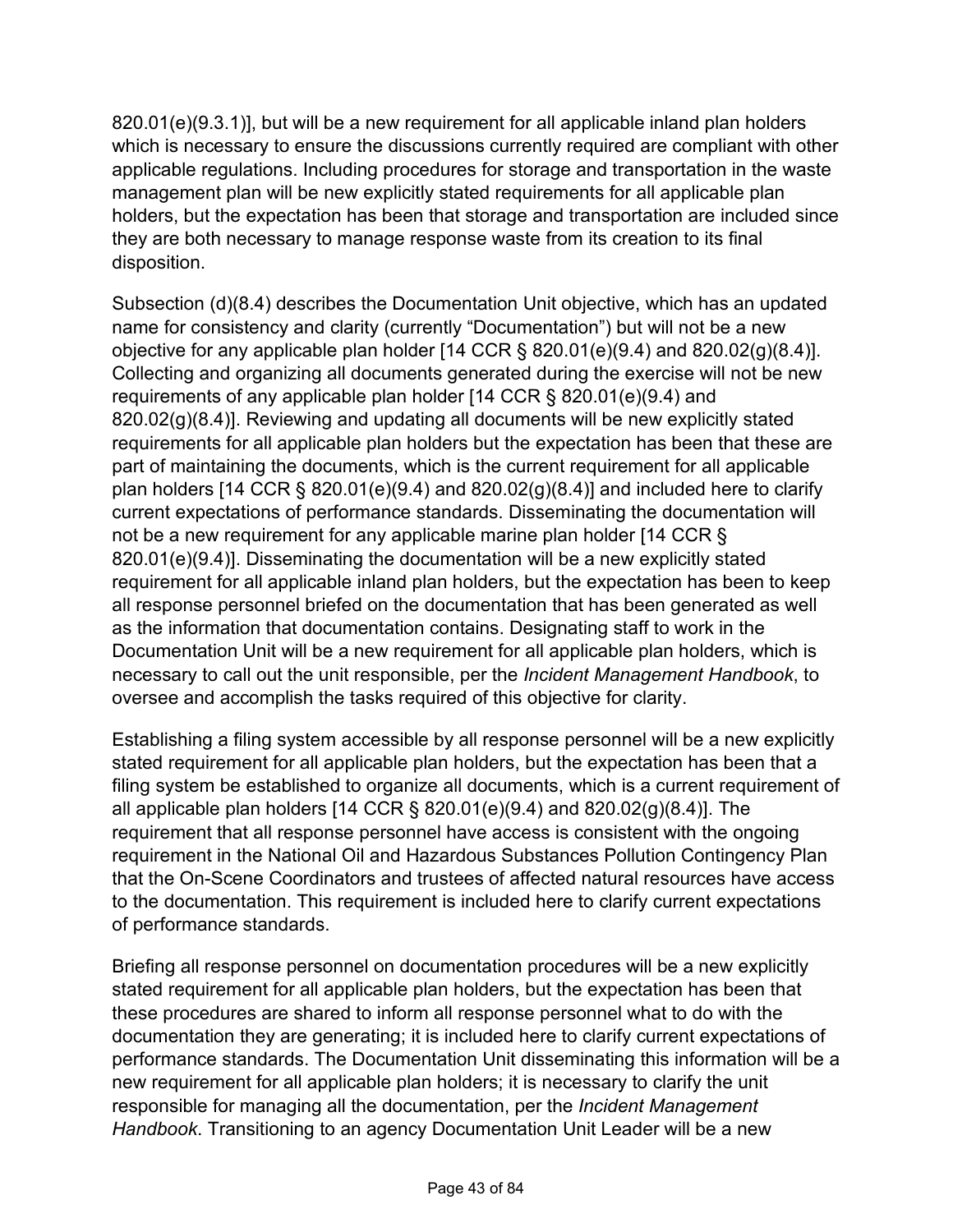820.01(e)(9.3.1)], but will be a new requirement for all applicable inland plan holders which is necessary to ensure the discussions currently required are compliant with other applicable regulations. Including procedures for storage and transportation in the waste management plan will be new explicitly stated requirements for all applicable plan holders, but the expectation has been that storage and transportation are included since they are both necessary to manage response waste from its creation to its final disposition.

Subsection (d)(8.4) describes the Documentation Unit objective, which has an updated name for consistency and clarity (currently "Documentation") but will not be a new objective for any applicable plan holder [14 CCR § 820.01(e)(9.4) and 820.02(g)(8.4)]. Collecting and organizing all documents generated during the exercise will not be new requirements of any applicable plan holder [14 CCR § 820.01(e)(9.4) and 820.02(g)(8.4)]. Reviewing and updating all documents will be new explicitly stated requirements for all applicable plan holders but the expectation has been that these are part of maintaining the documents, which is the current requirement for all applicable plan holders [14 CCR § 820.01(e)(9.4) and 820.02(g)(8.4)] and included here to clarify current expectations of performance standards. Disseminating the documentation will not be a new requirement for any applicable marine plan holder [14 CCR § 820.01(e)(9.4)]. Disseminating the documentation will be a new explicitly stated requirement for all applicable inland plan holders, but the expectation has been to keep all response personnel briefed on the documentation that has been generated as well as the information that documentation contains. Designating staff to work in the Documentation Unit will be a new requirement for all applicable plan holders, which is necessary to call out the unit responsible, per the *Incident Management Handbook*, to oversee and accomplish the tasks required of this objective for clarity.

Establishing a filing system accessible by all response personnel will be a new explicitly stated requirement for all applicable plan holders, but the expectation has been that a filing system be established to organize all documents, which is a current requirement of all applicable plan holders [14 CCR § 820.01(e)(9.4) and 820.02(g)(8.4)]. The requirement that all response personnel have access is consistent with the ongoing requirement in the National Oil and Hazardous Substances Pollution Contingency Plan that the On-Scene Coordinators and trustees of affected natural resources have access to the documentation. This requirement is included here to clarify current expectations of performance standards.

Briefing all response personnel on documentation procedures will be a new explicitly stated requirement for all applicable plan holders, but the expectation has been that these procedures are shared to inform all response personnel what to do with the documentation they are generating; it is included here to clarify current expectations of performance standards. The Documentation Unit disseminating this information will be a new requirement for all applicable plan holders; it is necessary to clarify the unit responsible for managing all the documentation, per the *Incident Management Handbook*. Transitioning to an agency Documentation Unit Leader will be a new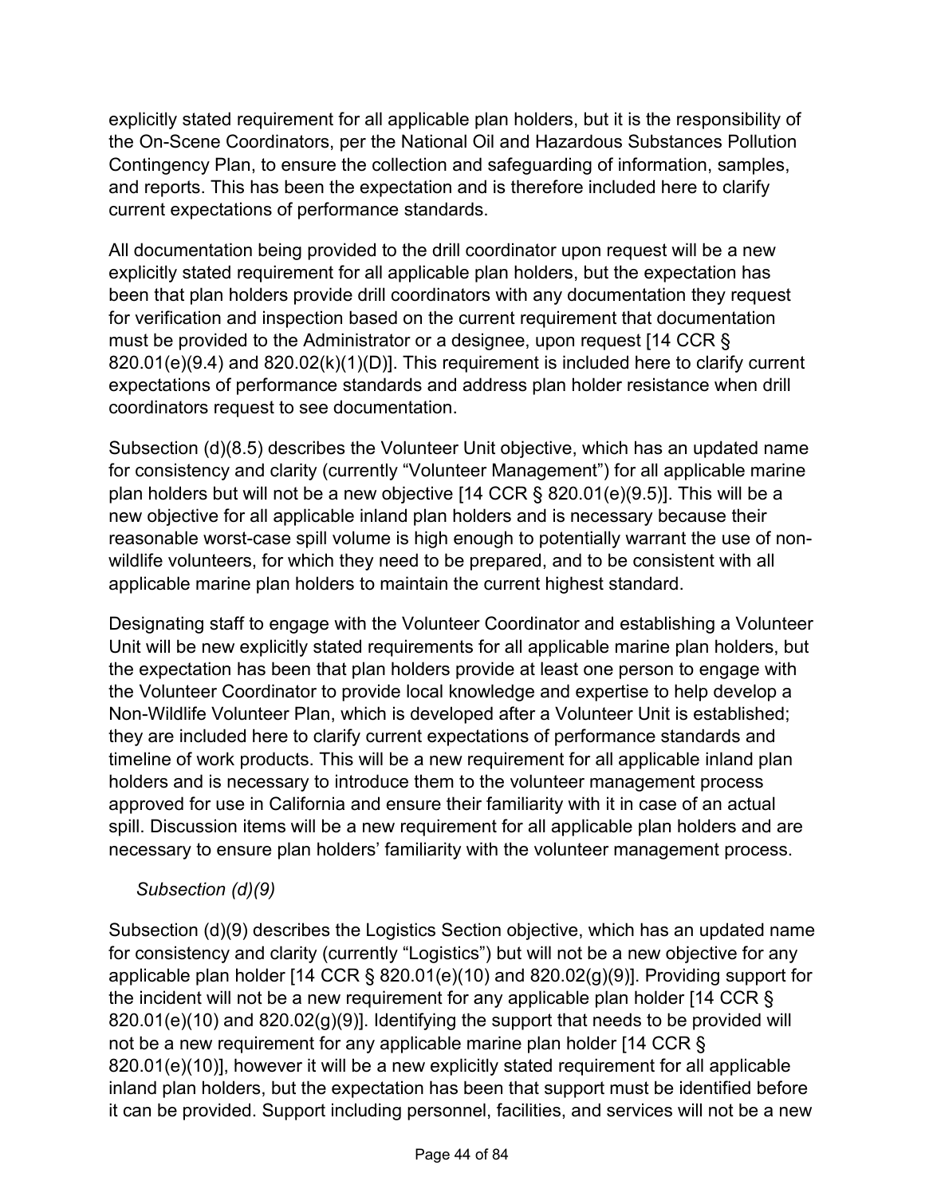explicitly stated requirement for all applicable plan holders, but it is the responsibility of the On-Scene Coordinators, per the National Oil and Hazardous Substances Pollution Contingency Plan, to ensure the collection and safeguarding of information, samples, and reports. This has been the expectation and is therefore included here to clarify current expectations of performance standards.

All documentation being provided to the drill coordinator upon request will be a new explicitly stated requirement for all applicable plan holders, but the expectation has been that plan holders provide drill coordinators with any documentation they request for verification and inspection based on the current requirement that documentation must be provided to the Administrator or a designee, upon request [14 CCR § 820.01(e)(9.4) and 820.02(k)(1)(D)]. This requirement is included here to clarify current expectations of performance standards and address plan holder resistance when drill coordinators request to see documentation.

Subsection (d)(8.5) describes the Volunteer Unit objective, which has an updated name for consistency and clarity (currently "Volunteer Management") for all applicable marine plan holders but will not be a new objective [14 CCR § 820.01(e)(9.5)]. This will be a new objective for all applicable inland plan holders and is necessary because their reasonable worst-case spill volume is high enough to potentially warrant the use of non-wildlife volunteers, for which they need to be prepared, and to be consistent with all applicable marine plan holders to maintain the current highest standard.

Designating staff to engage with the Volunteer Coordinator and establishing a Volunteer Unit will be new explicitly stated requirements for all applicable marine plan holders, but the expectation has been that plan holders provide at least one person to engage with the Volunteer Coordinator to provide local knowledge and expertise to help develop a Non-Wildlife Volunteer Plan, which is developed after a Volunteer Unit is established; they are included here to clarify current expectations of performance standards and timeline of work products. This will be a new requirement for all applicable inland plan holders and is necessary to introduce them to the volunteer management process approved for use in California and ensure their familiarity with it in case of an actual spill. Discussion items will be a new requirement for all applicable plan holders and are necessary to ensure plan holders' familiarity with the volunteer management process.

*Subsection (d)(9)*

Subsection (d)(9) describes the Logistics Section objective, which has an updated name for consistency and clarity (currently "Logistics") but will not be a new objective for any applicable plan holder [14 CCR § 820.01(e)(10) and 820.02(g)(9)]. Providing support for the incident will not be a new requirement for any applicable plan holder [14 CCR § 820.01(e)(10) and 820.02(g)(9)]. Identifying the support that needs to be provided will not be a new requirement for any applicable marine plan holder [14 CCR § 820.01(e)(10)], however it will be a new explicitly stated requirement for all applicable inland plan holders, but the expectation has been that support must be identified before it can be provided. Support including personnel, facilities, and services will not be a new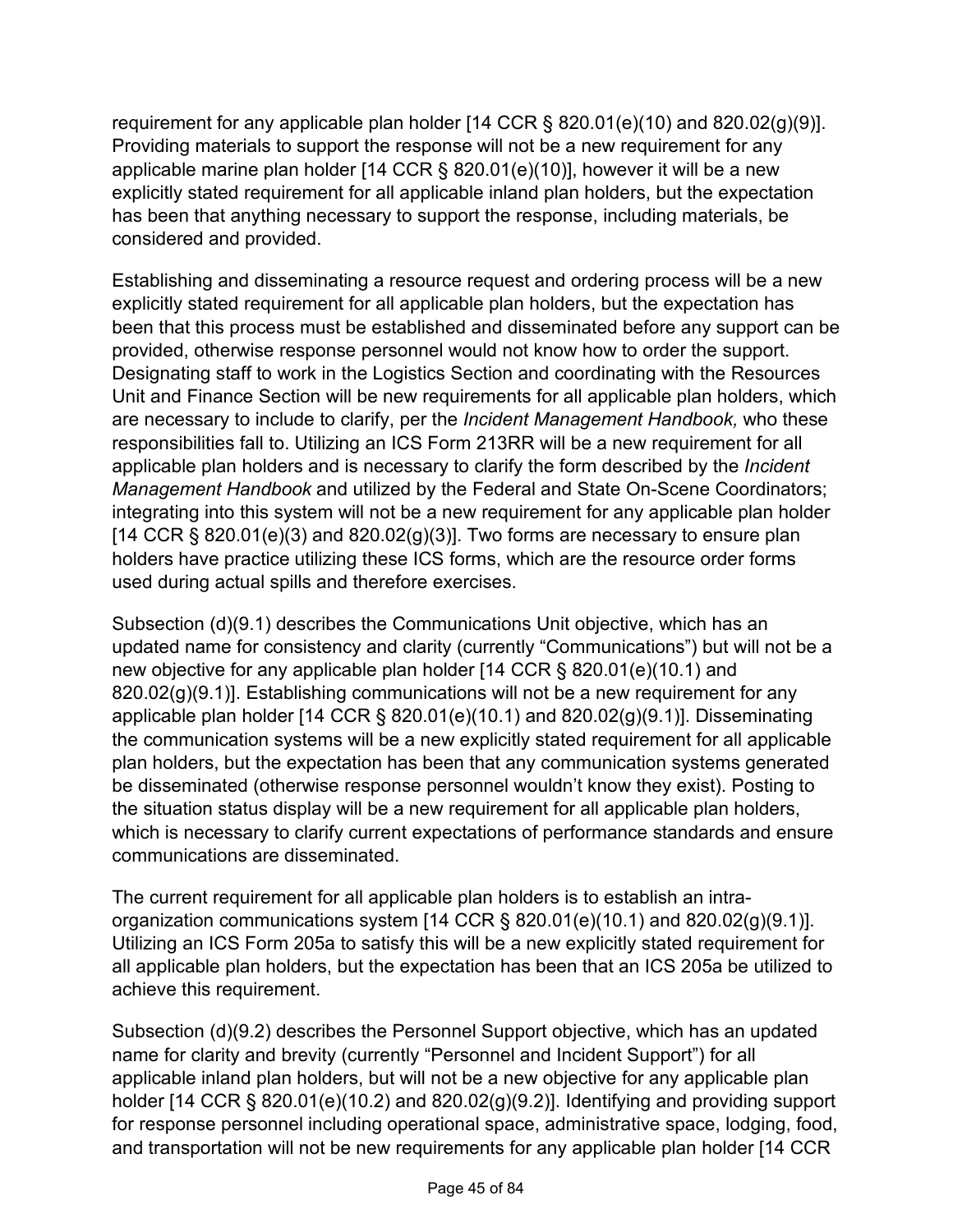requirement for any applicable plan holder [14 CCR § 820.01(e)(10) and 820.02(g)(9)]. Providing materials to support the response will not be a new requirement for any applicable marine plan holder [14 CCR § 820.01(e)(10)], however it will be a new explicitly stated requirement for all applicable inland plan holders, but the expectation has been that anything necessary to support the response, including materials, be considered and provided.

Establishing and disseminating a resource request and ordering process will be a new explicitly stated requirement for all applicable plan holders, but the expectation has been that this process must be established and disseminated before any support can be provided, otherwise response personnel would not know how to order the support. Designating staff to work in the Logistics Section and coordinating with the Resources Unit and Finance Section will be new requirements for all applicable plan holders, which are necessary to include to clarify, per the *Incident Management Handbook,* who these responsibilities fall to. Utilizing an ICS Form 213RR will be a new requirement for all applicable plan holders and is necessary to clarify the form described by the *Incident Management Handbook* and utilized by the Federal and State On-Scene Coordinators; integrating into this system will not be a new requirement for any applicable plan holder [14 CCR § 820.01(e)(3) and 820.02(g)(3)]. Two forms are necessary to ensure plan holders have practice utilizing these ICS forms, which are the resource order forms used during actual spills and therefore exercises.

Subsection (d)(9.1) describes the Communications Unit objective, which has an updated name for consistency and clarity (currently "Communications") but will not be a new objective for any applicable plan holder [14 CCR § 820.01(e)(10.1) and 820.02(g)(9.1)]. Establishing communications will not be a new requirement for any applicable plan holder [14 CCR § 820.01(e)(10.1) and 820.02(g)(9.1)]. Disseminating the communication systems will be a new explicitly stated requirement for all applicable plan holders, but the expectation has been that any communication systems generated be disseminated (otherwise response personnel wouldn't know they exist). Posting to the situation status display will be a new requirement for all applicable plan holders, which is necessary to clarify current expectations of performance standards and ensure communications are disseminated.

The current requirement for all applicable plan holders is to establish an intra-organization communications system [14 CCR § 820.01(e)(10.1) and 820.02(g)(9.1)]. Utilizing an ICS Form 205a to satisfy this will be a new explicitly stated requirement for all applicable plan holders, but the expectation has been that an ICS 205a be utilized to achieve this requirement.

Subsection (d)(9.2) describes the Personnel Support objective, which has an updated name for clarity and brevity (currently "Personnel and Incident Support") for all applicable inland plan holders, but will not be a new objective for any applicable plan holder [14 CCR § 820.01(e)(10.2) and 820.02(g)(9.2)]. Identifying and providing support for response personnel including operational space, administrative space, lodging, food, and transportation will not be new requirements for any applicable plan holder [14 CCR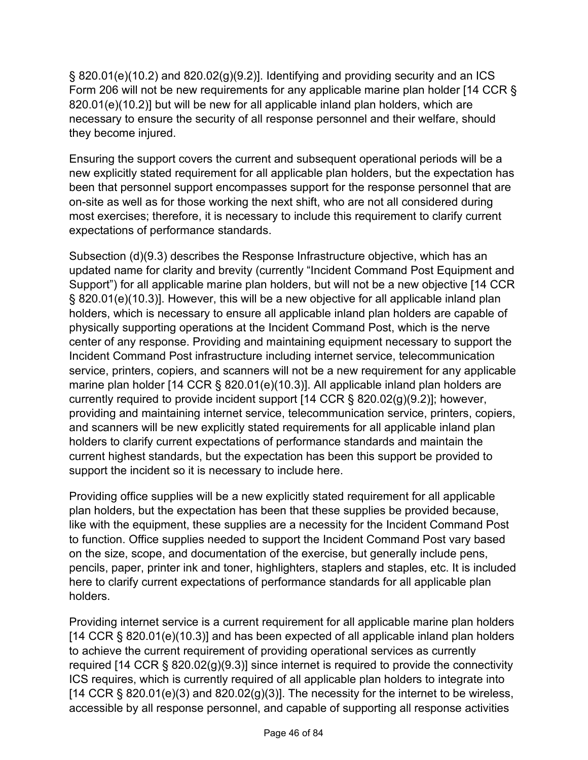§ 820.01(e)(10.2) and 820.02(g)(9.2)]. Identifying and providing security and an ICS Form 206 will not be new requirements for any applicable marine plan holder [14 CCR § 820.01(e)(10.2)] but will be new for all applicable inland plan holders, which are necessary to ensure the security of all response personnel and their welfare, should they become injured.

Ensuring the support covers the current and subsequent operational periods will be a new explicitly stated requirement for all applicable plan holders, but the expectation has been that personnel support encompasses support for the response personnel that are on-site as well as for those working the next shift, who are not all considered during most exercises; therefore, it is necessary to include this requirement to clarify current expectations of performance standards.

Subsection (d)(9.3) describes the Response Infrastructure objective, which has an updated name for clarity and brevity (currently "Incident Command Post Equipment and Support") for all applicable marine plan holders, but will not be a new objective [14 CCR § 820.01(e)(10.3)]. However, this will be a new objective for all applicable inland plan holders, which is necessary to ensure all applicable inland plan holders are capable of physically supporting operations at the Incident Command Post, which is the nerve center of any response. Providing and maintaining equipment necessary to support the Incident Command Post infrastructure including internet service, telecommunication service, printers, copiers, and scanners will not be a new requirement for any applicable marine plan holder [14 CCR § 820.01(e)(10.3)]. All applicable inland plan holders are currently required to provide incident support [14 CCR § 820.02(g)(9.2)]; however, providing and maintaining internet service, telecommunication service, printers, copiers, and scanners will be new explicitly stated requirements for all applicable inland plan holders to clarify current expectations of performance standards and maintain the current highest standards, but the expectation has been this support be provided to support the incident so it is necessary to include here.

Providing office supplies will be a new explicitly stated requirement for all applicable plan holders, but the expectation has been that these supplies be provided because, like with the equipment, these supplies are a necessity for the Incident Command Post to function. Office supplies needed to support the Incident Command Post vary based on the size, scope, and documentation of the exercise, but generally include pens, pencils, paper, printer ink and toner, highlighters, staplers and staples, etc. It is included here to clarify current expectations of performance standards for all applicable plan holders.

Providing internet service is a current requirement for all applicable marine plan holders [14 CCR § 820.01(e)(10.3)] and has been expected of all applicable inland plan holders to achieve the current requirement of providing operational services as currently required [14 CCR § 820.02(g)(9.3)] since internet is required to provide the connectivity ICS requires, which is currently required of all applicable plan holders to integrate into [14 CCR § 820.01(e)(3) and 820.02(g)(3)]. The necessity for the internet to be wireless, accessible by all response personnel, and capable of supporting all response activities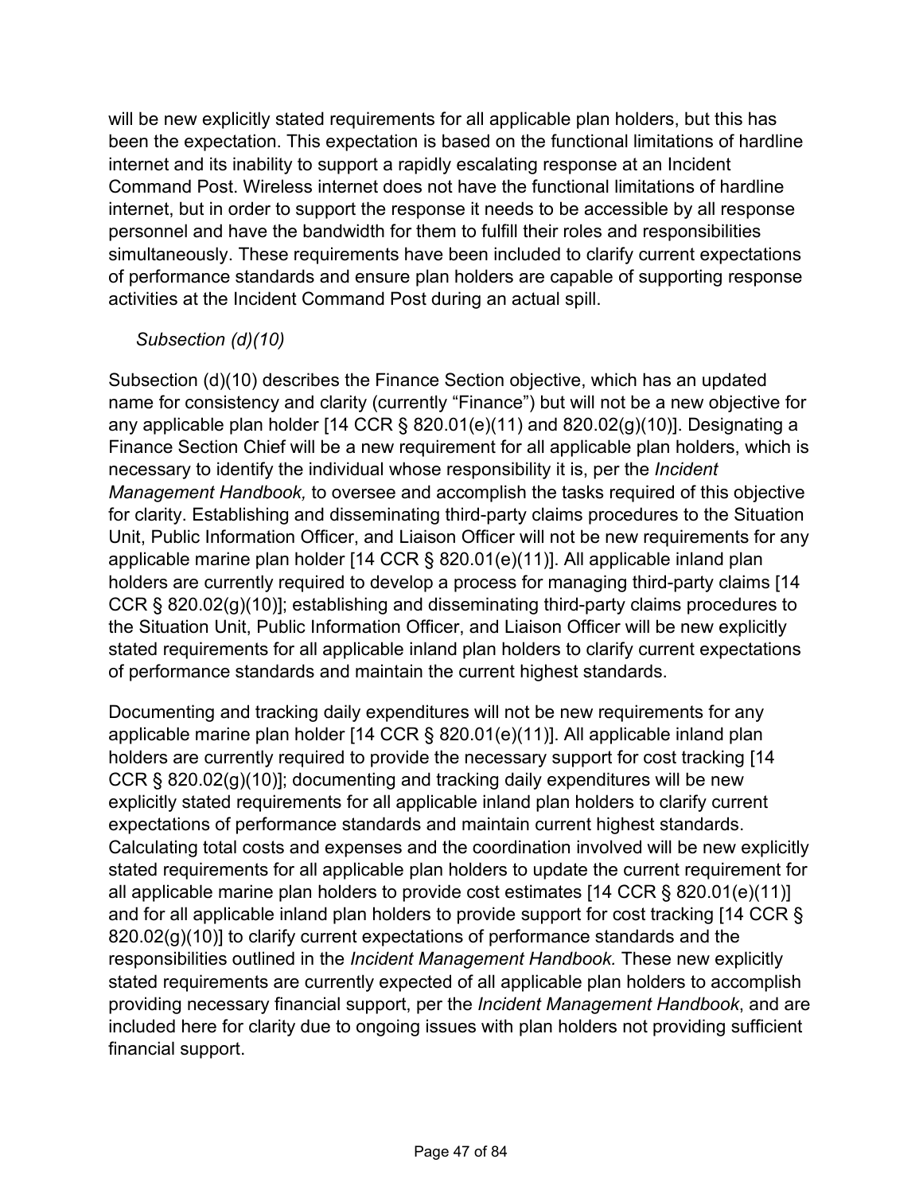will be new explicitly stated requirements for all applicable plan holders, but this has been the expectation. This expectation is based on the functional limitations of hardline internet and its inability to support a rapidly escalating response at an Incident Command Post. Wireless internet does not have the functional limitations of hardline internet, but in order to support the response it needs to be accessible by all response personnel and have the bandwidth for them to fulfill their roles and responsibilities simultaneously. These requirements have been included to clarify current expectations of performance standards and ensure plan holders are capable of supporting response activities at the Incident Command Post during an actual spill.

*Subsection (d)(10)*

Subsection (d)(10) describes the Finance Section objective, which has an updated name for consistency and clarity (currently "Finance") but will not be a new objective for any applicable plan holder [14 CCR § 820.01(e)(11) and 820.02(g)(10)]. Designating a Finance Section Chief will be a new requirement for all applicable plan holders, which is necessary to identify the individual whose responsibility it is, per the *Incident Management Handbook,* to oversee and accomplish the tasks required of this objective for clarity. Establishing and disseminating third-party claims procedures to the Situation Unit, Public Information Officer, and Liaison Officer will not be new requirements for any applicable marine plan holder [14 CCR § 820.01(e)(11)]. All applicable inland plan holders are currently required to develop a process for managing third-party claims [14 CCR § 820.02(g)(10)]; establishing and disseminating third-party claims procedures to the Situation Unit, Public Information Officer, and Liaison Officer will be new explicitly stated requirements for all applicable inland plan holders to clarify current expectations of performance standards and maintain the current highest standards.

Documenting and tracking daily expenditures will not be new requirements for any applicable marine plan holder [14 CCR § 820.01(e)(11)]. All applicable inland plan holders are currently required to provide the necessary support for cost tracking [14 CCR § 820.02(g)(10)]; documenting and tracking daily expenditures will be new explicitly stated requirements for all applicable inland plan holders to clarify current expectations of performance standards and maintain current highest standards. Calculating total costs and expenses and the coordination involved will be new explicitly stated requirements for all applicable plan holders to update the current requirement for all applicable marine plan holders to provide cost estimates [14 CCR § 820.01(e)(11)] and for all applicable inland plan holders to provide support for cost tracking [14 CCR § 820.02(g)(10)] to clarify current expectations of performance standards and the responsibilities outlined in the *Incident Management Handbook.* These new explicitly stated requirements are currently expected of all applicable plan holders to accomplish providing necessary financial support, per the *Incident Management Handbook*, and are included here for clarity due to ongoing issues with plan holders not providing sufficient financial support.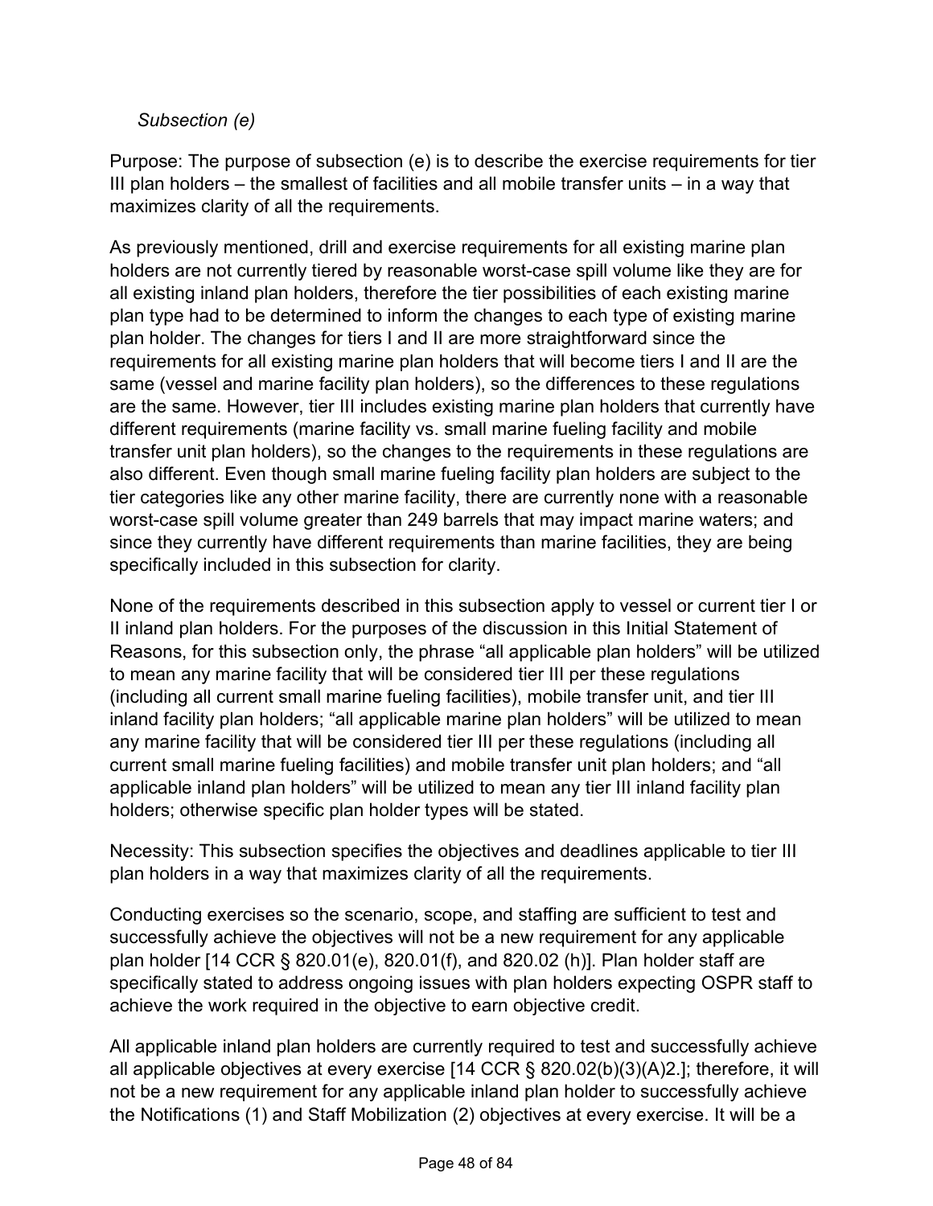*Subsection (e)*

Purpose: The purpose of subsection (e) is to describe the exercise requirements for tier III plan holders – the smallest of facilities and all mobile transfer units – in a way that maximizes clarity of all the requirements.

As previously mentioned, drill and exercise requirements for all existing marine plan holders are not currently tiered by reasonable worst-case spill volume like they are for all existing inland plan holders, therefore the tier possibilities of each existing marine plan type had to be determined to inform the changes to each type of existing marine plan holder. The changes for tiers I and II are more straightforward since the requirements for all existing marine plan holders that will become tiers I and II are the same (vessel and marine facility plan holders), so the differences to these regulations are the same. However, tier III includes existing marine plan holders that currently have different requirements (marine facility vs. small marine fueling facility and mobile transfer unit plan holders), so the changes to the requirements in these regulations are also different. Even though small marine fueling facility plan holders are subject to the tier categories like any other marine facility, there are currently none with a reasonable worst-case spill volume greater than 249 barrels that may impact marine waters; and since they currently have different requirements than marine facilities, they are being specifically included in this subsection for clarity.

None of the requirements described in this subsection apply to vessel or current tier I or II inland plan holders. For the purposes of the discussion in this Initial Statement of Reasons, for this subsection only, the phrase "all applicable plan holders" will be utilized to mean any marine facility that will be considered tier III per these regulations (including all current small marine fueling facilities), mobile transfer unit, and tier III inland facility plan holders; "all applicable marine plan holders" will be utilized to mean any marine facility that will be considered tier III per these regulations (including all current small marine fueling facilities) and mobile transfer unit plan holders; and "all applicable inland plan holders" will be utilized to mean any tier III inland facility plan holders; otherwise specific plan holder types will be stated.

Necessity: This subsection specifies the objectives and deadlines applicable to tier III plan holders in a way that maximizes clarity of all the requirements.

Conducting exercises so the scenario, scope, and staffing are sufficient to test and successfully achieve the objectives will not be a new requirement for any applicable plan holder [14 CCR § 820.01(e), 820.01(f), and 820.02 (h)]. Plan holder staff are specifically stated to address ongoing issues with plan holders expecting OSPR staff to achieve the work required in the objective to earn objective credit.

All applicable inland plan holders are currently required to test and successfully achieve all applicable objectives at every exercise [14 CCR § 820.02(b)(3)(A)2.]; therefore, it will not be a new requirement for any applicable inland plan holder to successfully achieve the Notifications (1) and Staff Mobilization (2) objectives at every exercise. It will be a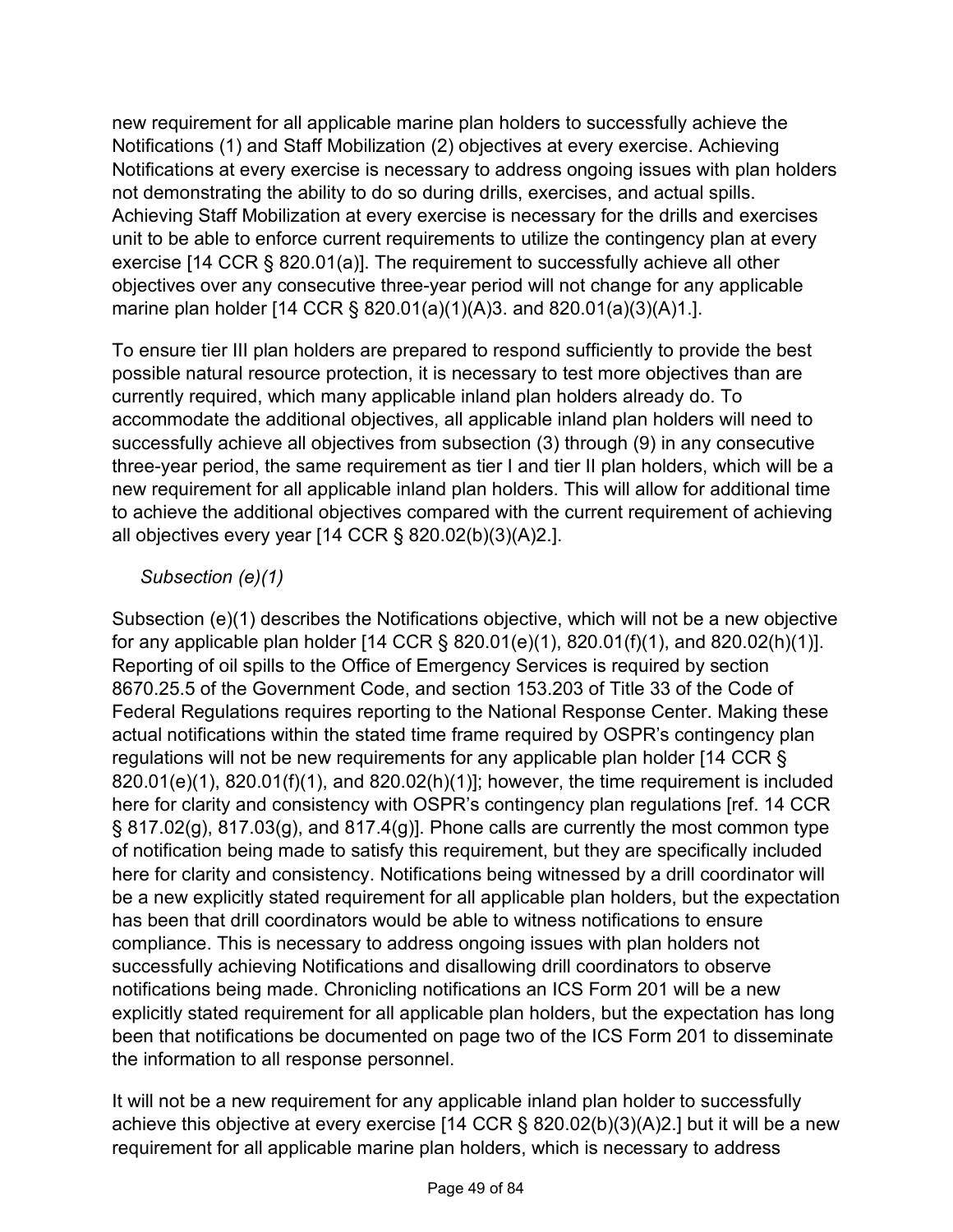new requirement for all applicable marine plan holders to successfully achieve the Notifications (1) and Staff Mobilization (2) objectives at every exercise. Achieving Notifications at every exercise is necessary to address ongoing issues with plan holders not demonstrating the ability to do so during drills, exercises, and actual spills. Achieving Staff Mobilization at every exercise is necessary for the drills and exercises unit to be able to enforce current requirements to utilize the contingency plan at every exercise [14 CCR § 820.01(a)]. The requirement to successfully achieve all other objectives over any consecutive three-year period will not change for any applicable marine plan holder [14 CCR § 820.01(a)(1)(A)3. and 820.01(a)(3)(A)1.].

To ensure tier III plan holders are prepared to respond sufficiently to provide the best possible natural resource protection, it is necessary to test more objectives than are currently required, which many applicable inland plan holders already do. To accommodate the additional objectives, all applicable inland plan holders will need to successfully achieve all objectives from subsection (3) through (9) in any consecutive three-year period, the same requirement as tier I and tier II plan holders, which will be a new requirement for all applicable inland plan holders. This will allow for additional time to achieve the additional objectives compared with the current requirement of achieving all objectives every year [14 CCR § 820.02(b)(3)(A)2.].

*Subsection (e)(1)*

Subsection (e)(1) describes the Notifications objective, which will not be a new objective for any applicable plan holder [14 CCR § 820.01(e)(1), 820.01(f)(1), and 820.02(h)(1)]. Reporting of oil spills to the Office of Emergency Services is required by section 8670.25.5 of the Government Code, and section 153.203 of Title 33 of the Code of Federal Regulations requires reporting to the National Response Center. Making these actual notifications within the stated time frame required by OSPR's contingency plan regulations will not be new requirements for any applicable plan holder [14 CCR § 820.01(e)(1), 820.01(f)(1), and 820.02(h)(1)]; however, the time requirement is included here for clarity and consistency with OSPR's contingency plan regulations [ref. 14 CCR § 817.02(g), 817.03(g), and 817.4(g)]. Phone calls are currently the most common type of notification being made to satisfy this requirement, but they are specifically included here for clarity and consistency. Notifications being witnessed by a drill coordinator will be a new explicitly stated requirement for all applicable plan holders, but the expectation has been that drill coordinators would be able to witness notifications to ensure compliance. This is necessary to address ongoing issues with plan holders not successfully achieving Notifications and disallowing drill coordinators to observe notifications being made. Chronicling notifications an ICS Form 201 will be a new explicitly stated requirement for all applicable plan holders, but the expectation has long been that notifications be documented on page two of the ICS Form 201 to disseminate the information to all response personnel.

It will not be a new requirement for any applicable inland plan holder to successfully achieve this objective at every exercise [14 CCR § 820.02(b)(3)(A)2.] but it will be a new requirement for all applicable marine plan holders, which is necessary to address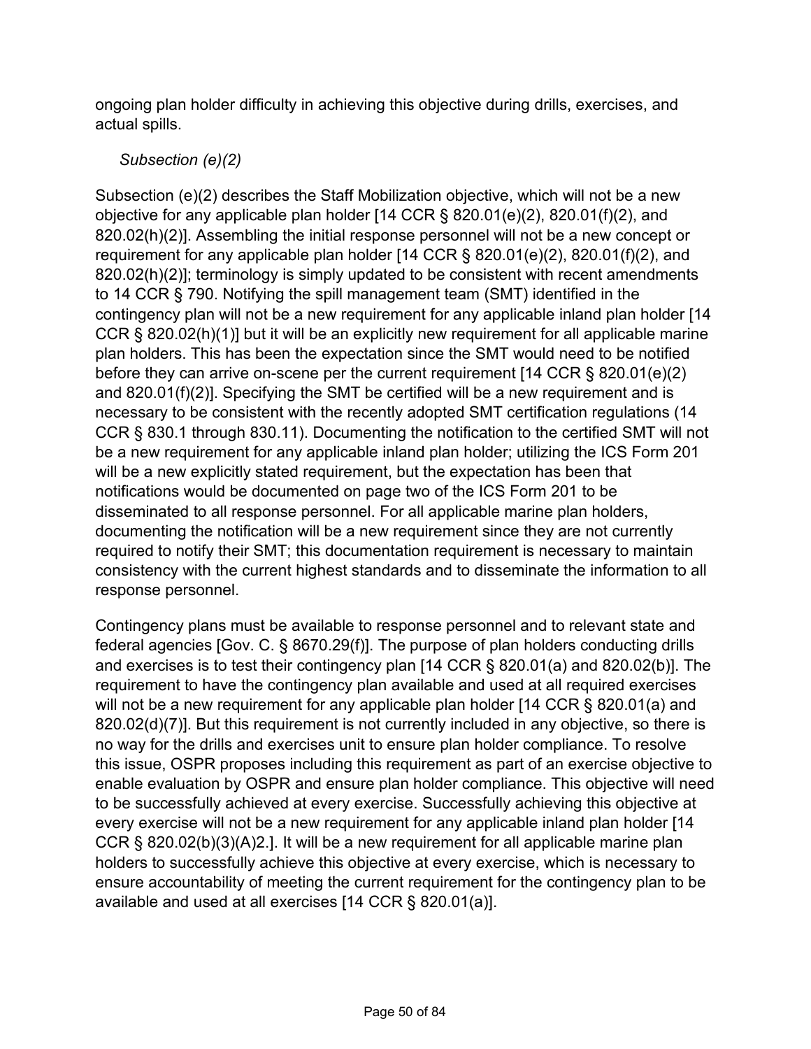ongoing plan holder difficulty in achieving this objective during drills, exercises, and actual spills.

*Subsection (e)(2)*

Subsection (e)(2) describes the Staff Mobilization objective, which will not be a new objective for any applicable plan holder [14 CCR § 820.01(e)(2), 820.01(f)(2), and 820.02(h)(2)]. Assembling the initial response personnel will not be a new concept or requirement for any applicable plan holder [14 CCR § 820.01(e)(2), 820.01(f)(2), and 820.02(h)(2)]; terminology is simply updated to be consistent with recent amendments to 14 CCR § 790. Notifying the spill management team (SMT) identified in the contingency plan will not be a new requirement for any applicable inland plan holder [14 CCR § 820.02(h)(1)] but it will be an explicitly new requirement for all applicable marine plan holders. This has been the expectation since the SMT would need to be notified before they can arrive on-scene per the current requirement [14 CCR § 820.01(e)(2) and 820.01(f)(2)]. Specifying the SMT be certified will be a new requirement and is necessary to be consistent with the recently adopted SMT certification regulations (14 CCR § 830.1 through 830.11). Documenting the notification to the certified SMT will not be a new requirement for any applicable inland plan holder; utilizing the ICS Form 201 will be a new explicitly stated requirement, but the expectation has been that notifications would be documented on page two of the ICS Form 201 to be disseminated to all response personnel. For all applicable marine plan holders, documenting the notification will be a new requirement since they are not currently required to notify their SMT; this documentation requirement is necessary to maintain consistency with the current highest standards and to disseminate the information to all response personnel.

Contingency plans must be available to response personnel and to relevant state and federal agencies [Gov. C. § 8670.29(f)]. The purpose of plan holders conducting drills and exercises is to test their contingency plan [14 CCR § 820.01(a) and 820.02(b)]. The requirement to have the contingency plan available and used at all required exercises will not be a new requirement for any applicable plan holder [14 CCR § 820.01(a) and 820.02(d)(7)]. But this requirement is not currently included in any objective, so there is no way for the drills and exercises unit to ensure plan holder compliance. To resolve this issue, OSPR proposes including this requirement as part of an exercise objective to enable evaluation by OSPR and ensure plan holder compliance. This objective will need to be successfully achieved at every exercise. Successfully achieving this objective at every exercise will not be a new requirement for any applicable inland plan holder [14 CCR § 820.02(b)(3)(A)2.]. It will be a new requirement for all applicable marine plan holders to successfully achieve this objective at every exercise, which is necessary to ensure accountability of meeting the current requirement for the contingency plan to be available and used at all exercises [14 CCR § 820.01(a)].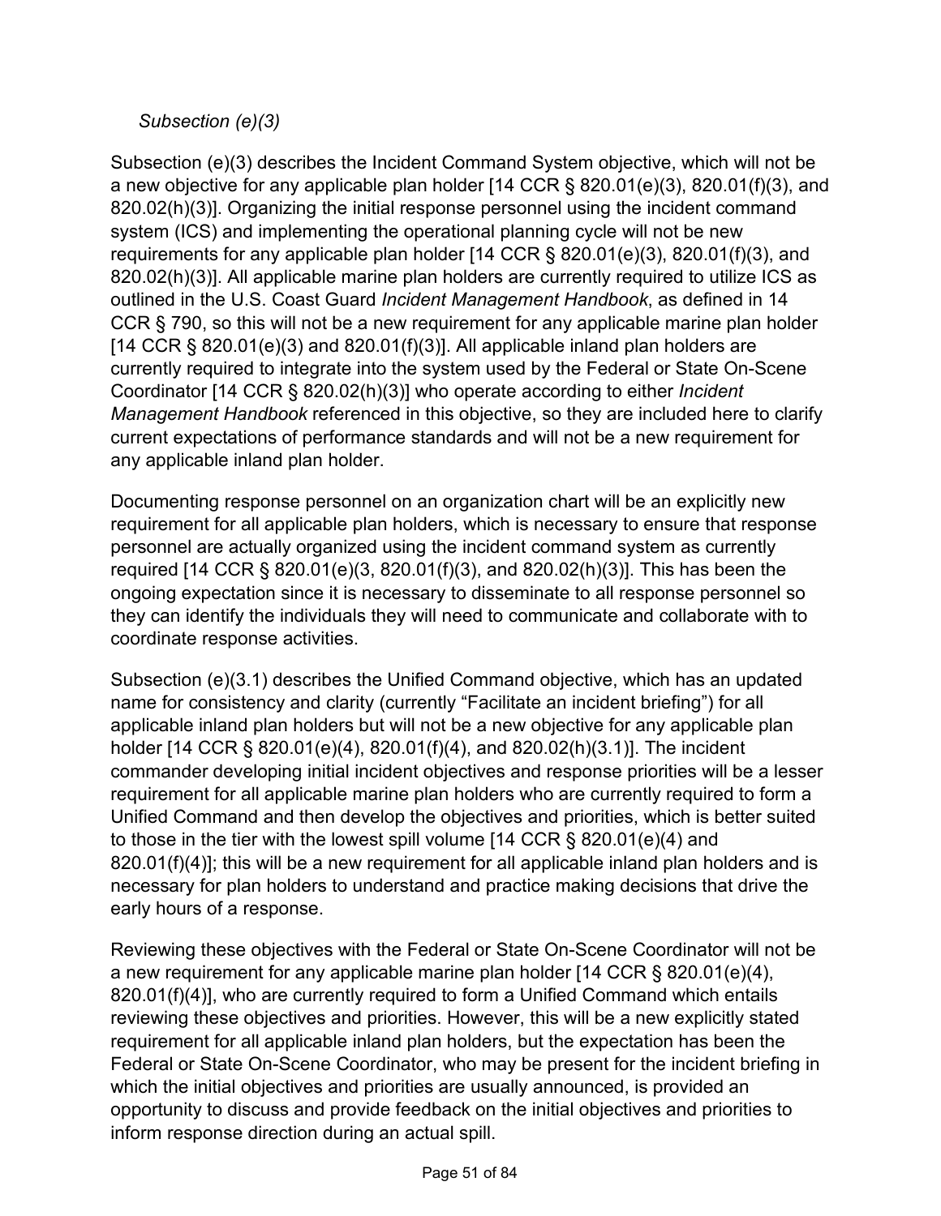*Subsection (e)(3)*

Subsection (e)(3) describes the Incident Command System objective, which will not be a new objective for any applicable plan holder [14 CCR § 820.01(e)(3), 820.01(f)(3), and 820.02(h)(3)]. Organizing the initial response personnel using the incident command system (ICS) and implementing the operational planning cycle will not be new requirements for any applicable plan holder [14 CCR § 820.01(e)(3), 820.01(f)(3), and 820.02(h)(3)]. All applicable marine plan holders are currently required to utilize ICS as outlined in the U.S. Coast Guard *Incident Management Handbook*, as defined in 14 CCR § 790, so this will not be a new requirement for any applicable marine plan holder [14 CCR § 820.01(e)(3) and 820.01(f)(3)]. All applicable inland plan holders are currently required to integrate into the system used by the Federal or State On-Scene Coordinator [14 CCR § 820.02(h)(3)] who operate according to either *Incident Management Handbook* referenced in this objective, so they are included here to clarify current expectations of performance standards and will not be a new requirement for any applicable inland plan holder.

Documenting response personnel on an organization chart will be an explicitly new requirement for all applicable plan holders, which is necessary to ensure that response personnel are actually organized using the incident command system as currently required [14 CCR § 820.01(e)(3, 820.01(f)(3), and 820.02(h)(3)]. This has been the ongoing expectation since it is necessary to disseminate to all response personnel so they can identify the individuals they will need to communicate and collaborate with to coordinate response activities.

Subsection (e)(3.1) describes the Unified Command objective, which has an updated name for consistency and clarity (currently "Facilitate an incident briefing") for all applicable inland plan holders but will not be a new objective for any applicable plan holder [14 CCR § 820.01(e)(4), 820.01(f)(4), and 820.02(h)(3.1)]. The incident commander developing initial incident objectives and response priorities will be a lesser requirement for all applicable marine plan holders who are currently required to form a Unified Command and then develop the objectives and priorities, which is better suited to those in the tier with the lowest spill volume [14 CCR § 820.01(e)(4) and 820.01(f)(4)]; this will be a new requirement for all applicable inland plan holders and is necessary for plan holders to understand and practice making decisions that drive the early hours of a response.

Reviewing these objectives with the Federal or State On-Scene Coordinator will not be a new requirement for any applicable marine plan holder [14 CCR § 820.01(e)(4), 820.01(f)(4)], who are currently required to form a Unified Command which entails reviewing these objectives and priorities. However, this will be a new explicitly stated requirement for all applicable inland plan holders, but the expectation has been the Federal or State On-Scene Coordinator, who may be present for the incident briefing in which the initial objectives and priorities are usually announced, is provided an opportunity to discuss and provide feedback on the initial objectives and priorities to inform response direction during an actual spill.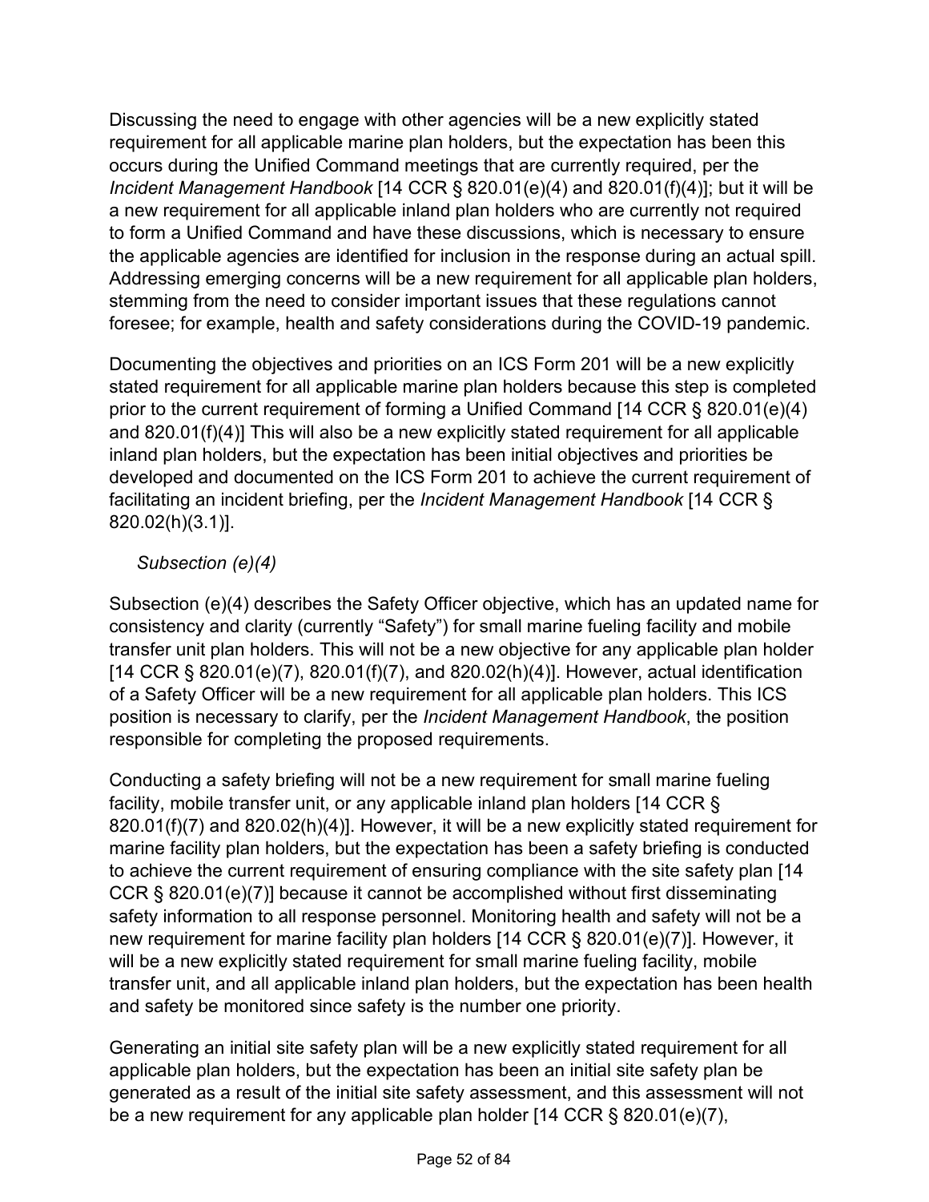Discussing the need to engage with other agencies will be a new explicitly stated requirement for all applicable marine plan holders, but the expectation has been this occurs during the Unified Command meetings that are currently required, per the *Incident Management Handbook* [14 CCR § 820.01(e)(4) and 820.01(f)(4)]; but it will be a new requirement for all applicable inland plan holders who are currently not required to form a Unified Command and have these discussions, which is necessary to ensure the applicable agencies are identified for inclusion in the response during an actual spill. Addressing emerging concerns will be a new requirement for all applicable plan holders, stemming from the need to consider important issues that these regulations cannot foresee; for example, health and safety considerations during the COVID-19 pandemic.

Documenting the objectives and priorities on an ICS Form 201 will be a new explicitly stated requirement for all applicable marine plan holders because this step is completed prior to the current requirement of forming a Unified Command [14 CCR § 820.01(e)(4) and 820.01(f)(4)] This will also be a new explicitly stated requirement for all applicable inland plan holders, but the expectation has been initial objectives and priorities be developed and documented on the ICS Form 201 to achieve the current requirement of facilitating an incident briefing, per the *Incident Management Handbook* [14 CCR § 820.02(h)(3.1)].

*Subsection (e)(4)*

Subsection (e)(4) describes the Safety Officer objective, which has an updated name for consistency and clarity (currently "Safety") for small marine fueling facility and mobile transfer unit plan holders. This will not be a new objective for any applicable plan holder [14 CCR § 820.01(e)(7), 820.01(f)(7), and 820.02(h)(4)]. However, actual identification of a Safety Officer will be a new requirement for all applicable plan holders. This ICS position is necessary to clarify, per the *Incident Management Handbook*, the position responsible for completing the proposed requirements.

Conducting a safety briefing will not be a new requirement for small marine fueling facility, mobile transfer unit, or any applicable inland plan holders [14 CCR § 820.01(f)(7) and 820.02(h)(4)]. However, it will be a new explicitly stated requirement for marine facility plan holders, but the expectation has been a safety briefing is conducted to achieve the current requirement of ensuring compliance with the site safety plan [14 CCR § 820.01(e)(7)] because it cannot be accomplished without first disseminating safety information to all response personnel. Monitoring health and safety will not be a new requirement for marine facility plan holders [14 CCR § 820.01(e)(7)]. However, it will be a new explicitly stated requirement for small marine fueling facility, mobile transfer unit, and all applicable inland plan holders, but the expectation has been health and safety be monitored since safety is the number one priority.

Generating an initial site safety plan will be a new explicitly stated requirement for all applicable plan holders, but the expectation has been an initial site safety plan be generated as a result of the initial site safety assessment, and this assessment will not be a new requirement for any applicable plan holder [14 CCR § 820.01(e)(7),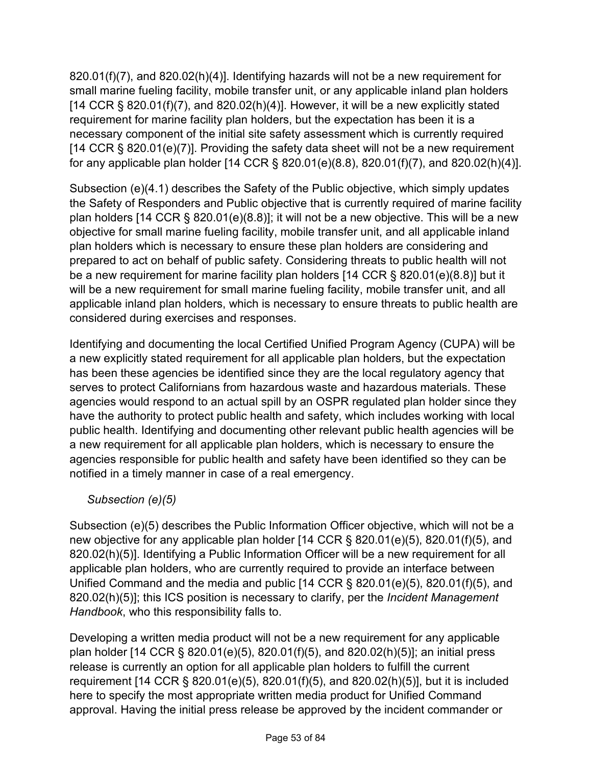820.01(f)(7), and 820.02(h)(4)]. Identifying hazards will not be a new requirement for small marine fueling facility, mobile transfer unit, or any applicable inland plan holders [14 CCR § 820.01(f)(7), and 820.02(h)(4)]. However, it will be a new explicitly stated requirement for marine facility plan holders, but the expectation has been it is a necessary component of the initial site safety assessment which is currently required [14 CCR § 820.01(e)(7)]. Providing the safety data sheet will not be a new requirement for any applicable plan holder [14 CCR § 820.01(e)(8.8), 820.01(f)(7), and 820.02(h)(4)].

Subsection (e)(4.1) describes the Safety of the Public objective, which simply updates the Safety of Responders and Public objective that is currently required of marine facility plan holders [14 CCR § 820.01(e)(8.8)]; it will not be a new objective. This will be a new objective for small marine fueling facility, mobile transfer unit, and all applicable inland plan holders which is necessary to ensure these plan holders are considering and prepared to act on behalf of public safety. Considering threats to public health will not be a new requirement for marine facility plan holders [14 CCR § 820.01(e)(8.8)] but it will be a new requirement for small marine fueling facility, mobile transfer unit, and all applicable inland plan holders, which is necessary to ensure threats to public health are considered during exercises and responses.

Identifying and documenting the local Certified Unified Program Agency (CUPA) will be a new explicitly stated requirement for all applicable plan holders, but the expectation has been these agencies be identified since they are the local regulatory agency that serves to protect Californians from hazardous waste and hazardous materials. These agencies would respond to an actual spill by an OSPR regulated plan holder since they have the authority to protect public health and safety, which includes working with local public health. Identifying and documenting other relevant public health agencies will be a new requirement for all applicable plan holders, which is necessary to ensure the agencies responsible for public health and safety have been identified so they can be notified in a timely manner in case of a real emergency.

*Subsection (e)(5)*

Subsection (e)(5) describes the Public Information Officer objective, which will not be a new objective for any applicable plan holder [14 CCR § 820.01(e)(5), 820.01(f)(5), and 820.02(h)(5)]. Identifying a Public Information Officer will be a new requirement for all applicable plan holders, who are currently required to provide an interface between Unified Command and the media and public [14 CCR § 820.01(e)(5), 820.01(f)(5), and 820.02(h)(5)]; this ICS position is necessary to clarify, per the *Incident Management Handbook*, who this responsibility falls to.

Developing a written media product will not be a new requirement for any applicable plan holder [14 CCR § 820.01(e)(5), 820.01(f)(5), and 820.02(h)(5)]; an initial press release is currently an option for all applicable plan holders to fulfill the current requirement [14 CCR § 820.01(e)(5), 820.01(f)(5), and 820.02(h)(5)], but it is included here to specify the most appropriate written media product for Unified Command approval. Having the initial press release be approved by the incident commander or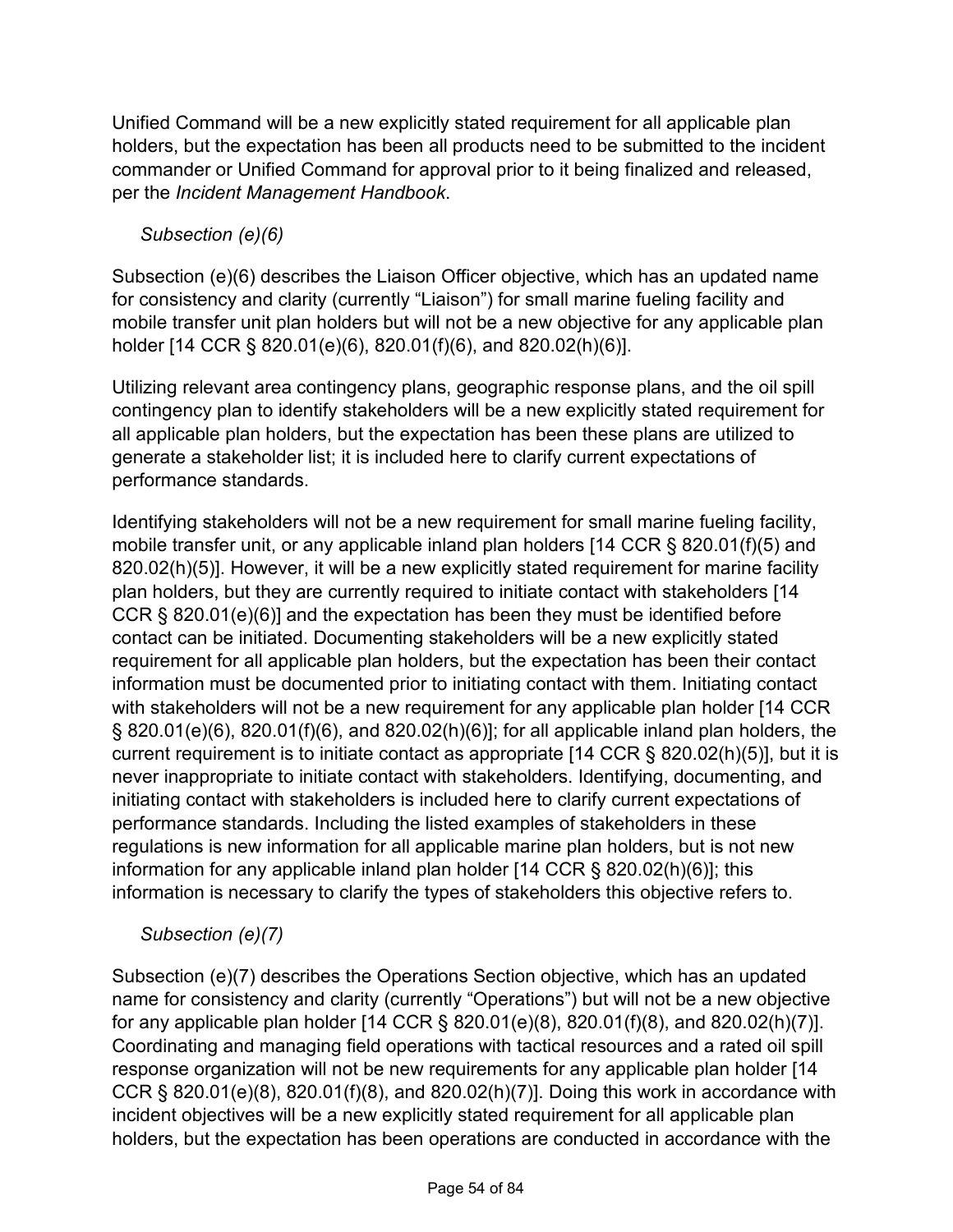Unified Command will be a new explicitly stated requirement for all applicable plan holders, but the expectation has been all products need to be submitted to the incident commander or Unified Command for approval prior to it being finalized and released, per the *Incident Management Handbook*.

*Subsection (e)(6)*

Subsection (e)(6) describes the Liaison Officer objective, which has an updated name for consistency and clarity (currently "Liaison") for small marine fueling facility and mobile transfer unit plan holders but will not be a new objective for any applicable plan holder [14 CCR § 820.01(e)(6), 820.01(f)(6), and 820.02(h)(6)].

Utilizing relevant area contingency plans, geographic response plans, and the oil spill contingency plan to identify stakeholders will be a new explicitly stated requirement for all applicable plan holders, but the expectation has been these plans are utilized to generate a stakeholder list; it is included here to clarify current expectations of performance standards.

Identifying stakeholders will not be a new requirement for small marine fueling facility, mobile transfer unit, or any applicable inland plan holders [14 CCR § 820.01(f)(5) and 820.02(h)(5)]. However, it will be a new explicitly stated requirement for marine facility plan holders, but they are currently required to initiate contact with stakeholders [14 CCR § 820.01(e)(6)] and the expectation has been they must be identified before contact can be initiated. Documenting stakeholders will be a new explicitly stated requirement for all applicable plan holders, but the expectation has been their contact information must be documented prior to initiating contact with them. Initiating contact with stakeholders will not be a new requirement for any applicable plan holder [14 CCR § 820.01(e)(6), 820.01(f)(6), and 820.02(h)(6)]; for all applicable inland plan holders, the current requirement is to initiate contact as appropriate [14 CCR § 820.02(h)(5)], but it is never inappropriate to initiate contact with stakeholders. Identifying, documenting, and initiating contact with stakeholders is included here to clarify current expectations of performance standards. Including the listed examples of stakeholders in these regulations is new information for all applicable marine plan holders, but is not new information for any applicable inland plan holder [14 CCR § 820.02(h)(6)]; this information is necessary to clarify the types of stakeholders this objective refers to.

*Subsection (e)(7)*

Subsection (e)(7) describes the Operations Section objective, which has an updated name for consistency and clarity (currently "Operations") but will not be a new objective for any applicable plan holder [14 CCR § 820.01(e)(8), 820.01(f)(8), and 820.02(h)(7)]. Coordinating and managing field operations with tactical resources and a rated oil spill response organization will not be new requirements for any applicable plan holder [14 CCR § 820.01(e)(8), 820.01(f)(8), and 820.02(h)(7)]. Doing this work in accordance with incident objectives will be a new explicitly stated requirement for all applicable plan holders, but the expectation has been operations are conducted in accordance with the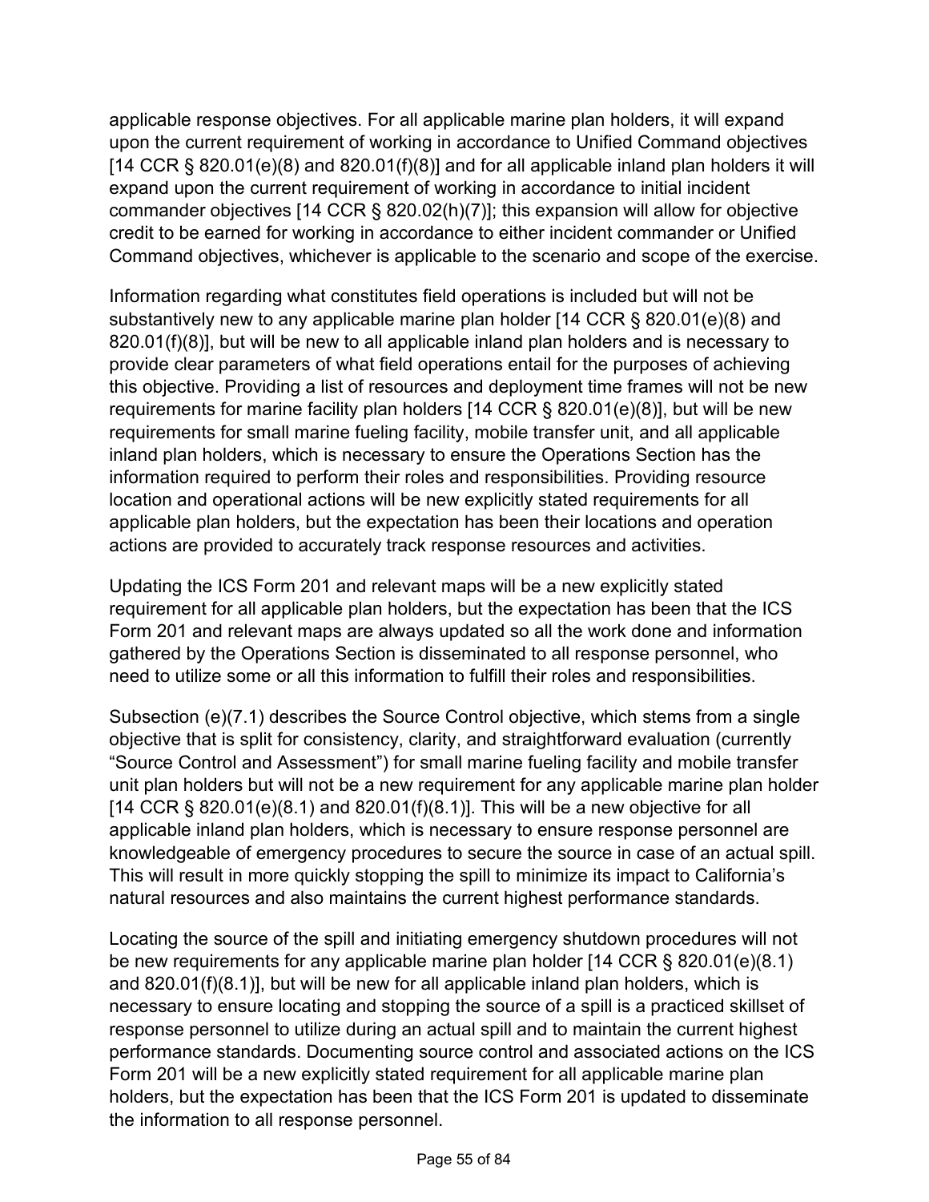applicable response objectives. For all applicable marine plan holders, it will expand upon the current requirement of working in accordance to Unified Command objectives [14 CCR § 820.01(e)(8) and 820.01(f)(8)] and for all applicable inland plan holders it will expand upon the current requirement of working in accordance to initial incident commander objectives [14 CCR § 820.02(h)(7)]; this expansion will allow for objective credit to be earned for working in accordance to either incident commander or Unified Command objectives, whichever is applicable to the scenario and scope of the exercise.

Information regarding what constitutes field operations is included but will not be substantively new to any applicable marine plan holder [14 CCR § 820.01(e)(8) and 820.01(f)(8)], but will be new to all applicable inland plan holders and is necessary to provide clear parameters of what field operations entail for the purposes of achieving this objective. Providing a list of resources and deployment time frames will not be new requirements for marine facility plan holders [14 CCR § 820.01(e)(8)], but will be new requirements for small marine fueling facility, mobile transfer unit, and all applicable inland plan holders, which is necessary to ensure the Operations Section has the information required to perform their roles and responsibilities. Providing resource location and operational actions will be new explicitly stated requirements for all applicable plan holders, but the expectation has been their locations and operation actions are provided to accurately track response resources and activities.

Updating the ICS Form 201 and relevant maps will be a new explicitly stated requirement for all applicable plan holders, but the expectation has been that the ICS Form 201 and relevant maps are always updated so all the work done and information gathered by the Operations Section is disseminated to all response personnel, who need to utilize some or all this information to fulfill their roles and responsibilities.

Subsection (e)(7.1) describes the Source Control objective, which stems from a single objective that is split for consistency, clarity, and straightforward evaluation (currently "Source Control and Assessment") for small marine fueling facility and mobile transfer unit plan holders but will not be a new requirement for any applicable marine plan holder [14 CCR § 820.01(e)(8.1) and 820.01(f)(8.1)]. This will be a new objective for all applicable inland plan holders, which is necessary to ensure response personnel are knowledgeable of emergency procedures to secure the source in case of an actual spill. This will result in more quickly stopping the spill to minimize its impact to California's natural resources and also maintains the current highest performance standards.

Locating the source of the spill and initiating emergency shutdown procedures will not be new requirements for any applicable marine plan holder [14 CCR § 820.01(e)(8.1) and 820.01(f)(8.1)], but will be new for all applicable inland plan holders, which is necessary to ensure locating and stopping the source of a spill is a practiced skillset of response personnel to utilize during an actual spill and to maintain the current highest performance standards. Documenting source control and associated actions on the ICS Form 201 will be a new explicitly stated requirement for all applicable marine plan holders, but the expectation has been that the ICS Form 201 is updated to disseminate the information to all response personnel.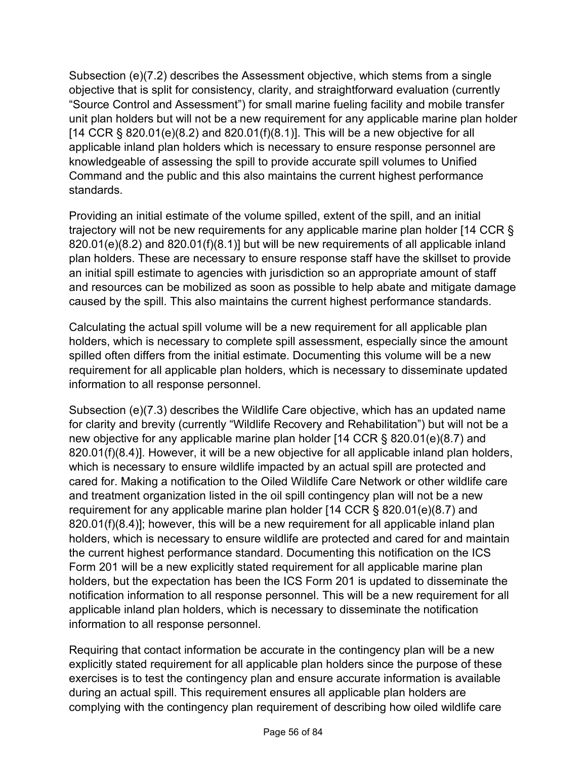Subsection (e)(7.2) describes the Assessment objective, which stems from a single objective that is split for consistency, clarity, and straightforward evaluation (currently "Source Control and Assessment") for small marine fueling facility and mobile transfer unit plan holders but will not be a new requirement for any applicable marine plan holder [14 CCR § 820.01(e)(8.2) and 820.01(f)(8.1)]. This will be a new objective for all applicable inland plan holders which is necessary to ensure response personnel are knowledgeable of assessing the spill to provide accurate spill volumes to Unified Command and the public and this also maintains the current highest performance standards.

Providing an initial estimate of the volume spilled, extent of the spill, and an initial trajectory will not be new requirements for any applicable marine plan holder [14 CCR § 820.01(e)(8.2) and 820.01(f)(8.1)] but will be new requirements of all applicable inland plan holders. These are necessary to ensure response staff have the skillset to provide an initial spill estimate to agencies with jurisdiction so an appropriate amount of staff and resources can be mobilized as soon as possible to help abate and mitigate damage caused by the spill. This also maintains the current highest performance standards.

Calculating the actual spill volume will be a new requirement for all applicable plan holders, which is necessary to complete spill assessment, especially since the amount spilled often differs from the initial estimate. Documenting this volume will be a new requirement for all applicable plan holders, which is necessary to disseminate updated information to all response personnel.

Subsection (e)(7.3) describes the Wildlife Care objective, which has an updated name for clarity and brevity (currently "Wildlife Recovery and Rehabilitation") but will not be a new objective for any applicable marine plan holder [14 CCR § 820.01(e)(8.7) and 820.01(f)(8.4)]. However, it will be a new objective for all applicable inland plan holders, which is necessary to ensure wildlife impacted by an actual spill are protected and cared for. Making a notification to the Oiled Wildlife Care Network or other wildlife care and treatment organization listed in the oil spill contingency plan will not be a new requirement for any applicable marine plan holder [14 CCR § 820.01(e)(8.7) and 820.01(f)(8.4)]; however, this will be a new requirement for all applicable inland plan holders, which is necessary to ensure wildlife are protected and cared for and maintain the current highest performance standard. Documenting this notification on the ICS Form 201 will be a new explicitly stated requirement for all applicable marine plan holders, but the expectation has been the ICS Form 201 is updated to disseminate the notification information to all response personnel. This will be a new requirement for all applicable inland plan holders, which is necessary to disseminate the notification information to all response personnel.

Requiring that contact information be accurate in the contingency plan will be a new explicitly stated requirement for all applicable plan holders since the purpose of these exercises is to test the contingency plan and ensure accurate information is available during an actual spill. This requirement ensures all applicable plan holders are complying with the contingency plan requirement of describing how oiled wildlife care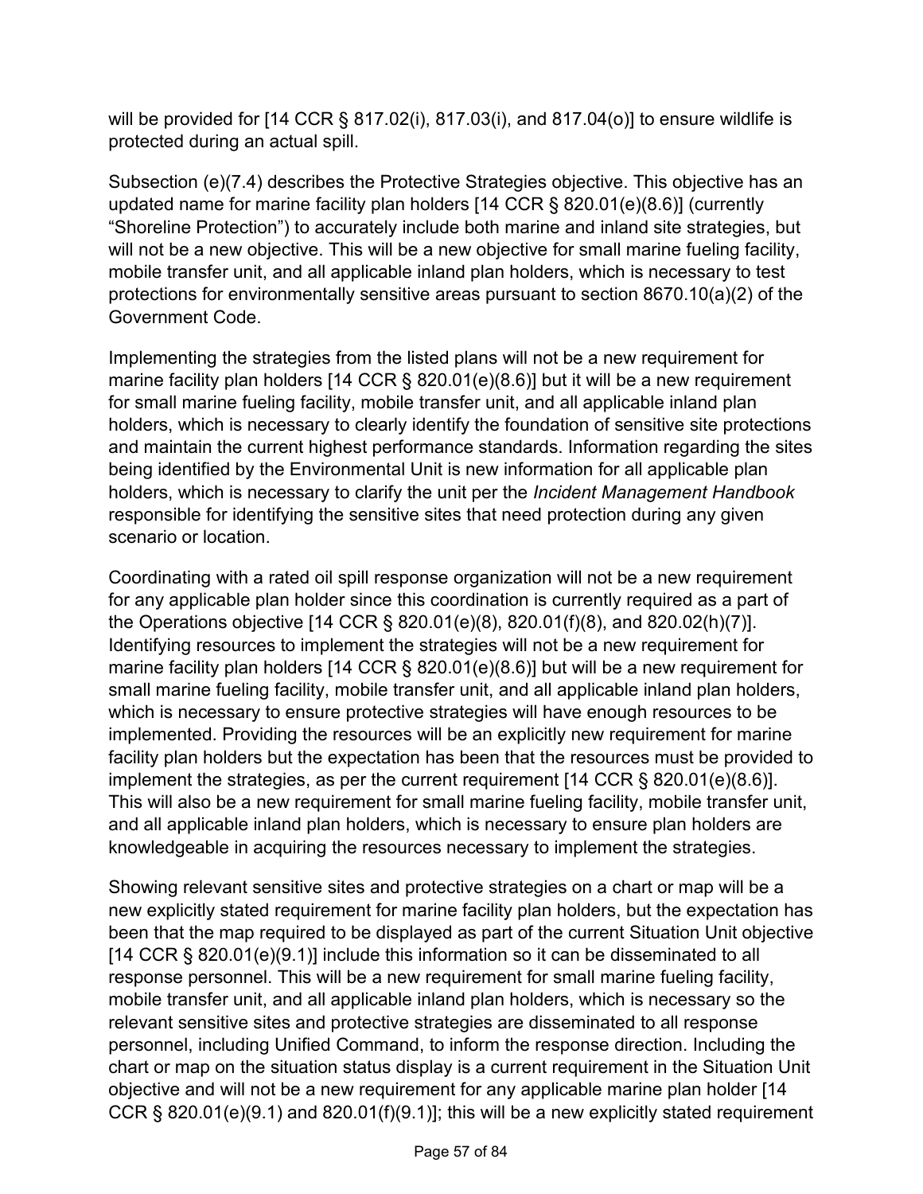will be provided for [14 CCR § 817.02(i), 817.03(i), and 817.04(o)] to ensure wildlife is protected during an actual spill.

Subsection (e)(7.4) describes the Protective Strategies objective. This objective has an updated name for marine facility plan holders [14 CCR § 820.01(e)(8.6)] (currently "Shoreline Protection") to accurately include both marine and inland site strategies, but will not be a new objective. This will be a new objective for small marine fueling facility, mobile transfer unit, and all applicable inland plan holders, which is necessary to test protections for environmentally sensitive areas pursuant to section 8670.10(a)(2) of the Government Code.

Implementing the strategies from the listed plans will not be a new requirement for marine facility plan holders [14 CCR § 820.01(e)(8.6)] but it will be a new requirement for small marine fueling facility, mobile transfer unit, and all applicable inland plan holders, which is necessary to clearly identify the foundation of sensitive site protections and maintain the current highest performance standards. Information regarding the sites being identified by the Environmental Unit is new information for all applicable plan holders, which is necessary to clarify the unit per the *Incident Management Handbook* responsible for identifying the sensitive sites that need protection during any given scenario or location.

Coordinating with a rated oil spill response organization will not be a new requirement for any applicable plan holder since this coordination is currently required as a part of the Operations objective [14 CCR § 820.01(e)(8), 820.01(f)(8), and 820.02(h)(7)]. Identifying resources to implement the strategies will not be a new requirement for marine facility plan holders [14 CCR § 820.01(e)(8.6)] but will be a new requirement for small marine fueling facility, mobile transfer unit, and all applicable inland plan holders, which is necessary to ensure protective strategies will have enough resources to be implemented. Providing the resources will be an explicitly new requirement for marine facility plan holders but the expectation has been that the resources must be provided to implement the strategies, as per the current requirement [14 CCR § 820.01(e)(8.6)]. This will also be a new requirement for small marine fueling facility, mobile transfer unit, and all applicable inland plan holders, which is necessary to ensure plan holders are knowledgeable in acquiring the resources necessary to implement the strategies.

Showing relevant sensitive sites and protective strategies on a chart or map will be a new explicitly stated requirement for marine facility plan holders, but the expectation has been that the map required to be displayed as part of the current Situation Unit objective [14 CCR § 820.01(e)(9.1)] include this information so it can be disseminated to all response personnel. This will be a new requirement for small marine fueling facility, mobile transfer unit, and all applicable inland plan holders, which is necessary so the relevant sensitive sites and protective strategies are disseminated to all response personnel, including Unified Command, to inform the response direction. Including the chart or map on the situation status display is a current requirement in the Situation Unit objective and will not be a new requirement for any applicable marine plan holder [14 CCR § 820.01(e)(9.1) and 820.01(f)(9.1)]; this will be a new explicitly stated requirement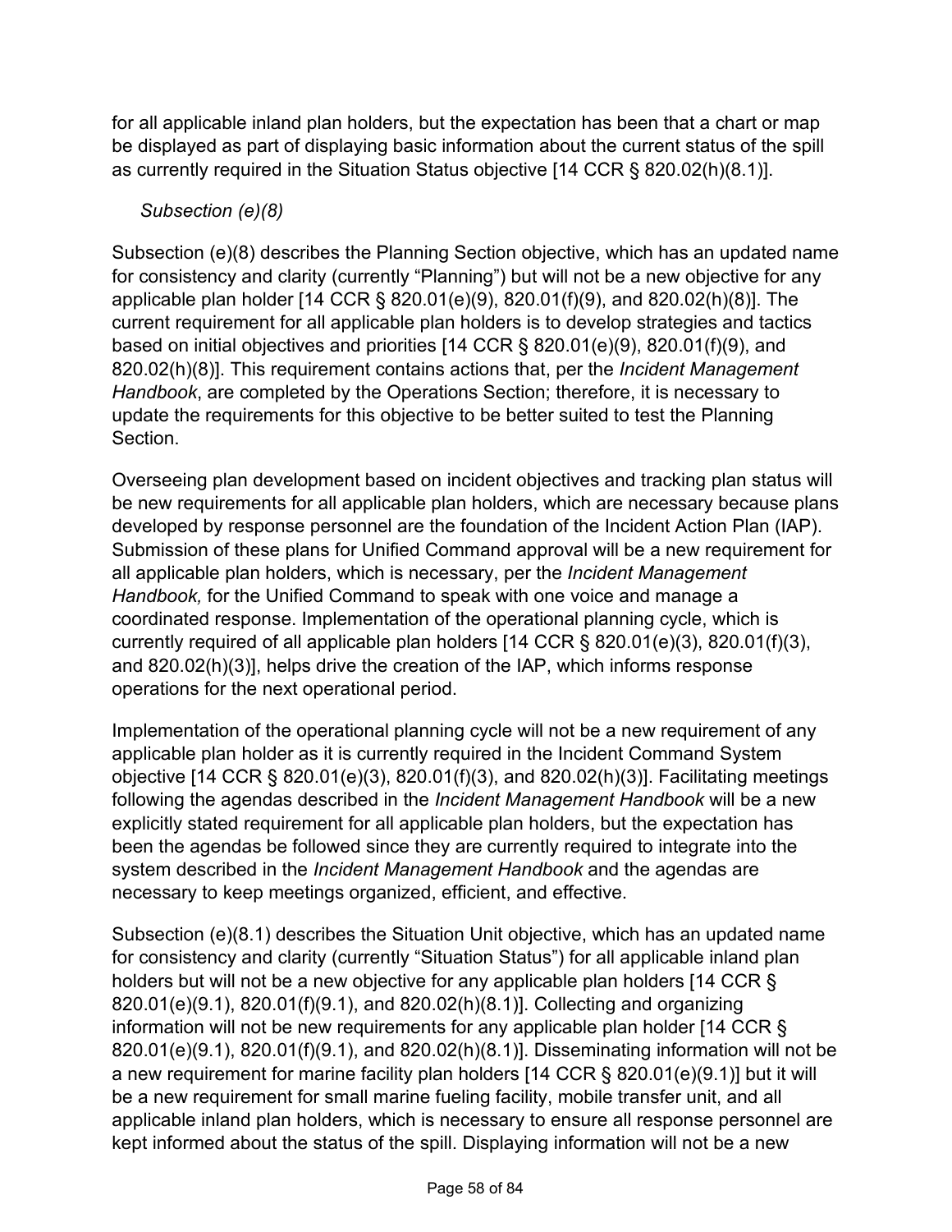for all applicable inland plan holders, but the expectation has been that a chart or map be displayed as part of displaying basic information about the current status of the spill as currently required in the Situation Status objective [14 CCR § 820.02(h)(8.1)].

*Subsection (e)(8)*

Subsection (e)(8) describes the Planning Section objective, which has an updated name for consistency and clarity (currently "Planning") but will not be a new objective for any applicable plan holder [14 CCR § 820.01(e)(9), 820.01(f)(9), and 820.02(h)(8)]. The current requirement for all applicable plan holders is to develop strategies and tactics based on initial objectives and priorities [14 CCR § 820.01(e)(9), 820.01(f)(9), and 820.02(h)(8)]. This requirement contains actions that, per the *Incident Management Handbook*, are completed by the Operations Section; therefore, it is necessary to update the requirements for this objective to be better suited to test the Planning Section.

Overseeing plan development based on incident objectives and tracking plan status will be new requirements for all applicable plan holders, which are necessary because plans developed by response personnel are the foundation of the Incident Action Plan (IAP). Submission of these plans for Unified Command approval will be a new requirement for all applicable plan holders, which is necessary, per the *Incident Management Handbook,* for the Unified Command to speak with one voice and manage a coordinated response. Implementation of the operational planning cycle, which is currently required of all applicable plan holders [14 CCR § 820.01(e)(3), 820.01(f)(3), and 820.02(h)(3)], helps drive the creation of the IAP, which informs response operations for the next operational period.

Implementation of the operational planning cycle will not be a new requirement of any applicable plan holder as it is currently required in the Incident Command System objective [14 CCR § 820.01(e)(3), 820.01(f)(3), and 820.02(h)(3)]. Facilitating meetings following the agendas described in the *Incident Management Handbook* will be a new explicitly stated requirement for all applicable plan holders, but the expectation has been the agendas be followed since they are currently required to integrate into the system described in the *Incident Management Handbook* and the agendas are necessary to keep meetings organized, efficient, and effective.

Subsection (e)(8.1) describes the Situation Unit objective, which has an updated name for consistency and clarity (currently "Situation Status") for all applicable inland plan holders but will not be a new objective for any applicable plan holders [14 CCR § 820.01(e)(9.1), 820.01(f)(9.1), and 820.02(h)(8.1)]. Collecting and organizing information will not be new requirements for any applicable plan holder [14 CCR § 820.01(e)(9.1), 820.01(f)(9.1), and 820.02(h)(8.1)]. Disseminating information will not be a new requirement for marine facility plan holders [14 CCR § 820.01(e)(9.1)] but it will be a new requirement for small marine fueling facility, mobile transfer unit, and all applicable inland plan holders, which is necessary to ensure all response personnel are kept informed about the status of the spill. Displaying information will not be a new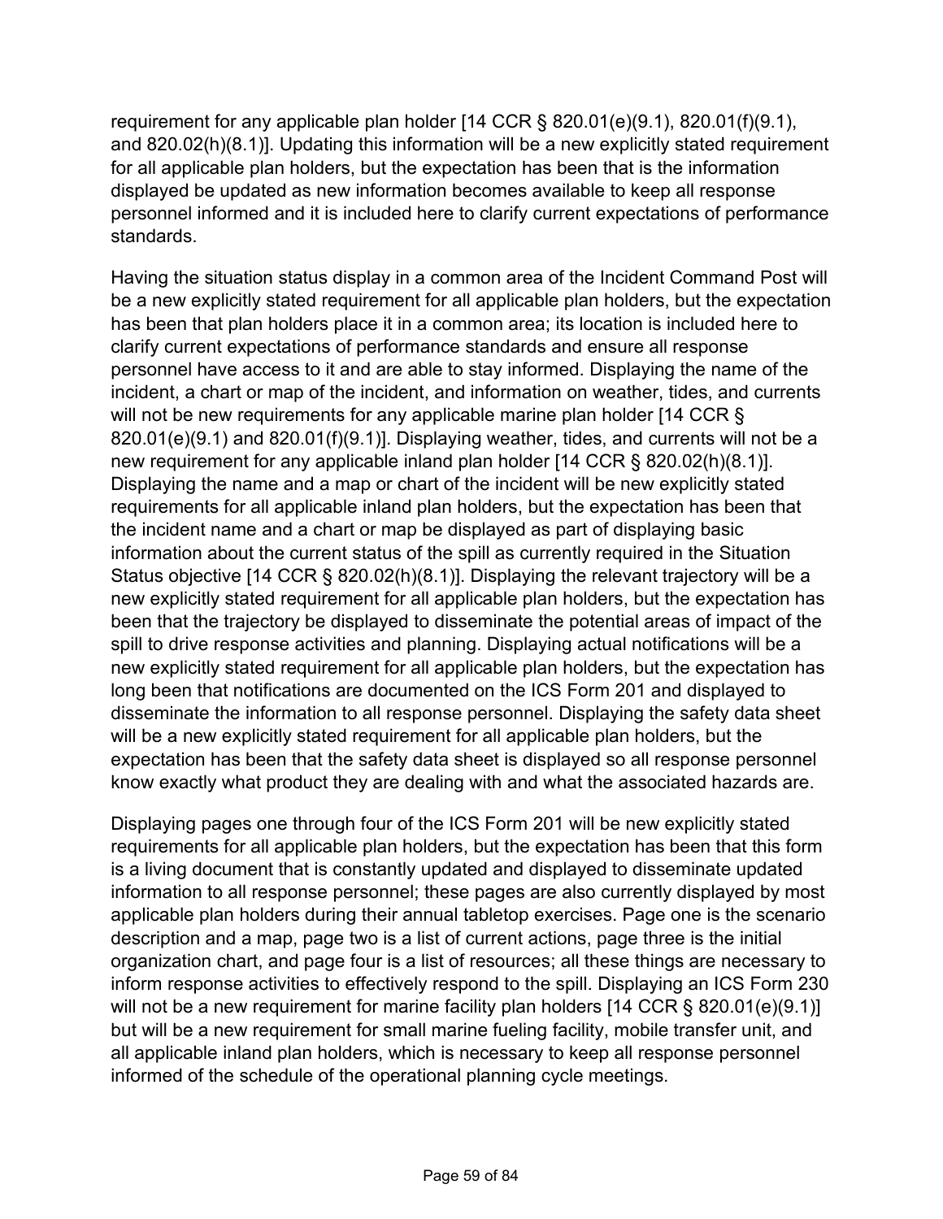requirement for any applicable plan holder [14 CCR § 820.01(e)(9.1), 820.01(f)(9.1), and 820.02(h)(8.1)]. Updating this information will be a new explicitly stated requirement for all applicable plan holders, but the expectation has been that is the information displayed be updated as new information becomes available to keep all response personnel informed and it is included here to clarify current expectations of performance standards.

Having the situation status display in a common area of the Incident Command Post will be a new explicitly stated requirement for all applicable plan holders, but the expectation has been that plan holders place it in a common area; its location is included here to clarify current expectations of performance standards and ensure all response personnel have access to it and are able to stay informed. Displaying the name of the incident, a chart or map of the incident, and information on weather, tides, and currents will not be new requirements for any applicable marine plan holder [14 CCR § 820.01(e)(9.1) and 820.01(f)(9.1)]. Displaying weather, tides, and currents will not be a new requirement for any applicable inland plan holder [14 CCR § 820.02(h)(8.1)]. Displaying the name and a map or chart of the incident will be new explicitly stated requirements for all applicable inland plan holders, but the expectation has been that the incident name and a chart or map be displayed as part of displaying basic information about the current status of the spill as currently required in the Situation Status objective [14 CCR § 820.02(h)(8.1)]. Displaying the relevant trajectory will be a new explicitly stated requirement for all applicable plan holders, but the expectation has been that the trajectory be displayed to disseminate the potential areas of impact of the spill to drive response activities and planning. Displaying actual notifications will be a new explicitly stated requirement for all applicable plan holders, but the expectation has long been that notifications are documented on the ICS Form 201 and displayed to disseminate the information to all response personnel. Displaying the safety data sheet will be a new explicitly stated requirement for all applicable plan holders, but the expectation has been that the safety data sheet is displayed so all response personnel know exactly what product they are dealing with and what the associated hazards are.

Displaying pages one through four of the ICS Form 201 will be new explicitly stated requirements for all applicable plan holders, but the expectation has been that this form is a living document that is constantly updated and displayed to disseminate updated information to all response personnel; these pages are also currently displayed by most applicable plan holders during their annual tabletop exercises. Page one is the scenario description and a map, page two is a list of current actions, page three is the initial organization chart, and page four is a list of resources; all these things are necessary to inform response activities to effectively respond to the spill. Displaying an ICS Form 230 will not be a new requirement for marine facility plan holders [14 CCR § 820.01(e)(9.1)] but will be a new requirement for small marine fueling facility, mobile transfer unit, and all applicable inland plan holders, which is necessary to keep all response personnel informed of the schedule of the operational planning cycle meetings.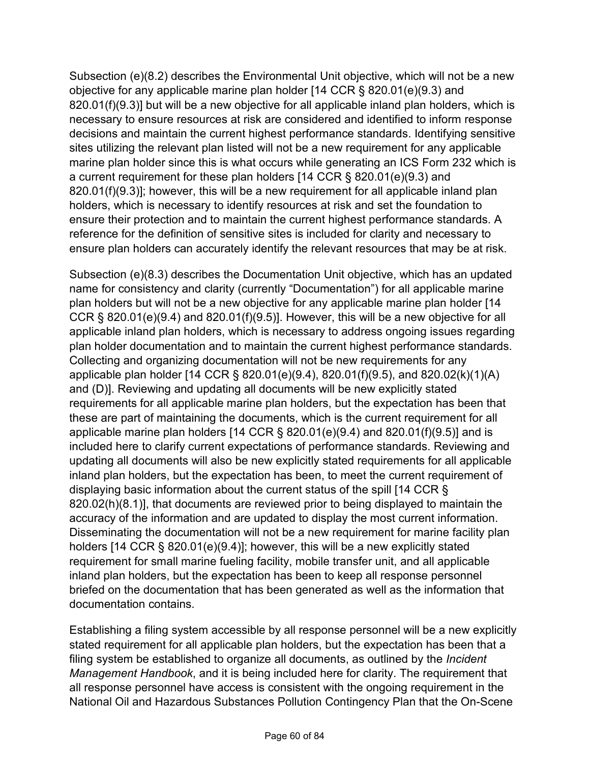Subsection (e)(8.2) describes the Environmental Unit objective, which will not be a new objective for any applicable marine plan holder [14 CCR § 820.01(e)(9.3) and 820.01(f)(9.3)] but will be a new objective for all applicable inland plan holders, which is necessary to ensure resources at risk are considered and identified to inform response decisions and maintain the current highest performance standards. Identifying sensitive sites utilizing the relevant plan listed will not be a new requirement for any applicable marine plan holder since this is what occurs while generating an ICS Form 232 which is a current requirement for these plan holders [14 CCR § 820.01(e)(9.3) and 820.01(f)(9.3)]; however, this will be a new requirement for all applicable inland plan holders, which is necessary to identify resources at risk and set the foundation to ensure their protection and to maintain the current highest performance standards. A reference for the definition of sensitive sites is included for clarity and necessary to ensure plan holders can accurately identify the relevant resources that may be at risk.

Subsection (e)(8.3) describes the Documentation Unit objective, which has an updated name for consistency and clarity (currently "Documentation") for all applicable marine plan holders but will not be a new objective for any applicable marine plan holder [14 CCR § 820.01(e)(9.4) and 820.01(f)(9.5)]. However, this will be a new objective for all applicable inland plan holders, which is necessary to address ongoing issues regarding plan holder documentation and to maintain the current highest performance standards. Collecting and organizing documentation will not be new requirements for any applicable plan holder [14 CCR § 820.01(e)(9.4), 820.01(f)(9.5), and 820.02(k)(1)(A) and (D)]. Reviewing and updating all documents will be new explicitly stated requirements for all applicable marine plan holders, but the expectation has been that these are part of maintaining the documents, which is the current requirement for all applicable marine plan holders [14 CCR § 820.01(e)(9.4) and 820.01(f)(9.5)] and is included here to clarify current expectations of performance standards. Reviewing and updating all documents will also be new explicitly stated requirements for all applicable inland plan holders, but the expectation has been, to meet the current requirement of displaying basic information about the current status of the spill [14 CCR § 820.02(h)(8.1)], that documents are reviewed prior to being displayed to maintain the accuracy of the information and are updated to display the most current information. Disseminating the documentation will not be a new requirement for marine facility plan holders [14 CCR § 820.01(e)(9.4)]; however, this will be a new explicitly stated requirement for small marine fueling facility, mobile transfer unit, and all applicable inland plan holders, but the expectation has been to keep all response personnel briefed on the documentation that has been generated as well as the information that documentation contains.

Establishing a filing system accessible by all response personnel will be a new explicitly stated requirement for all applicable plan holders, but the expectation has been that a filing system be established to organize all documents, as outlined by the *Incident Management Handbook*, and it is being included here for clarity. The requirement that all response personnel have access is consistent with the ongoing requirement in the National Oil and Hazardous Substances Pollution Contingency Plan that the On-Scene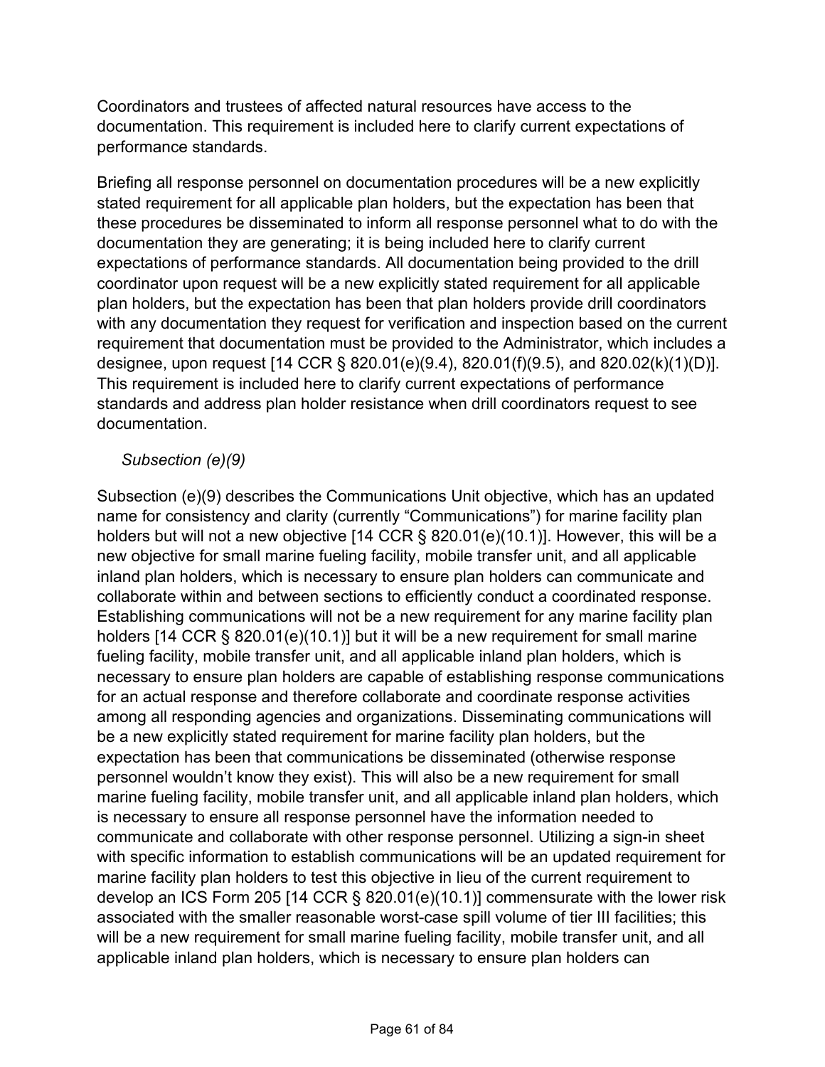Coordinators and trustees of affected natural resources have access to the documentation. This requirement is included here to clarify current expectations of performance standards.

Briefing all response personnel on documentation procedures will be a new explicitly stated requirement for all applicable plan holders, but the expectation has been that these procedures be disseminated to inform all response personnel what to do with the documentation they are generating; it is being included here to clarify current expectations of performance standards. All documentation being provided to the drill coordinator upon request will be a new explicitly stated requirement for all applicable plan holders, but the expectation has been that plan holders provide drill coordinators with any documentation they request for verification and inspection based on the current requirement that documentation must be provided to the Administrator, which includes a designee, upon request [14 CCR § 820.01(e)(9.4), 820.01(f)(9.5), and 820.02(k)(1)(D)]. This requirement is included here to clarify current expectations of performance standards and address plan holder resistance when drill coordinators request to see documentation.

*Subsection (e)(9)*

Subsection (e)(9) describes the Communications Unit objective, which has an updated name for consistency and clarity (currently "Communications") for marine facility plan holders but will not a new objective [14 CCR § 820.01(e)(10.1)]. However, this will be a new objective for small marine fueling facility, mobile transfer unit, and all applicable inland plan holders, which is necessary to ensure plan holders can communicate and collaborate within and between sections to efficiently conduct a coordinated response. Establishing communications will not be a new requirement for any marine facility plan holders [14 CCR § 820.01(e)(10.1)] but it will be a new requirement for small marine fueling facility, mobile transfer unit, and all applicable inland plan holders, which is necessary to ensure plan holders are capable of establishing response communications for an actual response and therefore collaborate and coordinate response activities among all responding agencies and organizations. Disseminating communications will be a new explicitly stated requirement for marine facility plan holders, but the expectation has been that communications be disseminated (otherwise response personnel wouldn't know they exist). This will also be a new requirement for small marine fueling facility, mobile transfer unit, and all applicable inland plan holders, which is necessary to ensure all response personnel have the information needed to communicate and collaborate with other response personnel. Utilizing a sign-in sheet with specific information to establish communications will be an updated requirement for marine facility plan holders to test this objective in lieu of the current requirement to develop an ICS Form 205 [14 CCR § 820.01(e)(10.1)] commensurate with the lower risk associated with the smaller reasonable worst-case spill volume of tier III facilities; this will be a new requirement for small marine fueling facility, mobile transfer unit, and all applicable inland plan holders, which is necessary to ensure plan holders can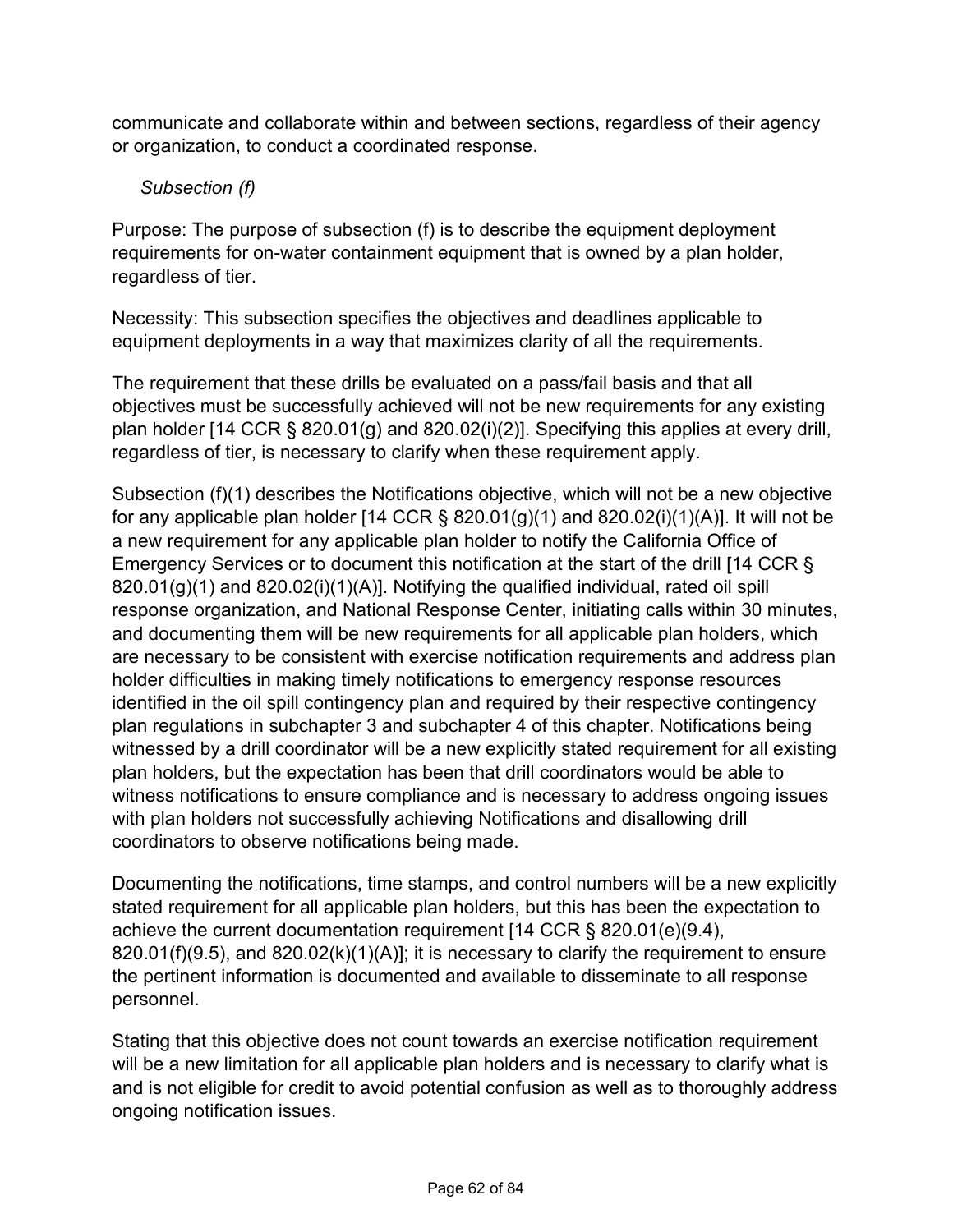communicate and collaborate within and between sections, regardless of their agency or organization, to conduct a coordinated response.

*Subsection (f)*

Purpose: The purpose of subsection (f) is to describe the equipment deployment requirements for on-water containment equipment that is owned by a plan holder, regardless of tier.

Necessity: This subsection specifies the objectives and deadlines applicable to equipment deployments in a way that maximizes clarity of all the requirements.

The requirement that these drills be evaluated on a pass/fail basis and that all objectives must be successfully achieved will not be new requirements for any existing plan holder [14 CCR § 820.01(g) and 820.02(i)(2)]. Specifying this applies at every drill, regardless of tier, is necessary to clarify when these requirement apply.

Subsection (f)(1) describes the Notifications objective, which will not be a new objective for any applicable plan holder [14 CCR § 820.01(g)(1) and 820.02(i)(1)(A)]. It will not be a new requirement for any applicable plan holder to notify the California Office of Emergency Services or to document this notification at the start of the drill [14 CCR § 820.01(g)(1) and 820.02(i)(1)(A)]. Notifying the qualified individual, rated oil spill response organization, and National Response Center, initiating calls within 30 minutes, and documenting them will be new requirements for all applicable plan holders, which are necessary to be consistent with exercise notification requirements and address plan holder difficulties in making timely notifications to emergency response resources identified in the oil spill contingency plan and required by their respective contingency plan regulations in subchapter 3 and subchapter 4 of this chapter. Notifications being witnessed by a drill coordinator will be a new explicitly stated requirement for all existing plan holders, but the expectation has been that drill coordinators would be able to witness notifications to ensure compliance and is necessary to address ongoing issues with plan holders not successfully achieving Notifications and disallowing drill coordinators to observe notifications being made.

Documenting the notifications, time stamps, and control numbers will be a new explicitly stated requirement for all applicable plan holders, but this has been the expectation to achieve the current documentation requirement [14 CCR § 820.01(e)(9.4), 820.01(f)(9.5), and 820.02(k)(1)(A)]; it is necessary to clarify the requirement to ensure the pertinent information is documented and available to disseminate to all response personnel.

Stating that this objective does not count towards an exercise notification requirement will be a new limitation for all applicable plan holders and is necessary to clarify what is and is not eligible for credit to avoid potential confusion as well as to thoroughly address ongoing notification issues.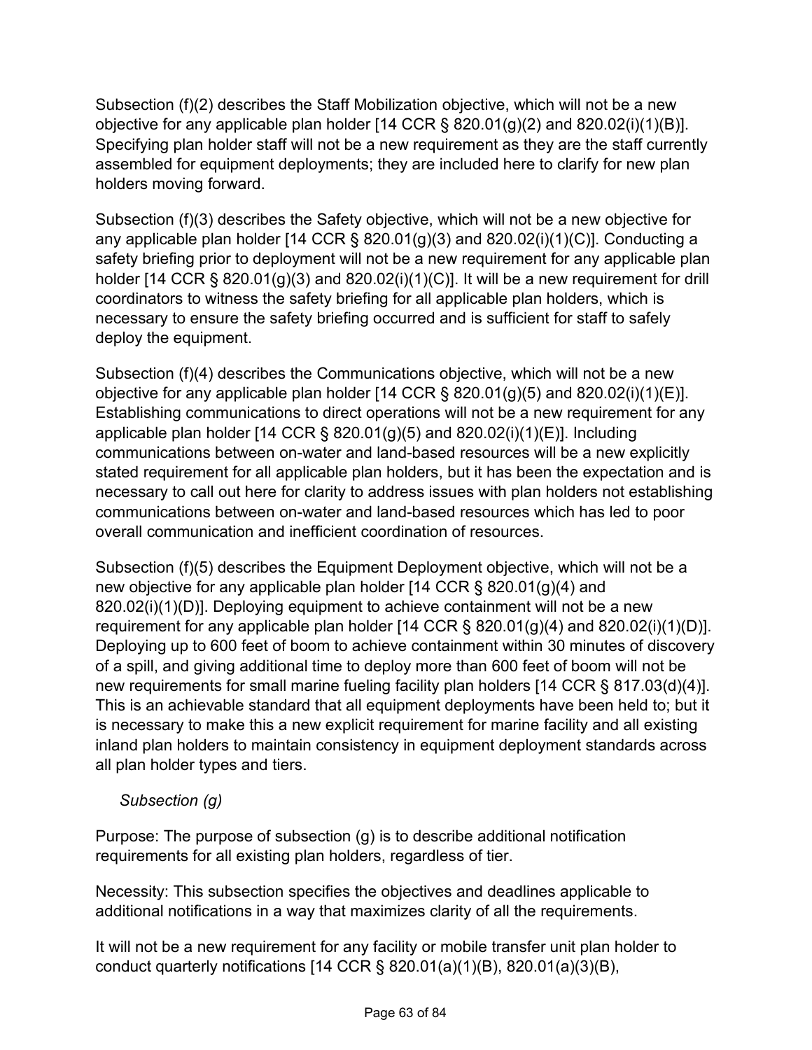Subsection (f)(2) describes the Staff Mobilization objective, which will not be a new objective for any applicable plan holder [14 CCR § 820.01(g)(2) and 820.02(i)(1)(B)]. Specifying plan holder staff will not be a new requirement as they are the staff currently assembled for equipment deployments; they are included here to clarify for new plan holders moving forward.

Subsection (f)(3) describes the Safety objective, which will not be a new objective for any applicable plan holder [14 CCR § 820.01(g)(3) and 820.02(i)(1)(C)]. Conducting a safety briefing prior to deployment will not be a new requirement for any applicable plan holder [14 CCR § 820.01(g)(3) and 820.02(i)(1)(C)]. It will be a new requirement for drill coordinators to witness the safety briefing for all applicable plan holders, which is necessary to ensure the safety briefing occurred and is sufficient for staff to safely deploy the equipment.

Subsection (f)(4) describes the Communications objective, which will not be a new objective for any applicable plan holder [14 CCR § 820.01(g)(5) and 820.02(i)(1)(E)]. Establishing communications to direct operations will not be a new requirement for any applicable plan holder [14 CCR § 820.01(g)(5) and 820.02(i)(1)(E)]. Including communications between on-water and land-based resources will be a new explicitly stated requirement for all applicable plan holders, but it has been the expectation and is necessary to call out here for clarity to address issues with plan holders not establishing communications between on-water and land-based resources which has led to poor overall communication and inefficient coordination of resources.

Subsection (f)(5) describes the Equipment Deployment objective, which will not be a new objective for any applicable plan holder [14 CCR § 820.01(g)(4) and 820.02(i)(1)(D)]. Deploying equipment to achieve containment will not be a new requirement for any applicable plan holder [14 CCR § 820.01(g)(4) and 820.02(i)(1)(D)]. Deploying up to 600 feet of boom to achieve containment within 30 minutes of discovery of a spill, and giving additional time to deploy more than 600 feet of boom will not be new requirements for small marine fueling facility plan holders [14 CCR § 817.03(d)(4)]. This is an achievable standard that all equipment deployments have been held to; but it is necessary to make this a new explicit requirement for marine facility and all existing inland plan holders to maintain consistency in equipment deployment standards across all plan holder types and tiers.

*Subsection (g)*

Purpose: The purpose of subsection (g) is to describe additional notification requirements for all existing plan holders, regardless of tier.

Necessity: This subsection specifies the objectives and deadlines applicable to additional notifications in a way that maximizes clarity of all the requirements.

It will not be a new requirement for any facility or mobile transfer unit plan holder to conduct quarterly notifications [14 CCR § 820.01(a)(1)(B), 820.01(a)(3)(B),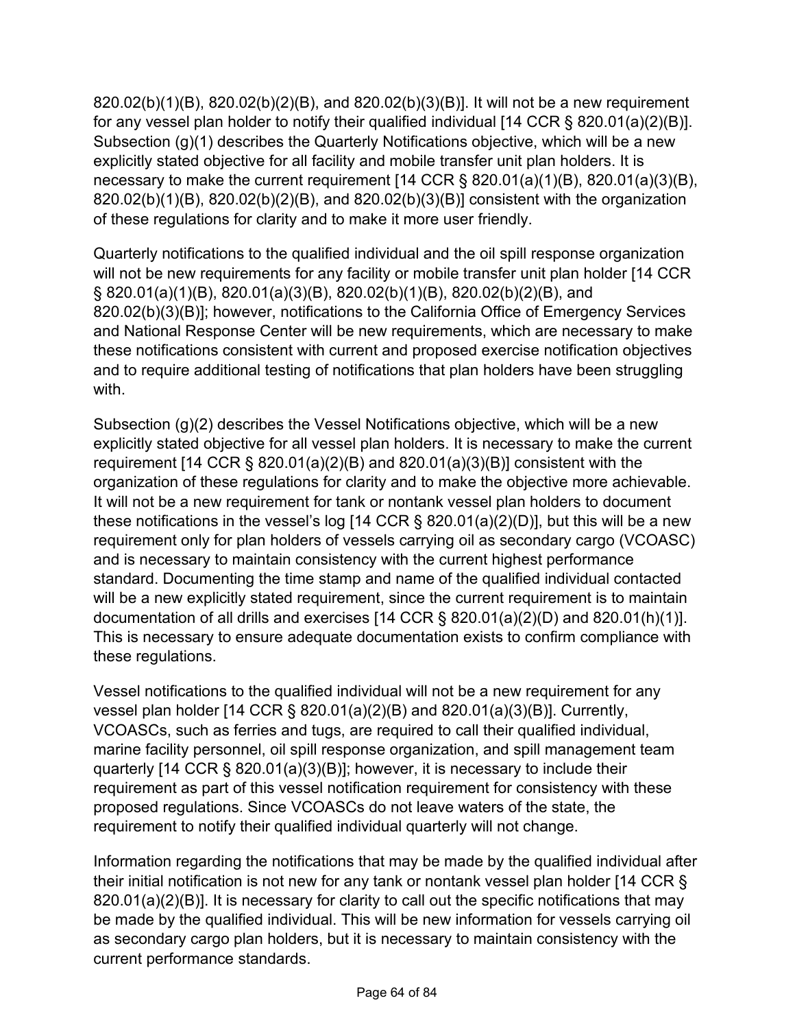820.02(b)(1)(B), 820.02(b)(2)(B), and 820.02(b)(3)(B)]. It will not be a new requirement for any vessel plan holder to notify their qualified individual [14 CCR § 820.01(a)(2)(B)]. Subsection (g)(1) describes the Quarterly Notifications objective, which will be a new explicitly stated objective for all facility and mobile transfer unit plan holders. It is necessary to make the current requirement [14 CCR § 820.01(a)(1)(B), 820.01(a)(3)(B), 820.02(b)(1)(B), 820.02(b)(2)(B), and 820.02(b)(3)(B)] consistent with the organization of these regulations for clarity and to make it more user friendly.

Quarterly notifications to the qualified individual and the oil spill response organization will not be new requirements for any facility or mobile transfer unit plan holder [14 CCR § 820.01(a)(1)(B), 820.01(a)(3)(B), 820.02(b)(1)(B), 820.02(b)(2)(B), and 820.02(b)(3)(B)]; however, notifications to the California Office of Emergency Services and National Response Center will be new requirements, which are necessary to make these notifications consistent with current and proposed exercise notification objectives and to require additional testing of notifications that plan holders have been struggling with.

Subsection (g)(2) describes the Vessel Notifications objective, which will be a new explicitly stated objective for all vessel plan holders. It is necessary to make the current requirement [14 CCR § 820.01(a)(2)(B) and 820.01(a)(3)(B)] consistent with the organization of these regulations for clarity and to make the objective more achievable. It will not be a new requirement for tank or nontank vessel plan holders to document these notifications in the vessel's log [14 CCR § 820.01(a)(2)(D)], but this will be a new requirement only for plan holders of vessels carrying oil as secondary cargo (VCOASC) and is necessary to maintain consistency with the current highest performance standard. Documenting the time stamp and name of the qualified individual contacted will be a new explicitly stated requirement, since the current requirement is to maintain documentation of all drills and exercises [14 CCR § 820.01(a)(2)(D) and 820.01(h)(1)]. This is necessary to ensure adequate documentation exists to confirm compliance with these regulations.

Vessel notifications to the qualified individual will not be a new requirement for any vessel plan holder [14 CCR § 820.01(a)(2)(B) and 820.01(a)(3)(B)]. Currently, VCOASCs, such as ferries and tugs, are required to call their qualified individual, marine facility personnel, oil spill response organization, and spill management team quarterly [14 CCR § 820.01(a)(3)(B)]; however, it is necessary to include their requirement as part of this vessel notification requirement for consistency with these proposed regulations. Since VCOASCs do not leave waters of the state, the requirement to notify their qualified individual quarterly will not change.

Information regarding the notifications that may be made by the qualified individual after their initial notification is not new for any tank or nontank vessel plan holder [14 CCR § 820.01(a)(2)(B)]. It is necessary for clarity to call out the specific notifications that may be made by the qualified individual. This will be new information for vessels carrying oil as secondary cargo plan holders, but it is necessary to maintain consistency with the current performance standards.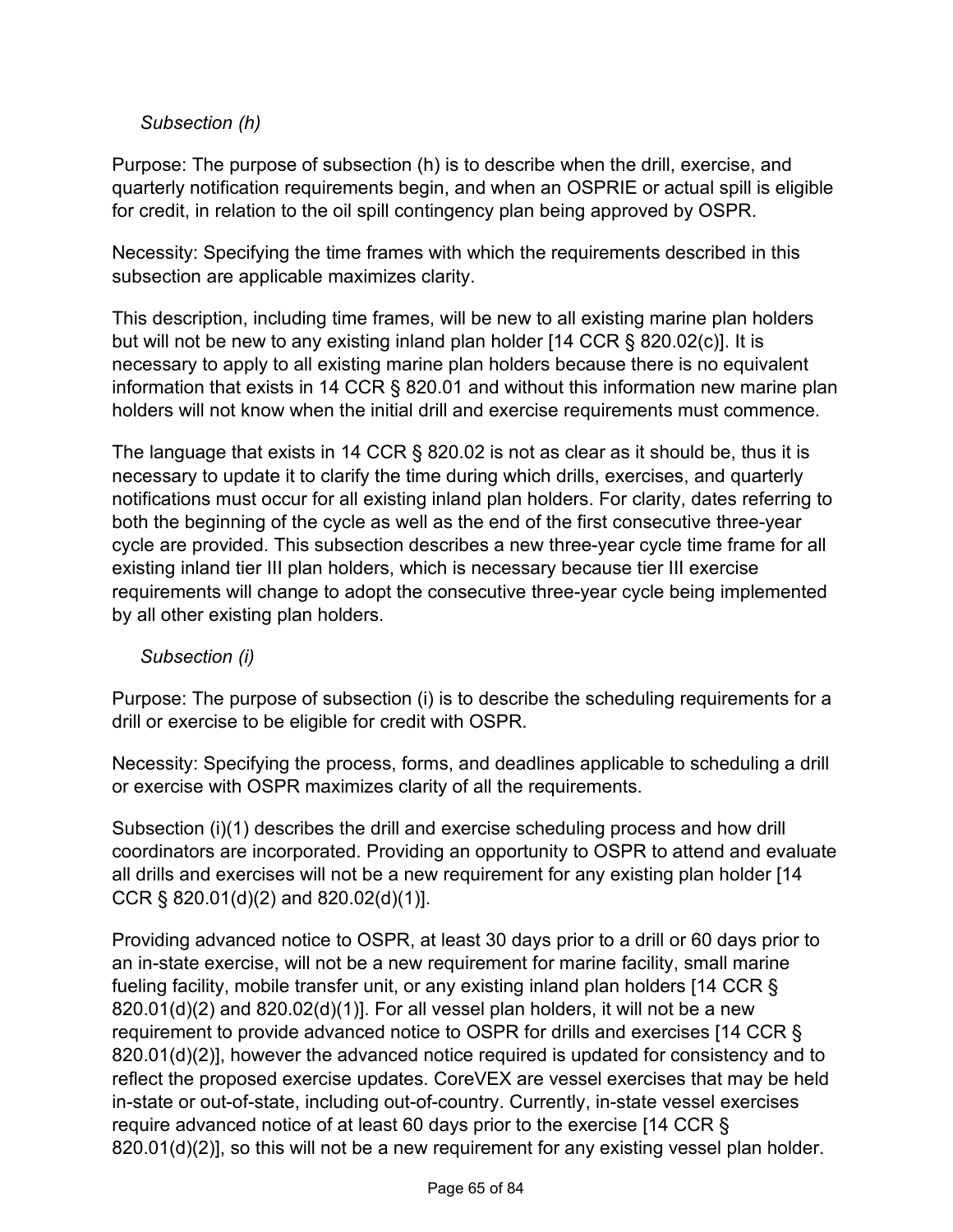*Subsection (h)*

Purpose: The purpose of subsection (h) is to describe when the drill, exercise, and quarterly notification requirements begin, and when an OSPRIE or actual spill is eligible for credit, in relation to the oil spill contingency plan being approved by OSPR.

Necessity: Specifying the time frames with which the requirements described in this subsection are applicable maximizes clarity.

This description, including time frames, will be new to all existing marine plan holders but will not be new to any existing inland plan holder [14 CCR § 820.02(c)]. It is necessary to apply to all existing marine plan holders because there is no equivalent information that exists in 14 CCR § 820.01 and without this information new marine plan holders will not know when the initial drill and exercise requirements must commence.

The language that exists in 14 CCR § 820.02 is not as clear as it should be, thus it is necessary to update it to clarify the time during which drills, exercises, and quarterly notifications must occur for all existing inland plan holders. For clarity, dates referring to both the beginning of the cycle as well as the end of the first consecutive three-year cycle are provided. This subsection describes a new three-year cycle time frame for all existing inland tier III plan holders, which is necessary because tier III exercise requirements will change to adopt the consecutive three-year cycle being implemented by all other existing plan holders.

*Subsection (i)*

Purpose: The purpose of subsection (i) is to describe the scheduling requirements for a drill or exercise to be eligible for credit with OSPR.

Necessity: Specifying the process, forms, and deadlines applicable to scheduling a drill or exercise with OSPR maximizes clarity of all the requirements.

Subsection (i)(1) describes the drill and exercise scheduling process and how drill coordinators are incorporated. Providing an opportunity to OSPR to attend and evaluate all drills and exercises will not be a new requirement for any existing plan holder [14 CCR § 820.01(d)(2) and 820.02(d)(1)].

Providing advanced notice to OSPR, at least 30 days prior to a drill or 60 days prior to an in-state exercise, will not be a new requirement for marine facility, small marine fueling facility, mobile transfer unit, or any existing inland plan holders [14 CCR § 820.01(d)(2) and 820.02(d)(1)]. For all vessel plan holders, it will not be a new requirement to provide advanced notice to OSPR for drills and exercises [14 CCR § 820.01(d)(2)], however the advanced notice required is updated for consistency and to reflect the proposed exercise updates. CoreVEX are vessel exercises that may be held in-state or out-of-state, including out-of-country. Currently, in-state vessel exercises require advanced notice of at least 60 days prior to the exercise [14 CCR § 820.01(d)(2)], so this will not be a new requirement for any existing vessel plan holder.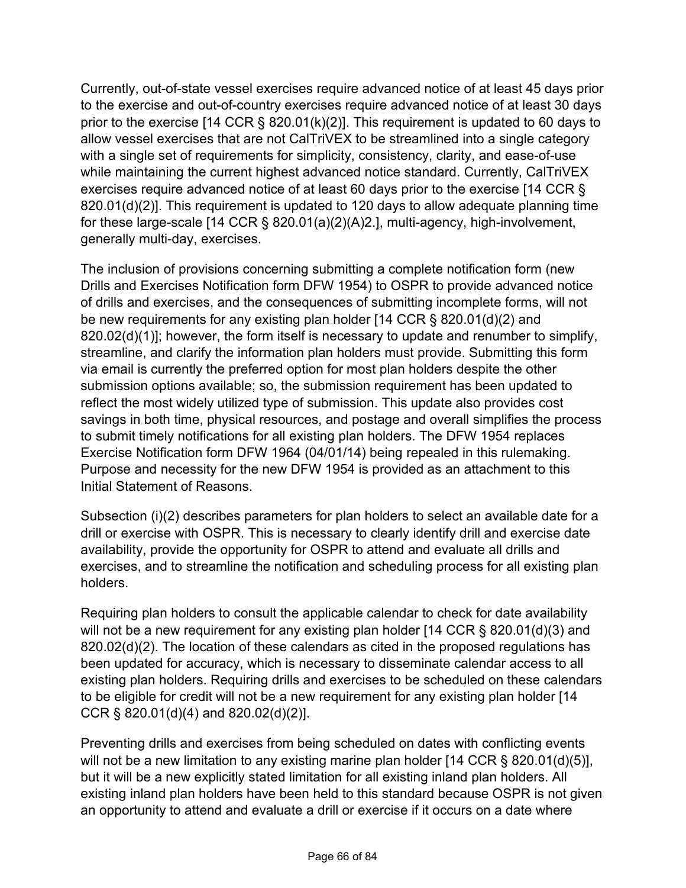Currently, out-of-state vessel exercises require advanced notice of at least 45 days prior to the exercise and out-of-country exercises require advanced notice of at least 30 days prior to the exercise [14 CCR § 820.01(k)(2)]. This requirement is updated to 60 days to allow vessel exercises that are not CalTriVEX to be streamlined into a single category with a single set of requirements for simplicity, consistency, clarity, and ease-of-use while maintaining the current highest advanced notice standard. Currently, CalTriVEX exercises require advanced notice of at least 60 days prior to the exercise [14 CCR § 820.01(d)(2)]. This requirement is updated to 120 days to allow adequate planning time for these large-scale [14 CCR § 820.01(a)(2)(A)2.], multi-agency, high-involvement, generally multi-day, exercises.

The inclusion of provisions concerning submitting a complete notification form (new Drills and Exercises Notification form DFW 1954) to OSPR to provide advanced notice of drills and exercises, and the consequences of submitting incomplete forms, will not be new requirements for any existing plan holder [14 CCR § 820.01(d)(2) and 820.02(d)(1)]; however, the form itself is necessary to update and renumber to simplify, streamline, and clarify the information plan holders must provide. Submitting this form via email is currently the preferred option for most plan holders despite the other submission options available; so, the submission requirement has been updated to reflect the most widely utilized type of submission. This update also provides cost savings in both time, physical resources, and postage and overall simplifies the process to submit timely notifications for all existing plan holders. The DFW 1954 replaces Exercise Notification form DFW 1964 (04/01/14) being repealed in this rulemaking. Purpose and necessity for the new DFW 1954 is provided as an attachment to this Initial Statement of Reasons.

Subsection (i)(2) describes parameters for plan holders to select an available date for a drill or exercise with OSPR. This is necessary to clearly identify drill and exercise date availability, provide the opportunity for OSPR to attend and evaluate all drills and exercises, and to streamline the notification and scheduling process for all existing plan holders.

Requiring plan holders to consult the applicable calendar to check for date availability will not be a new requirement for any existing plan holder [14 CCR § 820.01(d)(3) and 820.02(d)(2). The location of these calendars as cited in the proposed regulations has been updated for accuracy, which is necessary to disseminate calendar access to all existing plan holders. Requiring drills and exercises to be scheduled on these calendars to be eligible for credit will not be a new requirement for any existing plan holder [14 CCR § 820.01(d)(4) and 820.02(d)(2)].

Preventing drills and exercises from being scheduled on dates with conflicting events will not be a new limitation to any existing marine plan holder [14 CCR § 820.01(d)(5)], but it will be a new explicitly stated limitation for all existing inland plan holders. All existing inland plan holders have been held to this standard because OSPR is not given an opportunity to attend and evaluate a drill or exercise if it occurs on a date where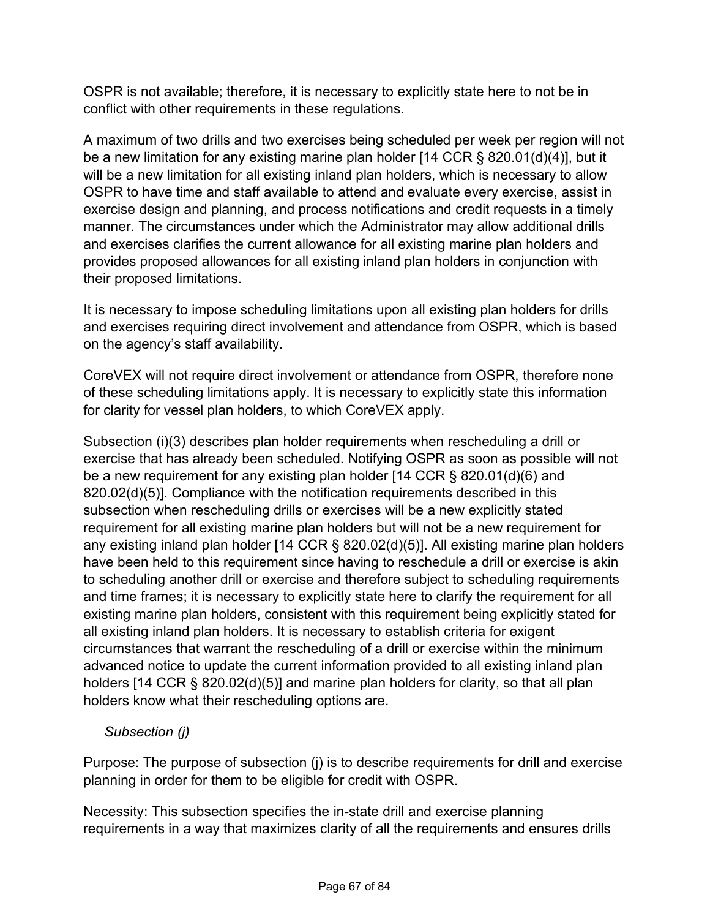OSPR is not available; therefore, it is necessary to explicitly state here to not be in conflict with other requirements in these regulations.

A maximum of two drills and two exercises being scheduled per week per region will not be a new limitation for any existing marine plan holder [14 CCR § 820.01(d)(4)], but it will be a new limitation for all existing inland plan holders, which is necessary to allow OSPR to have time and staff available to attend and evaluate every exercise, assist in exercise design and planning, and process notifications and credit requests in a timely manner. The circumstances under which the Administrator may allow additional drills and exercises clarifies the current allowance for all existing marine plan holders and provides proposed allowances for all existing inland plan holders in conjunction with their proposed limitations.

It is necessary to impose scheduling limitations upon all existing plan holders for drills and exercises requiring direct involvement and attendance from OSPR, which is based on the agency's staff availability.

CoreVEX will not require direct involvement or attendance from OSPR, therefore none of these scheduling limitations apply. It is necessary to explicitly state this information for clarity for vessel plan holders, to which CoreVEX apply.

Subsection (i)(3) describes plan holder requirements when rescheduling a drill or exercise that has already been scheduled. Notifying OSPR as soon as possible will not be a new requirement for any existing plan holder [14 CCR § 820.01(d)(6) and 820.02(d)(5)]. Compliance with the notification requirements described in this subsection when rescheduling drills or exercises will be a new explicitly stated requirement for all existing marine plan holders but will not be a new requirement for any existing inland plan holder [14 CCR § 820.02(d)(5)]. All existing marine plan holders have been held to this requirement since having to reschedule a drill or exercise is akin to scheduling another drill or exercise and therefore subject to scheduling requirements and time frames; it is necessary to explicitly state here to clarify the requirement for all existing marine plan holders, consistent with this requirement being explicitly stated for all existing inland plan holders. It is necessary to establish criteria for exigent circumstances that warrant the rescheduling of a drill or exercise within the minimum advanced notice to update the current information provided to all existing inland plan holders [14 CCR § 820.02(d)(5)] and marine plan holders for clarity, so that all plan holders know what their rescheduling options are.

*Subsection (j)*

Purpose: The purpose of subsection (j) is to describe requirements for drill and exercise planning in order for them to be eligible for credit with OSPR.

Necessity: This subsection specifies the in-state drill and exercise planning requirements in a way that maximizes clarity of all the requirements and ensures drills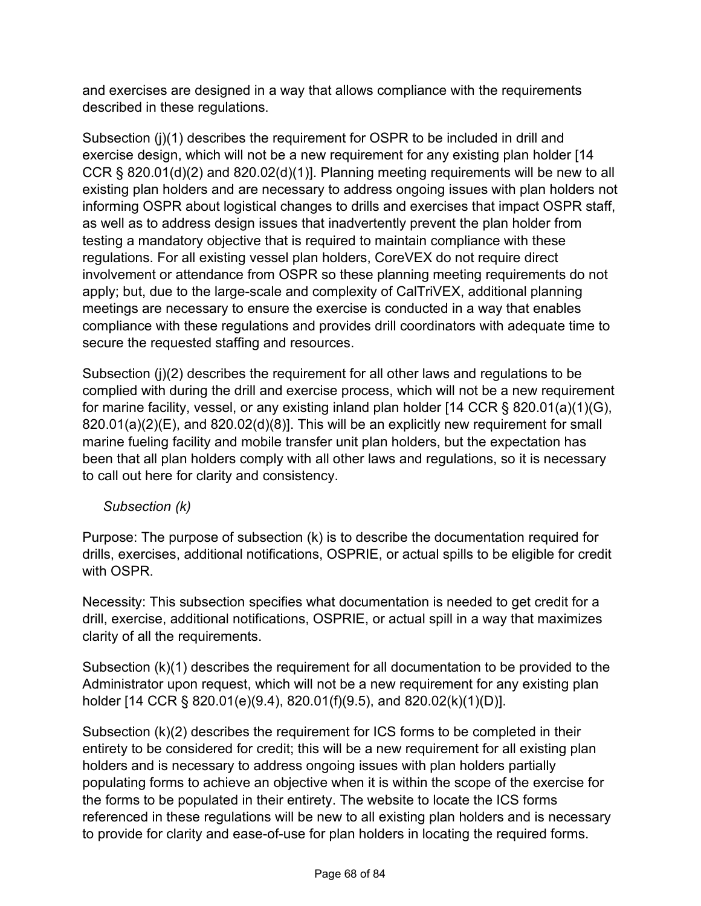and exercises are designed in a way that allows compliance with the requirements described in these regulations.

Subsection (j)(1) describes the requirement for OSPR to be included in drill and exercise design, which will not be a new requirement for any existing plan holder [14 CCR § 820.01(d)(2) and 820.02(d)(1)]. Planning meeting requirements will be new to all existing plan holders and are necessary to address ongoing issues with plan holders not informing OSPR about logistical changes to drills and exercises that impact OSPR staff, as well as to address design issues that inadvertently prevent the plan holder from testing a mandatory objective that is required to maintain compliance with these regulations. For all existing vessel plan holders, CoreVEX do not require direct involvement or attendance from OSPR so these planning meeting requirements do not apply; but, due to the large-scale and complexity of CalTriVEX, additional planning meetings are necessary to ensure the exercise is conducted in a way that enables compliance with these regulations and provides drill coordinators with adequate time to secure the requested staffing and resources.

Subsection (j)(2) describes the requirement for all other laws and regulations to be complied with during the drill and exercise process, which will not be a new requirement for marine facility, vessel, or any existing inland plan holder [14 CCR § 820.01(a)(1)(G), 820.01(a)(2)(E), and 820.02(d)(8)]. This will be an explicitly new requirement for small marine fueling facility and mobile transfer unit plan holders, but the expectation has been that all plan holders comply with all other laws and regulations, so it is necessary to call out here for clarity and consistency.

*Subsection (k)*

Purpose: The purpose of subsection (k) is to describe the documentation required for drills, exercises, additional notifications, OSPRIE, or actual spills to be eligible for credit with OSPR.

Necessity: This subsection specifies what documentation is needed to get credit for a drill, exercise, additional notifications, OSPRIE, or actual spill in a way that maximizes clarity of all the requirements.

Subsection (k)(1) describes the requirement for all documentation to be provided to the Administrator upon request, which will not be a new requirement for any existing plan holder [14 CCR § 820.01(e)(9.4), 820.01(f)(9.5), and 820.02(k)(1)(D)].

Subsection (k)(2) describes the requirement for ICS forms to be completed in their entirety to be considered for credit; this will be a new requirement for all existing plan holders and is necessary to address ongoing issues with plan holders partially populating forms to achieve an objective when it is within the scope of the exercise for the forms to be populated in their entirety. The website to locate the ICS forms referenced in these regulations will be new to all existing plan holders and is necessary to provide for clarity and ease-of-use for plan holders in locating the required forms.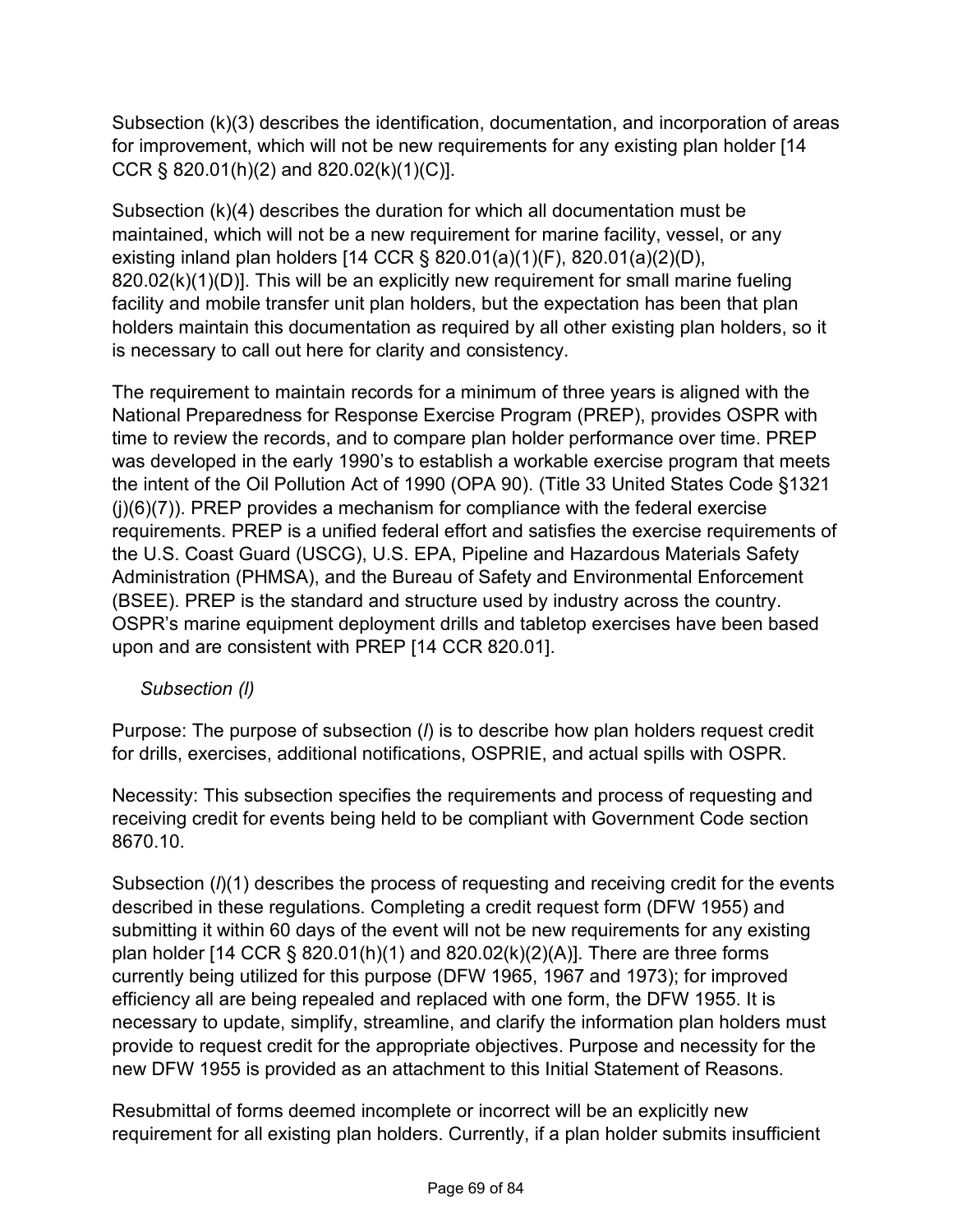Subsection (k)(3) describes the identification, documentation, and incorporation of areas for improvement, which will not be new requirements for any existing plan holder [14 CCR § 820.01(h)(2) and 820.02(k)(1)(C)].

Subsection (k)(4) describes the duration for which all documentation must be maintained, which will not be a new requirement for marine facility, vessel, or any existing inland plan holders [14 CCR § 820.01(a)(1)(F), 820.01(a)(2)(D), 820.02(k)(1)(D)]. This will be an explicitly new requirement for small marine fueling facility and mobile transfer unit plan holders, but the expectation has been that plan holders maintain this documentation as required by all other existing plan holders, so it is necessary to call out here for clarity and consistency.

The requirement to maintain records for a minimum of three years is aligned with the National Preparedness for Response Exercise Program (PREP), provides OSPR with time to review the records, and to compare plan holder performance over time. PREP was developed in the early 1990's to establish a workable exercise program that meets the intent of the Oil Pollution Act of 1990 (OPA 90). (Title 33 United States Code §1321 (j)(6)(7)). PREP provides a mechanism for compliance with the federal exercise requirements. PREP is a unified federal effort and satisfies the exercise requirements of the U.S. Coast Guard (USCG), U.S. EPA, Pipeline and Hazardous Materials Safety Administration (PHMSA), and the Bureau of Safety and Environmental Enforcement (BSEE). PREP is the standard and structure used by industry across the country. OSPR's marine equipment deployment drills and tabletop exercises have been based upon and are consistent with PREP [14 CCR 820.01].

*Subsection (l)*

Purpose: The purpose of subsection (*l*) is to describe how plan holders request credit for drills, exercises, additional notifications, OSPRIE, and actual spills with OSPR.

Necessity: This subsection specifies the requirements and process of requesting and receiving credit for events being held to be compliant with Government Code section 8670.10.

Subsection (*l*)(1) describes the process of requesting and receiving credit for the events described in these regulations. Completing a credit request form (DFW 1955) and submitting it within 60 days of the event will not be new requirements for any existing plan holder [14 CCR § 820.01(h)(1) and 820.02(k)(2)(A)]. There are three forms currently being utilized for this purpose (DFW 1965, 1967 and 1973); for improved efficiency all are being repealed and replaced with one form, the DFW 1955. It is necessary to update, simplify, streamline, and clarify the information plan holders must provide to request credit for the appropriate objectives. Purpose and necessity for the new DFW 1955 is provided as an attachment to this Initial Statement of Reasons.

Resubmittal of forms deemed incomplete or incorrect will be an explicitly new requirement for all existing plan holders. Currently, if a plan holder submits insufficient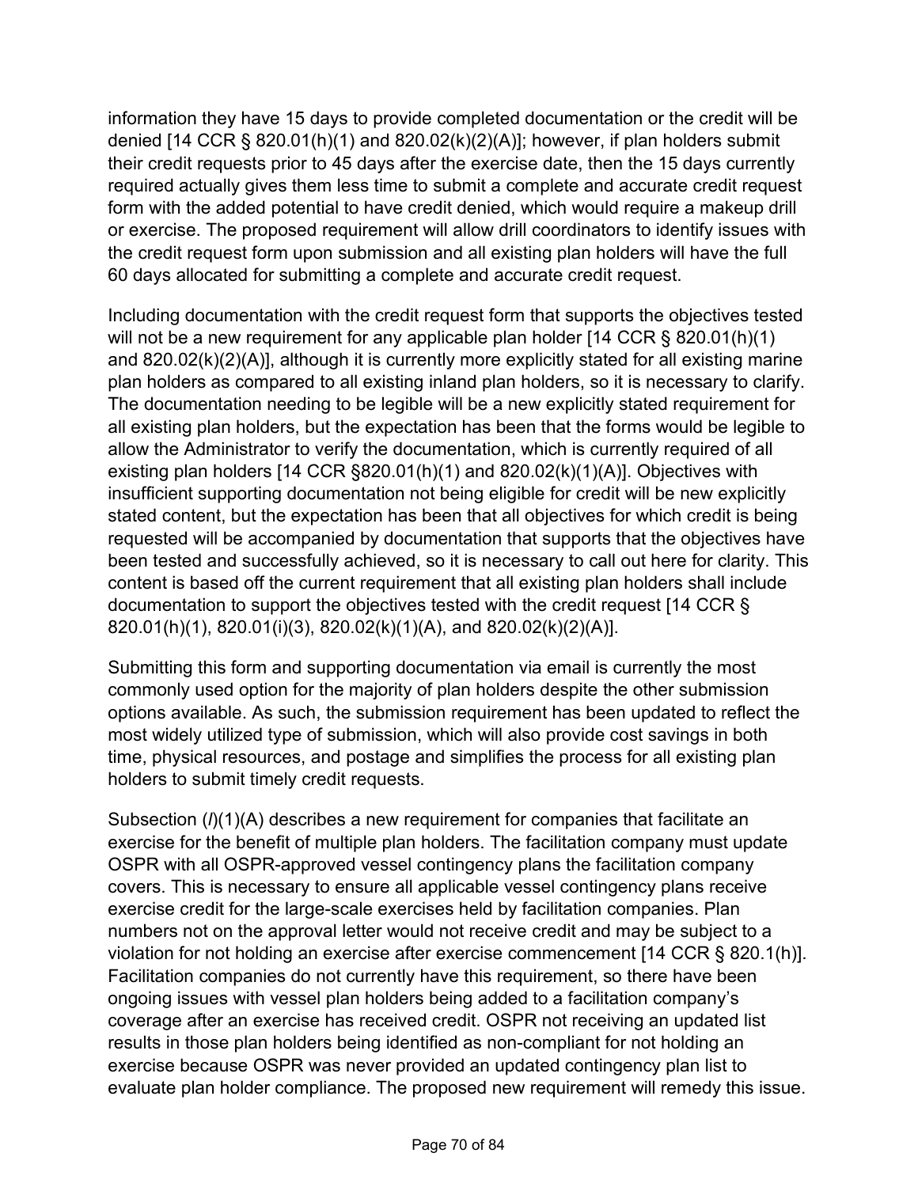information they have 15 days to provide completed documentation or the credit will be denied [14 CCR § 820.01(h)(1) and 820.02(k)(2)(A)]; however, if plan holders submit their credit requests prior to 45 days after the exercise date, then the 15 days currently required actually gives them less time to submit a complete and accurate credit request form with the added potential to have credit denied, which would require a makeup drill or exercise. The proposed requirement will allow drill coordinators to identify issues with the credit request form upon submission and all existing plan holders will have the full 60 days allocated for submitting a complete and accurate credit request.

Including documentation with the credit request form that supports the objectives tested will not be a new requirement for any applicable plan holder [14 CCR § 820.01(h)(1) and 820.02(k)(2)(A)], although it is currently more explicitly stated for all existing marine plan holders as compared to all existing inland plan holders, so it is necessary to clarify. The documentation needing to be legible will be a new explicitly stated requirement for all existing plan holders, but the expectation has been that the forms would be legible to allow the Administrator to verify the documentation, which is currently required of all existing plan holders [14 CCR §820.01(h)(1) and 820.02(k)(1)(A)]. Objectives with insufficient supporting documentation not being eligible for credit will be new explicitly stated content, but the expectation has been that all objectives for which credit is being requested will be accompanied by documentation that supports that the objectives have been tested and successfully achieved, so it is necessary to call out here for clarity. This content is based off the current requirement that all existing plan holders shall include documentation to support the objectives tested with the credit request [14 CCR § 820.01(h)(1), 820.01(i)(3), 820.02(k)(1)(A), and 820.02(k)(2)(A)].

Submitting this form and supporting documentation via email is currently the most commonly used option for the majority of plan holders despite the other submission options available. As such, the submission requirement has been updated to reflect the most widely utilized type of submission, which will also provide cost savings in both time, physical resources, and postage and simplifies the process for all existing plan holders to submit timely credit requests.

Subsection (*l*)(1)(A) describes a new requirement for companies that facilitate an exercise for the benefit of multiple plan holders. The facilitation company must update OSPR with all OSPR-approved vessel contingency plans the facilitation company covers. This is necessary to ensure all applicable vessel contingency plans receive exercise credit for the large-scale exercises held by facilitation companies. Plan numbers not on the approval letter would not receive credit and may be subject to a violation for not holding an exercise after exercise commencement [14 CCR § 820.1(h)]. Facilitation companies do not currently have this requirement, so there have been ongoing issues with vessel plan holders being added to a facilitation company's coverage after an exercise has received credit. OSPR not receiving an updated list results in those plan holders being identified as non-compliant for not holding an exercise because OSPR was never provided an updated contingency plan list to evaluate plan holder compliance. The proposed new requirement will remedy this issue.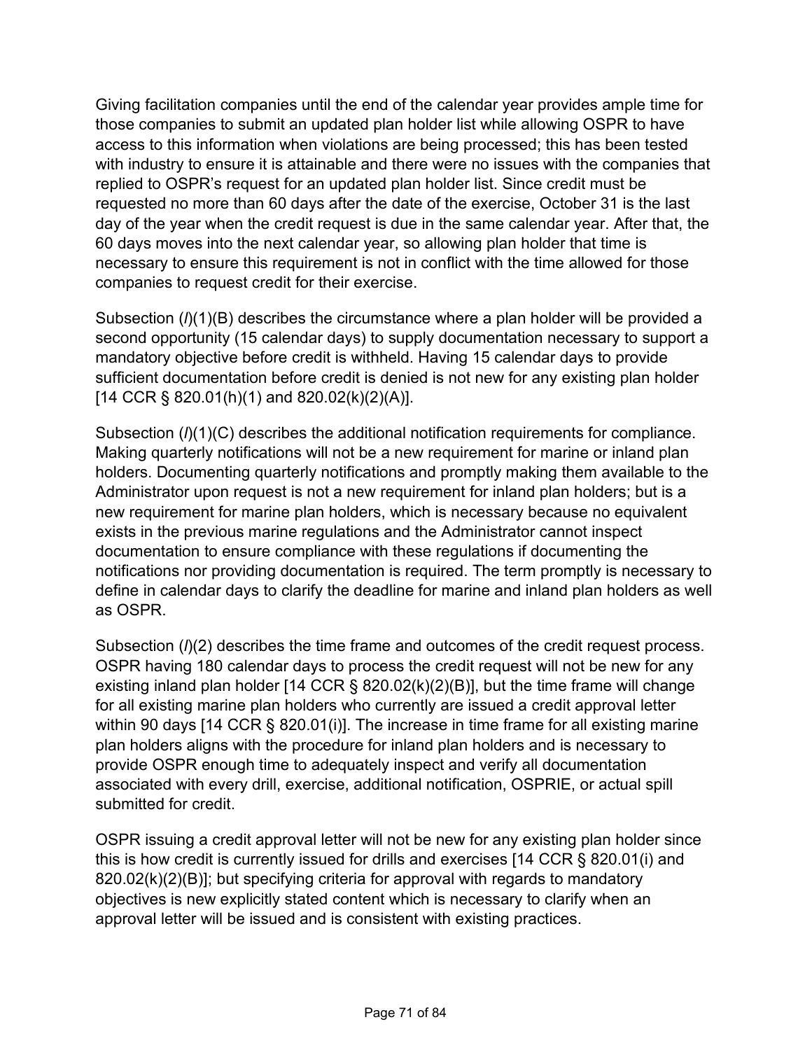Giving facilitation companies until the end of the calendar year provides ample time for those companies to submit an updated plan holder list while allowing OSPR to have access to this information when violations are being processed; this has been tested with industry to ensure it is attainable and there were no issues with the companies that replied to OSPR's request for an updated plan holder list. Since credit must be requested no more than 60 days after the date of the exercise, October 31 is the last day of the year when the credit request is due in the same calendar year. After that, the 60 days moves into the next calendar year, so allowing plan holder that time is necessary to ensure this requirement is not in conflict with the time allowed for those companies to request credit for their exercise.

Subsection (*l*)(1)(B) describes the circumstance where a plan holder will be provided a second opportunity (15 calendar days) to supply documentation necessary to support a mandatory objective before credit is withheld. Having 15 calendar days to provide sufficient documentation before credit is denied is not new for any existing plan holder [14 CCR § 820.01(h)(1) and 820.02(k)(2)(A)].

Subsection (*l*)(1)(C) describes the additional notification requirements for compliance. Making quarterly notifications will not be a new requirement for marine or inland plan holders. Documenting quarterly notifications and promptly making them available to the Administrator upon request is not a new requirement for inland plan holders; but is a new requirement for marine plan holders, which is necessary because no equivalent exists in the previous marine regulations and the Administrator cannot inspect documentation to ensure compliance with these regulations if documenting the notifications nor providing documentation is required. The term promptly is necessary to define in calendar days to clarify the deadline for marine and inland plan holders as well as OSPR.

Subsection (*l*)(2) describes the time frame and outcomes of the credit request process. OSPR having 180 calendar days to process the credit request will not be new for any existing inland plan holder [14 CCR § 820.02(k)(2)(B)], but the time frame will change for all existing marine plan holders who currently are issued a credit approval letter within 90 days [14 CCR § 820.01(i)]. The increase in time frame for all existing marine plan holders aligns with the procedure for inland plan holders and is necessary to provide OSPR enough time to adequately inspect and verify all documentation associated with every drill, exercise, additional notification, OSPRIE, or actual spill submitted for credit.

OSPR issuing a credit approval letter will not be new for any existing plan holder since this is how credit is currently issued for drills and exercises [14 CCR § 820.01(i) and 820.02(k)(2)(B)]; but specifying criteria for approval with regards to mandatory objectives is new explicitly stated content which is necessary to clarify when an approval letter will be issued and is consistent with existing practices.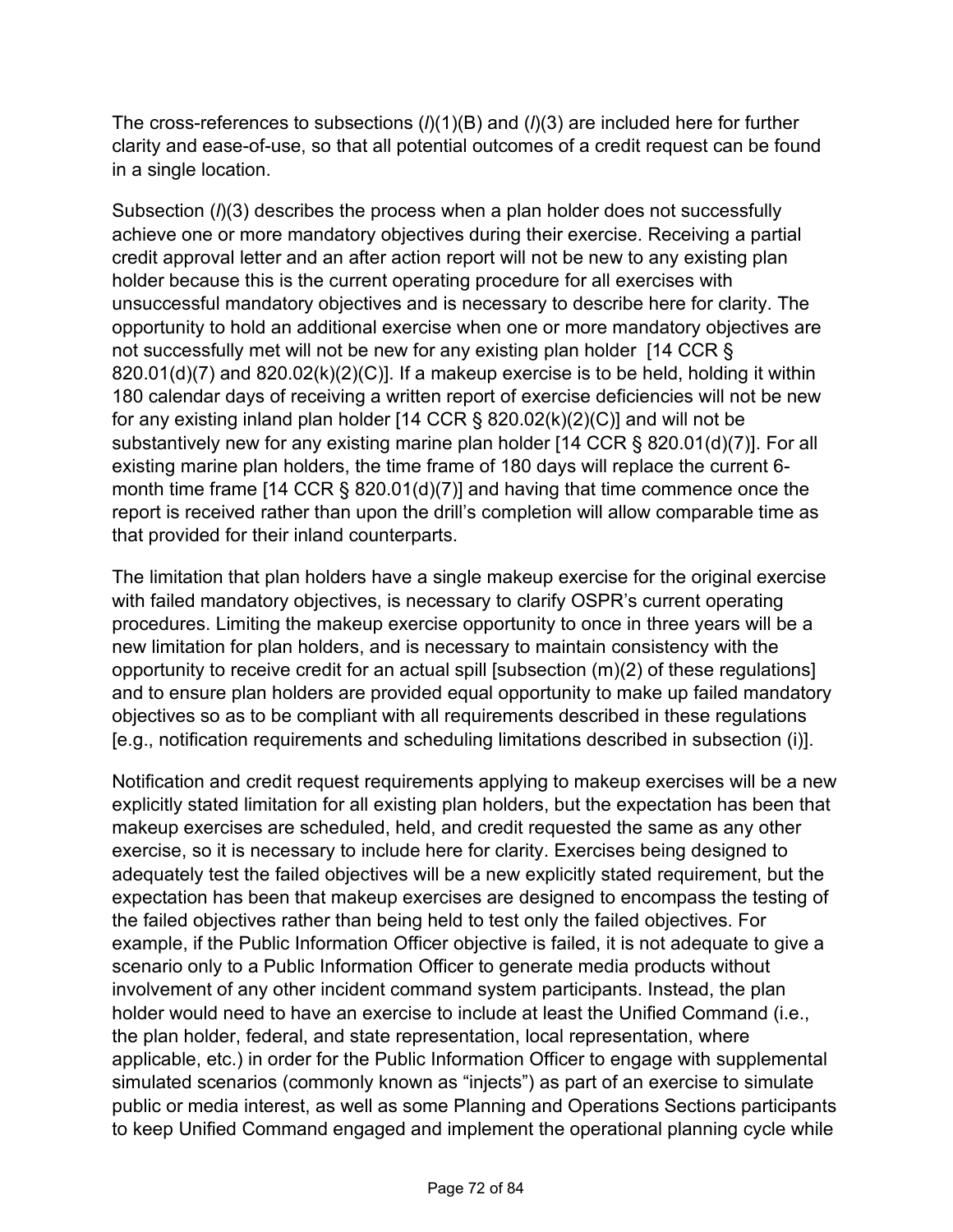The cross-references to subsections (*l*)(1)(B) and (*l*)(3) are included here for further clarity and ease-of-use, so that all potential outcomes of a credit request can be found in a single location.

Subsection (*l*)(3) describes the process when a plan holder does not successfully achieve one or more mandatory objectives during their exercise. Receiving a partial credit approval letter and an after action report will not be new to any existing plan holder because this is the current operating procedure for all exercises with unsuccessful mandatory objectives and is necessary to describe here for clarity. The opportunity to hold an additional exercise when one or more mandatory objectives are not successfully met will not be new for any existing plan holder [14 CCR § 820.01(d)(7) and 820.02(k)(2)(C)]. If a makeup exercise is to be held, holding it within 180 calendar days of receiving a written report of exercise deficiencies will not be new for any existing inland plan holder [14 CCR § 820.02(k)(2)(C)] and will not be substantively new for any existing marine plan holder [14 CCR § 820.01(d)(7)]. For all existing marine plan holders, the time frame of 180 days will replace the current 6-month time frame [14 CCR § 820.01(d)(7)] and having that time commence once the report is received rather than upon the drill's completion will allow comparable time as that provided for their inland counterparts.

The limitation that plan holders have a single makeup exercise for the original exercise with failed mandatory objectives, is necessary to clarify OSPR's current operating procedures. Limiting the makeup exercise opportunity to once in three years will be a new limitation for plan holders, and is necessary to maintain consistency with the opportunity to receive credit for an actual spill [subsection (m)(2) of these regulations] and to ensure plan holders are provided equal opportunity to make up failed mandatory objectives so as to be compliant with all requirements described in these regulations [e.g., notification requirements and scheduling limitations described in subsection (i)].

Notification and credit request requirements applying to makeup exercises will be a new explicitly stated limitation for all existing plan holders, but the expectation has been that makeup exercises are scheduled, held, and credit requested the same as any other exercise, so it is necessary to include here for clarity. Exercises being designed to adequately test the failed objectives will be a new explicitly stated requirement, but the expectation has been that makeup exercises are designed to encompass the testing of the failed objectives rather than being held to test only the failed objectives. For example, if the Public Information Officer objective is failed, it is not adequate to give a scenario only to a Public Information Officer to generate media products without involvement of any other incident command system participants. Instead, the plan holder would need to have an exercise to include at least the Unified Command (i.e., the plan holder, federal, and state representation, local representation, where applicable, etc.) in order for the Public Information Officer to engage with supplemental simulated scenarios (commonly known as "injects") as part of an exercise to simulate public or media interest, as well as some Planning and Operations Sections participants to keep Unified Command engaged and implement the operational planning cycle while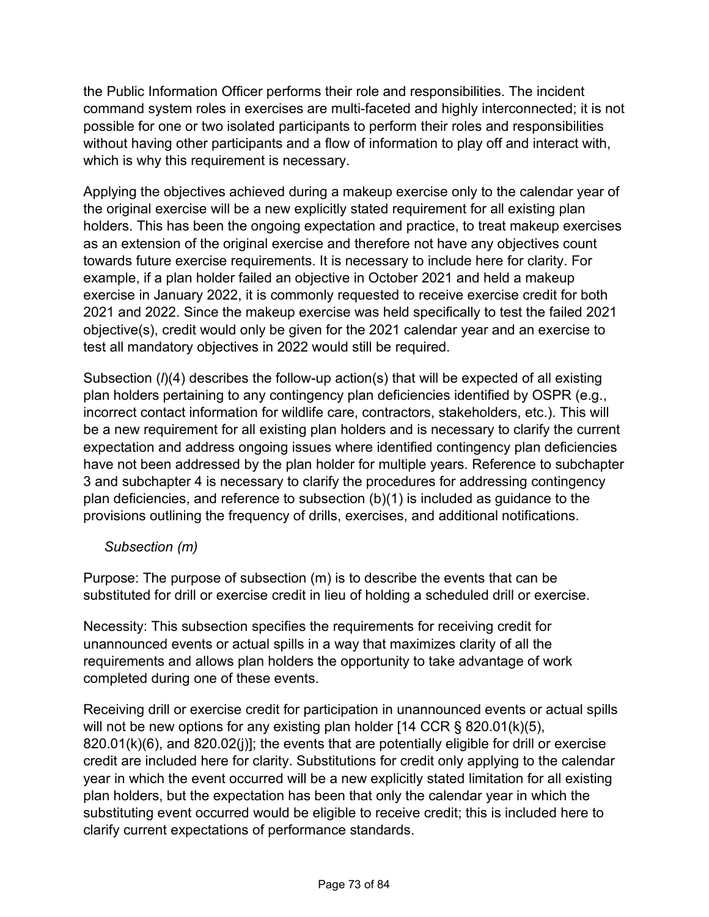the Public Information Officer performs their role and responsibilities. The incident command system roles in exercises are multi-faceted and highly interconnected; it is not possible for one or two isolated participants to perform their roles and responsibilities without having other participants and a flow of information to play off and interact with, which is why this requirement is necessary.

Applying the objectives achieved during a makeup exercise only to the calendar year of the original exercise will be a new explicitly stated requirement for all existing plan holders. This has been the ongoing expectation and practice, to treat makeup exercises as an extension of the original exercise and therefore not have any objectives count towards future exercise requirements. It is necessary to include here for clarity. For example, if a plan holder failed an objective in October 2021 and held a makeup exercise in January 2022, it is commonly requested to receive exercise credit for both 2021 and 2022. Since the makeup exercise was held specifically to test the failed 2021 objective(s), credit would only be given for the 2021 calendar year and an exercise to test all mandatory objectives in 2022 would still be required.

Subsection (*l*)(4) describes the follow-up action(s) that will be expected of all existing plan holders pertaining to any contingency plan deficiencies identified by OSPR (e.g., incorrect contact information for wildlife care, contractors, stakeholders, etc.). This will be a new requirement for all existing plan holders and is necessary to clarify the current expectation and address ongoing issues where identified contingency plan deficiencies have not been addressed by the plan holder for multiple years. Reference to subchapter 3 and subchapter 4 is necessary to clarify the procedures for addressing contingency plan deficiencies, and reference to subsection (b)(1) is included as guidance to the provisions outlining the frequency of drills, exercises, and additional notifications.

*Subsection (m)*

Purpose: The purpose of subsection (m) is to describe the events that can be substituted for drill or exercise credit in lieu of holding a scheduled drill or exercise.

Necessity: This subsection specifies the requirements for receiving credit for unannounced events or actual spills in a way that maximizes clarity of all the requirements and allows plan holders the opportunity to take advantage of work completed during one of these events.

Receiving drill or exercise credit for participation in unannounced events or actual spills will not be new options for any existing plan holder [14 CCR § 820.01(k)(5), 820.01(k)(6), and 820.02(j)]; the events that are potentially eligible for drill or exercise credit are included here for clarity. Substitutions for credit only applying to the calendar year in which the event occurred will be a new explicitly stated limitation for all existing plan holders, but the expectation has been that only the calendar year in which the substituting event occurred would be eligible to receive credit; this is included here to clarify current expectations of performance standards.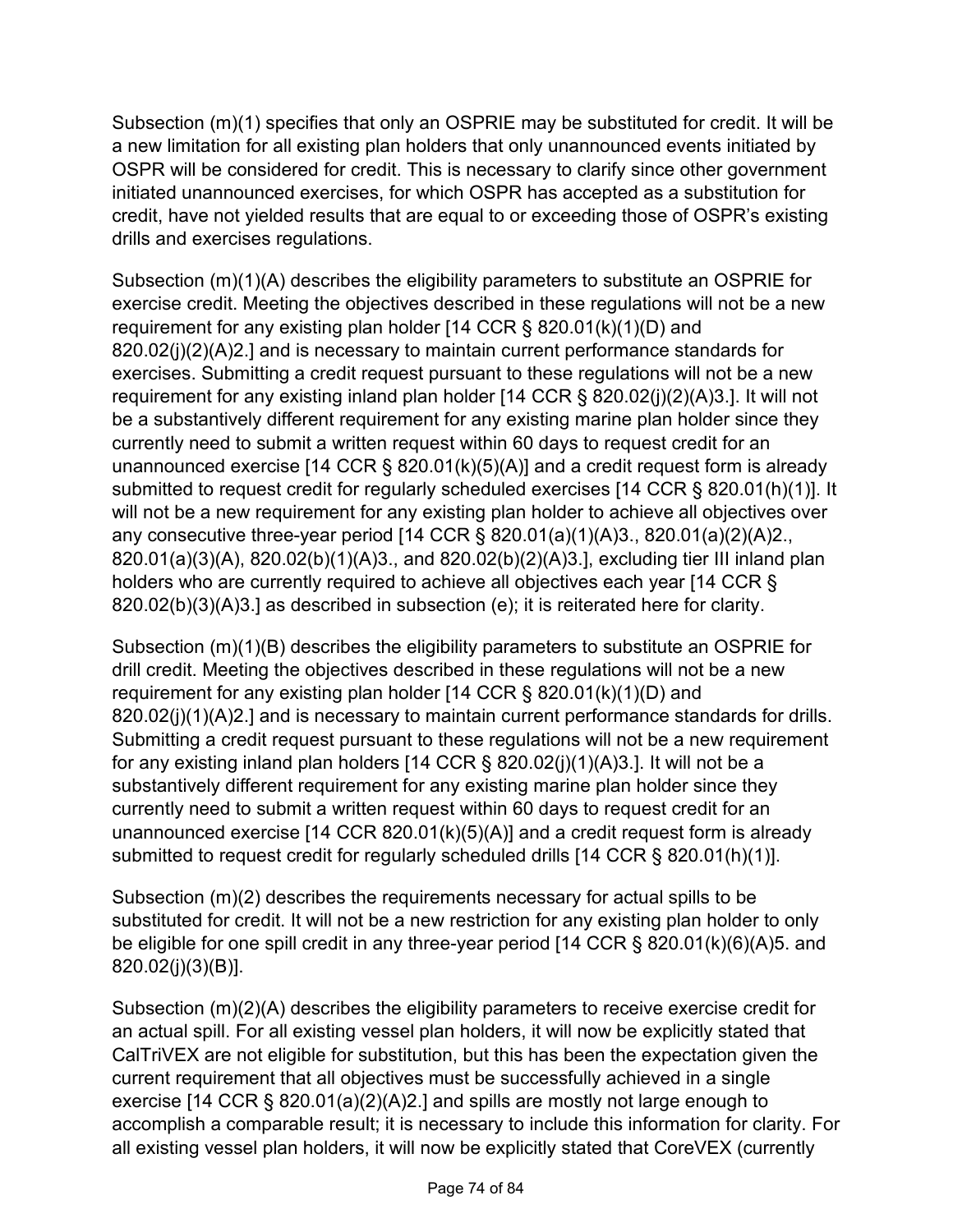Subsection (m)(1) specifies that only an OSPRIE may be substituted for credit. It will be a new limitation for all existing plan holders that only unannounced events initiated by OSPR will be considered for credit. This is necessary to clarify since other government initiated unannounced exercises, for which OSPR has accepted as a substitution for credit, have not yielded results that are equal to or exceeding those of OSPR's existing drills and exercises regulations.

Subsection (m)(1)(A) describes the eligibility parameters to substitute an OSPRIE for exercise credit. Meeting the objectives described in these regulations will not be a new requirement for any existing plan holder [14 CCR § 820.01(k)(1)(D) and 820.02(j)(2)(A)2.] and is necessary to maintain current performance standards for exercises. Submitting a credit request pursuant to these regulations will not be a new requirement for any existing inland plan holder [14 CCR § 820.02(j)(2)(A)3.]. It will not be a substantively different requirement for any existing marine plan holder since they currently need to submit a written request within 60 days to request credit for an unannounced exercise [14 CCR § 820.01(k)(5)(A)] and a credit request form is already submitted to request credit for regularly scheduled exercises [14 CCR § 820.01(h)(1)]. It will not be a new requirement for any existing plan holder to achieve all objectives over any consecutive three-year period [14 CCR § 820.01(a)(1)(A)3., 820.01(a)(2)(A)2., 820.01(a)(3)(A), 820.02(b)(1)(A)3., and 820.02(b)(2)(A)3.], excluding tier III inland plan holders who are currently required to achieve all objectives each year [14 CCR § 820.02(b)(3)(A)3.] as described in subsection (e); it is reiterated here for clarity.

Subsection (m)(1)(B) describes the eligibility parameters to substitute an OSPRIE for drill credit. Meeting the objectives described in these regulations will not be a new requirement for any existing plan holder [14 CCR § 820.01(k)(1)(D) and 820.02(j)(1)(A)2.] and is necessary to maintain current performance standards for drills. Submitting a credit request pursuant to these regulations will not be a new requirement for any existing inland plan holders [14 CCR § 820.02(j)(1)(A)3.]. It will not be a substantively different requirement for any existing marine plan holder since they currently need to submit a written request within 60 days to request credit for an unannounced exercise [14 CCR 820.01(k)(5)(A)] and a credit request form is already submitted to request credit for regularly scheduled drills [14 CCR § 820.01(h)(1)].

Subsection (m)(2) describes the requirements necessary for actual spills to be substituted for credit. It will not be a new restriction for any existing plan holder to only be eligible for one spill credit in any three-year period [14 CCR § 820.01(k)(6)(A)5. and 820.02(j)(3)(B)].

Subsection (m)(2)(A) describes the eligibility parameters to receive exercise credit for an actual spill. For all existing vessel plan holders, it will now be explicitly stated that CalTriVEX are not eligible for substitution, but this has been the expectation given the current requirement that all objectives must be successfully achieved in a single exercise [14 CCR § 820.01(a)(2)(A)2.] and spills are mostly not large enough to accomplish a comparable result; it is necessary to include this information for clarity. For all existing vessel plan holders, it will now be explicitly stated that CoreVEX (currently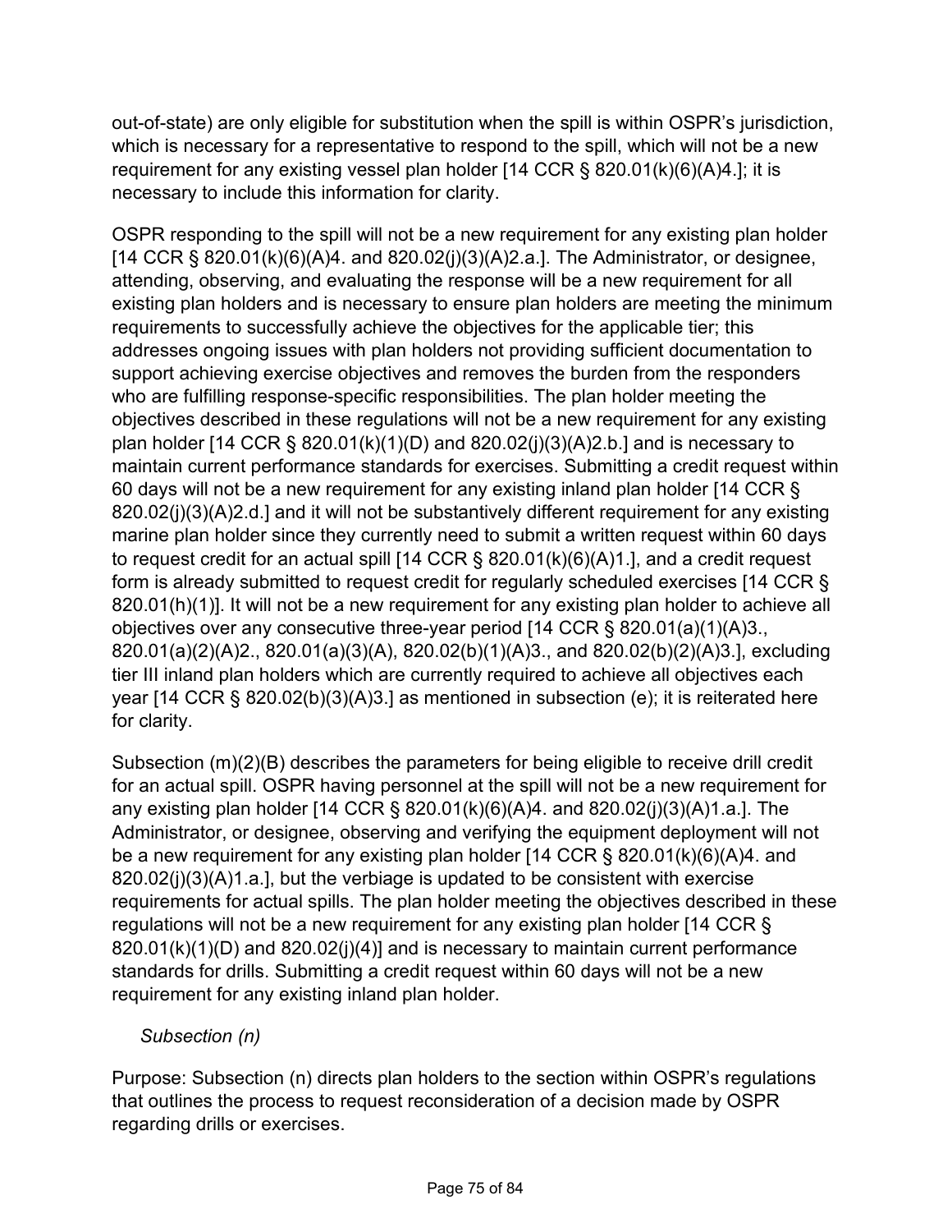out-of-state) are only eligible for substitution when the spill is within OSPR's jurisdiction, which is necessary for a representative to respond to the spill, which will not be a new requirement for any existing vessel plan holder [14 CCR § 820.01(k)(6)(A)4.]; it is necessary to include this information for clarity.

OSPR responding to the spill will not be a new requirement for any existing plan holder [14 CCR § 820.01(k)(6)(A)4. and 820.02(j)(3)(A)2.a.]. The Administrator, or designee, attending, observing, and evaluating the response will be a new requirement for all existing plan holders and is necessary to ensure plan holders are meeting the minimum requirements to successfully achieve the objectives for the applicable tier; this addresses ongoing issues with plan holders not providing sufficient documentation to support achieving exercise objectives and removes the burden from the responders who are fulfilling response-specific responsibilities. The plan holder meeting the objectives described in these regulations will not be a new requirement for any existing plan holder [14 CCR § 820.01(k)(1)(D) and 820.02(j)(3)(A)2.b.] and is necessary to maintain current performance standards for exercises. Submitting a credit request within 60 days will not be a new requirement for any existing inland plan holder [14 CCR § 820.02(j)(3)(A)2.d.] and it will not be substantively different requirement for any existing marine plan holder since they currently need to submit a written request within 60 days to request credit for an actual spill [14 CCR § 820.01(k)(6)(A)1.], and a credit request form is already submitted to request credit for regularly scheduled exercises [14 CCR § 820.01(h)(1)]. It will not be a new requirement for any existing plan holder to achieve all objectives over any consecutive three-year period [14 CCR § 820.01(a)(1)(A)3., 820.01(a)(2)(A)2., 820.01(a)(3)(A), 820.02(b)(1)(A)3., and 820.02(b)(2)(A)3.], excluding tier III inland plan holders which are currently required to achieve all objectives each year [14 CCR § 820.02(b)(3)(A)3.] as mentioned in subsection (e); it is reiterated here for clarity.

Subsection (m)(2)(B) describes the parameters for being eligible to receive drill credit for an actual spill. OSPR having personnel at the spill will not be a new requirement for any existing plan holder [14 CCR § 820.01(k)(6)(A)4. and 820.02(j)(3)(A)1.a.]. The Administrator, or designee, observing and verifying the equipment deployment will not be a new requirement for any existing plan holder [14 CCR § 820.01(k)(6)(A)4. and 820.02(j)(3)(A)1.a.], but the verbiage is updated to be consistent with exercise requirements for actual spills. The plan holder meeting the objectives described in these regulations will not be a new requirement for any existing plan holder [14 CCR § 820.01(k)(1)(D) and 820.02(j)(4)] and is necessary to maintain current performance standards for drills. Submitting a credit request within 60 days will not be a new requirement for any existing inland plan holder.

*Subsection (n)*

Purpose: Subsection (n) directs plan holders to the section within OSPR's regulations that outlines the process to request reconsideration of a decision made by OSPR regarding drills or exercises.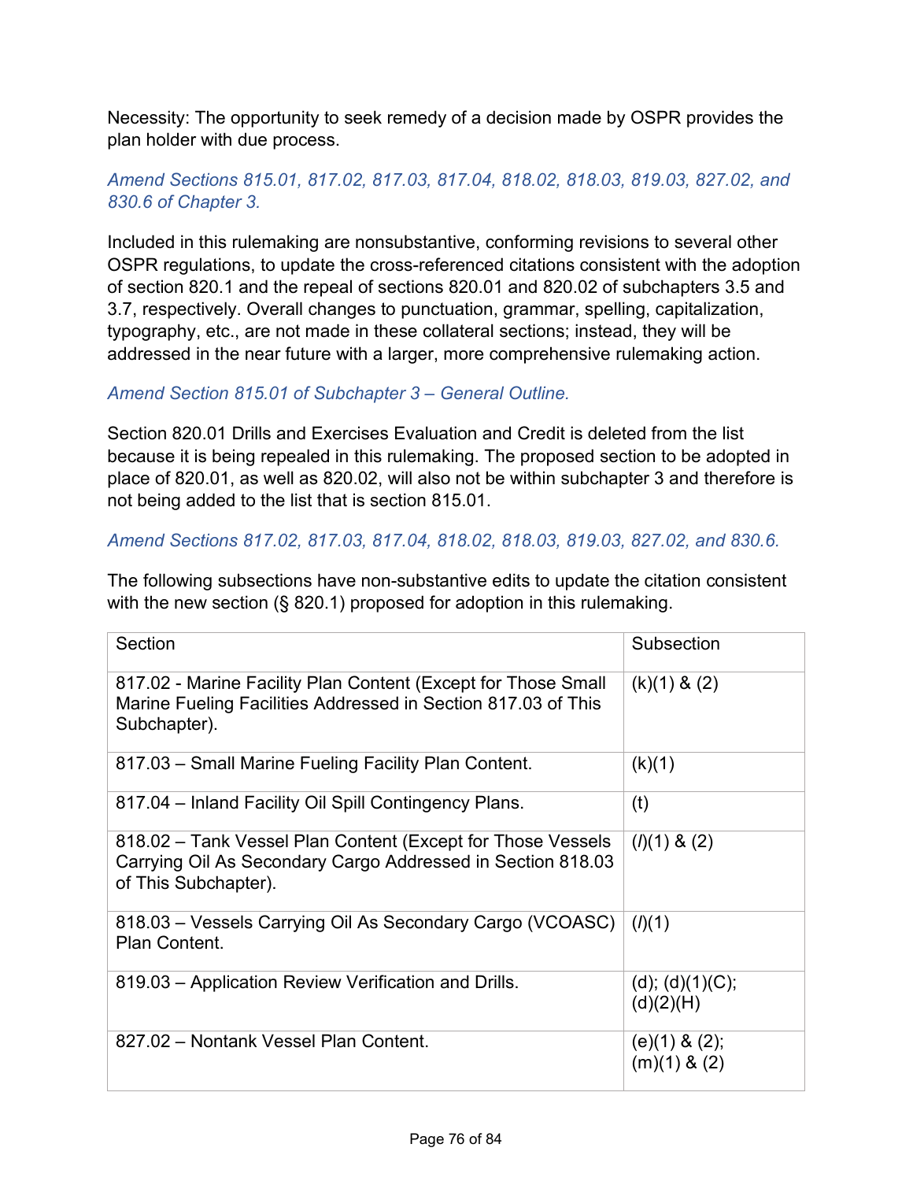Necessity: The opportunity to seek remedy of a decision made by OSPR provides the plan holder with due process.

*Amend Sections 815.01, 817.02, 817.03, 817.04, 818.02, 818.03, 819.03, 827.02, and 830.6 of Chapter 3.*

Included in this rulemaking are nonsubstantive, conforming revisions to several other OSPR regulations, to update the cross-referenced citations consistent with the adoption of section 820.1 and the repeal of sections 820.01 and 820.02 of subchapters 3.5 and 3.7, respectively. Overall changes to punctuation, grammar, spelling, capitalization, typography, etc., are not made in these collateral sections; instead, they will be addressed in the near future with a larger, more comprehensive rulemaking action.

*Amend Section 815.01 of Subchapter 3 – General Outline.*

Section 820.01 Drills and Exercises Evaluation and Credit is deleted from the list because it is being repealed in this rulemaking. The proposed section to be adopted in place of 820.01, as well as 820.02, will also not be within subchapter 3 and therefore is not being added to the list that is section 815.01.

*Amend Sections 817.02, 817.03, 817.04, 818.02, 818.03, 819.03, 827.02, and 830.6.*

The following subsections have non-substantive edits to update the citation consistent with the new section (§ 820.1) proposed for adoption in this rulemaking.

| Section | Subsection |
|---|---|
| 817.02 - Marine Facility Plan Content (Except for Those Small Marine Fueling Facilities Addressed in Section 817.03 of This Subchapter). | (k)(1) & (2) |
| 817.03 – Small Marine Fueling Facility Plan Content. | (k)(1) |
| 817.04 – Inland Facility Oil Spill Contingency Plans. | (t) |
| 818.02 – Tank Vessel Plan Content (Except for Those Vessels Carrying Oil As Secondary Cargo Addressed in Section 818.03 of This Subchapter). | (*l*)(1) & (2) |
| 818.03 – Vessels Carrying Oil As Secondary Cargo (VCOASC) Plan Content. | (*l*)(1) |
| 819.03 – Application Review Verification and Drills. | (d); (d)(1)(C); (d)(2)(H) |
| 827.02 – Nontank Vessel Plan Content. | (e)(1) & (2); (m)(1) & (2) |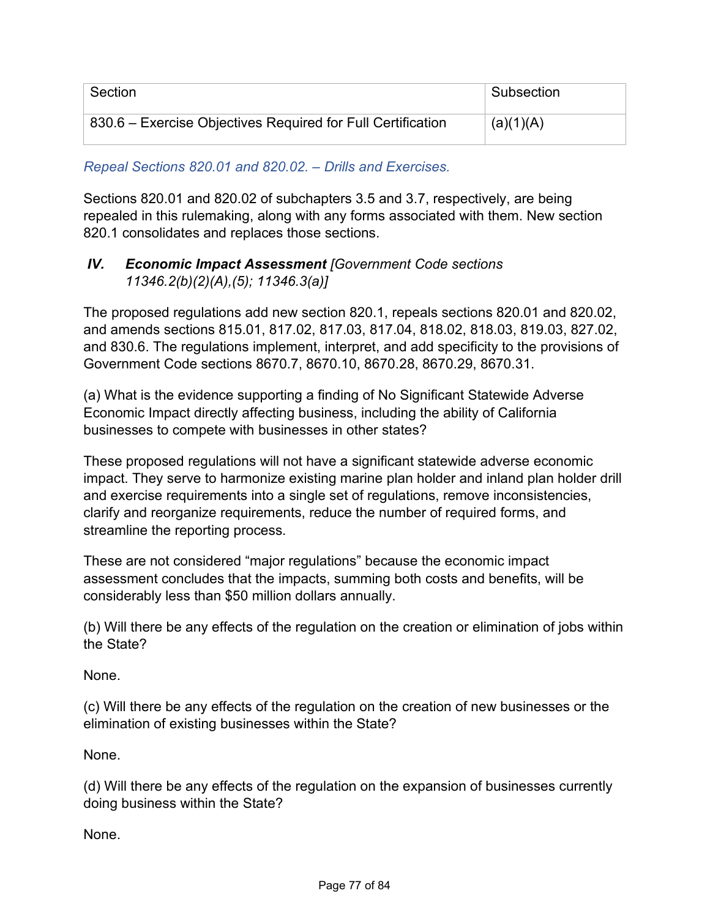| Section | Subsection |
| --- | --- |
| 830.6 – Exercise Objectives Required for Full Certification | (a)(1)(A) |

*Repeal Sections 820.01 and 820.02. – Drills and Exercises.*

Sections 820.01 and 820.02 of subchapters 3.5 and 3.7, respectively, are being repealed in this rulemaking, along with any forms associated with them. New section 820.1 consolidates and replaces those sections.

## *IV. **Economic Impact Assessment** [Government Code sections 11346.2(b)(2)(A),(5); 11346.3(a)]*

The proposed regulations add new section 820.1, repeals sections 820.01 and 820.02, and amends sections 815.01, 817.02, 817.03, 817.04, 818.02, 818.03, 819.03, 827.02, and 830.6. The regulations implement, interpret, and add specificity to the provisions of Government Code sections 8670.7, 8670.10, 8670.28, 8670.29, 8670.31.

(a) What is the evidence supporting a finding of No Significant Statewide Adverse Economic Impact directly affecting business, including the ability of California businesses to compete with businesses in other states?

These proposed regulations will not have a significant statewide adverse economic impact. They serve to harmonize existing marine plan holder and inland plan holder drill and exercise requirements into a single set of regulations, remove inconsistencies, clarify and reorganize requirements, reduce the number of required forms, and streamline the reporting process.

These are not considered "major regulations" because the economic impact assessment concludes that the impacts, summing both costs and benefits, will be considerably less than $50 million dollars annually.

(b) Will there be any effects of the regulation on the creation or elimination of jobs within the State?

None.

(c) Will there be any effects of the regulation on the creation of new businesses or the elimination of existing businesses within the State?

None.

(d) Will there be any effects of the regulation on the expansion of businesses currently doing business within the State?

None.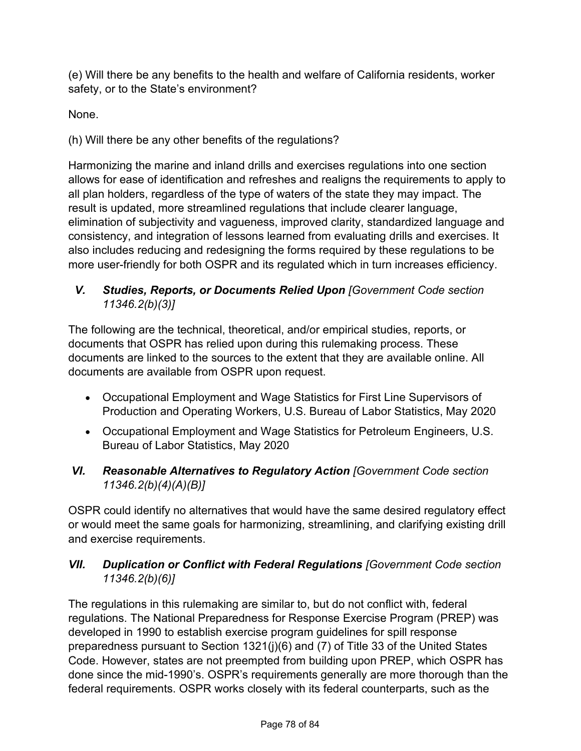(e) Will there be any benefits to the health and welfare of California residents, worker safety, or to the State's environment?

None.

(h) Will there be any other benefits of the regulations?

Harmonizing the marine and inland drills and exercises regulations into one section allows for ease of identification and refreshes and realigns the requirements to apply to all plan holders, regardless of the type of waters of the state they may impact. The result is updated, more streamlined regulations that include clearer language, elimination of subjectivity and vagueness, improved clarity, standardized language and consistency, and integration of lessons learned from evaluating drills and exercises. It also includes reducing and redesigning the forms required by these regulations to be more user-friendly for both OSPR and its regulated which in turn increases efficiency.

## *V. Studies, Reports, or Documents Relied Upon* *[Government Code section 11346.2(b)(3)]*

The following are the technical, theoretical, and/or empirical studies, reports, or documents that OSPR has relied upon during this rulemaking process. These documents are linked to the sources to the extent that they are available online. All documents are available from OSPR upon request.

- Occupational Employment and Wage Statistics for First Line Supervisors of Production and Operating Workers, U.S. Bureau of Labor Statistics, May 2020
- Occupational Employment and Wage Statistics for Petroleum Engineers, U.S. Bureau of Labor Statistics, May 2020

## *VI. Reasonable Alternatives to Regulatory Action* *[Government Code section 11346.2(b)(4)(A)(B)]*

OSPR could identify no alternatives that would have the same desired regulatory effect or would meet the same goals for harmonizing, streamlining, and clarifying existing drill and exercise requirements.

## *VII. Duplication or Conflict with Federal Regulations* *[Government Code section 11346.2(b)(6)]*

The regulations in this rulemaking are similar to, but do not conflict with, federal regulations. The National Preparedness for Response Exercise Program (PREP) was developed in 1990 to establish exercise program guidelines for spill response preparedness pursuant to Section 1321(j)(6) and (7) of Title 33 of the United States Code. However, states are not preempted from building upon PREP, which OSPR has done since the mid-1990's. OSPR's requirements generally are more thorough than the federal requirements. OSPR works closely with its federal counterparts, such as the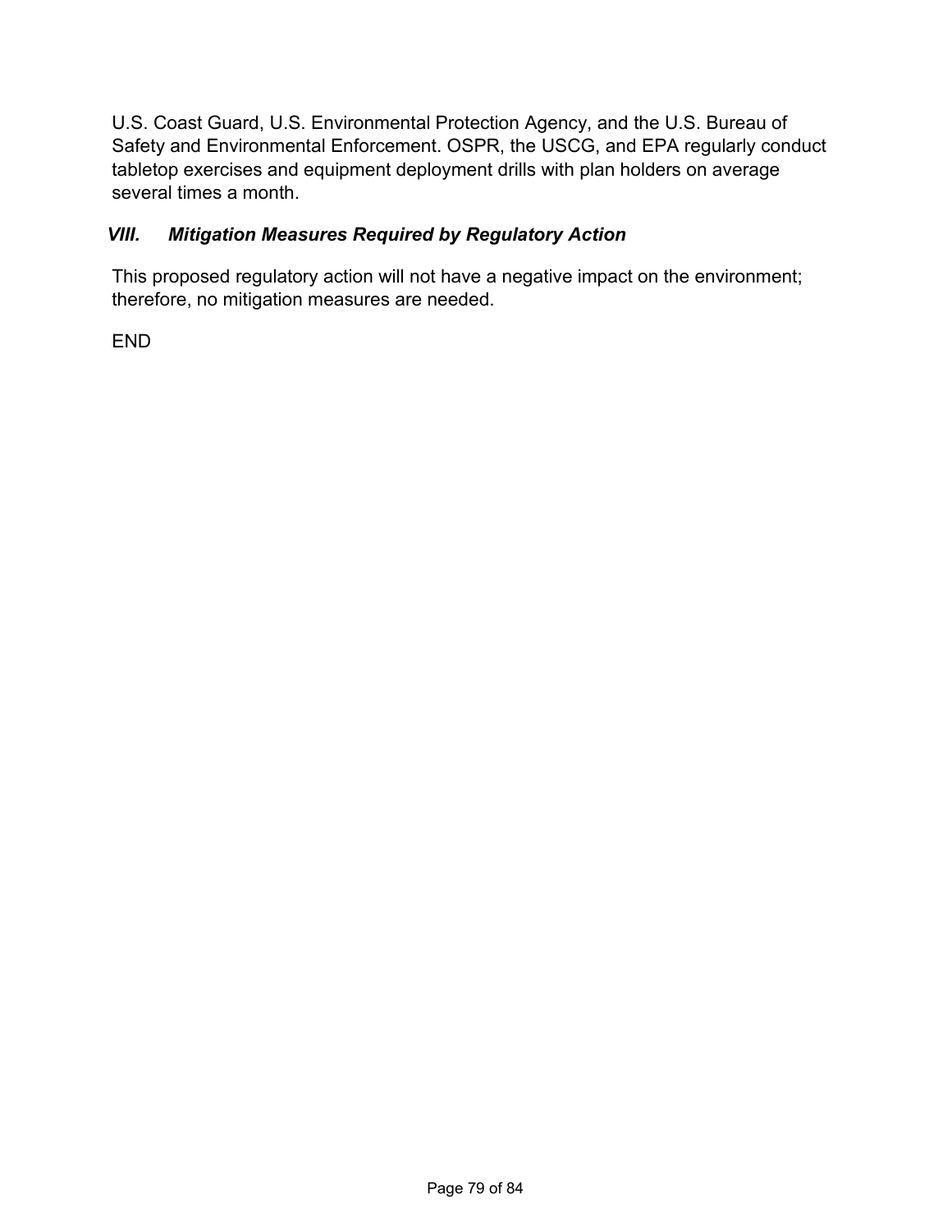U.S. Coast Guard, U.S. Environmental Protection Agency, and the U.S. Bureau of Safety and Environmental Enforcement. OSPR, the USCG, and EPA regularly conduct tabletop exercises and equipment deployment drills with plan holders on average several times a month.

### *VIII. Mitigation Measures Required by Regulatory Action*

This proposed regulatory action will not have a negative impact on the environment; therefore, no mitigation measures are needed.

END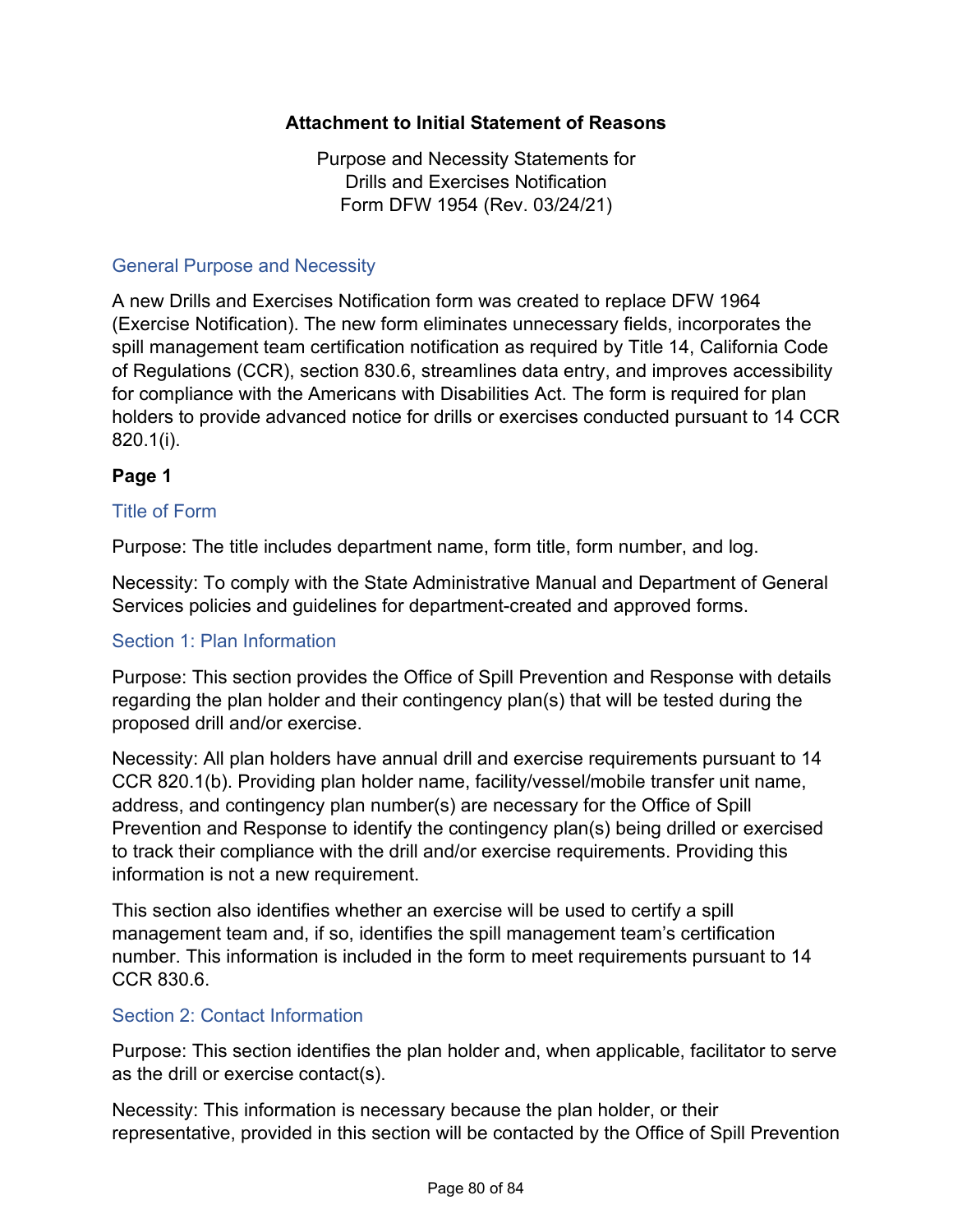# Attachment to Initial Statement of Reasons

Purpose and Necessity Statements for
Drills and Exercises Notification
Form DFW 1954 (Rev. 03/24/21)

## General Purpose and Necessity

A new Drills and Exercises Notification form was created to replace DFW 1964 (Exercise Notification). The new form eliminates unnecessary fields, incorporates the spill management team certification notification as required by Title 14, California Code of Regulations (CCR), section 830.6, streamlines data entry, and improves accessibility for compliance with the Americans with Disabilities Act. The form is required for plan holders to provide advanced notice for drills or exercises conducted pursuant to 14 CCR 820.1(i).

**Page 1**

### Title of Form

Purpose: The title includes department name, form title, form number, and log.

Necessity: To comply with the State Administrative Manual and Department of General Services policies and guidelines for department-created and approved forms.

### Section 1: Plan Information

Purpose: This section provides the Office of Spill Prevention and Response with details regarding the plan holder and their contingency plan(s) that will be tested during the proposed drill and/or exercise.

Necessity: All plan holders have annual drill and exercise requirements pursuant to 14 CCR 820.1(b). Providing plan holder name, facility/vessel/mobile transfer unit name, address, and contingency plan number(s) are necessary for the Office of Spill Prevention and Response to identify the contingency plan(s) being drilled or exercised to track their compliance with the drill and/or exercise requirements. Providing this information is not a new requirement.

This section also identifies whether an exercise will be used to certify a spill management team and, if so, identifies the spill management team's certification number. This information is included in the form to meet requirements pursuant to 14 CCR 830.6.

### Section 2: Contact Information

Purpose: This section identifies the plan holder and, when applicable, facilitator to serve as the drill or exercise contact(s).

Necessity: This information is necessary because the plan holder, or their representative, provided in this section will be contacted by the Office of Spill Prevention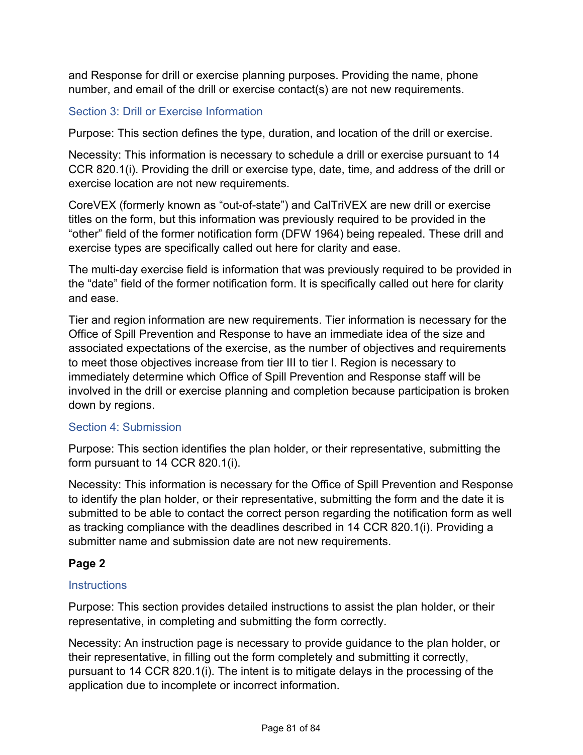and Response for drill or exercise planning purposes. Providing the name, phone number, and email of the drill or exercise contact(s) are not new requirements.

### Section 3: Drill or Exercise Information

Purpose: This section defines the type, duration, and location of the drill or exercise.

Necessity: This information is necessary to schedule a drill or exercise pursuant to 14 CCR 820.1(i). Providing the drill or exercise type, date, time, and address of the drill or exercise location are not new requirements.

CoreVEX (formerly known as “out-of-state”) and CalTriVEX are new drill or exercise titles on the form, but this information was previously required to be provided in the “other” field of the former notification form (DFW 1964) being repealed. These drill and exercise types are specifically called out here for clarity and ease.

The multi-day exercise field is information that was previously required to be provided in the “date” field of the former notification form. It is specifically called out here for clarity and ease.

Tier and region information are new requirements. Tier information is necessary for the Office of Spill Prevention and Response to have an immediate idea of the size and associated expectations of the exercise, as the number of objectives and requirements to meet those objectives increase from tier III to tier I. Region is necessary to immediately determine which Office of Spill Prevention and Response staff will be involved in the drill or exercise planning and completion because participation is broken down by regions.

### Section 4: Submission

Purpose: This section identifies the plan holder, or their representative, submitting the form pursuant to 14 CCR 820.1(i).

Necessity: This information is necessary for the Office of Spill Prevention and Response to identify the plan holder, or their representative, submitting the form and the date it is submitted to be able to contact the correct person regarding the notification form as well as tracking compliance with the deadlines described in 14 CCR 820.1(i). Providing a submitter name and submission date are not new requirements.

**Page 2**

### Instructions

Purpose: This section provides detailed instructions to assist the plan holder, or their representative, in completing and submitting the form correctly.

Necessity: An instruction page is necessary to provide guidance to the plan holder, or their representative, in filling out the form completely and submitting it correctly, pursuant to 14 CCR 820.1(i). The intent is to mitigate delays in the processing of the application due to incomplete or incorrect information.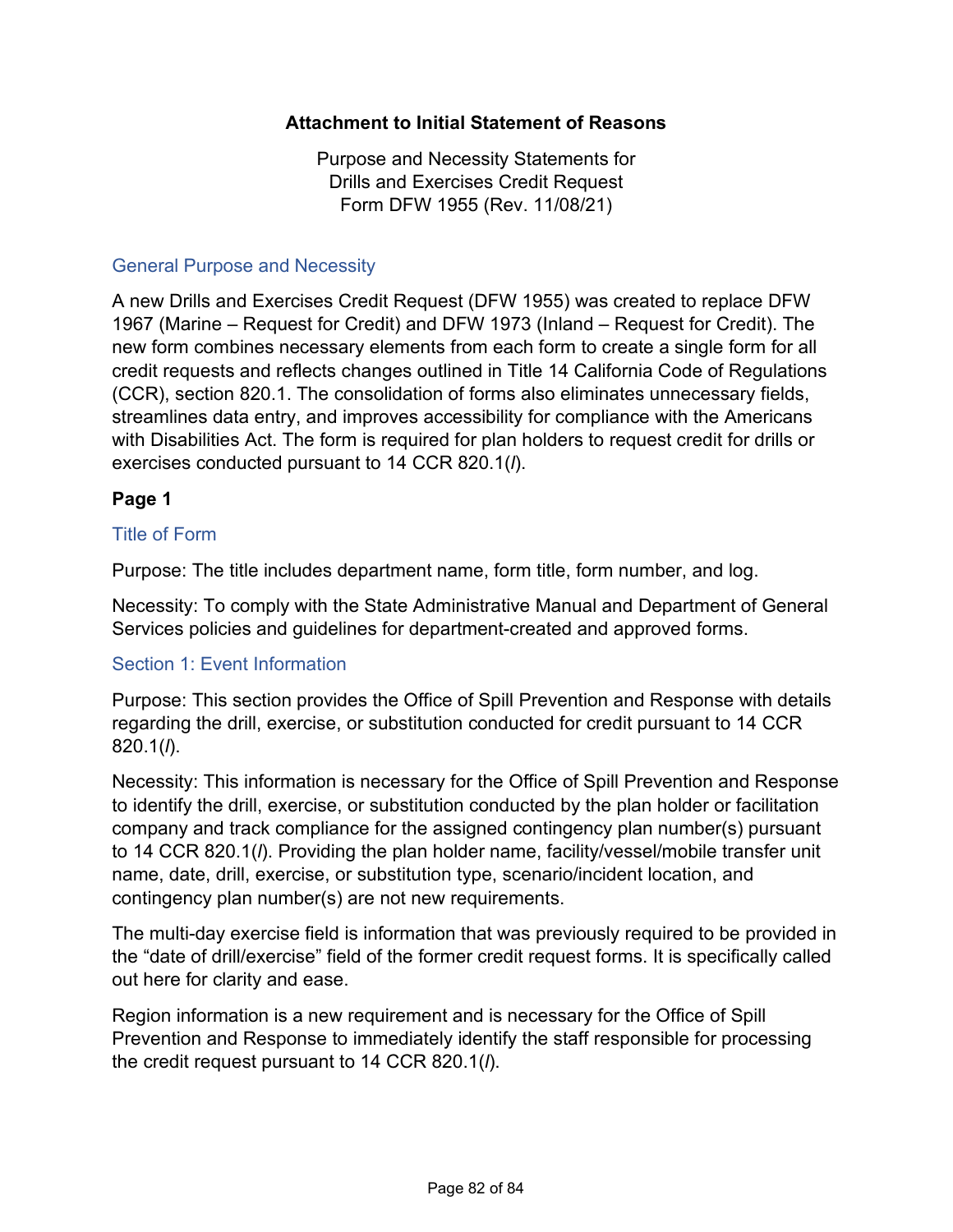**Attachment to Initial Statement of Reasons**

Purpose and Necessity Statements for
Drills and Exercises Credit Request
Form DFW 1955 (Rev. 11/08/21)

## General Purpose and Necessity

A new Drills and Exercises Credit Request (DFW 1955) was created to replace DFW 1967 (Marine – Request for Credit) and DFW 1973 (Inland – Request for Credit). The new form combines necessary elements from each form to create a single form for all credit requests and reflects changes outlined in Title 14 California Code of Regulations (CCR), section 820.1. The consolidation of forms also eliminates unnecessary fields, streamlines data entry, and improves accessibility for compliance with the Americans with Disabilities Act. The form is required for plan holders to request credit for drills or exercises conducted pursuant to 14 CCR 820.1(*l*).

**Page 1**

## Title of Form

Purpose: The title includes department name, form title, form number, and log.

Necessity: To comply with the State Administrative Manual and Department of General Services policies and guidelines for department-created and approved forms.

## Section 1: Event Information

Purpose: This section provides the Office of Spill Prevention and Response with details regarding the drill, exercise, or substitution conducted for credit pursuant to 14 CCR 820.1(*l*).

Necessity: This information is necessary for the Office of Spill Prevention and Response to identify the drill, exercise, or substitution conducted by the plan holder or facilitation company and track compliance for the assigned contingency plan number(s) pursuant to 14 CCR 820.1(*l*). Providing the plan holder name, facility/vessel/mobile transfer unit name, date, drill, exercise, or substitution type, scenario/incident location, and contingency plan number(s) are not new requirements.

The multi-day exercise field is information that was previously required to be provided in the "date of drill/exercise" field of the former credit request forms. It is specifically called out here for clarity and ease.

Region information is a new requirement and is necessary for the Office of Spill Prevention and Response to immediately identify the staff responsible for processing the credit request pursuant to 14 CCR 820.1(*l*).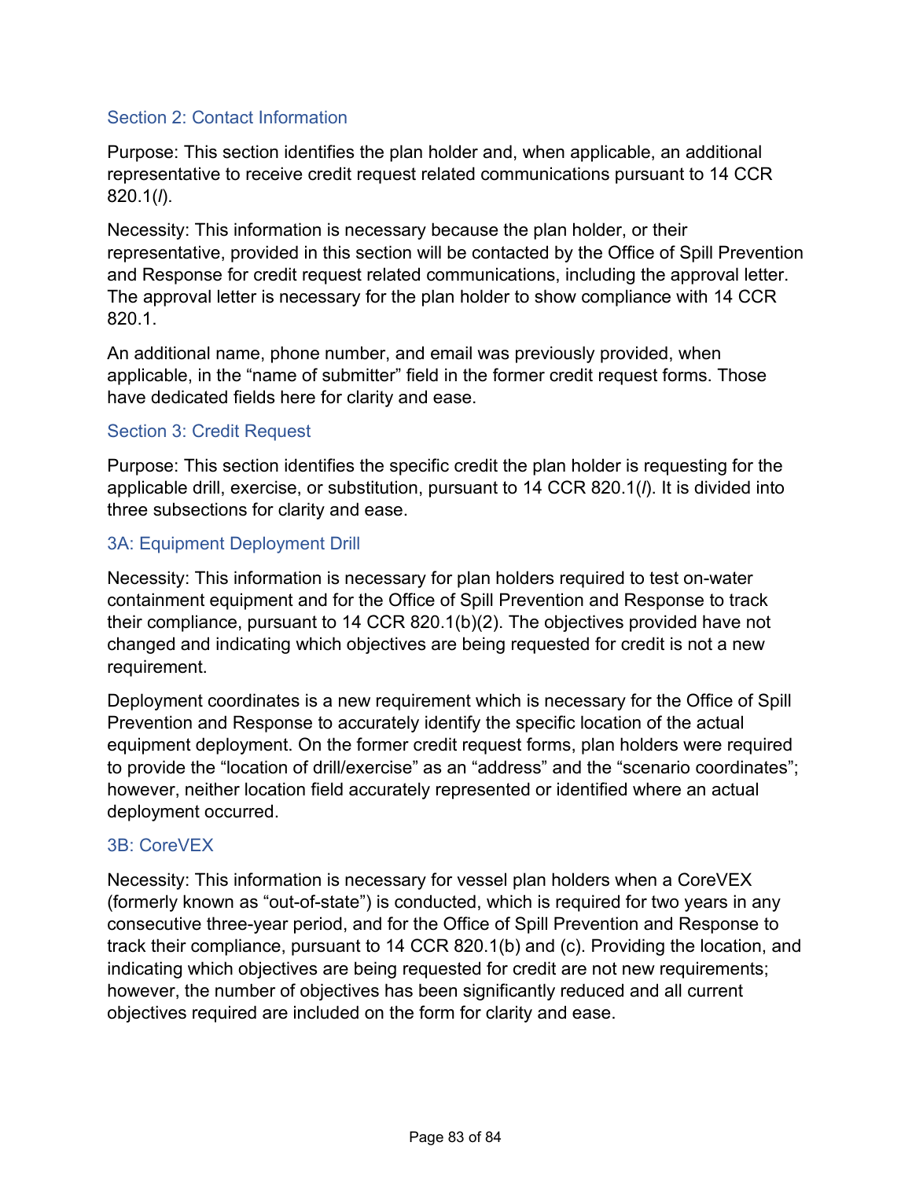## Section 2: Contact Information

Purpose: This section identifies the plan holder and, when applicable, an additional representative to receive credit request related communications pursuant to 14 CCR 820.1(*l*).

Necessity: This information is necessary because the plan holder, or their representative, provided in this section will be contacted by the Office of Spill Prevention and Response for credit request related communications, including the approval letter. The approval letter is necessary for the plan holder to show compliance with 14 CCR 820.1.

An additional name, phone number, and email was previously provided, when applicable, in the "name of submitter" field in the former credit request forms. Those have dedicated fields here for clarity and ease.

## Section 3: Credit Request

Purpose: This section identifies the specific credit the plan holder is requesting for the applicable drill, exercise, or substitution, pursuant to 14 CCR 820.1(*l*). It is divided into three subsections for clarity and ease.

### 3A: Equipment Deployment Drill

Necessity: This information is necessary for plan holders required to test on-water containment equipment and for the Office of Spill Prevention and Response to track their compliance, pursuant to 14 CCR 820.1(b)(2). The objectives provided have not changed and indicating which objectives are being requested for credit is not a new requirement.

Deployment coordinates is a new requirement which is necessary for the Office of Spill Prevention and Response to accurately identify the specific location of the actual equipment deployment. On the former credit request forms, plan holders were required to provide the "location of drill/exercise" as an "address" and the "scenario coordinates"; however, neither location field accurately represented or identified where an actual deployment occurred.

### 3B: CoreVEX

Necessity: This information is necessary for vessel plan holders when a CoreVEX (formerly known as "out-of-state") is conducted, which is required for two years in any consecutive three-year period, and for the Office of Spill Prevention and Response to track their compliance, pursuant to 14 CCR 820.1(b) and (c). Providing the location, and indicating which objectives are being requested for credit are not new requirements; however, the number of objectives has been significantly reduced and all current objectives required are included on the form for clarity and ease.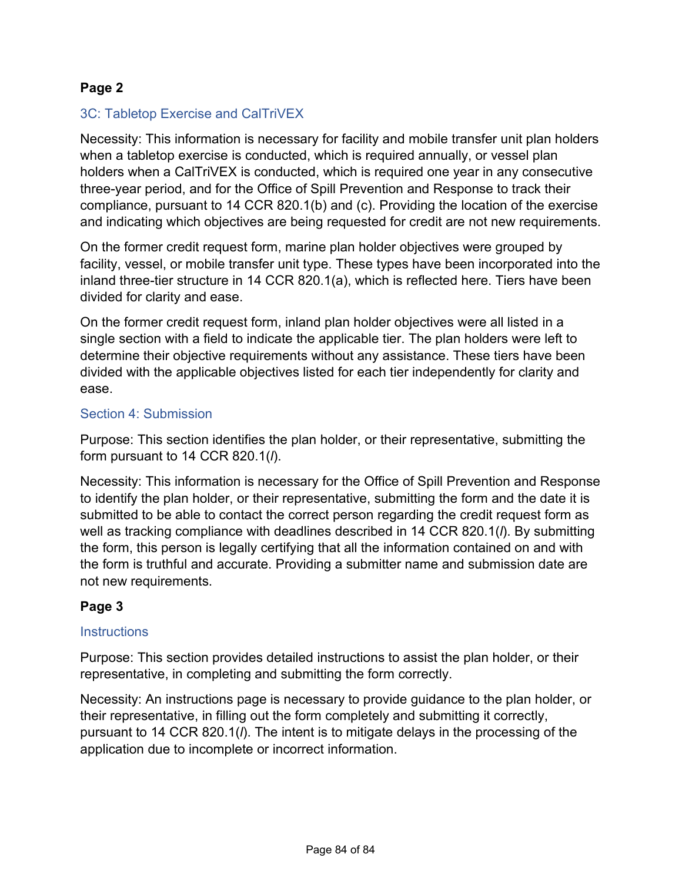**Page 2**

### 3C: Tabletop Exercise and CalTriVEX

Necessity: This information is necessary for facility and mobile transfer unit plan holders when a tabletop exercise is conducted, which is required annually, or vessel plan holders when a CalTriVEX is conducted, which is required one year in any consecutive three-year period, and for the Office of Spill Prevention and Response to track their compliance, pursuant to 14 CCR 820.1(b) and (c). Providing the location of the exercise and indicating which objectives are being requested for credit are not new requirements.

On the former credit request form, marine plan holder objectives were grouped by facility, vessel, or mobile transfer unit type. These types have been incorporated into the inland three-tier structure in 14 CCR 820.1(a), which is reflected here. Tiers have been divided for clarity and ease.

On the former credit request form, inland plan holder objectives were all listed in a single section with a field to indicate the applicable tier. The plan holders were left to determine their objective requirements without any assistance. These tiers have been divided with the applicable objectives listed for each tier independently for clarity and ease.

### Section 4: Submission

Purpose: This section identifies the plan holder, or their representative, submitting the form pursuant to 14 CCR 820.1(*l*).

Necessity: This information is necessary for the Office of Spill Prevention and Response to identify the plan holder, or their representative, submitting the form and the date it is submitted to be able to contact the correct person regarding the credit request form as well as tracking compliance with deadlines described in 14 CCR 820.1(*l*). By submitting the form, this person is legally certifying that all the information contained on and with the form is truthful and accurate. Providing a submitter name and submission date are not new requirements.

**Page 3**

### Instructions

Purpose: This section provides detailed instructions to assist the plan holder, or their representative, in completing and submitting the form correctly.

Necessity: An instructions page is necessary to provide guidance to the plan holder, or their representative, in filling out the form completely and submitting it correctly, pursuant to 14 CCR 820.1(*l*). The intent is to mitigate delays in the processing of the application due to incomplete or incorrect information.